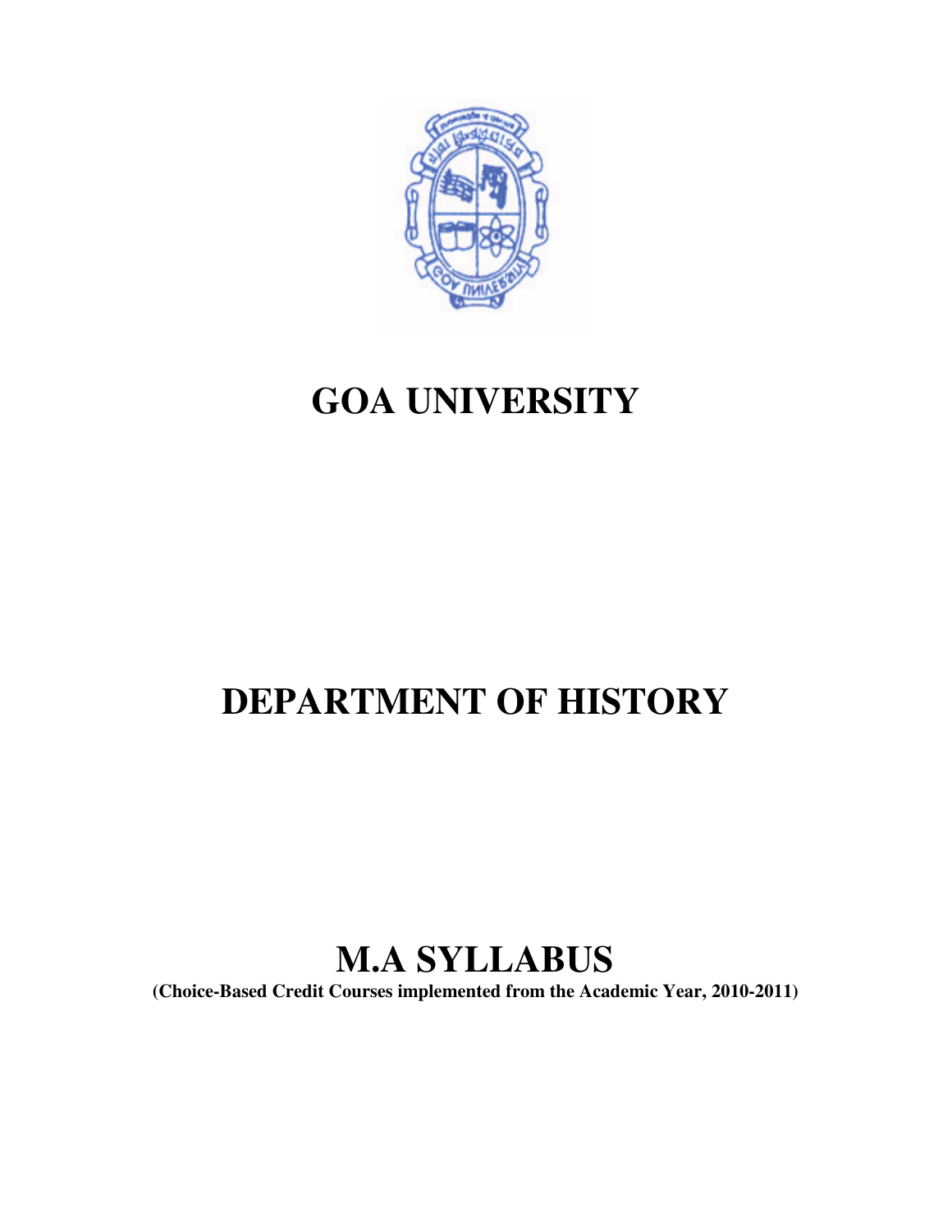# GOA UNIVERSITY

# DEPARTMENT OF HISTORY

# M.A SYLLABUS

**(Choice-Based Credit Courses implemented from the Academic Year, 2010-2011)**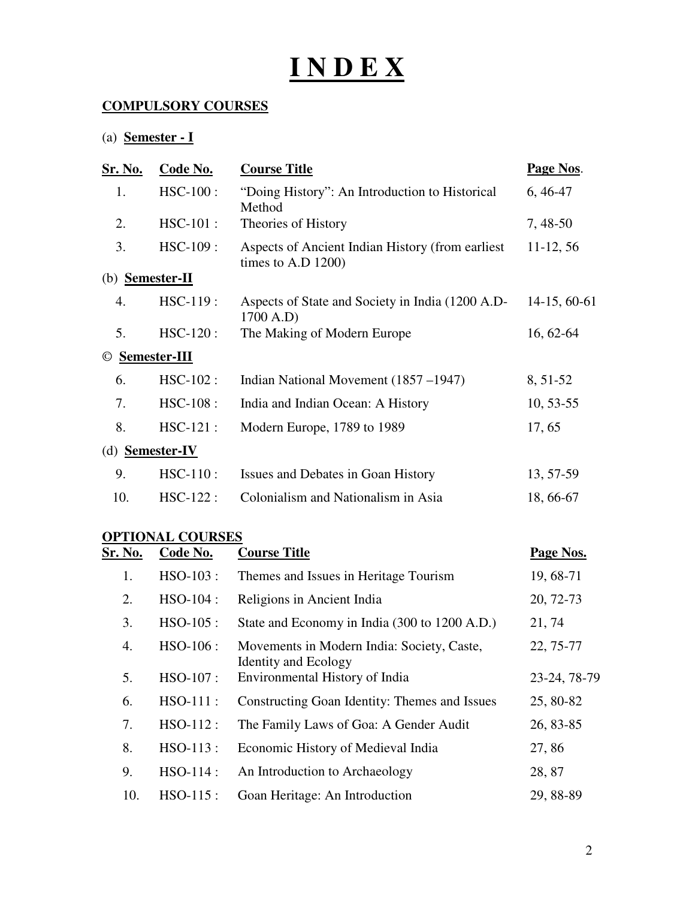# I N D E X

**COMPULSORY COURSES**

(a) **Semester - I**

| Sr. No. | Code No. | Course Title | Page Nos. |
|---|---|---|---|
| 1. | HSC-100 : | "Doing History": An Introduction to Historical Method | 6, 46-47 |
| 2. | HSC-101 : | Theories of History | 7, 48-50 |
| 3. | HSC-109 : | Aspects of Ancient Indian History (from earliest times to A.D 1200) | 11-12, 56 |
| (b) **Semester-II** | | | |
| 4. | HSC-119 : | Aspects of State and Society in India (1200 A.D-1700 A.D) | 14-15, 60-61 |
| 5. | HSC-120 : | The Making of Modern Europe | 16, 62-64 |
| © **Semester-III** | | | |
| 6. | HSC-102 : | Indian National Movement (1857 –1947) | 8, 51-52 |
| 7. | HSC-108 : | India and Indian Ocean: A History | 10, 53-55 |
| 8. | HSC-121 : | Modern Europe, 1789 to 1989 | 17, 65 |
| (d) **Semester-IV** | | | |
| 9. | HSC-110 : | Issues and Debates in Goan History | 13, 57-59 |
| 10. | HSC-122 : | Colonialism and Nationalism in Asia | 18, 66-67 |

**OPTIONAL COURSES**

| Sr. No. | Code No. | Course Title | Page Nos. |
|---|---|---|---|
| 1. | HSO-103 : | Themes and Issues in Heritage Tourism | 19, 68-71 |
| 2. | HSO-104 : | Religions in Ancient India | 20, 72-73 |
| 3. | HSO-105 : | State and Economy in India (300 to 1200 A.D.) | 21, 74 |
| 4. | HSO-106 : | Movements in Modern India: Society, Caste, Identity and Ecology | 22, 75-77 |
| 5. | HSO-107 : | Environmental History of India | 23-24, 78-79 |
| 6. | HSO-111 : | Constructing Goan Identity: Themes and Issues | 25, 80-82 |
| 7. | HSO-112 : | The Family Laws of Goa: A Gender Audit | 26, 83-85 |
| 8. | HSO-113 : | Economic History of Medieval India | 27, 86 |
| 9. | HSO-114 : | An Introduction to Archaeology | 28, 87 |
| 10. | HSO-115 : | Goan Heritage: An Introduction | 29, 88-89 |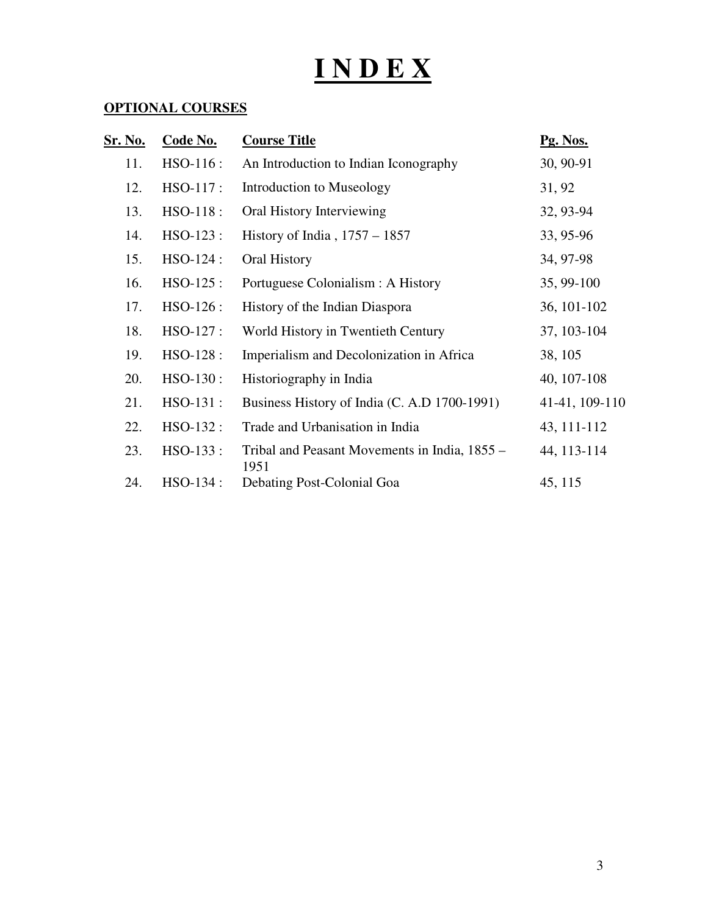# I N D E X

**OPTIONAL COURSES**

| Sr. No. | Code No. | Course Title | Pg. Nos. |
|---|---|---|---|
| 11. | HSO-116 : | An Introduction to Indian Iconography | 30, 90-91 |
| 12. | HSO-117 : | Introduction to Museology | 31, 92 |
| 13. | HSO-118 : | Oral History Interviewing | 32, 93-94 |
| 14. | HSO-123 : | History of India , 1757 – 1857 | 33, 95-96 |
| 15. | HSO-124 : | Oral History | 34, 97-98 |
| 16. | HSO-125 : | Portuguese Colonialism : A History | 35, 99-100 |
| 17. | HSO-126 : | History of the Indian Diaspora | 36, 101-102 |
| 18. | HSO-127 : | World History in Twentieth Century | 37, 103-104 |
| 19. | HSO-128 : | Imperialism and Decolonization in Africa | 38, 105 |
| 20. | HSO-130 : | Historiography in India | 40, 107-108 |
| 21. | HSO-131 : | Business History of India (C. A.D 1700-1991) | 41-41, 109-110 |
| 22. | HSO-132 : | Trade and Urbanisation in India | 43, 111-112 |
| 23. | HSO-133 : | Tribal and Peasant Movements in India, 1855 – 1951 | 44, 113-114 |
| 24. | HSO-134 : | Debating Post-Colonial Goa | 45, 115 |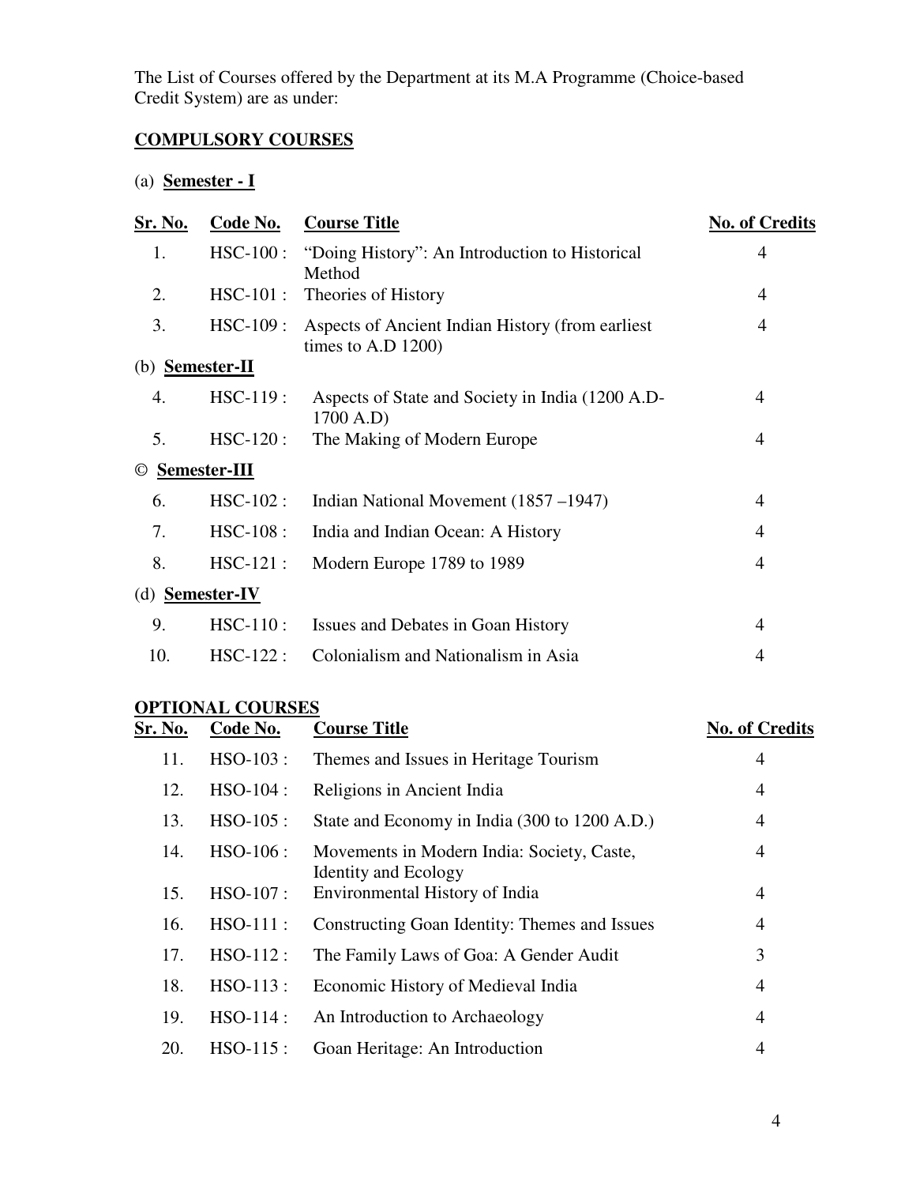The List of Courses offered by the Department at its M.A Programme (Choice-based Credit System) are as under:

## COMPULSORY COURSES

| Sr. No. | Code No. | Course Title | No. of Credits |
|---|---|---|---|
| (a) **Semester - I** | | | |
| 1. | HSC-100 : | "Doing History": An Introduction to Historical Method | 4 |
| 2. | HSC-101 : | Theories of History | 4 |
| 3. | HSC-109 : | Aspects of Ancient Indian History (from earliest times to A.D 1200) | 4 |
| (b) **Semester-II** | | | |
| 4. | HSC-119 : | Aspects of State and Society in India (1200 A.D-1700 A.D) | 4 |
| 5. | HSC-120 : | The Making of Modern Europe | 4 |
| © **Semester-III** | | | |
| 6. | HSC-102 : | Indian National Movement (1857 –1947) | 4 |
| 7. | HSC-108 : | India and Indian Ocean: A History | 4 |
| 8. | HSC-121 : | Modern Europe 1789 to 1989 | 4 |
| (d) **Semester-IV** | | | |
| 9. | HSC-110 : | Issues and Debates in Goan History | 4 |
| 10. | HSC-122 : | Colonialism and Nationalism in Asia | 4 |

## OPTIONAL COURSES

| Sr. No. | Code No. | Course Title | No. of Credits |
|---|---|---|---|
| 11. | HSO-103 : | Themes and Issues in Heritage Tourism | 4 |
| 12. | HSO-104 : | Religions in Ancient India | 4 |
| 13. | HSO-105 : | State and Economy in India (300 to 1200 A.D.) | 4 |
| 14. | HSO-106 : | Movements in Modern India: Society, Caste, Identity and Ecology | 4 |
| 15. | HSO-107 : | Environmental History of India | 4 |
| 16. | HSO-111 : | Constructing Goan Identity: Themes and Issues | 4 |
| 17. | HSO-112 : | The Family Laws of Goa: A Gender Audit | 3 |
| 18. | HSO-113 : | Economic History of Medieval India | 4 |
| 19. | HSO-114 : | An Introduction to Archaeology | 4 |
| 20. | HSO-115 : | Goan Heritage: An Introduction | 4 |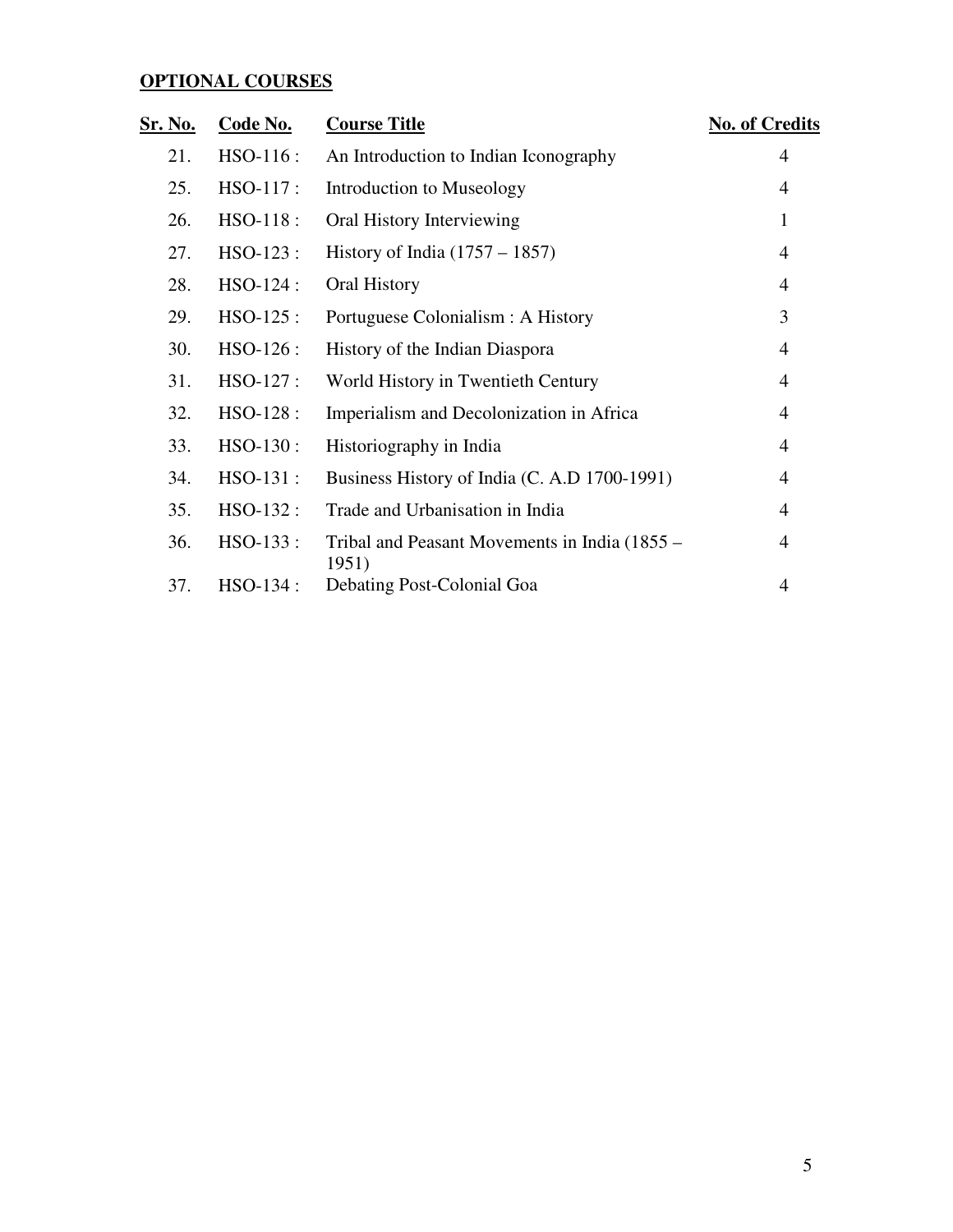**OPTIONAL COURSES**

| Sr. No. | Code No. | Course Title | No. of Credits |
|---|---|---|---|
| 21. | HSO-116 : | An Introduction to Indian Iconography | 4 |
| 25. | HSO-117 : | Introduction to Museology | 4 |
| 26. | HSO-118 : | Oral History Interviewing | 1 |
| 27. | HSO-123 : | History of India (1757 – 1857) | 4 |
| 28. | HSO-124 : | Oral History | 4 |
| 29. | HSO-125 : | Portuguese Colonialism : A History | 3 |
| 30. | HSO-126 : | History of the Indian Diaspora | 4 |
| 31. | HSO-127 : | World History in Twentieth Century | 4 |
| 32. | HSO-128 : | Imperialism and Decolonization in Africa | 4 |
| 33. | HSO-130 : | Historiography in India | 4 |
| 34. | HSO-131 : | Business History of India (C. A.D 1700-1991) | 4 |
| 35. | HSO-132 : | Trade and Urbanisation in India | 4 |
| 36. | HSO-133 : | Tribal and Peasant Movements in India (1855 – 1951) | 4 |
| 37. | HSO-134 : | Debating Post-Colonial Goa | 4 |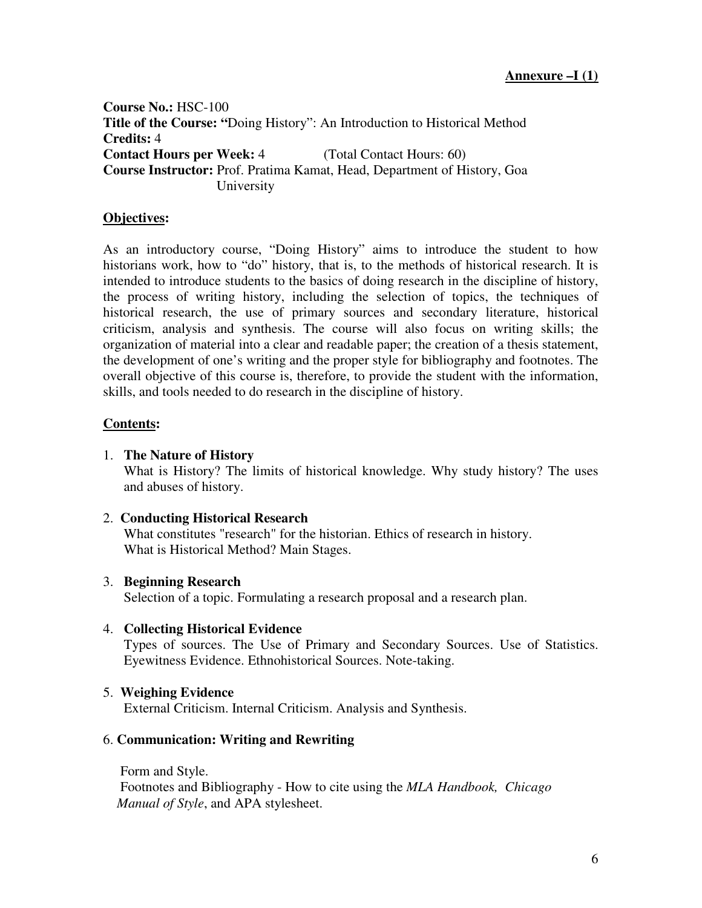**Annexure –I (1)**

**Course No.:** HSC-100
**Title of the Course: "**Doing History": An Introduction to Historical Method
**Credits:** 4
**Contact Hours per Week:** 4 (Total Contact Hours: 60)
**Course Instructor:** Prof. Pratima Kamat, Head, Department of History, Goa University

## Objectives:

As an introductory course, "Doing History" aims to introduce the student to how historians work, how to "do" history, that is, to the methods of historical research. It is intended to introduce students to the basics of doing research in the discipline of history, the process of writing history, including the selection of topics, the techniques of historical research, the use of primary sources and secondary literature, historical criticism, analysis and synthesis. The course will also focus on writing skills; the organization of material into a clear and readable paper; the creation of a thesis statement, the development of one's writing and the proper style for bibliography and footnotes. The overall objective of this course is, therefore, to provide the student with the information, skills, and tools needed to do research in the discipline of history.

## Contents:

1. **The Nature of History**
   What is History? The limits of historical knowledge. Why study history? The uses and abuses of history.

2. **Conducting Historical Research**
   What constitutes "research" for the historian. Ethics of research in history. What is Historical Method? Main Stages.

3. **Beginning Research**
   Selection of a topic. Formulating a research proposal and a research plan.

4. **Collecting Historical Evidence**
   Types of sources. The Use of Primary and Secondary Sources. Use of Statistics. Eyewitness Evidence. Ethnohistorical Sources. Note-taking.

5. **Weighing Evidence**
   External Criticism. Internal Criticism. Analysis and Synthesis.

6. **Communication: Writing and Rewriting**

   Form and Style.
   Footnotes and Bibliography - How to cite using the *MLA Handbook, Chicago Manual of Style*, and APA stylesheet.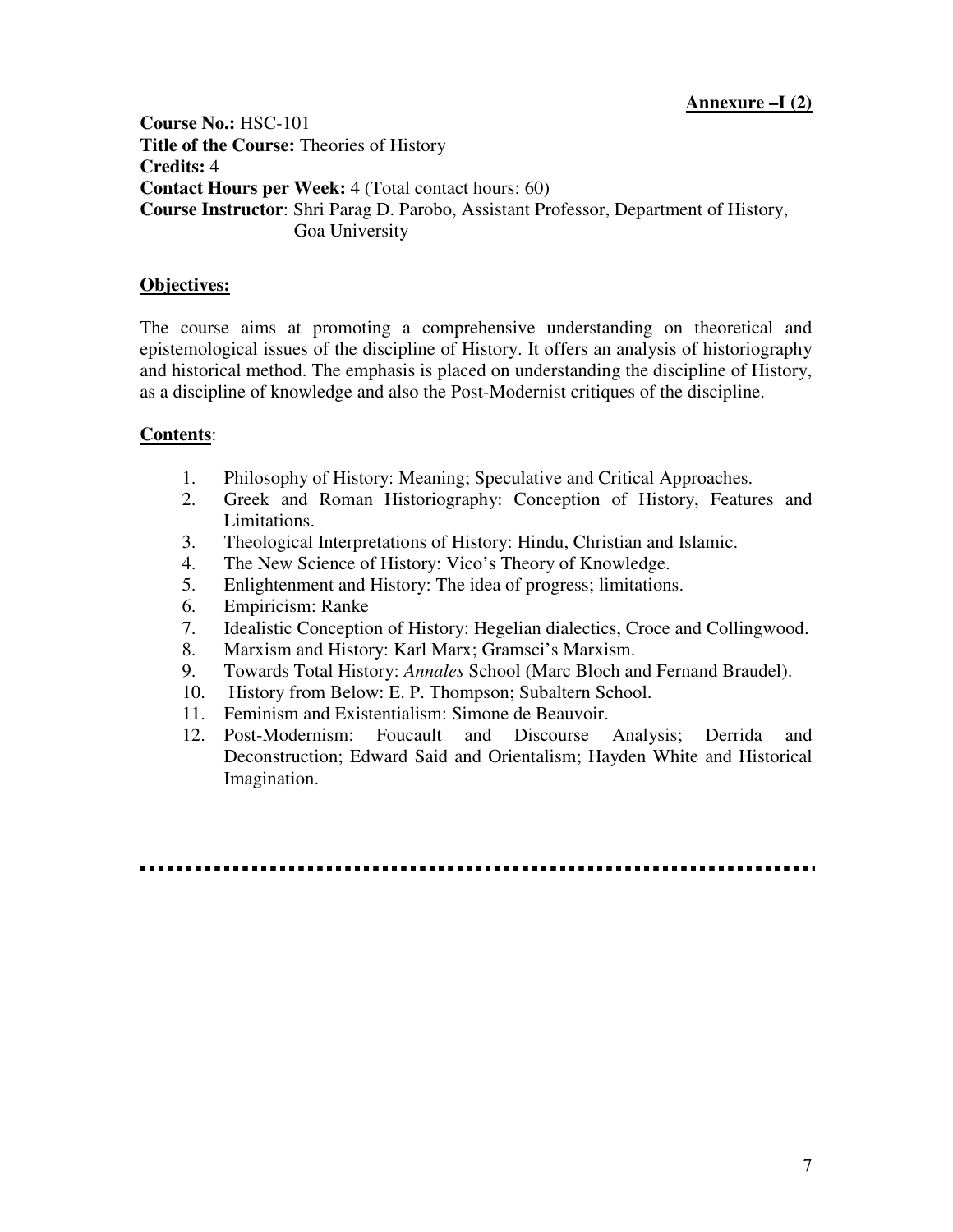**Annexure –I (2)**

**Course No.:** HSC-101
**Title of the Course:** Theories of History
**Credits:** 4
**Contact Hours per Week:** 4 (Total contact hours: 60)
**Course Instructor**: Shri Parag D. Parobo, Assistant Professor, Department of History, Goa University

**Objectives:**

The course aims at promoting a comprehensive understanding on theoretical and epistemological issues of the discipline of History. It offers an analysis of historiography and historical method. The emphasis is placed on understanding the discipline of History, as a discipline of knowledge and also the Post-Modernist critiques of the discipline.

**Contents**:

1. Philosophy of History: Meaning; Speculative and Critical Approaches.
2. Greek and Roman Historiography: Conception of History, Features and Limitations.
3. Theological Interpretations of History: Hindu, Christian and Islamic.
4. The New Science of History: Vico's Theory of Knowledge.
5. Enlightenment and History: The idea of progress; limitations.
6. Empiricism: Ranke
7. Idealistic Conception of History: Hegelian dialectics, Croce and Collingwood.
8. Marxism and History: Karl Marx; Gramsci's Marxism.
9. Towards Total History: *Annales* School (Marc Bloch and Fernand Braudel).
10. History from Below: E. P. Thompson; Subaltern School.
11. Feminism and Existentialism: Simone de Beauvoir.
12. Post-Modernism: Foucault and Discourse Analysis; Derrida and Deconstruction; Edward Said and Orientalism; Hayden White and Historical Imagination.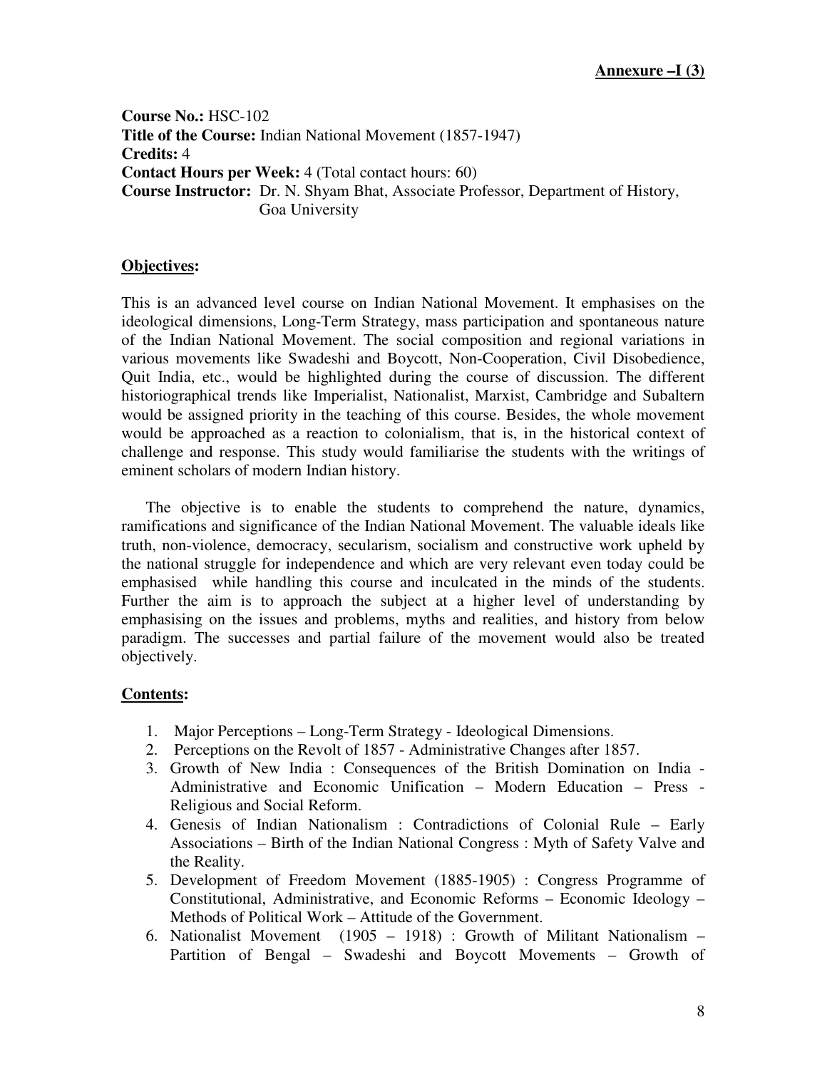**Annexure –I (3)**

**Course No.:** HSC-102
**Title of the Course:** Indian National Movement (1857-1947)
**Credits:** 4
**Contact Hours per Week:** 4 (Total contact hours: 60)
**Course Instructor:** Dr. N. Shyam Bhat, Associate Professor, Department of History, Goa University

## Objectives:

This is an advanced level course on Indian National Movement. It emphasises on the ideological dimensions, Long-Term Strategy, mass participation and spontaneous nature of the Indian National Movement. The social composition and regional variations in various movements like Swadeshi and Boycott, Non-Cooperation, Civil Disobedience, Quit India, etc., would be highlighted during the course of discussion. The different historiographical trends like Imperialist, Nationalist, Marxist, Cambridge and Subaltern would be assigned priority in the teaching of this course. Besides, the whole movement would be approached as a reaction to colonialism, that is, in the historical context of challenge and response. This study would familiarise the students with the writings of eminent scholars of modern Indian history.

The objective is to enable the students to comprehend the nature, dynamics, ramifications and significance of the Indian National Movement. The valuable ideals like truth, non-violence, democracy, secularism, socialism and constructive work upheld by the national struggle for independence and which are very relevant even today could be emphasised while handling this course and inculcated in the minds of the students. Further the aim is to approach the subject at a higher level of understanding by emphasising on the issues and problems, myths and realities, and history from below paradigm. The successes and partial failure of the movement would also be treated objectively.

## Contents:

1. Major Perceptions – Long-Term Strategy - Ideological Dimensions.
2. Perceptions on the Revolt of 1857 - Administrative Changes after 1857.
3. Growth of New India : Consequences of the British Domination on India - Administrative and Economic Unification – Modern Education – Press - Religious and Social Reform.
4. Genesis of Indian Nationalism : Contradictions of Colonial Rule – Early Associations – Birth of the Indian National Congress : Myth of Safety Valve and the Reality.
5. Development of Freedom Movement (1885-1905) : Congress Programme of Constitutional, Administrative, and Economic Reforms – Economic Ideology – Methods of Political Work – Attitude of the Government.
6. Nationalist Movement (1905 – 1918) : Growth of Militant Nationalism – Partition of Bengal – Swadeshi and Boycott Movements – Growth of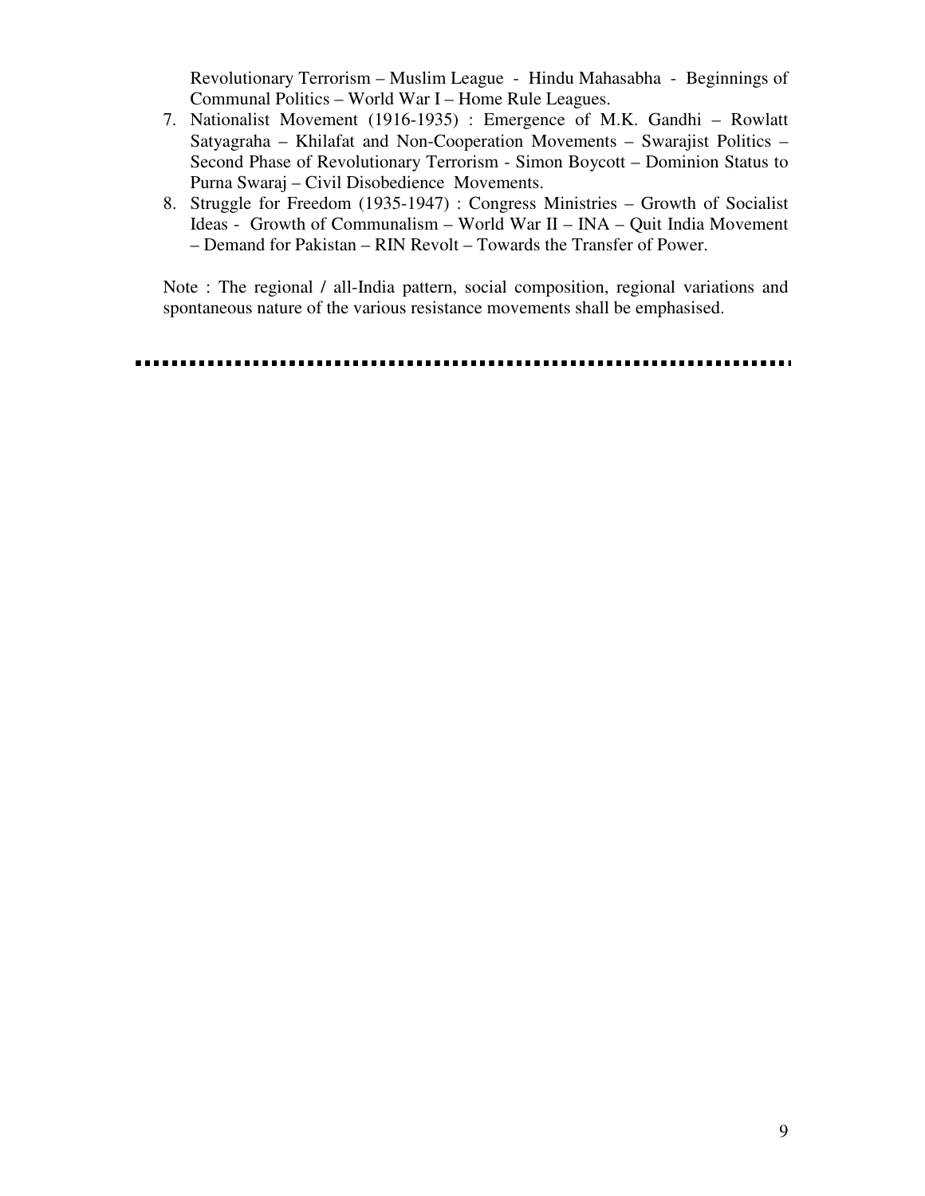Revolutionary Terrorism – Muslim League - Hindu Mahasabha - Beginnings of Communal Politics – World War I – Home Rule Leagues.

7. Nationalist Movement (1916-1935) : Emergence of M.K. Gandhi – Rowlatt Satyagraha – Khilafat and Non-Cooperation Movements – Swarajist Politics – Second Phase of Revolutionary Terrorism - Simon Boycott – Dominion Status to Purna Swaraj – Civil Disobedience Movements.
8. Struggle for Freedom (1935-1947) : Congress Ministries – Growth of Socialist Ideas - Growth of Communalism – World War II – INA – Quit India Movement – Demand for Pakistan – RIN Revolt – Towards the Transfer of Power.

Note : The regional / all-India pattern, social composition, regional variations and spontaneous nature of the various resistance movements shall be emphasised.

---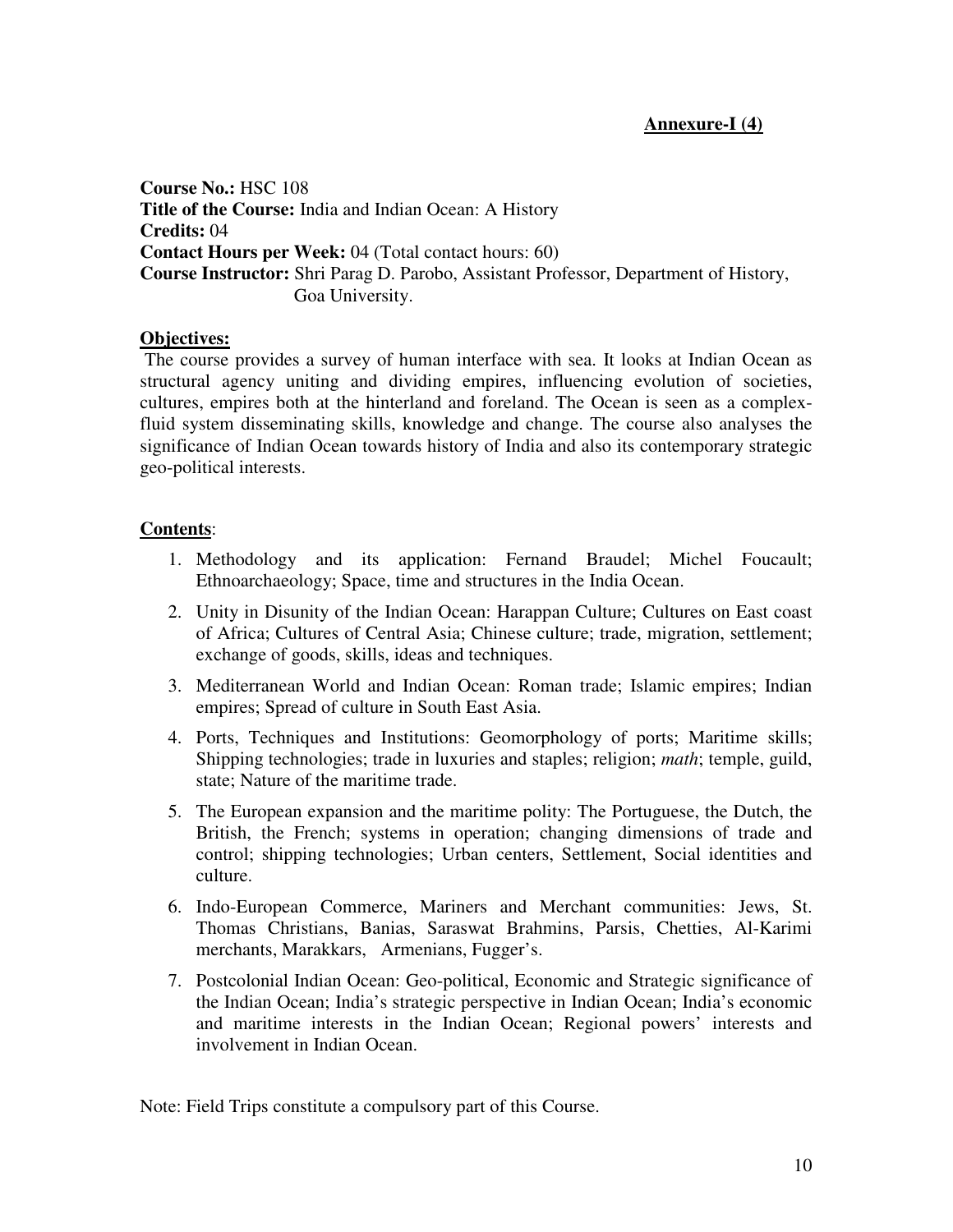**Annexure-I (4)**

**Course No.:** HSC 108
**Title of the Course:** India and Indian Ocean: A History
**Credits:** 04
**Contact Hours per Week:** 04 (Total contact hours: 60)
**Course Instructor:** Shri Parag D. Parobo, Assistant Professor, Department of History, Goa University.

**Objectives:**

The course provides a survey of human interface with sea. It looks at Indian Ocean as structural agency uniting and dividing empires, influencing evolution of societies, cultures, empires both at the hinterland and foreland. The Ocean is seen as a complex-fluid system disseminating skills, knowledge and change. The course also analyses the significance of Indian Ocean towards history of India and also its contemporary strategic geo-political interests.

**Contents**:

1. Methodology and its application: Fernand Braudel; Michel Foucault; Ethnoarchaeology; Space, time and structures in the India Ocean.
2. Unity in Disunity of the Indian Ocean: Harappan Culture; Cultures on East coast of Africa; Cultures of Central Asia; Chinese culture; trade, migration, settlement; exchange of goods, skills, ideas and techniques.
3. Mediterranean World and Indian Ocean: Roman trade; Islamic empires; Indian empires; Spread of culture in South East Asia.
4. Ports, Techniques and Institutions: Geomorphology of ports; Maritime skills; Shipping technologies; trade in luxuries and staples; religion; *math*; temple, guild, state; Nature of the maritime trade.
5. The European expansion and the maritime polity: The Portuguese, the Dutch, the British, the French; systems in operation; changing dimensions of trade and control; shipping technologies; Urban centers, Settlement, Social identities and culture.
6. Indo-European Commerce, Mariners and Merchant communities: Jews, St. Thomas Christians, Banias, Saraswat Brahmins, Parsis, Chetties, Al-Karimi merchants, Marakkars, Armenians, Fugger's.
7. Postcolonial Indian Ocean: Geo-political, Economic and Strategic significance of the Indian Ocean; India's strategic perspective in Indian Ocean; India's economic and maritime interests in the Indian Ocean; Regional powers' interests and involvement in Indian Ocean.

Note: Field Trips constitute a compulsory part of this Course.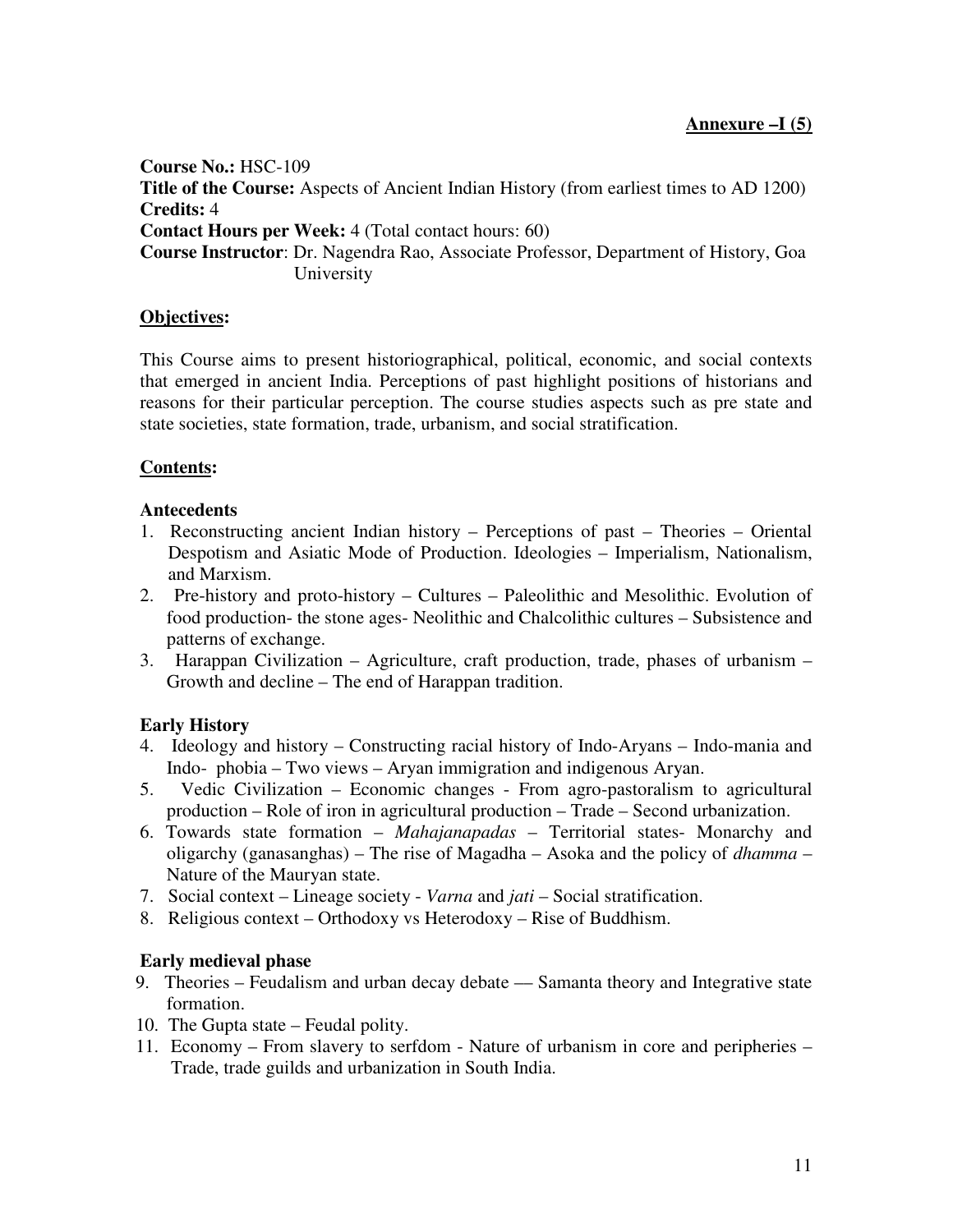**Annexure –I (5)**

**Course No.:** HSC-109
**Title of the Course:** Aspects of Ancient Indian History (from earliest times to AD 1200)
**Credits:** 4
**Contact Hours per Week:** 4 (Total contact hours: 60)
**Course Instructor**: Dr. Nagendra Rao, Associate Professor, Department of History, Goa University

**Objectives:**

This Course aims to present historiographical, political, economic, and social contexts that emerged in ancient India. Perceptions of past highlight positions of historians and reasons for their particular perception. The course studies aspects such as pre state and state societies, state formation, trade, urbanism, and social stratification.

**Contents:**

**Antecedents**

1. Reconstructing ancient Indian history – Perceptions of past – Theories – Oriental Despotism and Asiatic Mode of Production. Ideologies – Imperialism, Nationalism, and Marxism.
2. Pre-history and proto-history – Cultures – Paleolithic and Mesolithic. Evolution of food production- the stone ages- Neolithic and Chalcolithic cultures – Subsistence and patterns of exchange.
3. Harappan Civilization – Agriculture, craft production, trade, phases of urbanism – Growth and decline – The end of Harappan tradition.

**Early History**

4. Ideology and history – Constructing racial history of Indo-Aryans – Indo-mania and Indo- phobia – Two views – Aryan immigration and indigenous Aryan.
5. Vedic Civilization – Economic changes - From agro-pastoralism to agricultural production – Role of iron in agricultural production – Trade – Second urbanization.
6. Towards state formation – *Mahajanapadas* – Territorial states- Monarchy and oligarchy (ganasanghas) – The rise of Magadha – Asoka and the policy of *dhamma* – Nature of the Mauryan state.
7. Social context – Lineage society - *Varna* and *jati* – Social stratification.
8. Religious context – Orthodoxy vs Heterodoxy – Rise of Buddhism.

**Early medieval phase**

9. Theories – Feudalism and urban decay debate — Samanta theory and Integrative state formation.
10. The Gupta state – Feudal polity.
11. Economy – From slavery to serfdom - Nature of urbanism in core and peripheries – Trade, trade guilds and urbanization in South India.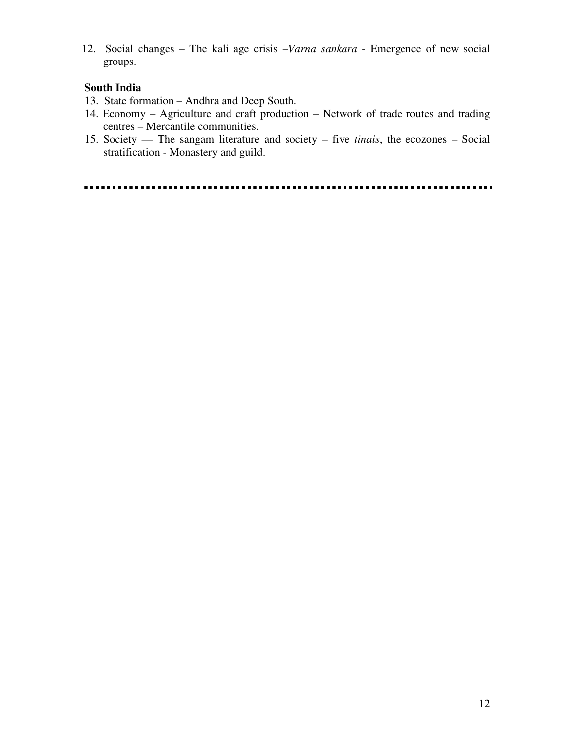12. Social changes – The kali age crisis –*Varna sankara* - Emergence of new social groups.

**South India**

13. State formation – Andhra and Deep South.
14. Economy – Agriculture and craft production – Network of trade routes and trading centres – Mercantile communities.
15. Society — The sangam literature and society – five *tinais*, the ecozones – Social stratification - Monastery and guild.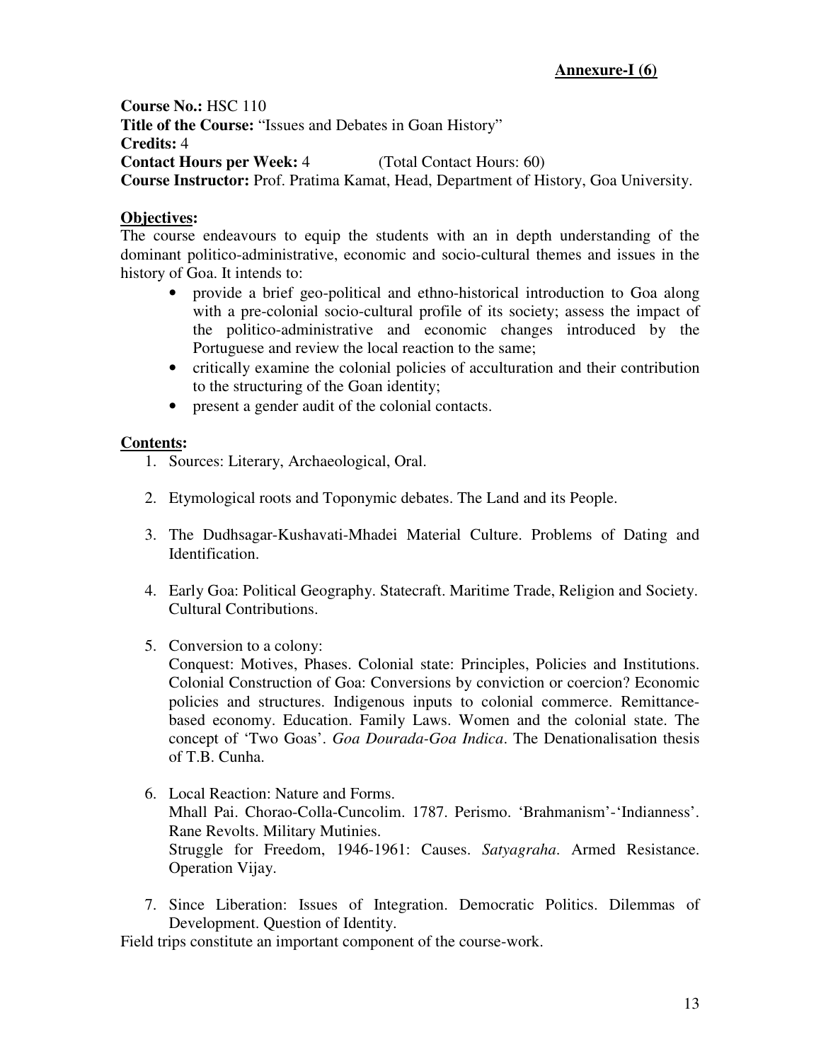**Annexure-I (6)**

**Course No.:** HSC 110
**Title of the Course:** "Issues and Debates in Goan History"
**Credits:** 4
**Contact Hours per Week:** 4 (Total Contact Hours: 60)
**Course Instructor:** Prof. Pratima Kamat, Head, Department of History, Goa University.

**Objectives:**

The course endeavours to equip the students with an in depth understanding of the dominant politico-administrative, economic and socio-cultural themes and issues in the history of Goa. It intends to:

- provide a brief geo-political and ethno-historical introduction to Goa along with a pre-colonial socio-cultural profile of its society; assess the impact of the politico-administrative and economic changes introduced by the Portuguese and review the local reaction to the same;
- critically examine the colonial policies of acculturation and their contribution to the structuring of the Goan identity;
- present a gender audit of the colonial contacts.

**Contents:**

1. Sources: Literary, Archaeological, Oral.
2. Etymological roots and Toponymic debates. The Land and its People.
3. The Dudhsagar-Kushavati-Mhadei Material Culture. Problems of Dating and Identification.
4. Early Goa: Political Geography. Statecraft. Maritime Trade, Religion and Society. Cultural Contributions.
5. Conversion to a colony:
   Conquest: Motives, Phases. Colonial state: Principles, Policies and Institutions. Colonial Construction of Goa: Conversions by conviction or coercion? Economic policies and structures. Indigenous inputs to colonial commerce. Remittance-based economy. Education. Family Laws. Women and the colonial state. The concept of 'Two Goas'. *Goa Dourada-Goa Indica*. The Denationalisation thesis of T.B. Cunha.
6. Local Reaction: Nature and Forms.
   Mhall Pai. Chorao-Colla-Cuncolim. 1787. Perismo. 'Brahmanism'-'Indianness'. Rane Revolts. Military Mutinies.
   Struggle for Freedom, 1946-1961: Causes. *Satyagraha*. Armed Resistance. Operation Vijay.
7. Since Liberation: Issues of Integration. Democratic Politics. Dilemmas of Development. Question of Identity.

Field trips constitute an important component of the course-work.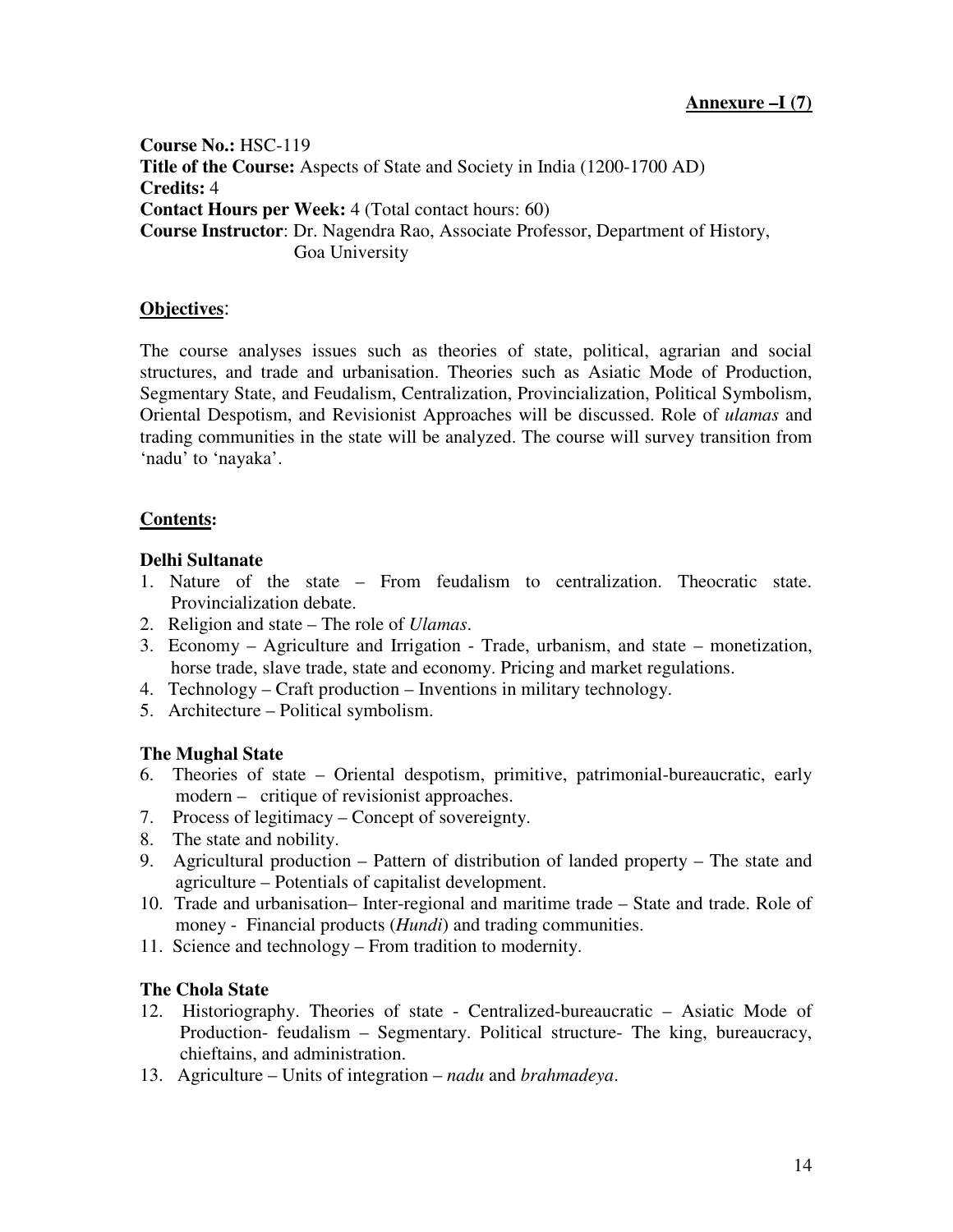**Annexure –I (7)**

**Course No.:** HSC-119
**Title of the Course:** Aspects of State and Society in India (1200-1700 AD)
**Credits:** 4
**Contact Hours per Week:** 4 (Total contact hours: 60)
**Course Instructor**: Dr. Nagendra Rao, Associate Professor, Department of History, Goa University

**Objectives**:

The course analyses issues such as theories of state, political, agrarian and social structures, and trade and urbanisation. Theories such as Asiatic Mode of Production, Segmentary State, and Feudalism, Centralization, Provincialization, Political Symbolism, Oriental Despotism, and Revisionist Approaches will be discussed. Role of *ulamas* and trading communities in the state will be analyzed. The course will survey transition from 'nadu' to 'nayaka'.

**Contents:**

**Delhi Sultanate**

1. Nature of the state – From feudalism to centralization. Theocratic state. Provincialization debate.
2. Religion and state – The role of *Ulamas*.
3. Economy – Agriculture and Irrigation - Trade, urbanism, and state – monetization, horse trade, slave trade, state and economy. Pricing and market regulations.
4. Technology – Craft production – Inventions in military technology.
5. Architecture – Political symbolism.

**The Mughal State**

6. Theories of state – Oriental despotism, primitive, patrimonial-bureaucratic, early modern – critique of revisionist approaches.
7. Process of legitimacy – Concept of sovereignty.
8. The state and nobility.
9. Agricultural production – Pattern of distribution of landed property – The state and agriculture – Potentials of capitalist development.
10. Trade and urbanisation– Inter-regional and maritime trade – State and trade. Role of money - Financial products (*Hundi*) and trading communities.
11. Science and technology – From tradition to modernity.

**The Chola State**

12. Historiography. Theories of state - Centralized-bureaucratic – Asiatic Mode of Production- feudalism – Segmentary. Political structure- The king, bureaucracy, chieftains, and administration.
13. Agriculture – Units of integration – *nadu* and *brahmadeya*.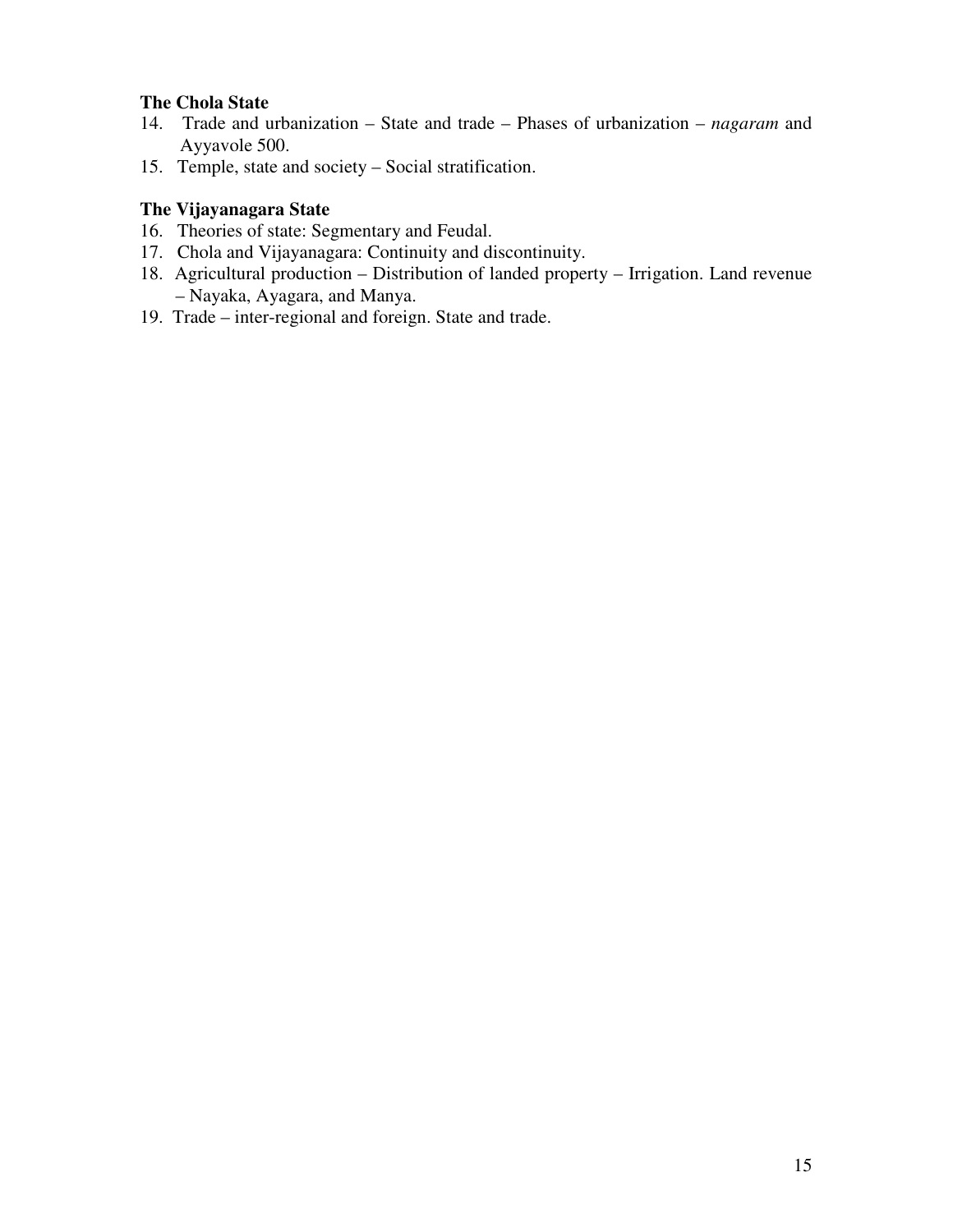**The Chola State**

14. Trade and urbanization – State and trade – Phases of urbanization – *nagaram* and Ayyavole 500.
15. Temple, state and society – Social stratification.

**The Vijayanagara State**

16. Theories of state: Segmentary and Feudal.
17. Chola and Vijayanagara: Continuity and discontinuity.
18. Agricultural production – Distribution of landed property – Irrigation. Land revenue – Nayaka, Ayagara, and Manya.
19. Trade – inter-regional and foreign. State and trade.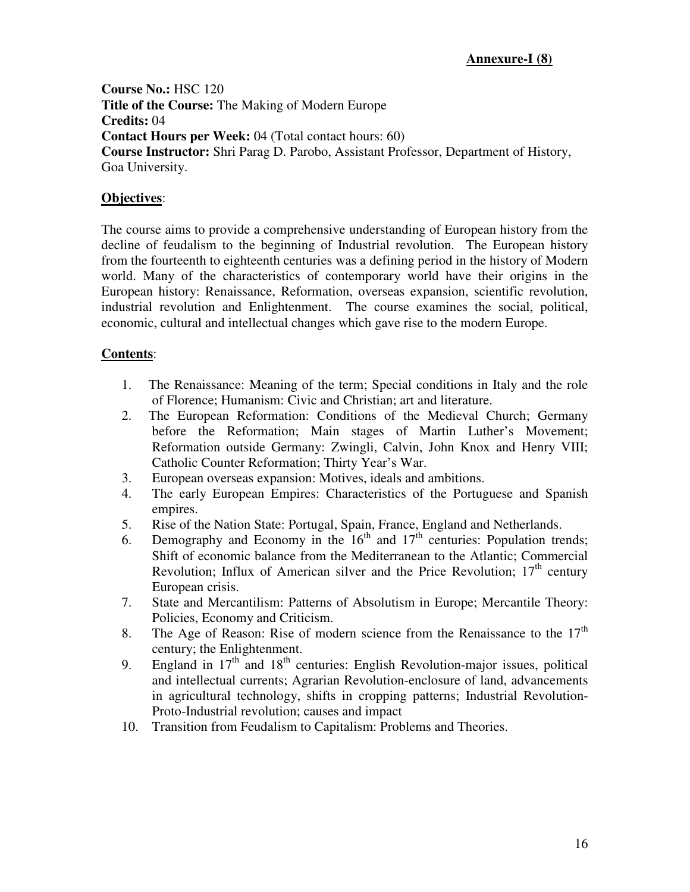**Annexure-I (8)**

**Course No.:** HSC 120
**Title of the Course:** The Making of Modern Europe
**Credits:** 04
**Contact Hours per Week:** 04 (Total contact hours: 60)
**Course Instructor:** Shri Parag D. Parobo, Assistant Professor, Department of History, Goa University.

**Objectives**:

The course aims to provide a comprehensive understanding of European history from the decline of feudalism to the beginning of Industrial revolution. The European history from the fourteenth to eighteenth centuries was a defining period in the history of Modern world. Many of the characteristics of contemporary world have their origins in the European history: Renaissance, Reformation, overseas expansion, scientific revolution, industrial revolution and Enlightenment. The course examines the social, political, economic, cultural and intellectual changes which gave rise to the modern Europe.

**Contents**:

1. The Renaissance: Meaning of the term; Special conditions in Italy and the role of Florence; Humanism: Civic and Christian; art and literature.
2. The European Reformation: Conditions of the Medieval Church; Germany before the Reformation; Main stages of Martin Luther's Movement; Reformation outside Germany: Zwingli, Calvin, John Knox and Henry VIII; Catholic Counter Reformation; Thirty Year's War.
3. European overseas expansion: Motives, ideals and ambitions.
4. The early European Empires: Characteristics of the Portuguese and Spanish empires.
5. Rise of the Nation State: Portugal, Spain, France, England and Netherlands.
6. Demography and Economy in the 16th and 17th centuries: Population trends; Shift of economic balance from the Mediterranean to the Atlantic; Commercial Revolution; Influx of American silver and the Price Revolution; 17th century European crisis.
7. State and Mercantilism: Patterns of Absolutism in Europe; Mercantile Theory: Policies, Economy and Criticism.
8. The Age of Reason: Rise of modern science from the Renaissance to the 17th century; the Enlightenment.
9. England in 17th and 18th centuries: English Revolution-major issues, political and intellectual currents; Agrarian Revolution-enclosure of land, advancements in agricultural technology, shifts in cropping patterns; Industrial Revolution-Proto-Industrial revolution; causes and impact
10. Transition from Feudalism to Capitalism: Problems and Theories.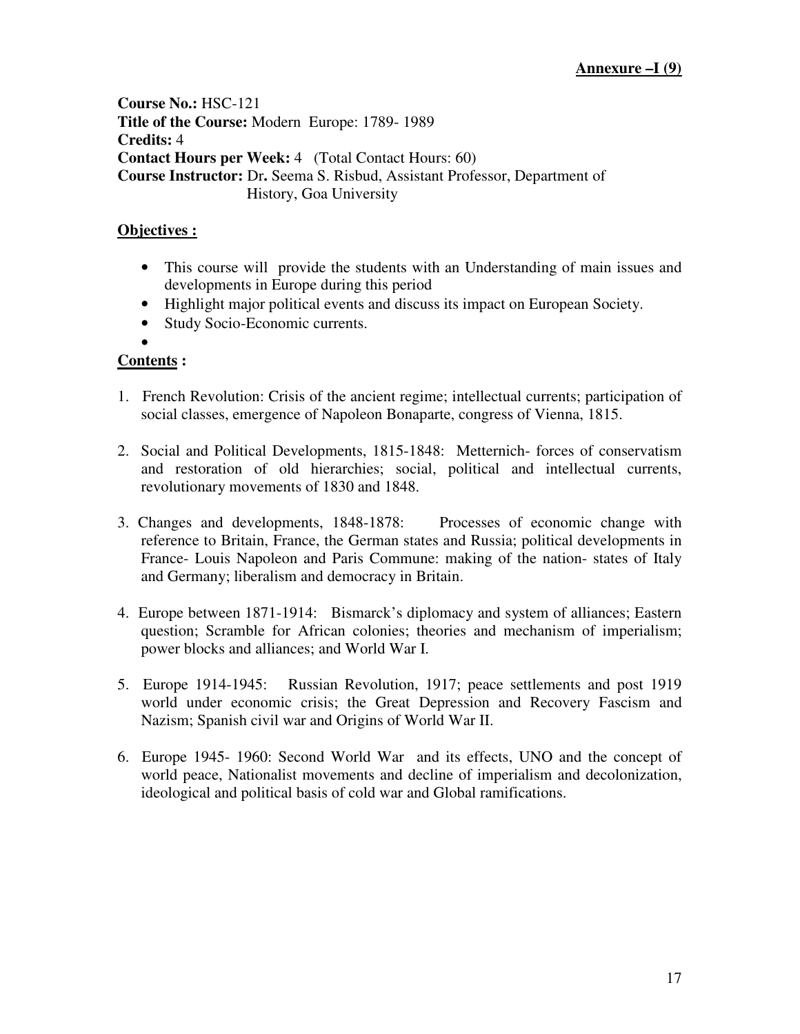**Annexure –I (9)**

**Course No.:** HSC-121
**Title of the Course:** Modern Europe: 1789- 1989
**Credits:** 4
**Contact Hours per Week:** 4 (Total Contact Hours: 60)
**Course Instructor:** Dr**.** Seema S. Risbud, Assistant Professor, Department of History, Goa University

**Objectives :**

- This course will provide the students with an Understanding of main issues and developments in Europe during this period
- Highlight major political events and discuss its impact on European Society.
- Study Socio-Economic currents.

**Contents :**

1. French Revolution: Crisis of the ancient regime; intellectual currents; participation of social classes, emergence of Napoleon Bonaparte, congress of Vienna, 1815.

2. Social and Political Developments, 1815-1848: Metternich- forces of conservatism and restoration of old hierarchies; social, political and intellectual currents, revolutionary movements of 1830 and 1848.

3. Changes and developments, 1848-1878: Processes of economic change with reference to Britain, France, the German states and Russia; political developments in France- Louis Napoleon and Paris Commune: making of the nation- states of Italy and Germany; liberalism and democracy in Britain.

4. Europe between 1871-1914: Bismarck's diplomacy and system of alliances; Eastern question; Scramble for African colonies; theories and mechanism of imperialism; power blocks and alliances; and World War I.

5. Europe 1914-1945: Russian Revolution, 1917; peace settlements and post 1919 world under economic crisis; the Great Depression and Recovery Fascism and Nazism; Spanish civil war and Origins of World War II.

6. Europe 1945- 1960: Second World War and its effects, UNO and the concept of world peace, Nationalist movements and decline of imperialism and decolonization, ideological and political basis of cold war and Global ramifications.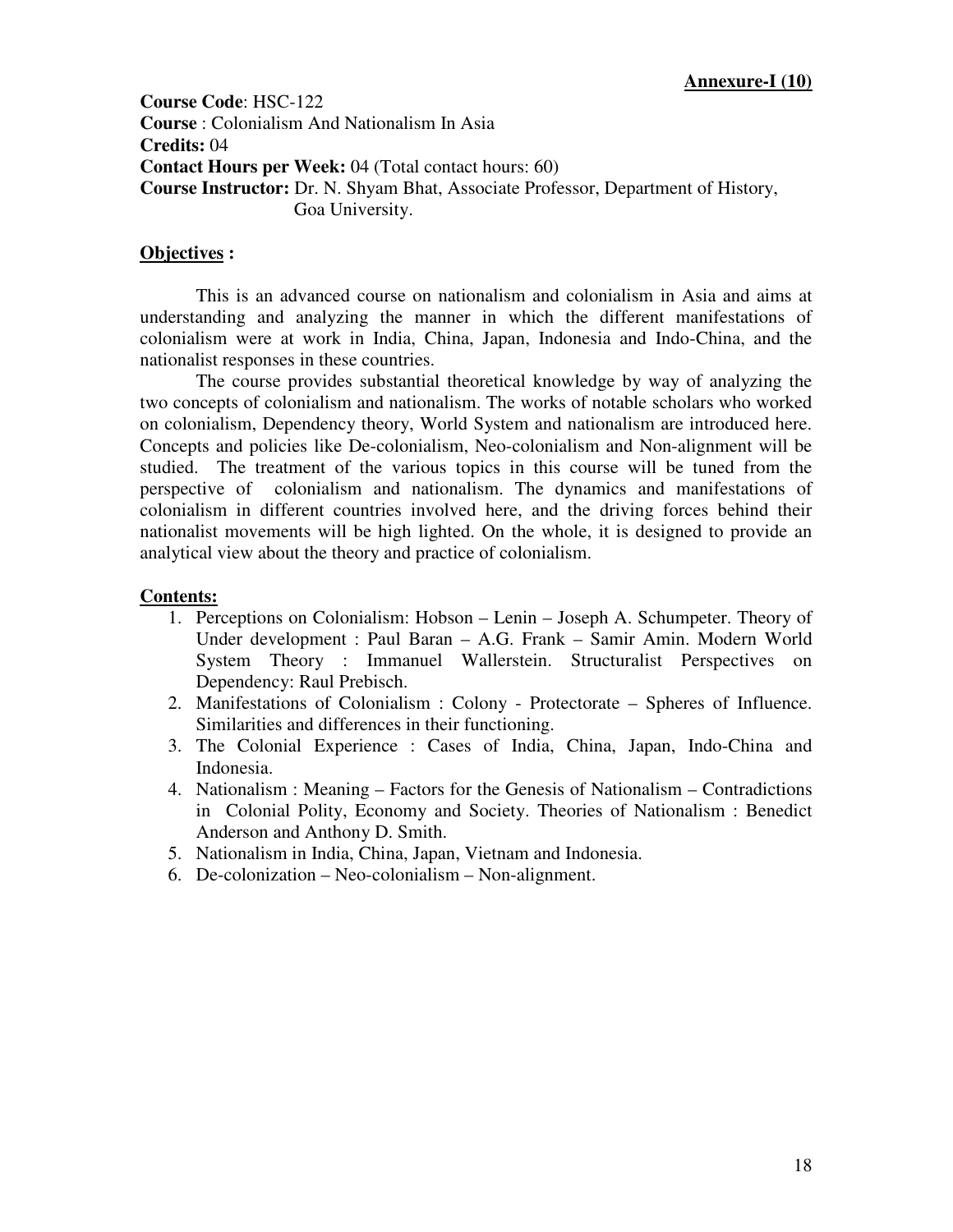**Annexure-I (10)**

**Course Code**: HSC-122
**Course** : Colonialism And Nationalism In Asia
**Credits:** 04
**Contact Hours per Week:** 04 (Total contact hours: 60)
**Course Instructor:** Dr. N. Shyam Bhat, Associate Professor, Department of History, Goa University.

**Objectives :**

This is an advanced course on nationalism and colonialism in Asia and aims at understanding and analyzing the manner in which the different manifestations of colonialism were at work in India, China, Japan, Indonesia and Indo-China, and the nationalist responses in these countries.

The course provides substantial theoretical knowledge by way of analyzing the two concepts of colonialism and nationalism. The works of notable scholars who worked on colonialism, Dependency theory, World System and nationalism are introduced here. Concepts and policies like De-colonialism, Neo-colonialism and Non-alignment will be studied. The treatment of the various topics in this course will be tuned from the perspective of colonialism and nationalism. The dynamics and manifestations of colonialism in different countries involved here, and the driving forces behind their nationalist movements will be high lighted. On the whole, it is designed to provide an analytical view about the theory and practice of colonialism.

**Contents:**

1. Perceptions on Colonialism: Hobson – Lenin – Joseph A. Schumpeter. Theory of Under development : Paul Baran – A.G. Frank – Samir Amin. Modern World System Theory : Immanuel Wallerstein. Structuralist Perspectives on Dependency: Raul Prebisch.
2. Manifestations of Colonialism : Colony - Protectorate – Spheres of Influence. Similarities and differences in their functioning.
3. The Colonial Experience : Cases of India, China, Japan, Indo-China and Indonesia.
4. Nationalism : Meaning – Factors for the Genesis of Nationalism – Contradictions in Colonial Polity, Economy and Society. Theories of Nationalism : Benedict Anderson and Anthony D. Smith.
5. Nationalism in India, China, Japan, Vietnam and Indonesia.
6. De-colonization – Neo-colonialism – Non-alignment.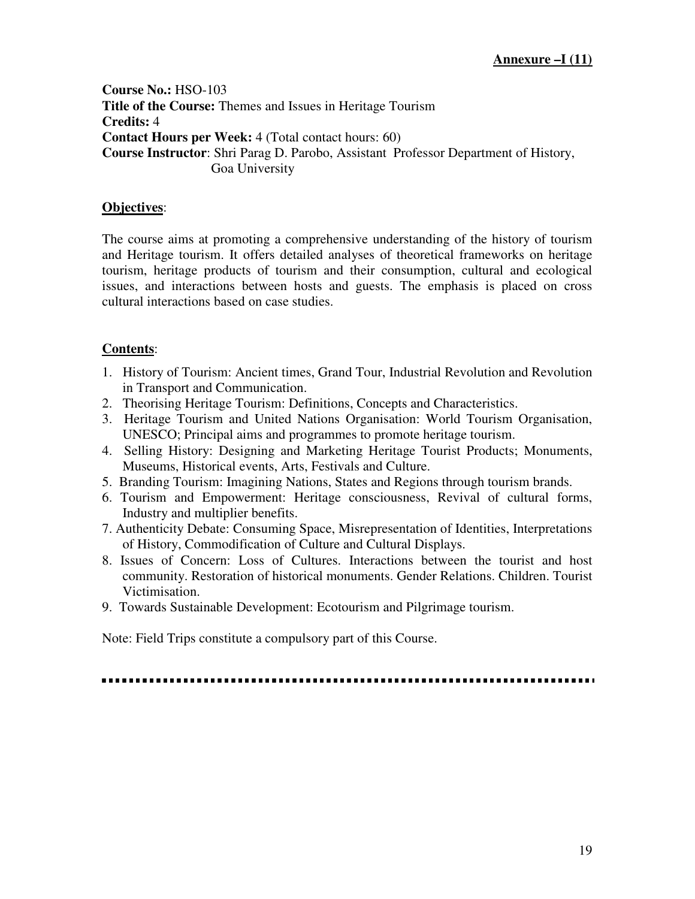**Annexure –I (11)**

**Course No.:** HSO-103
**Title of the Course:** Themes and Issues in Heritage Tourism
**Credits:** 4
**Contact Hours per Week:** 4 (Total contact hours: 60)
**Course Instructor**: Shri Parag D. Parobo, Assistant Professor Department of History, Goa University

**Objectives**:

The course aims at promoting a comprehensive understanding of the history of tourism and Heritage tourism. It offers detailed analyses of theoretical frameworks on heritage tourism, heritage products of tourism and their consumption, cultural and ecological issues, and interactions between hosts and guests. The emphasis is placed on cross cultural interactions based on case studies.

**Contents**:

1. History of Tourism: Ancient times, Grand Tour, Industrial Revolution and Revolution in Transport and Communication.
2. Theorising Heritage Tourism: Definitions, Concepts and Characteristics.
3. Heritage Tourism and United Nations Organisation: World Tourism Organisation, UNESCO; Principal aims and programmes to promote heritage tourism.
4. Selling History: Designing and Marketing Heritage Tourist Products; Monuments, Museums, Historical events, Arts, Festivals and Culture.
5. Branding Tourism: Imagining Nations, States and Regions through tourism brands.
6. Tourism and Empowerment: Heritage consciousness, Revival of cultural forms, Industry and multiplier benefits.
7. Authenticity Debate: Consuming Space, Misrepresentation of Identities, Interpretations of History, Commodification of Culture and Cultural Displays.
8. Issues of Concern: Loss of Cultures. Interactions between the tourist and host community. Restoration of historical monuments. Gender Relations. Children. Tourist Victimisation.
9. Towards Sustainable Development: Ecotourism and Pilgrimage tourism.

Note: Field Trips constitute a compulsory part of this Course.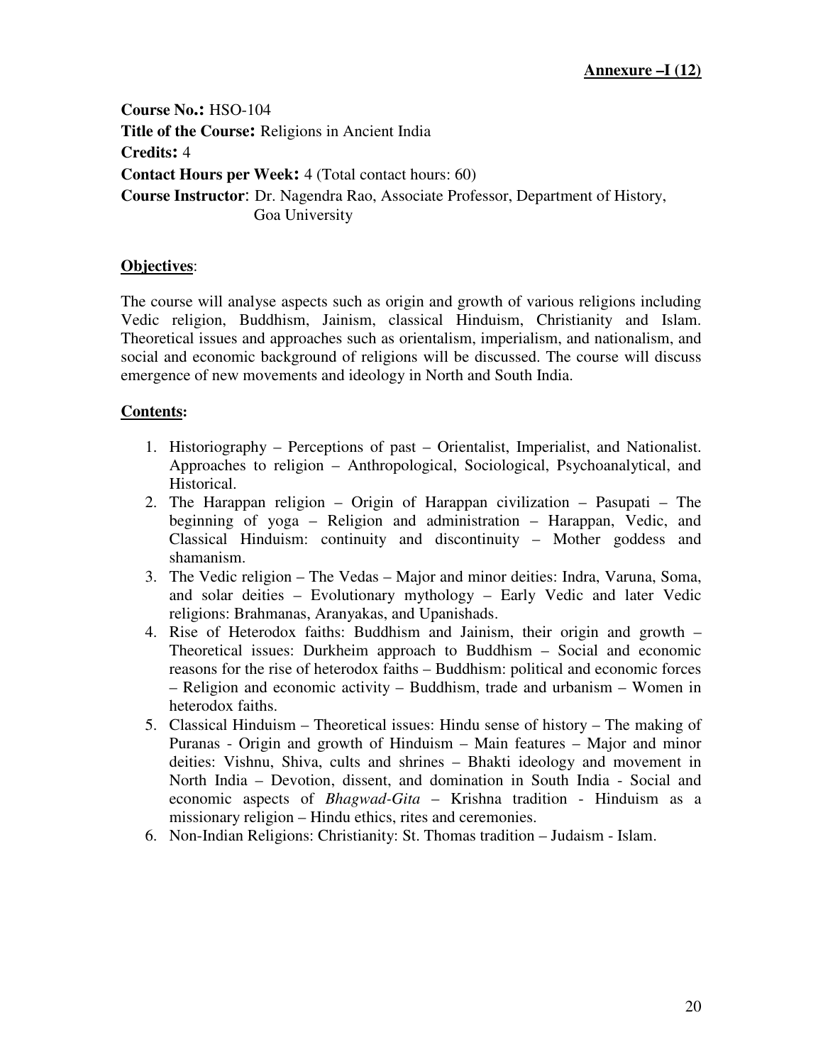**Annexure –I (12)**

**Course No.:** HSO-104
**Title of the Course:** Religions in Ancient India
**Credits:** 4
**Contact Hours per Week:** 4 (Total contact hours: 60)
**Course Instructor**: Dr. Nagendra Rao, Associate Professor, Department of History, Goa University

**Objectives**:

The course will analyse aspects such as origin and growth of various religions including Vedic religion, Buddhism, Jainism, classical Hinduism, Christianity and Islam. Theoretical issues and approaches such as orientalism, imperialism, and nationalism, and social and economic background of religions will be discussed. The course will discuss emergence of new movements and ideology in North and South India.

**Contents:**

1. Historiography – Perceptions of past – Orientalist, Imperialist, and Nationalist. Approaches to religion – Anthropological, Sociological, Psychoanalytical, and Historical.
2. The Harappan religion – Origin of Harappan civilization – Pasupati – The beginning of yoga – Religion and administration – Harappan, Vedic, and Classical Hinduism: continuity and discontinuity – Mother goddess and shamanism.
3. The Vedic religion – The Vedas – Major and minor deities: Indra, Varuna, Soma, and solar deities – Evolutionary mythology – Early Vedic and later Vedic religions: Brahmanas, Aranyakas, and Upanishads.
4. Rise of Heterodox faiths: Buddhism and Jainism, their origin and growth – Theoretical issues: Durkheim approach to Buddhism – Social and economic reasons for the rise of heterodox faiths – Buddhism: political and economic forces – Religion and economic activity – Buddhism, trade and urbanism – Women in heterodox faiths.
5. Classical Hinduism – Theoretical issues: Hindu sense of history – The making of Puranas - Origin and growth of Hinduism – Main features – Major and minor deities: Vishnu, Shiva, cults and shrines – Bhakti ideology and movement in North India – Devotion, dissent, and domination in South India - Social and economic aspects of *Bhagwad-Gita* – Krishna tradition - Hinduism as a missionary religion – Hindu ethics, rites and ceremonies.
6. Non-Indian Religions: Christianity: St. Thomas tradition – Judaism - Islam.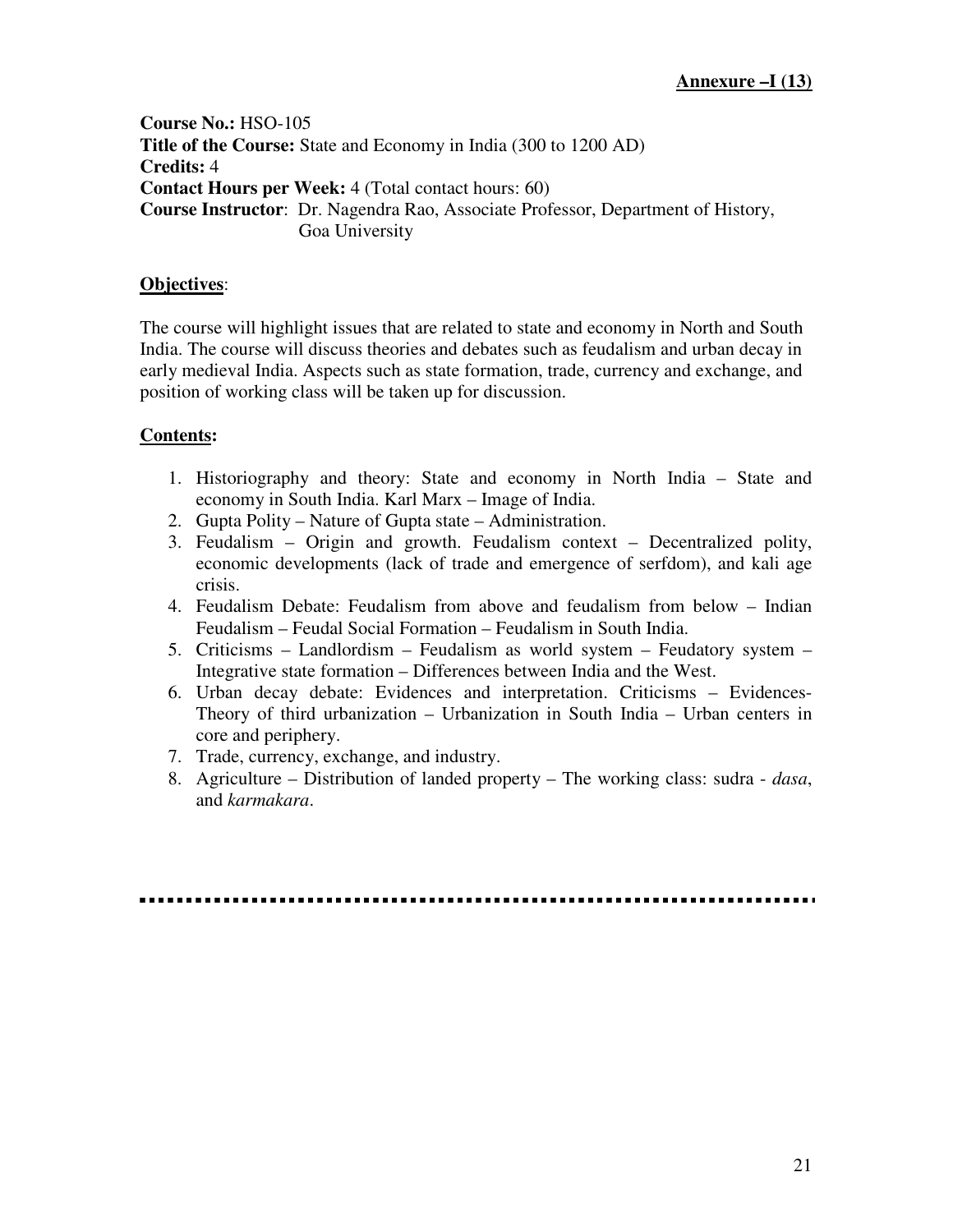**Annexure –I (13)**

**Course No.:** HSO-105
**Title of the Course:** State and Economy in India (300 to 1200 AD)
**Credits:** 4
**Contact Hours per Week:** 4 (Total contact hours: 60)
**Course Instructor**: Dr. Nagendra Rao, Associate Professor, Department of History, Goa University

## Objectives:

The course will highlight issues that are related to state and economy in North and South India. The course will discuss theories and debates such as feudalism and urban decay in early medieval India. Aspects such as state formation, trade, currency and exchange, and position of working class will be taken up for discussion.

## Contents:

1. Historiography and theory: State and economy in North India – State and economy in South India. Karl Marx – Image of India.
2. Gupta Polity – Nature of Gupta state – Administration.
3. Feudalism – Origin and growth. Feudalism context – Decentralized polity, economic developments (lack of trade and emergence of serfdom), and kali age crisis.
4. Feudalism Debate: Feudalism from above and feudalism from below – Indian Feudalism – Feudal Social Formation – Feudalism in South India.
5. Criticisms – Landlordism – Feudalism as world system – Feudatory system – Integrative state formation – Differences between India and the West.
6. Urban decay debate: Evidences and interpretation. Criticisms – Evidences- Theory of third urbanization – Urbanization in South India – Urban centers in core and periphery.
7. Trade, currency, exchange, and industry.
8. Agriculture – Distribution of landed property – The working class: sudra - *dasa*, and *karmakara*.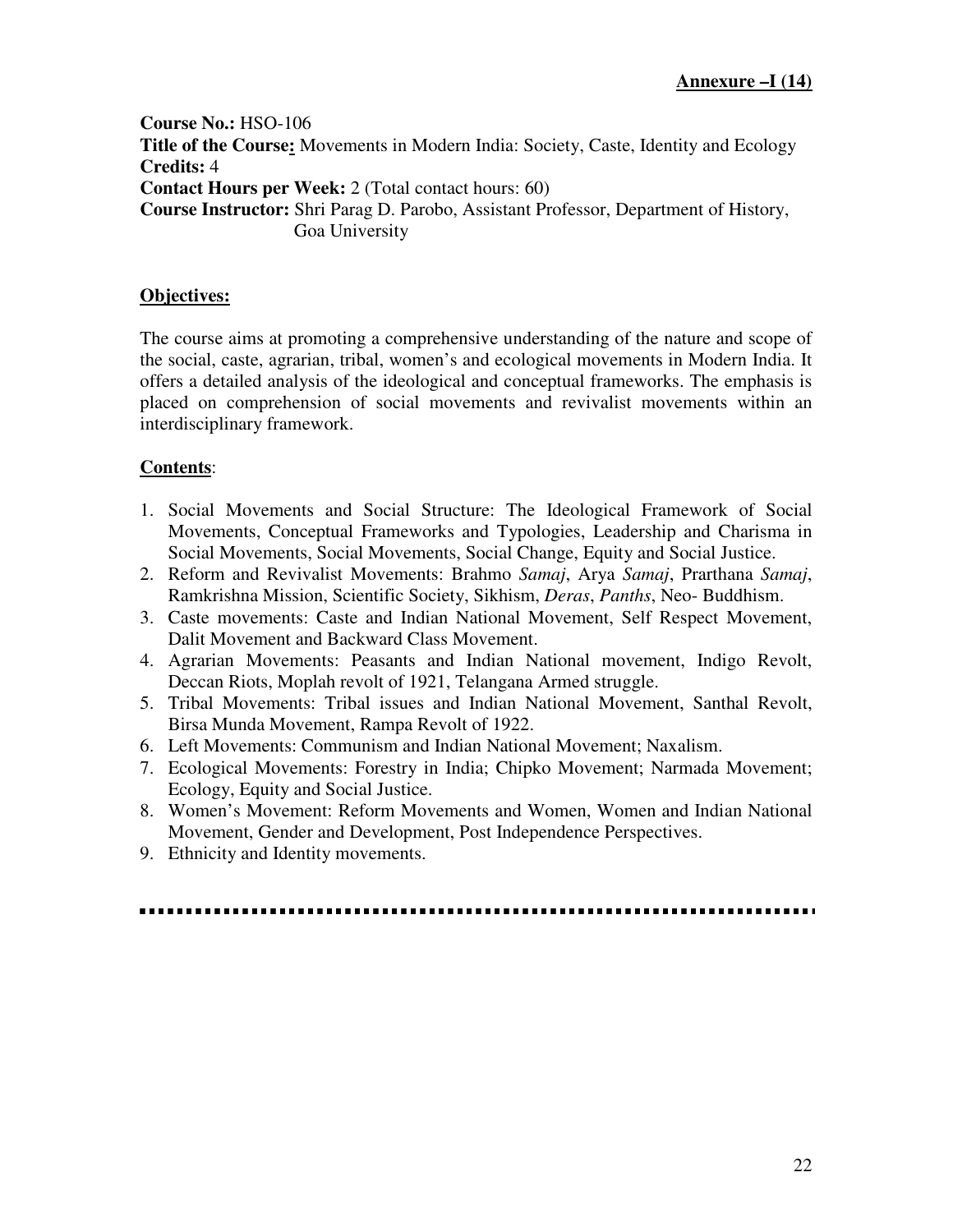**Annexure –I (14)**

**Course No.:** HSO-106
**Title of the Course:** Movements in Modern India: Society, Caste, Identity and Ecology
**Credits:** 4
**Contact Hours per Week:** 2 (Total contact hours: 60)
**Course Instructor:** Shri Parag D. Parobo, Assistant Professor, Department of History, Goa University

**Objectives:**

The course aims at promoting a comprehensive understanding of the nature and scope of the social, caste, agrarian, tribal, women's and ecological movements in Modern India. It offers a detailed analysis of the ideological and conceptual frameworks. The emphasis is placed on comprehension of social movements and revivalist movements within an interdisciplinary framework.

**Contents**:

1. Social Movements and Social Structure: The Ideological Framework of Social Movements, Conceptual Frameworks and Typologies, Leadership and Charisma in Social Movements, Social Movements, Social Change, Equity and Social Justice.
2. Reform and Revivalist Movements: Brahmo *Samaj*, Arya *Samaj*, Prarthana *Samaj*, Ramkrishna Mission, Scientific Society, Sikhism, *Deras*, *Panths*, Neo- Buddhism.
3. Caste movements: Caste and Indian National Movement, Self Respect Movement, Dalit Movement and Backward Class Movement.
4. Agrarian Movements: Peasants and Indian National movement, Indigo Revolt, Deccan Riots, Moplah revolt of 1921, Telangana Armed struggle.
5. Tribal Movements: Tribal issues and Indian National Movement, Santhal Revolt, Birsa Munda Movement, Rampa Revolt of 1922.
6. Left Movements: Communism and Indian National Movement; Naxalism.
7. Ecological Movements: Forestry in India; Chipko Movement; Narmada Movement; Ecology, Equity and Social Justice.
8. Women's Movement: Reform Movements and Women, Women and Indian National Movement, Gender and Development, Post Independence Perspectives.
9. Ethnicity and Identity movements.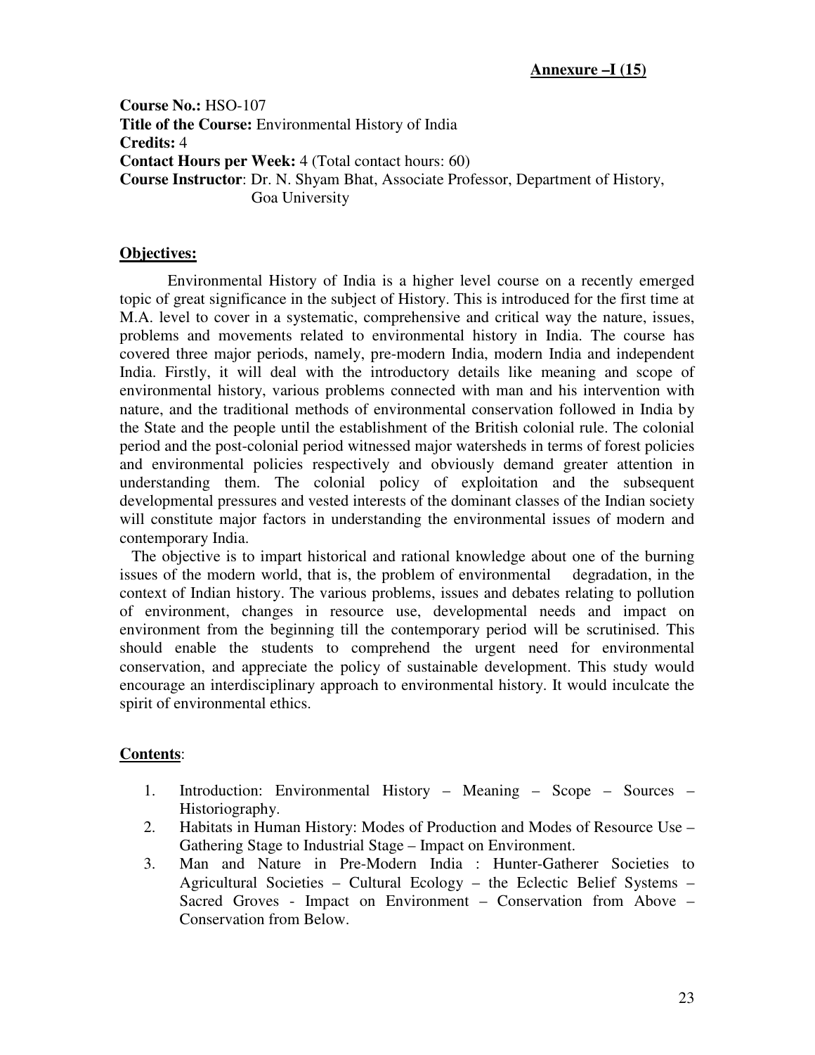**Annexure –I (15)**

**Course No.:** HSO-107
**Title of the Course:** Environmental History of India
**Credits:** 4
**Contact Hours per Week:** 4 (Total contact hours: 60)
**Course Instructor**: Dr. N. Shyam Bhat, Associate Professor, Department of History, Goa University

## Objectives:

Environmental History of India is a higher level course on a recently emerged topic of great significance in the subject of History. This is introduced for the first time at M.A. level to cover in a systematic, comprehensive and critical way the nature, issues, problems and movements related to environmental history in India. The course has covered three major periods, namely, pre-modern India, modern India and independent India. Firstly, it will deal with the introductory details like meaning and scope of environmental history, various problems connected with man and his intervention with nature, and the traditional methods of environmental conservation followed in India by the State and the people until the establishment of the British colonial rule. The colonial period and the post-colonial period witnessed major watersheds in terms of forest policies and environmental policies respectively and obviously demand greater attention in understanding them. The colonial policy of exploitation and the subsequent developmental pressures and vested interests of the dominant classes of the Indian society will constitute major factors in understanding the environmental issues of modern and contemporary India.

The objective is to impart historical and rational knowledge about one of the burning issues of the modern world, that is, the problem of environmental degradation, in the context of Indian history. The various problems, issues and debates relating to pollution of environment, changes in resource use, developmental needs and impact on environment from the beginning till the contemporary period will be scrutinised. This should enable the students to comprehend the urgent need for environmental conservation, and appreciate the policy of sustainable development. This study would encourage an interdisciplinary approach to environmental history. It would inculcate the spirit of environmental ethics.

## Contents:

1. Introduction: Environmental History – Meaning – Scope – Sources – Historiography.
2. Habitats in Human History: Modes of Production and Modes of Resource Use – Gathering Stage to Industrial Stage – Impact on Environment.
3. Man and Nature in Pre-Modern India : Hunter-Gatherer Societies to Agricultural Societies – Cultural Ecology – the Eclectic Belief Systems – Sacred Groves - Impact on Environment – Conservation from Above – Conservation from Below.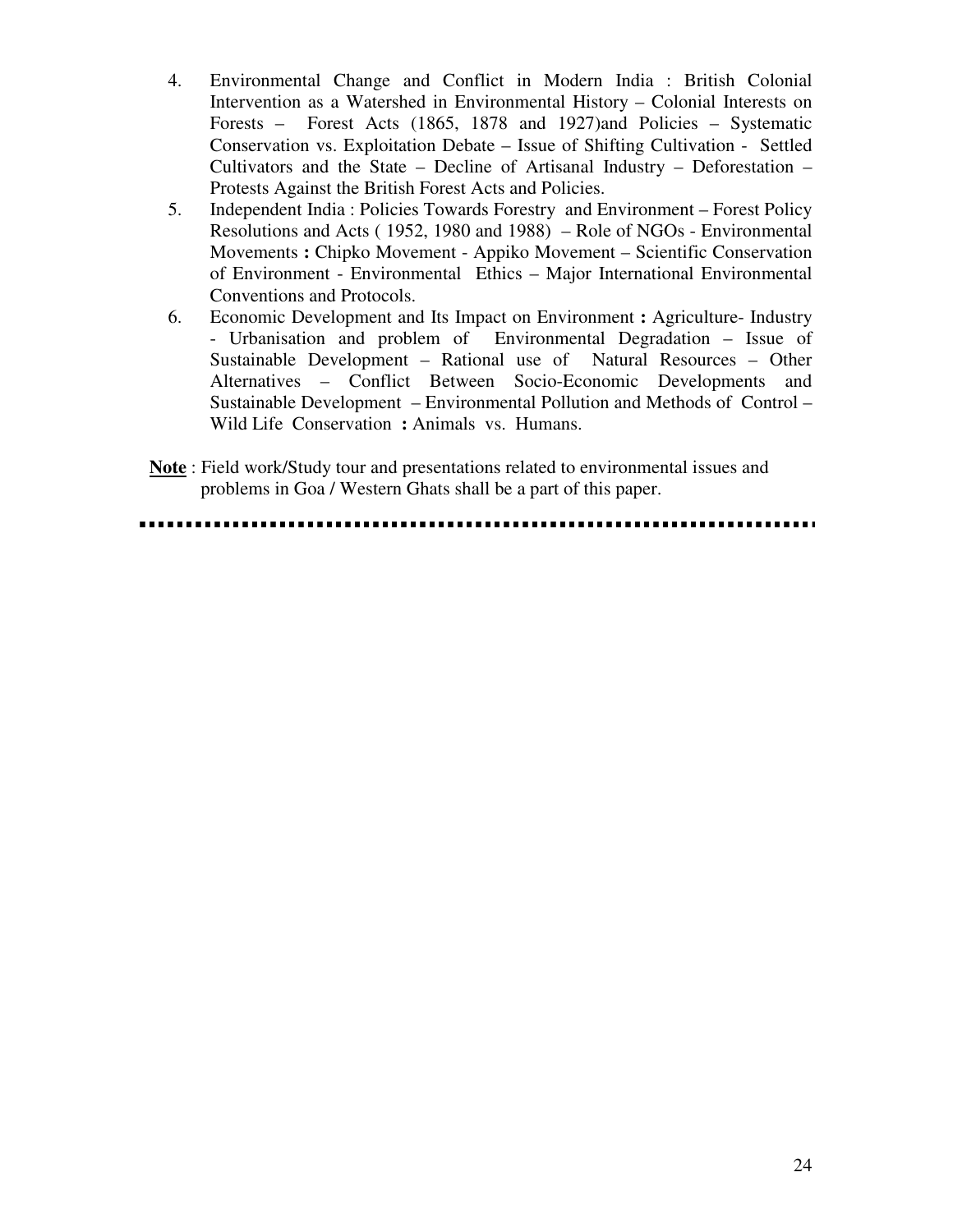4. Environmental Change and Conflict in Modern India : British Colonial Intervention as a Watershed in Environmental History – Colonial Interests on Forests – Forest Acts (1865, 1878 and 1927)and Policies – Systematic Conservation vs. Exploitation Debate – Issue of Shifting Cultivation - Settled Cultivators and the State – Decline of Artisanal Industry – Deforestation – Protests Against the British Forest Acts and Policies.
5. Independent India : Policies Towards Forestry and Environment – Forest Policy Resolutions and Acts ( 1952, 1980 and 1988) – Role of NGOs - Environmental Movements **:** Chipko Movement - Appiko Movement – Scientific Conservation of Environment - Environmental Ethics – Major International Environmental Conventions and Protocols.
6. Economic Development and Its Impact on Environment **:** Agriculture- Industry - Urbanisation and problem of Environmental Degradation – Issue of Sustainable Development – Rational use of Natural Resources – Other Alternatives – Conflict Between Socio-Economic Developments and Sustainable Development – Environmental Pollution and Methods of Control – Wild Life Conservation **:** Animals vs. Humans.

**<u>Note</u>** : Field work/Study tour and presentations related to environmental issues and problems in Goa / Western Ghats shall be a part of this paper.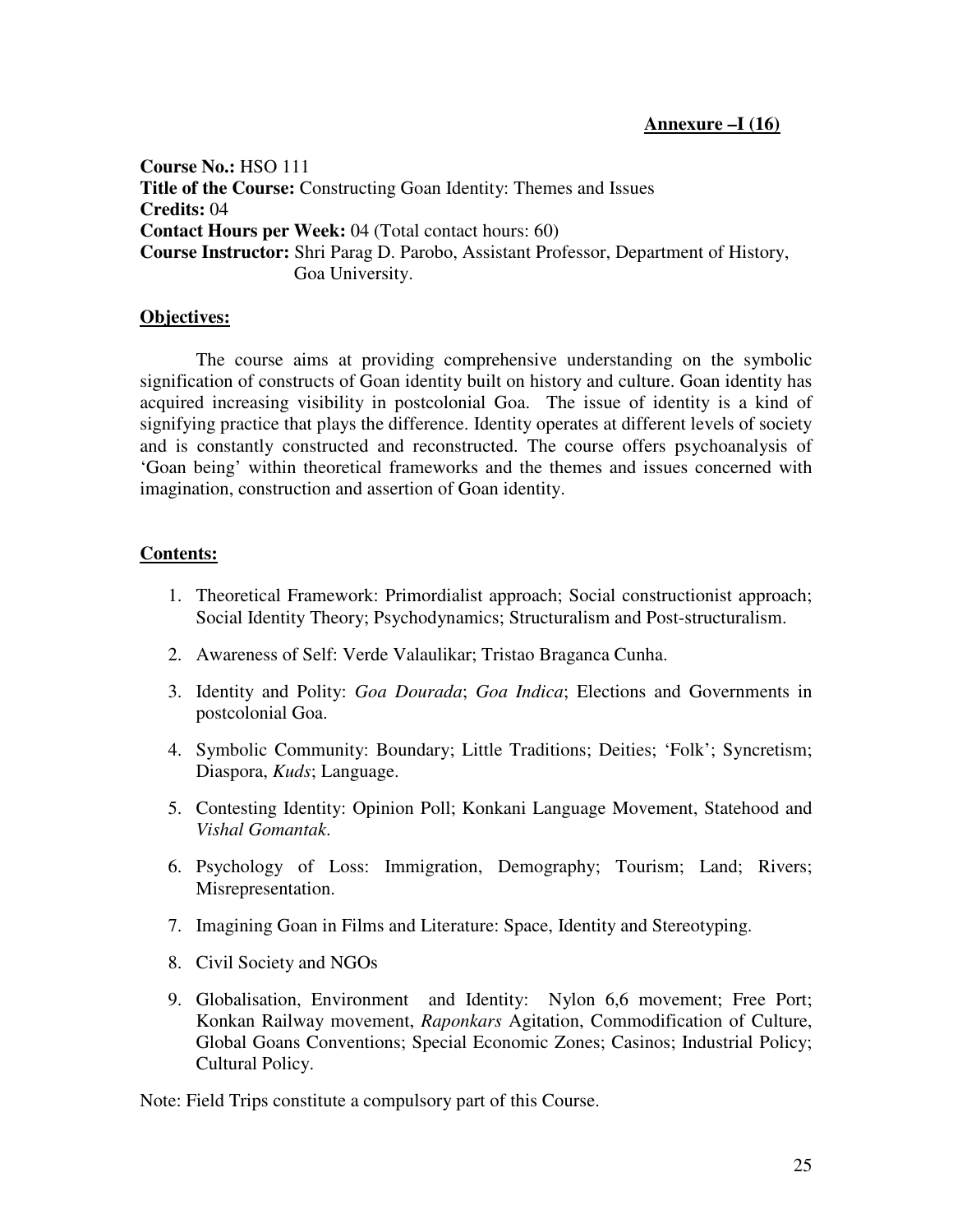**Annexure –I (16)**

**Course No.:** HSO 111
**Title of the Course:** Constructing Goan Identity: Themes and Issues
**Credits:** 04
**Contact Hours per Week:** 04 (Total contact hours: 60)
**Course Instructor:** Shri Parag D. Parobo, Assistant Professor, Department of History, Goa University.

**Objectives:**

The course aims at providing comprehensive understanding on the symbolic signification of constructs of Goan identity built on history and culture. Goan identity has acquired increasing visibility in postcolonial Goa. The issue of identity is a kind of signifying practice that plays the difference. Identity operates at different levels of society and is constantly constructed and reconstructed. The course offers psychoanalysis of 'Goan being' within theoretical frameworks and the themes and issues concerned with imagination, construction and assertion of Goan identity.

**Contents:**

1. Theoretical Framework: Primordialist approach; Social constructionist approach; Social Identity Theory; Psychodynamics; Structuralism and Post-structuralism.
2. Awareness of Self: Verde Valaulikar; Tristao Braganca Cunha.
3. Identity and Polity: *Goa Dourada*; *Goa Indica*; Elections and Governments in postcolonial Goa.
4. Symbolic Community: Boundary; Little Traditions; Deities; 'Folk'; Syncretism; Diaspora, *Kuds*; Language.
5. Contesting Identity: Opinion Poll; Konkani Language Movement, Statehood and *Vishal Gomantak*.
6. Psychology of Loss: Immigration, Demography; Tourism; Land; Rivers; Misrepresentation.
7. Imagining Goan in Films and Literature: Space, Identity and Stereotyping.
8. Civil Society and NGOs
9. Globalisation, Environment and Identity: Nylon 6,6 movement; Free Port; Konkan Railway movement, *Raponkars* Agitation, Commodification of Culture, Global Goans Conventions; Special Economic Zones; Casinos; Industrial Policy; Cultural Policy.

Note: Field Trips constitute a compulsory part of this Course.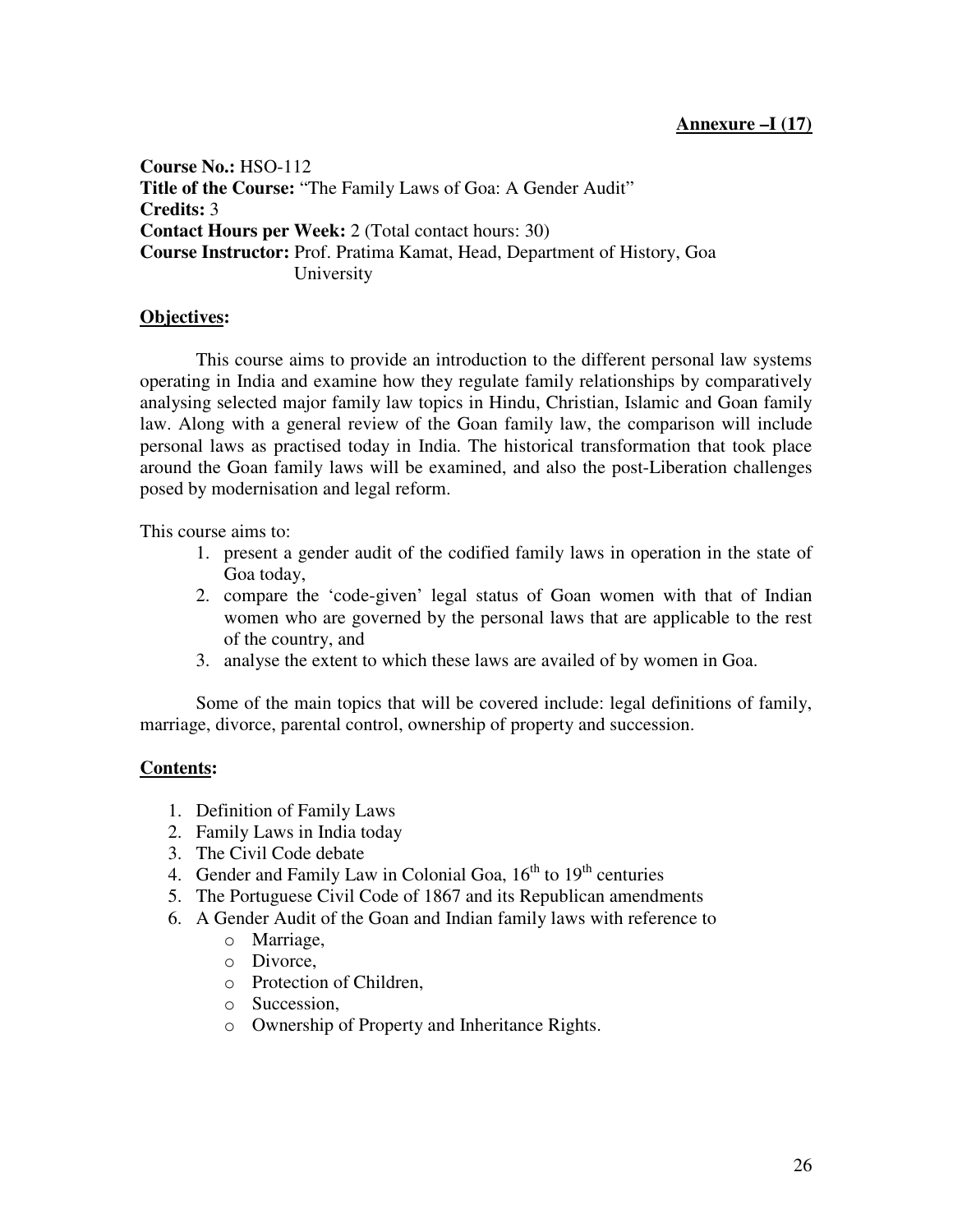**Annexure –I (17)**

**Course No.:** HSO-112
**Title of the Course:** "The Family Laws of Goa: A Gender Audit"
**Credits:** 3
**Contact Hours per Week:** 2 (Total contact hours: 30)
**Course Instructor:** Prof. Pratima Kamat, Head, Department of History, Goa University

**Objectives:**

This course aims to provide an introduction to the different personal law systems operating in India and examine how they regulate family relationships by comparatively analysing selected major family law topics in Hindu, Christian, Islamic and Goan family law. Along with a general review of the Goan family law, the comparison will include personal laws as practised today in India. The historical transformation that took place around the Goan family laws will be examined, and also the post-Liberation challenges posed by modernisation and legal reform.

This course aims to:

1. present a gender audit of the codified family laws in operation in the state of Goa today,
2. compare the 'code-given' legal status of Goan women with that of Indian women who are governed by the personal laws that are applicable to the rest of the country, and
3. analyse the extent to which these laws are availed of by women in Goa.

Some of the main topics that will be covered include: legal definitions of family, marriage, divorce, parental control, ownership of property and succession.

**Contents:**

1. Definition of Family Laws
2. Family Laws in India today
3. The Civil Code debate
4. Gender and Family Law in Colonial Goa, 16th to 19th centuries
5. The Portuguese Civil Code of 1867 and its Republican amendments
6. A Gender Audit of the Goan and Indian family laws with reference to
   - Marriage,
   - Divorce,
   - Protection of Children,
   - Succession,
   - Ownership of Property and Inheritance Rights.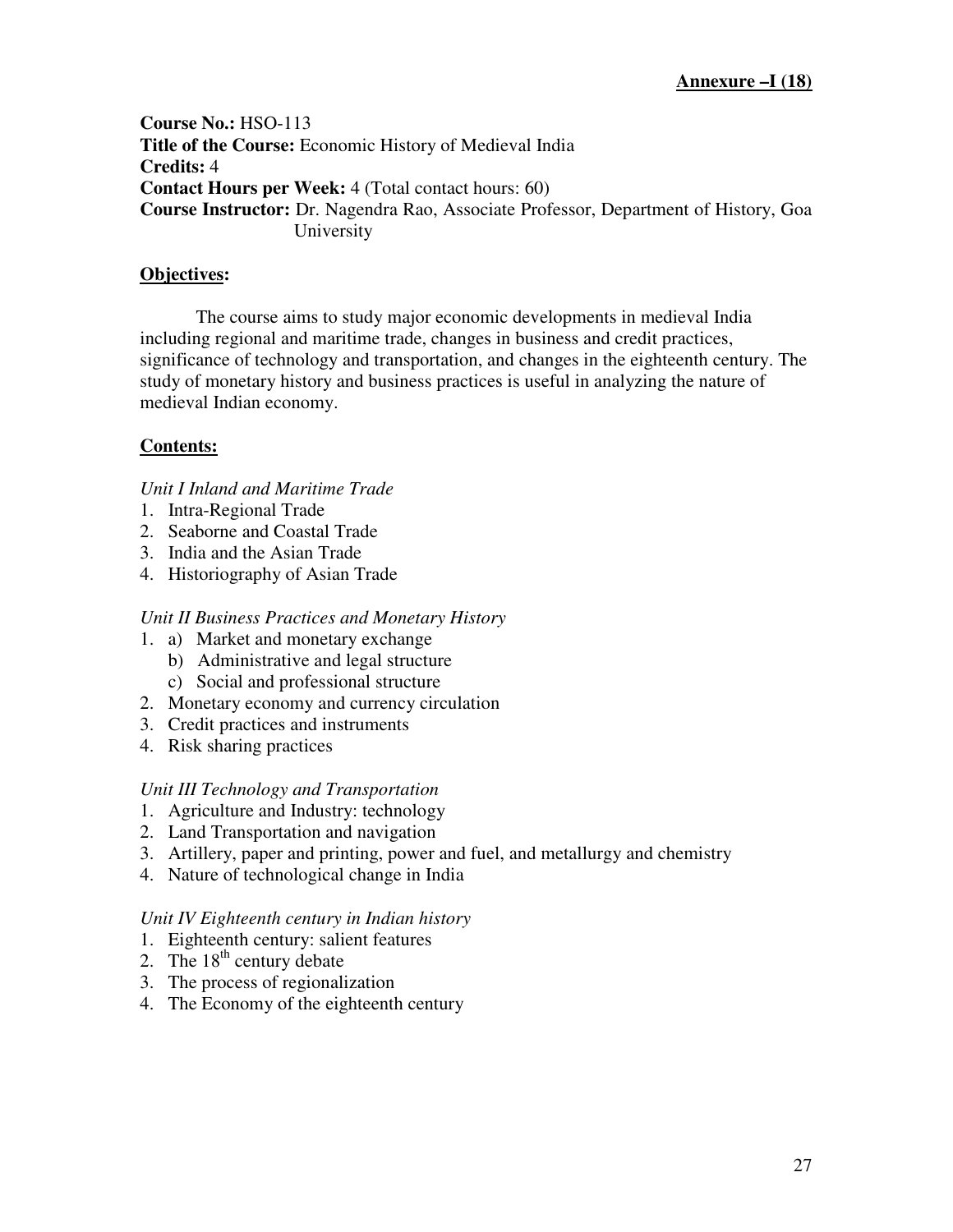**Annexure –I (18)**

**Course No.:** HSO-113
**Title of the Course:** Economic History of Medieval India
**Credits:** 4
**Contact Hours per Week:** 4 (Total contact hours: 60)
**Course Instructor:** Dr. Nagendra Rao, Associate Professor, Department of History, Goa University

## Objectives:

The course aims to study major economic developments in medieval India including regional and maritime trade, changes in business and credit practices, significance of technology and transportation, and changes in the eighteenth century. The study of monetary history and business practices is useful in analyzing the nature of medieval Indian economy.

## Contents:

*Unit I Inland and Maritime Trade*

1. Intra-Regional Trade
2. Seaborne and Coastal Trade
3. India and the Asian Trade
4. Historiography of Asian Trade

*Unit II Business Practices and Monetary History*

1. a) Market and monetary exchange
   b) Administrative and legal structure
   c) Social and professional structure
2. Monetary economy and currency circulation
3. Credit practices and instruments
4. Risk sharing practices

*Unit III Technology and Transportation*

1. Agriculture and Industry: technology
2. Land Transportation and navigation
3. Artillery, paper and printing, power and fuel, and metallurgy and chemistry
4. Nature of technological change in India

*Unit IV Eighteenth century in Indian history*

1. Eighteenth century: salient features
2. The 18th century debate
3. The process of regionalization
4. The Economy of the eighteenth century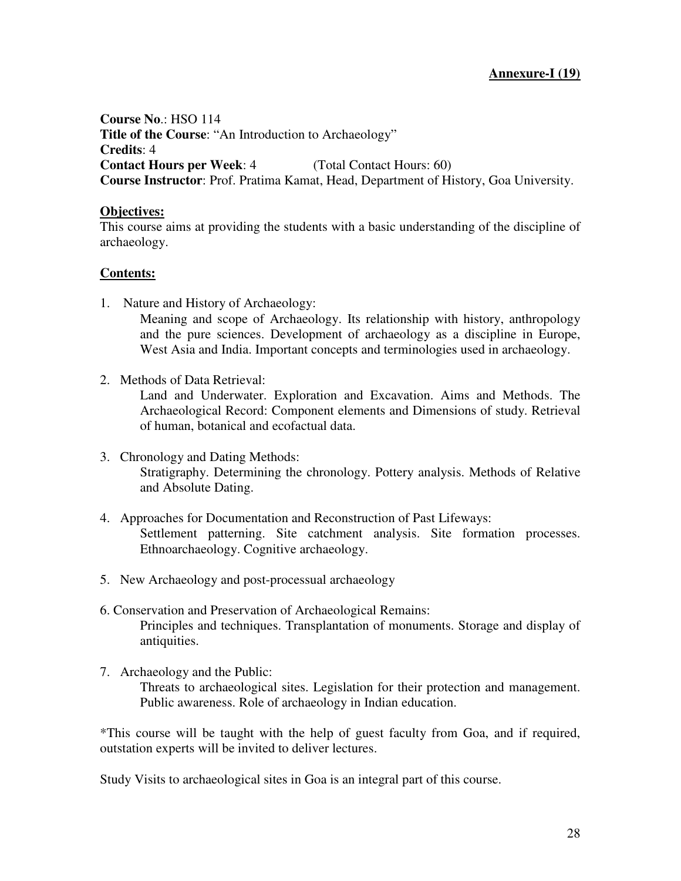**Annexure-I (19)**

**Course No**.: HSO 114
**Title of the Course**: "An Introduction to Archaeology"
**Credits**: 4
**Contact Hours per Week**: 4 (Total Contact Hours: 60)
**Course Instructor**: Prof. Pratima Kamat, Head, Department of History, Goa University.

**Objectives:**

This course aims at providing the students with a basic understanding of the discipline of archaeology.

**Contents:**

1. Nature and History of Archaeology:
   Meaning and scope of Archaeology. Its relationship with history, anthropology and the pure sciences. Development of archaeology as a discipline in Europe, West Asia and India. Important concepts and terminologies used in archaeology.

2. Methods of Data Retrieval:
   Land and Underwater. Exploration and Excavation. Aims and Methods. The Archaeological Record: Component elements and Dimensions of study. Retrieval of human, botanical and ecofactual data.

3. Chronology and Dating Methods:
   Stratigraphy. Determining the chronology. Pottery analysis. Methods of Relative and Absolute Dating.

4. Approaches for Documentation and Reconstruction of Past Lifeways:
   Settlement patterning. Site catchment analysis. Site formation processes. Ethnoarchaeology. Cognitive archaeology.

5. New Archaeology and post-processual archaeology

6. Conservation and Preservation of Archaeological Remains:
   Principles and techniques. Transplantation of monuments. Storage and display of antiquities.

7. Archaeology and the Public:
   Threats to archaeological sites. Legislation for their protection and management. Public awareness. Role of archaeology in Indian education.

*This course will be taught with the help of guest faculty from Goa, and if required, outstation experts will be invited to deliver lectures.

Study Visits to archaeological sites in Goa is an integral part of this course.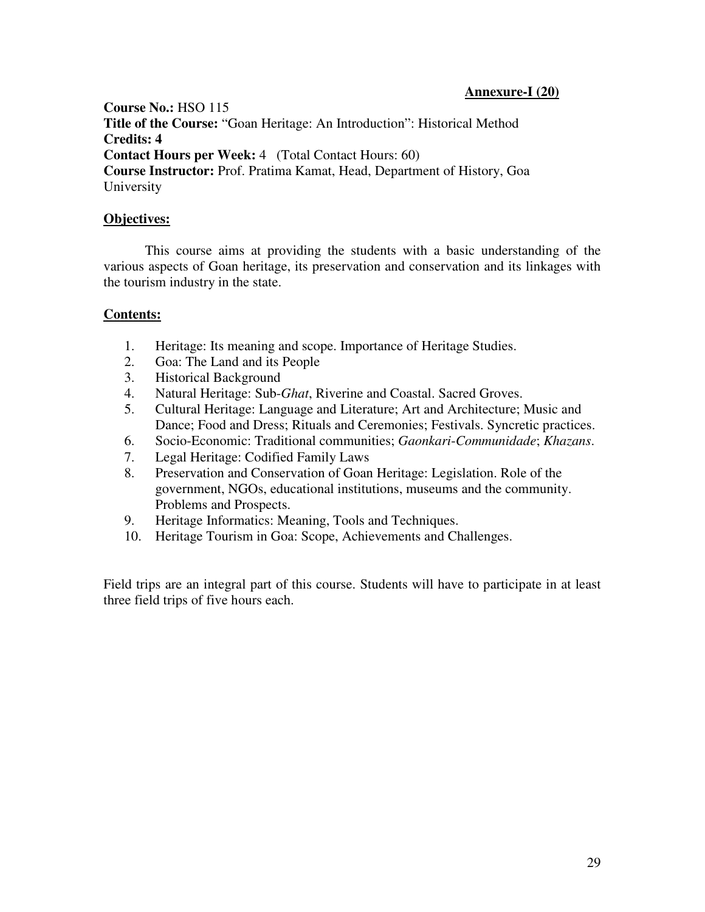**Annexure-I (20)**

**Course No.:** HSO 115
**Title of the Course:** "Goan Heritage: An Introduction": Historical Method
**Credits: 4**
**Contact Hours per Week:** 4 (Total Contact Hours: 60)
**Course Instructor:** Prof. Pratima Kamat, Head, Department of History, Goa University

## Objectives:

This course aims at providing the students with a basic understanding of the various aspects of Goan heritage, its preservation and conservation and its linkages with the tourism industry in the state.

## Contents:

1. Heritage: Its meaning and scope. Importance of Heritage Studies.
2. Goa: The Land and its People
3. Historical Background
4. Natural Heritage: Sub-*Ghat*, Riverine and Coastal. Sacred Groves.
5. Cultural Heritage: Language and Literature; Art and Architecture; Music and Dance; Food and Dress; Rituals and Ceremonies; Festivals. Syncretic practices.
6. Socio-Economic: Traditional communities; *Gaonkari-Communidade*; *Khazans*.
7. Legal Heritage: Codified Family Laws
8. Preservation and Conservation of Goan Heritage: Legislation. Role of the government, NGOs, educational institutions, museums and the community. Problems and Prospects.
9. Heritage Informatics: Meaning, Tools and Techniques.
10. Heritage Tourism in Goa: Scope, Achievements and Challenges.

Field trips are an integral part of this course. Students will have to participate in at least three field trips of five hours each.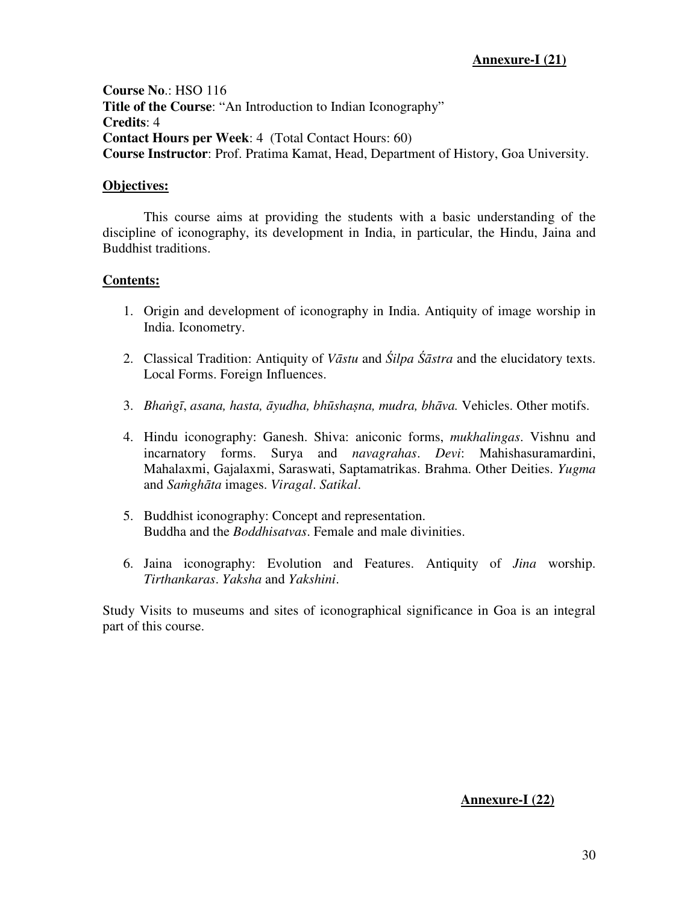**Annexure-I (21)**

**Course No**.: HSO 116
**Title of the Course**: "An Introduction to Indian Iconography"
**Credits**: 4
**Contact Hours per Week**: 4 (Total Contact Hours: 60)
**Course Instructor**: Prof. Pratima Kamat, Head, Department of History, Goa University.

**Objectives:**

This course aims at providing the students with a basic understanding of the discipline of iconography, its development in India, in particular, the Hindu, Jaina and Buddhist traditions.

**Contents:**

1. Origin and development of iconography in India. Antiquity of image worship in India. Iconometry.

2. Classical Tradition: Antiquity of *Vāstu* and *Śilpa Śāstra* and the elucidatory texts. Local Forms. Foreign Influences.

3. *Bhaṅgī*, *asana, hasta, āyudha, bhūshaṣna, mudra, bhāva.* Vehicles. Other motifs.

4. Hindu iconography: Ganesh. Shiva: aniconic forms, *mukhalingas*. Vishnu and incarnatory forms. Surya and *navagrahas*. *Devi*: Mahishasuramardini, Mahalaxmi, Gajalaxmi, Saraswati, Saptamatrikas. Brahma. Other Deities. *Yugma* and *Saṁghāta* images. *Viragal*. *Satikal*.

5. Buddhist iconography: Concept and representation.
   Buddha and the *Boddhisatvas*. Female and male divinities.

6. Jaina iconography: Evolution and Features. Antiquity of *Jina* worship. *Tirthankaras*. *Yaksha* and *Yakshini*.

Study Visits to museums and sites of iconographical significance in Goa is an integral part of this course.

**Annexure-I (22)**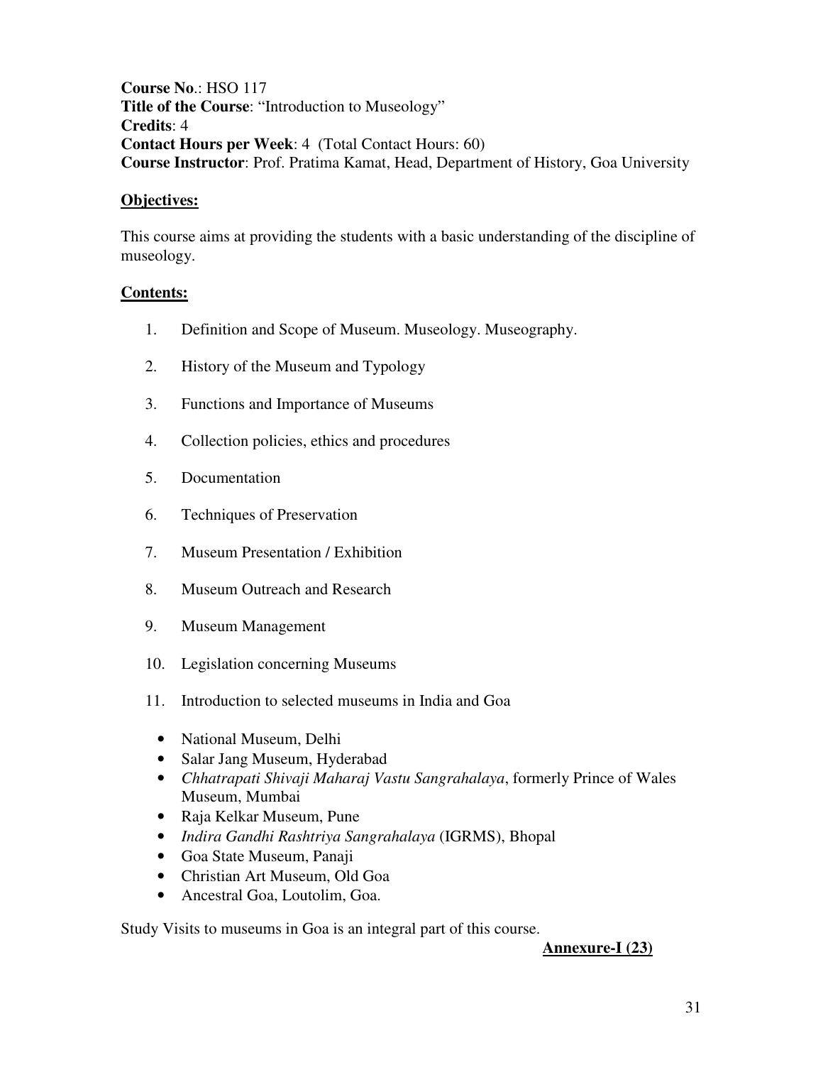**Course No**.: HSO 117
**Title of the Course**: "Introduction to Museology"
**Credits**: 4
**Contact Hours per Week**: 4 (Total Contact Hours: 60)
**Course Instructor**: Prof. Pratima Kamat, Head, Department of History, Goa University

**Objectives:**

This course aims at providing the students with a basic understanding of the discipline of museology.

**Contents:**

1. Definition and Scope of Museum. Museology. Museography.
2. History of the Museum and Typology
3. Functions and Importance of Museums
4. Collection policies, ethics and procedures
5. Documentation
6. Techniques of Preservation
7. Museum Presentation / Exhibition
8. Museum Outreach and Research
9. Museum Management
10. Legislation concerning Museums
11. Introduction to selected museums in India and Goa
    - National Museum, Delhi
    - Salar Jang Museum, Hyderabad
    - *Chhatrapati Shivaji Maharaj Vastu Sangrahalaya*, formerly Prince of Wales Museum, Mumbai
    - Raja Kelkar Museum, Pune
    - *Indira Gandhi Rashtriya Sangrahalaya* (IGRMS), Bhopal
    - Goa State Museum, Panaji
    - Christian Art Museum, Old Goa
    - Ancestral Goa, Loutolim, Goa.

Study Visits to museums in Goa is an integral part of this course.

**Annexure-I (23)**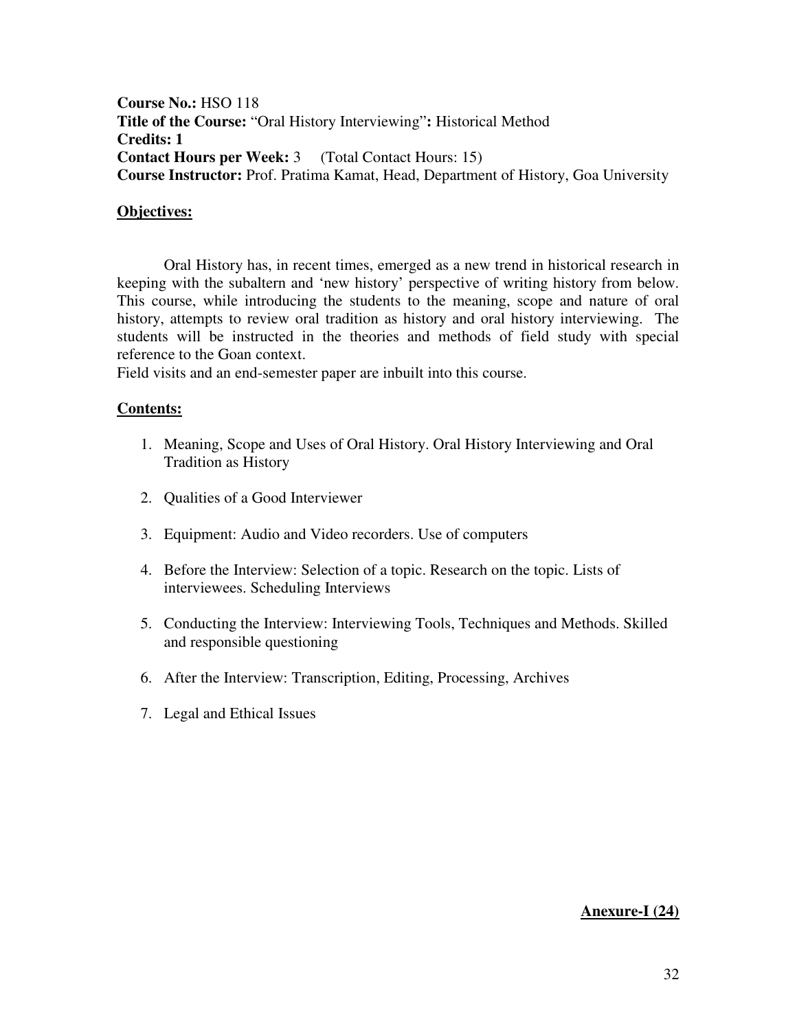**Course No.:** HSO 118
**Title of the Course:** "Oral History Interviewing"**:** Historical Method
**Credits: 1**
**Contact Hours per Week:** 3 (Total Contact Hours: 15)
**Course Instructor:** Prof. Pratima Kamat, Head, Department of History, Goa University

**<u>Objectives:</u>**

Oral History has, in recent times, emerged as a new trend in historical research in keeping with the subaltern and 'new history' perspective of writing history from below. This course, while introducing the students to the meaning, scope and nature of oral history, attempts to review oral tradition as history and oral history interviewing. The students will be instructed in the theories and methods of field study with special reference to the Goan context.
Field visits and an end-semester paper are inbuilt into this course.

**<u>Contents:</u>**

1. Meaning, Scope and Uses of Oral History. Oral History Interviewing and Oral Tradition as History

2. Qualities of a Good Interviewer

3. Equipment: Audio and Video recorders. Use of computers

4. Before the Interview: Selection of a topic. Research on the topic. Lists of interviewees. Scheduling Interviews

5. Conducting the Interview: Interviewing Tools, Techniques and Methods. Skilled and responsible questioning

6. After the Interview: Transcription, Editing, Processing, Archives

7. Legal and Ethical Issues

**<u>Anexure-I (24)</u>**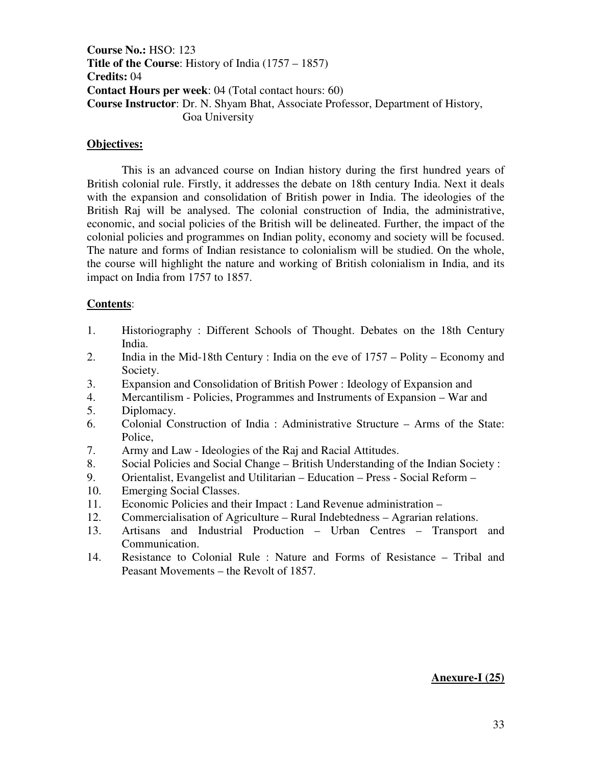**Course No.:** HSO: 123
**Title of the Course**: History of India (1757 – 1857)
**Credits:** 04
**Contact Hours per week**: 04 (Total contact hours: 60)
**Course Instructor**: Dr. N. Shyam Bhat, Associate Professor, Department of History, Goa University

**Objectives:**

This is an advanced course on Indian history during the first hundred years of British colonial rule. Firstly, it addresses the debate on 18th century India. Next it deals with the expansion and consolidation of British power in India. The ideologies of the British Raj will be analysed. The colonial construction of India, the administrative, economic, and social policies of the British will be delineated. Further, the impact of the colonial policies and programmes on Indian polity, economy and society will be focused. The nature and forms of Indian resistance to colonialism will be studied. On the whole, the course will highlight the nature and working of British colonialism in India, and its impact on India from 1757 to 1857.

**Contents**:

1. Historiography : Different Schools of Thought. Debates on the 18th Century India.
2. India in the Mid-18th Century : India on the eve of 1757 – Polity – Economy and Society.
3. Expansion and Consolidation of British Power : Ideology of Expansion and
4. Mercantilism - Policies, Programmes and Instruments of Expansion – War and
5. Diplomacy.
6. Colonial Construction of India : Administrative Structure – Arms of the State: Police,
7. Army and Law - Ideologies of the Raj and Racial Attitudes.
8. Social Policies and Social Change – British Understanding of the Indian Society :
9. Orientalist, Evangelist and Utilitarian – Education – Press - Social Reform –
10. Emerging Social Classes.
11. Economic Policies and their Impact : Land Revenue administration –
12. Commercialisation of Agriculture – Rural Indebtedness – Agrarian relations.
13. Artisans and Industrial Production – Urban Centres – Transport and Communication.
14. Resistance to Colonial Rule : Nature and Forms of Resistance – Tribal and Peasant Movements – the Revolt of 1857.

**Anexure-I (25)**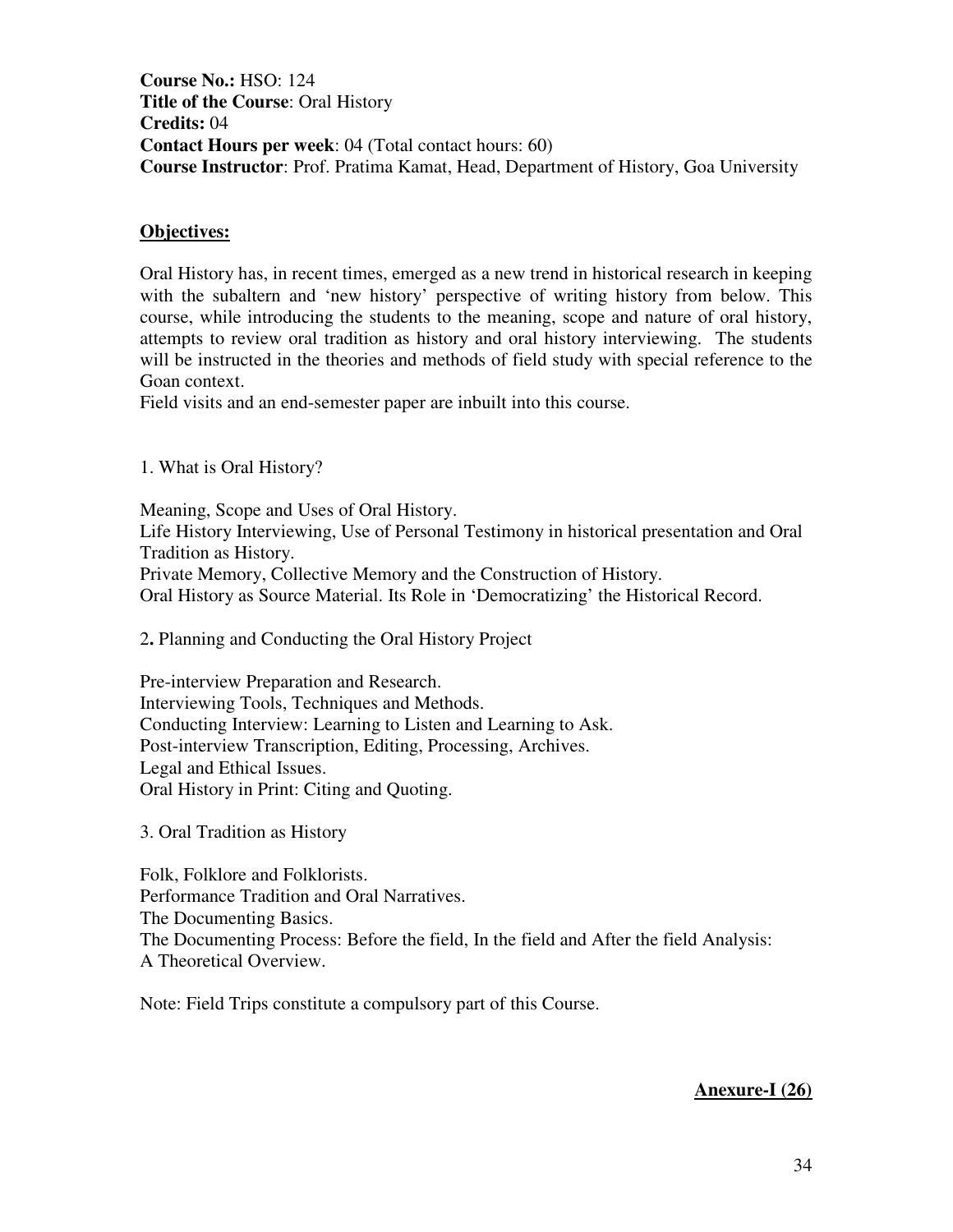**Course No.:** HSO: 124
**Title of the Course**: Oral History
**Credits:** 04
**Contact Hours per week**: 04 (Total contact hours: 60)
**Course Instructor**: Prof. Pratima Kamat, Head, Department of History, Goa University

**<u>Objectives:</u>**

Oral History has, in recent times, emerged as a new trend in historical research in keeping with the subaltern and 'new history' perspective of writing history from below. This course, while introducing the students to the meaning, scope and nature of oral history, attempts to review oral tradition as history and oral history interviewing. The students will be instructed in the theories and methods of field study with special reference to the Goan context.
Field visits and an end-semester paper are inbuilt into this course.

1. What is Oral History?

Meaning, Scope and Uses of Oral History.
Life History Interviewing, Use of Personal Testimony in historical presentation and Oral Tradition as History.
Private Memory, Collective Memory and the Construction of History.
Oral History as Source Material. Its Role in 'Democratizing' the Historical Record.

2**.** Planning and Conducting the Oral History Project

Pre-interview Preparation and Research.
Interviewing Tools, Techniques and Methods.
Conducting Interview: Learning to Listen and Learning to Ask.
Post-interview Transcription, Editing, Processing, Archives.
Legal and Ethical Issues.
Oral History in Print: Citing and Quoting.

3. Oral Tradition as History

Folk, Folklore and Folklorists.
Performance Tradition and Oral Narratives.
The Documenting Basics.
The Documenting Process: Before the field, In the field and After the field Analysis: A Theoretical Overview.

Note: Field Trips constitute a compulsory part of this Course.

**<u>Anexure-I (26)</u>**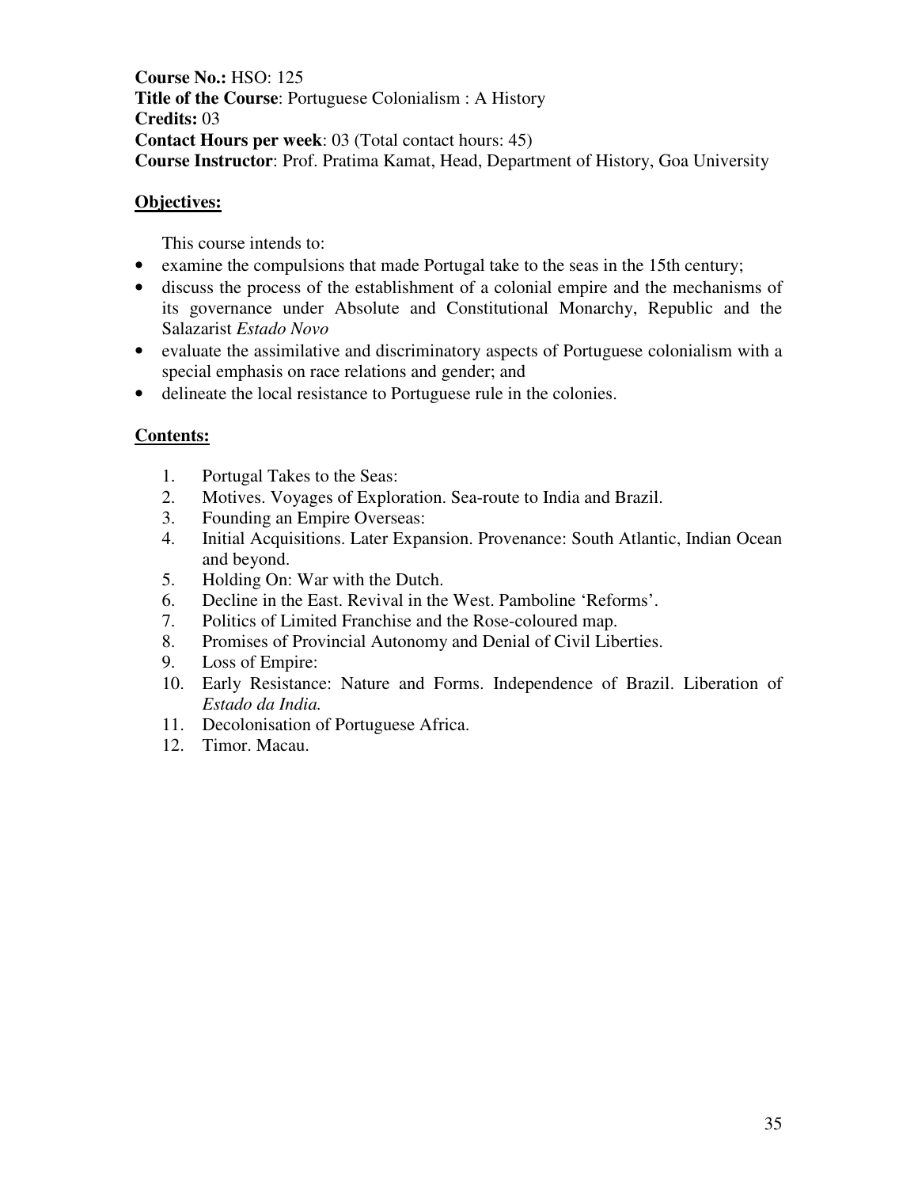**Course No.:** HSO: 125
**Title of the Course**: Portuguese Colonialism : A History
**Credits:** 03
**Contact Hours per week**: 03 (Total contact hours: 45)
**Course Instructor**: Prof. Pratima Kamat, Head, Department of History, Goa University

**Objectives:**

This course intends to:

- examine the compulsions that made Portugal take to the seas in the 15th century;
- discuss the process of the establishment of a colonial empire and the mechanisms of its governance under Absolute and Constitutional Monarchy, Republic and the Salazarist *Estado Novo*
- evaluate the assimilative and discriminatory aspects of Portuguese colonialism with a special emphasis on race relations and gender; and
- delineate the local resistance to Portuguese rule in the colonies.

**Contents:**

1. Portugal Takes to the Seas:
2. Motives. Voyages of Exploration. Sea-route to India and Brazil.
3. Founding an Empire Overseas:
4. Initial Acquisitions. Later Expansion. Provenance: South Atlantic, Indian Ocean and beyond.
5. Holding On: War with the Dutch.
6. Decline in the East. Revival in the West. Pamboline 'Reforms'.
7. Politics of Limited Franchise and the Rose-coloured map.
8. Promises of Provincial Autonomy and Denial of Civil Liberties.
9. Loss of Empire:
10. Early Resistance: Nature and Forms. Independence of Brazil. Liberation of *Estado da India.*
11. Decolonisation of Portuguese Africa.
12. Timor. Macau.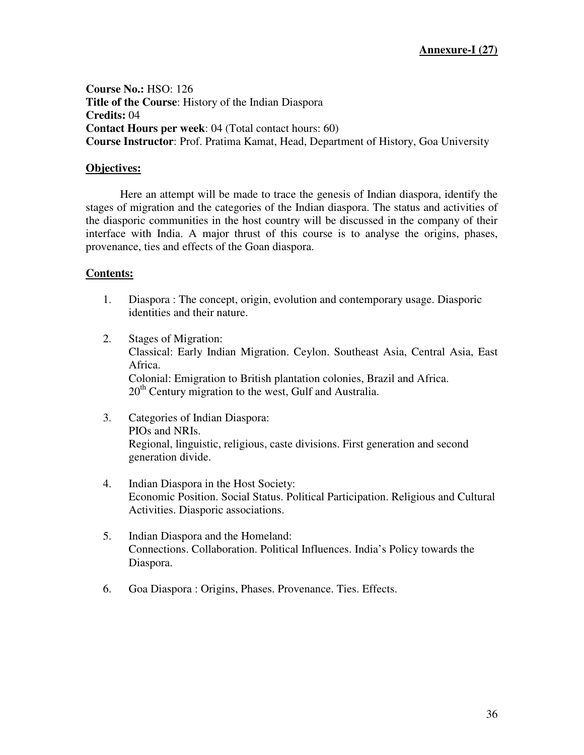**Annexure-I (27)**

**Course No.:** HSO: 126
**Title of the Course**: History of the Indian Diaspora
**Credits:** 04
**Contact Hours per week**: 04 (Total contact hours: 60)
**Course Instructor**: Prof. Pratima Kamat, Head, Department of History, Goa University

**Objectives:**

Here an attempt will be made to trace the genesis of Indian diaspora, identify the stages of migration and the categories of the Indian diaspora. The status and activities of the diasporic communities in the host country will be discussed in the company of their interface with India. A major thrust of this course is to analyse the origins, phases, provenance, ties and effects of the Goan diaspora.

**Contents:**

1. Diaspora : The concept, origin, evolution and contemporary usage. Diasporic identities and their nature.

2. Stages of Migration:
   Classical: Early Indian Migration. Ceylon. Southeast Asia, Central Asia, East Africa.
   Colonial: Emigration to British plantation colonies, Brazil and Africa.
   20th Century migration to the west, Gulf and Australia.

3. Categories of Indian Diaspora:
   PIOs and NRIs.
   Regional, linguistic, religious, caste divisions. First generation and second generation divide.

4. Indian Diaspora in the Host Society:
   Economic Position. Social Status. Political Participation. Religious and Cultural Activities. Diasporic associations.

5. Indian Diaspora and the Homeland:
   Connections. Collaboration. Political Influences. India's Policy towards the Diaspora.

6. Goa Diaspora : Origins, Phases. Provenance. Ties. Effects.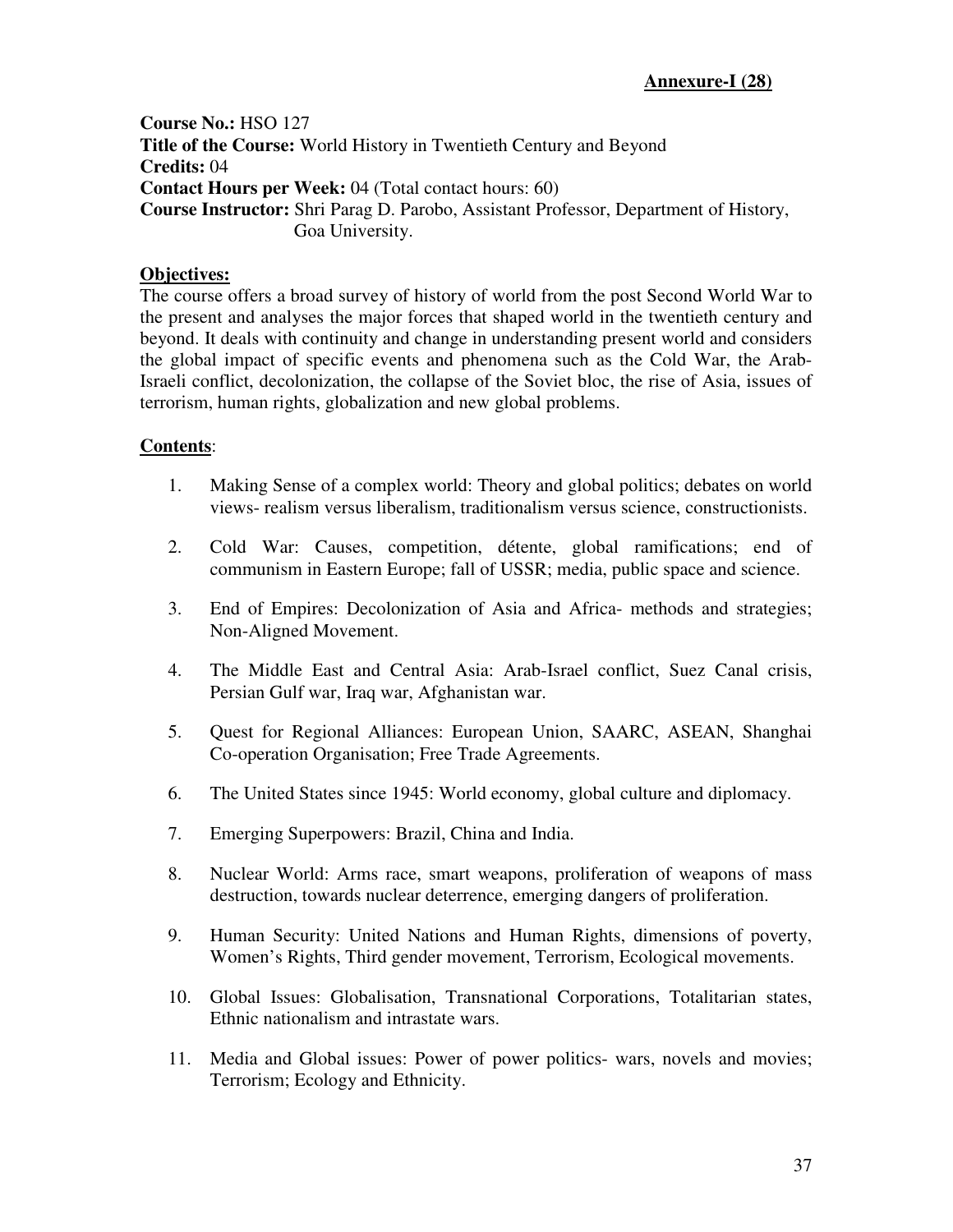**Annexure-I (28)**

**Course No.:** HSO 127
**Title of the Course:** World History in Twentieth Century and Beyond
**Credits:** 04
**Contact Hours per Week:** 04 (Total contact hours: 60)
**Course Instructor:** Shri Parag D. Parobo, Assistant Professor, Department of History, Goa University.

**Objectives:**

The course offers a broad survey of history of world from the post Second World War to the present and analyses the major forces that shaped world in the twentieth century and beyond. It deals with continuity and change in understanding present world and considers the global impact of specific events and phenomena such as the Cold War, the Arab-Israeli conflict, decolonization, the collapse of the Soviet bloc, the rise of Asia, issues of terrorism, human rights, globalization and new global problems.

**Contents**:

1. Making Sense of a complex world: Theory and global politics; debates on world views- realism versus liberalism, traditionalism versus science, constructionists.
2. Cold War: Causes, competition, détente, global ramifications; end of communism in Eastern Europe; fall of USSR; media, public space and science.
3. End of Empires: Decolonization of Asia and Africa- methods and strategies; Non-Aligned Movement.
4. The Middle East and Central Asia: Arab-Israel conflict, Suez Canal crisis, Persian Gulf war, Iraq war, Afghanistan war.
5. Quest for Regional Alliances: European Union, SAARC, ASEAN, Shanghai Co-operation Organisation; Free Trade Agreements.
6. The United States since 1945: World economy, global culture and diplomacy.
7. Emerging Superpowers: Brazil, China and India.
8. Nuclear World: Arms race, smart weapons, proliferation of weapons of mass destruction, towards nuclear deterrence, emerging dangers of proliferation.
9. Human Security: United Nations and Human Rights, dimensions of poverty, Women's Rights, Third gender movement, Terrorism, Ecological movements.
10. Global Issues: Globalisation, Transnational Corporations, Totalitarian states, Ethnic nationalism and intrastate wars.
11. Media and Global issues: Power of power politics- wars, novels and movies; Terrorism; Ecology and Ethnicity.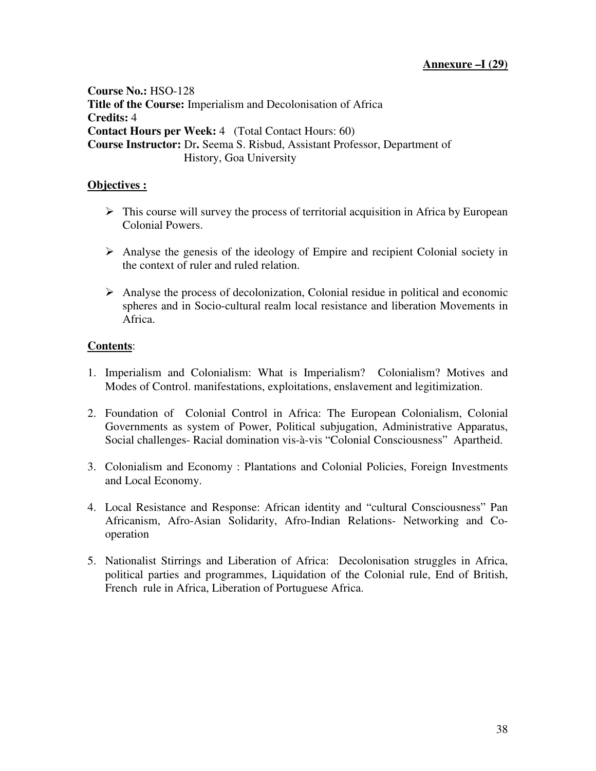**Annexure –I (29)**

**Course No.:** HSO-128
**Title of the Course:** Imperialism and Decolonisation of Africa
**Credits:** 4
**Contact Hours per Week:** 4 (Total Contact Hours: 60)
**Course Instructor:** Dr**.** Seema S. Risbud, Assistant Professor, Department of History, Goa University

**Objectives :**

- This course will survey the process of territorial acquisition in Africa by European Colonial Powers.
- Analyse the genesis of the ideology of Empire and recipient Colonial society in the context of ruler and ruled relation.
- Analyse the process of decolonization, Colonial residue in political and economic spheres and in Socio-cultural realm local resistance and liberation Movements in Africa.

**Contents**:

1. Imperialism and Colonialism: What is Imperialism? Colonialism? Motives and Modes of Control. manifestations, exploitations, enslavement and legitimization.
2. Foundation of Colonial Control in Africa: The European Colonialism, Colonial Governments as system of Power, Political subjugation, Administrative Apparatus, Social challenges- Racial domination vis-à-vis "Colonial Consciousness" Apartheid.
3. Colonialism and Economy : Plantations and Colonial Policies, Foreign Investments and Local Economy.
4. Local Resistance and Response: African identity and "cultural Consciousness" Pan Africanism, Afro-Asian Solidarity, Afro-Indian Relations- Networking and Co-operation
5. Nationalist Stirrings and Liberation of Africa: Decolonisation struggles in Africa, political parties and programmes, Liquidation of the Colonial rule, End of British, French rule in Africa, Liberation of Portuguese Africa.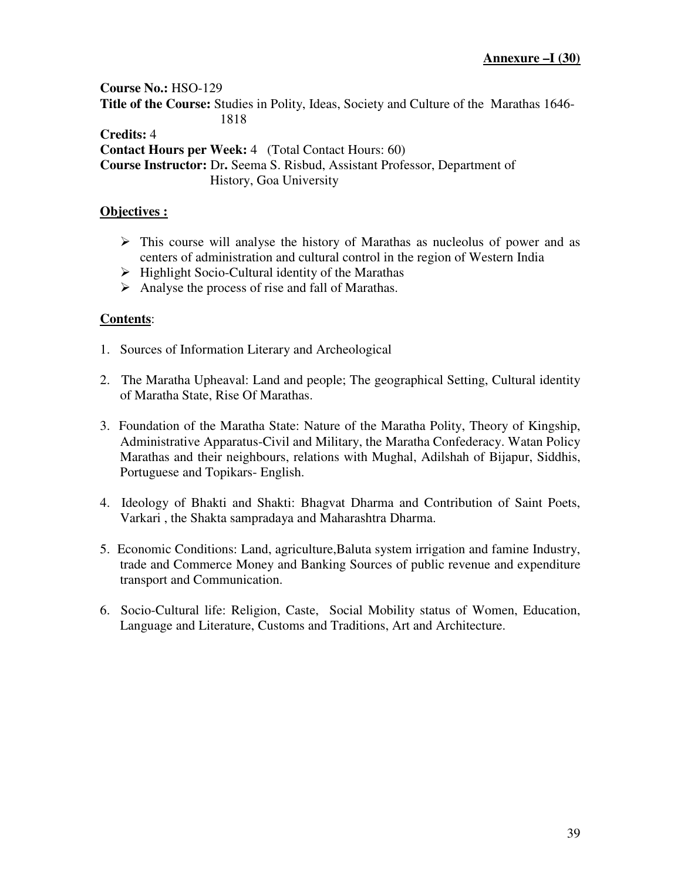**Annexure –I (30)**

**Course No.:** HSO-129

**Title of the Course:** Studies in Polity, Ideas, Society and Culture of the Marathas 1646-1818

**Credits:** 4

**Contact Hours per Week:** 4 (Total Contact Hours: 60)

**Course Instructor:** Dr**.** Seema S. Risbud, Assistant Professor, Department of History, Goa University

**Objectives :**

- This course will analyse the history of Marathas as nucleolus of power and as centers of administration and cultural control in the region of Western India
- Highlight Socio-Cultural identity of the Marathas
- Analyse the process of rise and fall of Marathas.

**Contents**:

1. Sources of Information Literary and Archeological
2. The Maratha Upheaval: Land and people; The geographical Setting, Cultural identity of Maratha State, Rise Of Marathas.
3. Foundation of the Maratha State: Nature of the Maratha Polity, Theory of Kingship, Administrative Apparatus-Civil and Military, the Maratha Confederacy. Watan Policy Marathas and their neighbours, relations with Mughal, Adilshah of Bijapur, Siddhis, Portuguese and Topikars- English.
4. Ideology of Bhakti and Shakti: Bhagvat Dharma and Contribution of Saint Poets, Varkari , the Shakta sampradaya and Maharashtra Dharma.
5. Economic Conditions: Land, agriculture,Baluta system irrigation and famine Industry, trade and Commerce Money and Banking Sources of public revenue and expenditure transport and Communication.
6. Socio-Cultural life: Religion, Caste, Social Mobility status of Women, Education, Language and Literature, Customs and Traditions, Art and Architecture.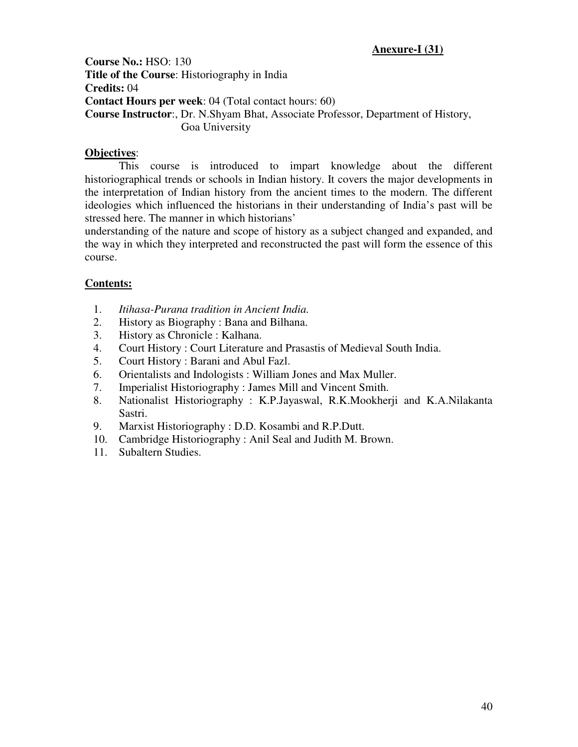**Anexure-I (31)**

**Course No.:** HSO: 130
**Title of the Course**: Historiography in India
**Credits:** 04
**Contact Hours per week**: 04 (Total contact hours: 60)
**Course Instructor**:, Dr. N.Shyam Bhat, Associate Professor, Department of History, Goa University

**Objectives**:

This course is introduced to impart knowledge about the different historiographical trends or schools in Indian history. It covers the major developments in the interpretation of Indian history from the ancient times to the modern. The different ideologies which influenced the historians in their understanding of India's past will be stressed here. The manner in which historians' understanding of the nature and scope of history as a subject changed and expanded, and the way in which they interpreted and reconstructed the past will form the essence of this course.

**Contents:**

1. *Itihasa-Purana tradition in Ancient India.*
2. History as Biography : Bana and Bilhana.
3. History as Chronicle : Kalhana.
4. Court History : Court Literature and Prasastis of Medieval South India.
5. Court History : Barani and Abul Fazl.
6. Orientalists and Indologists : William Jones and Max Muller.
7. Imperialist Historiography : James Mill and Vincent Smith.
8. Nationalist Historiography : K.P.Jayaswal, R.K.Mookherji and K.A.Nilakanta Sastri.
9. Marxist Historiography : D.D. Kosambi and R.P.Dutt.
10. Cambridge Historiography : Anil Seal and Judith M. Brown.
11. Subaltern Studies.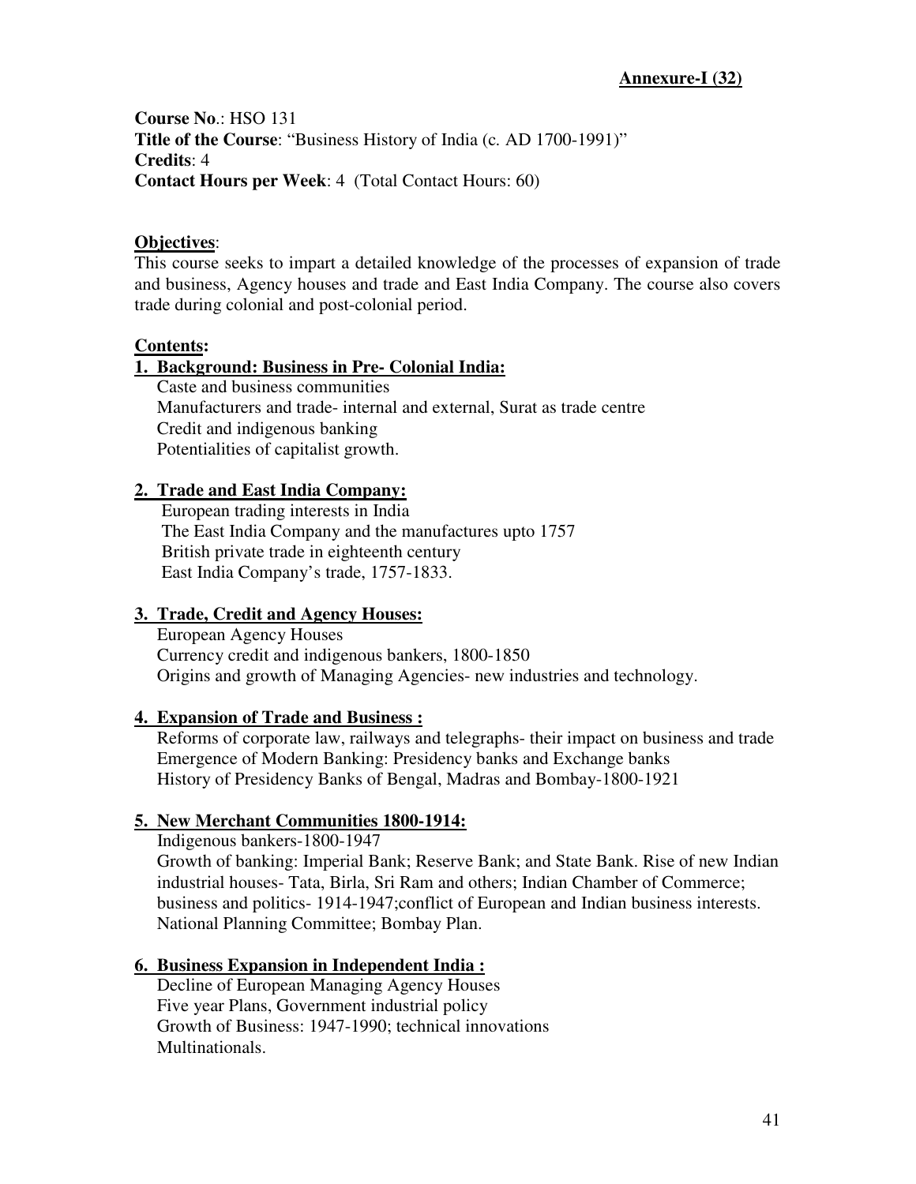**Annexure-I (32)**

**Course No**.: HSO 131
**Title of the Course**: "Business History of India (c. AD 1700-1991)"
**Credits**: 4
**Contact Hours per Week**: 4 (Total Contact Hours: 60)

**Objectives**:

This course seeks to impart a detailed knowledge of the processes of expansion of trade and business, Agency houses and trade and East India Company. The course also covers trade during colonial and post-colonial period.

**Contents:**

**1. Background: Business in Pre- Colonial India:**

Caste and business communities
Manufacturers and trade- internal and external, Surat as trade centre
Credit and indigenous banking
Potentialities of capitalist growth.

**2. Trade and East India Company:**

European trading interests in India
The East India Company and the manufactures upto 1757
British private trade in eighteenth century
East India Company's trade, 1757-1833.

**3. Trade, Credit and Agency Houses:**

European Agency Houses
Currency credit and indigenous bankers, 1800-1850
Origins and growth of Managing Agencies- new industries and technology.

**4. Expansion of Trade and Business :**

Reforms of corporate law, railways and telegraphs- their impact on business and trade
Emergence of Modern Banking: Presidency banks and Exchange banks
History of Presidency Banks of Bengal, Madras and Bombay-1800-1921

**5. New Merchant Communities 1800-1914:**

Indigenous bankers-1800-1947
Growth of banking: Imperial Bank; Reserve Bank; and State Bank. Rise of new Indian industrial houses- Tata, Birla, Sri Ram and others; Indian Chamber of Commerce; business and politics- 1914-1947;conflict of European and Indian business interests. National Planning Committee; Bombay Plan.

**6. Business Expansion in Independent India :**

Decline of European Managing Agency Houses
Five year Plans, Government industrial policy
Growth of Business: 1947-1990; technical innovations
Multinationals.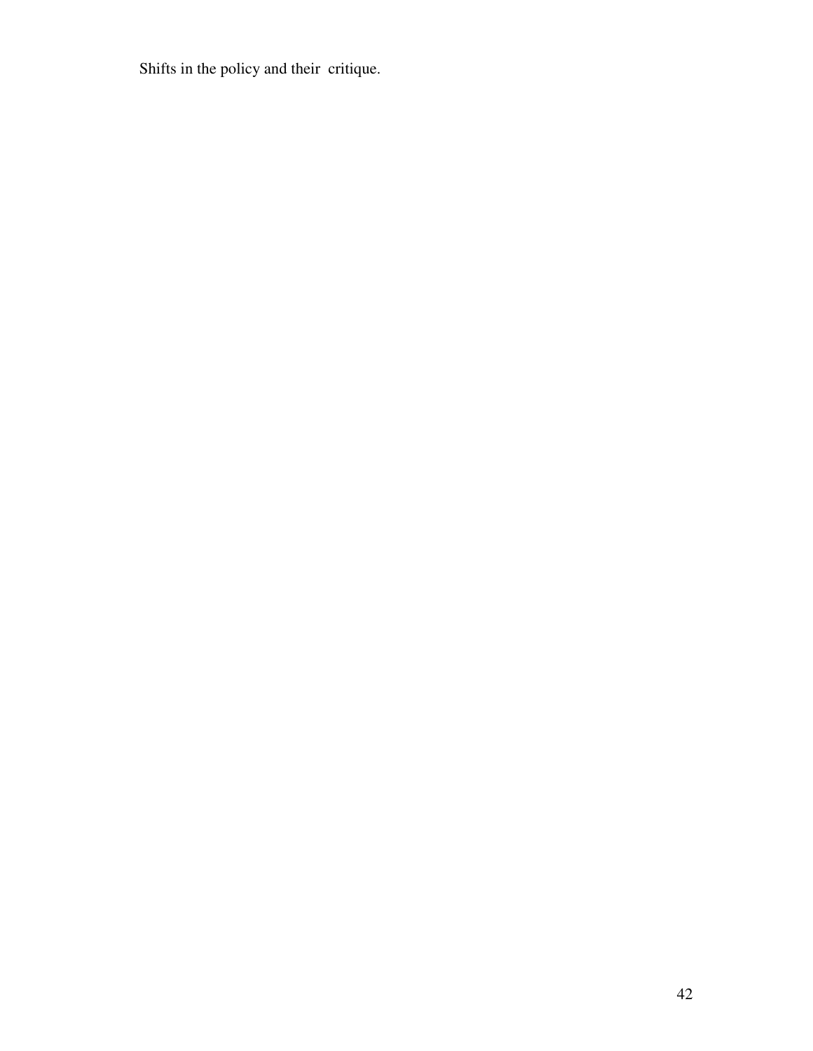Shifts in the policy and their critique.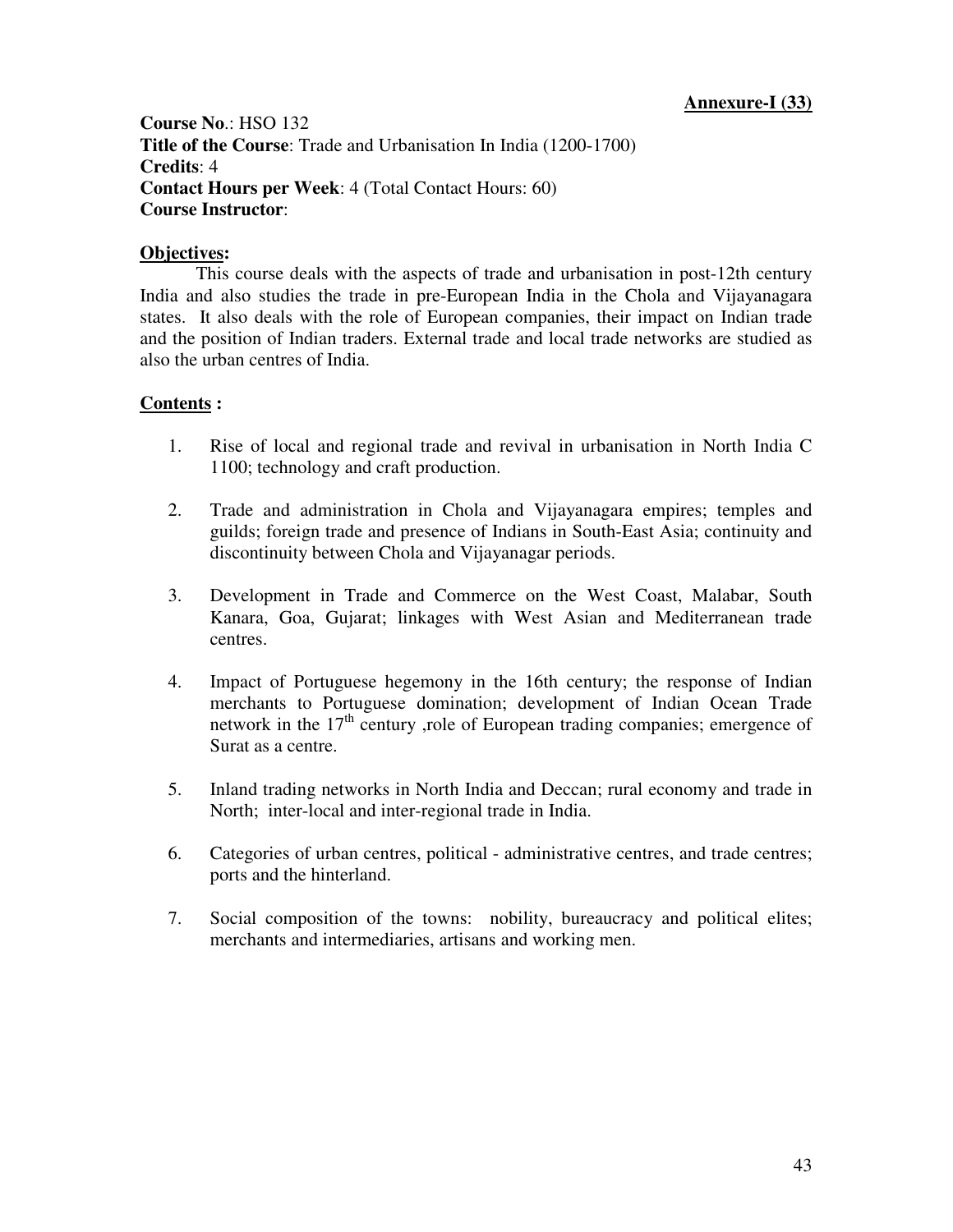**Annexure-I (33)**

**Course No**.: HSO 132
**Title of the Course**: Trade and Urbanisation In India (1200-1700)
**Credits**: 4
**Contact Hours per Week**: 4 (Total Contact Hours: 60)
**Course Instructor**:

**Objectives:**

This course deals with the aspects of trade and urbanisation in post-12th century India and also studies the trade in pre-European India in the Chola and Vijayanagara states. It also deals with the role of European companies, their impact on Indian trade and the position of Indian traders. External trade and local trade networks are studied as also the urban centres of India.

**Contents :**

1. Rise of local and regional trade and revival in urbanisation in North India C 1100; technology and craft production.

2. Trade and administration in Chola and Vijayanagara empires; temples and guilds; foreign trade and presence of Indians in South-East Asia; continuity and discontinuity between Chola and Vijayanagar periods.

3. Development in Trade and Commerce on the West Coast, Malabar, South Kanara, Goa, Gujarat; linkages with West Asian and Mediterranean trade centres.

4. Impact of Portuguese hegemony in the 16th century; the response of Indian merchants to Portuguese domination; development of Indian Ocean Trade network in the 17th century ,role of European trading companies; emergence of Surat as a centre.

5. Inland trading networks in North India and Deccan; rural economy and trade in North; inter-local and inter-regional trade in India.

6. Categories of urban centres, political - administrative centres, and trade centres; ports and the hinterland.

7. Social composition of the towns: nobility, bureaucracy and political elites; merchants and intermediaries, artisans and working men.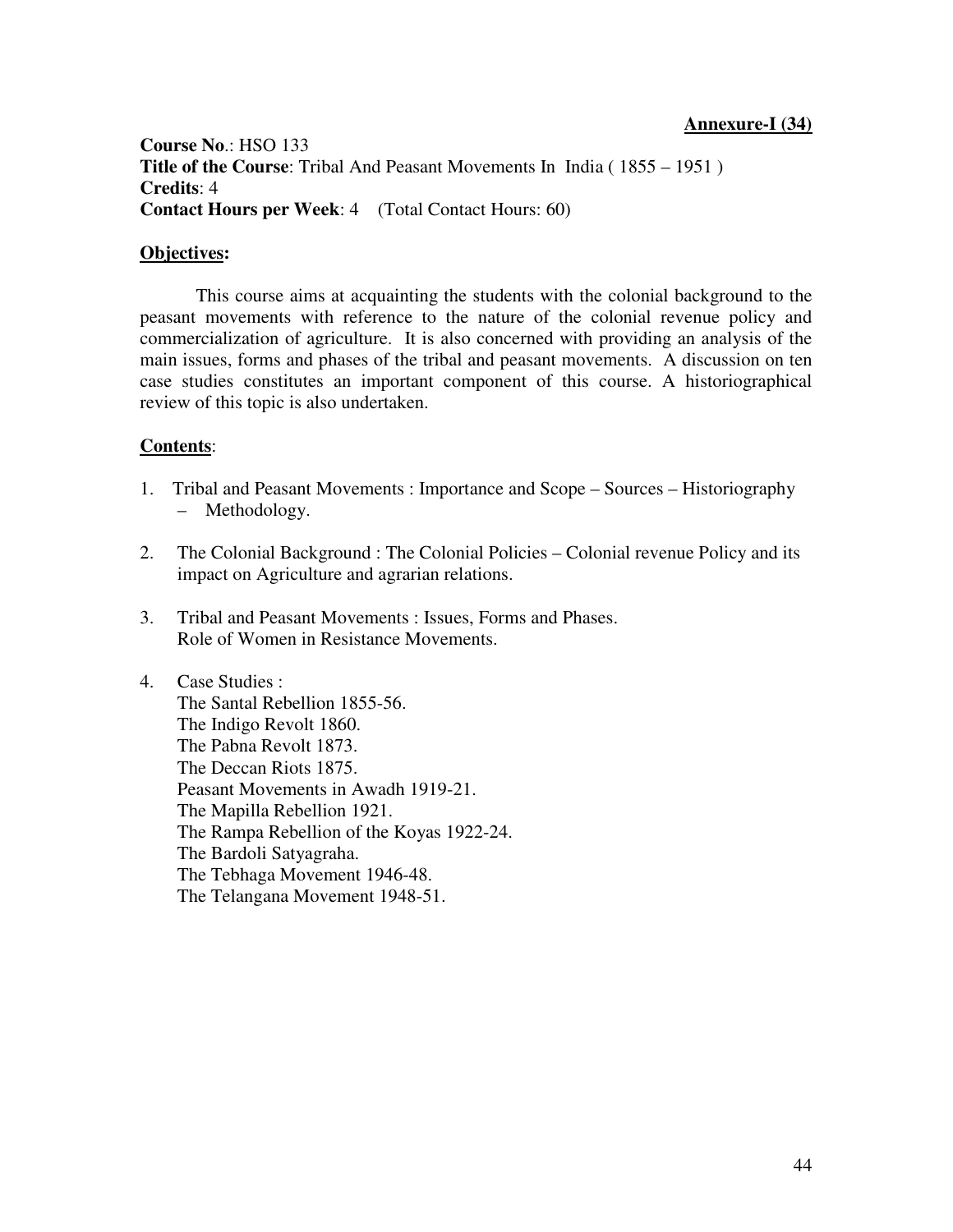**Annexure-I (34)**

**Course No.**: HSO 133
**Title of the Course**: Tribal And Peasant Movements In India ( 1855 – 1951 )
**Credits**: 4
**Contact Hours per Week**: 4 (Total Contact Hours: 60)

**Objectives:**

This course aims at acquainting the students with the colonial background to the peasant movements with reference to the nature of the colonial revenue policy and commercialization of agriculture. It is also concerned with providing an analysis of the main issues, forms and phases of the tribal and peasant movements. A discussion on ten case studies constitutes an important component of this course. A historiographical review of this topic is also undertaken.

**Contents**:

1. Tribal and Peasant Movements : Importance and Scope – Sources – Historiography – Methodology.

2. The Colonial Background : The Colonial Policies – Colonial revenue Policy and its impact on Agriculture and agrarian relations.

3. Tribal and Peasant Movements : Issues, Forms and Phases.
   Role of Women in Resistance Movements.

4. Case Studies :
   The Santal Rebellion 1855-56.
   The Indigo Revolt 1860.
   The Pabna Revolt 1873.
   The Deccan Riots 1875.
   Peasant Movements in Awadh 1919-21.
   The Mapilla Rebellion 1921.
   The Rampa Rebellion of the Koyas 1922-24.
   The Bardoli Satyagraha.
   The Tebhaga Movement 1946-48.
   The Telangana Movement 1948-51.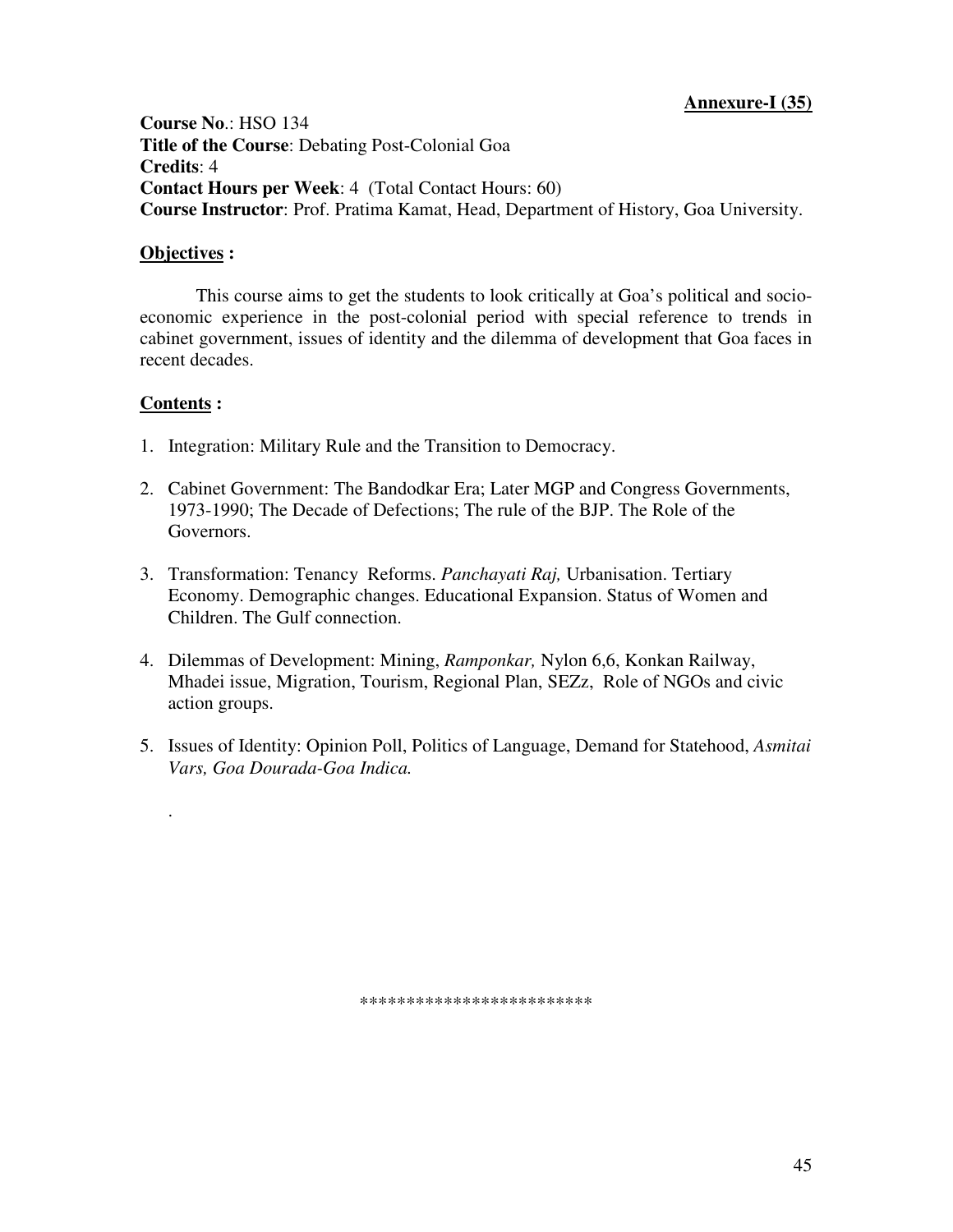**<u>Annexure-I (35)</u>**

**Course No**.: HSO 134
**Title of the Course**: Debating Post-Colonial Goa
**Credits**: 4
**Contact Hours per Week**: 4 (Total Contact Hours: 60)
**Course Instructor**: Prof. Pratima Kamat, Head, Department of History, Goa University.

**<u>Objectives</u> :**

This course aims to get the students to look critically at Goa's political and socio-economic experience in the post-colonial period with special reference to trends in cabinet government, issues of identity and the dilemma of development that Goa faces in recent decades.

**<u>Contents</u> :**

1. Integration: Military Rule and the Transition to Democracy.

2. Cabinet Government: The Bandodkar Era; Later MGP and Congress Governments, 1973-1990; The Decade of Defections; The rule of the BJP. The Role of the Governors.

3. Transformation: Tenancy Reforms. *Panchayati Raj,* Urbanisation. Tertiary Economy. Demographic changes. Educational Expansion. Status of Women and Children. The Gulf connection.

4. Dilemmas of Development: Mining, *Ramponkar,* Nylon 6,6, Konkan Railway, Mhadei issue, Migration, Tourism, Regional Plan, SEZz, Role of NGOs and civic action groups.

5. Issues of Identity: Opinion Poll, Politics of Language, Demand for Statehood, *Asmitai Vars, Goa Dourada-Goa Indica.*

.

*************************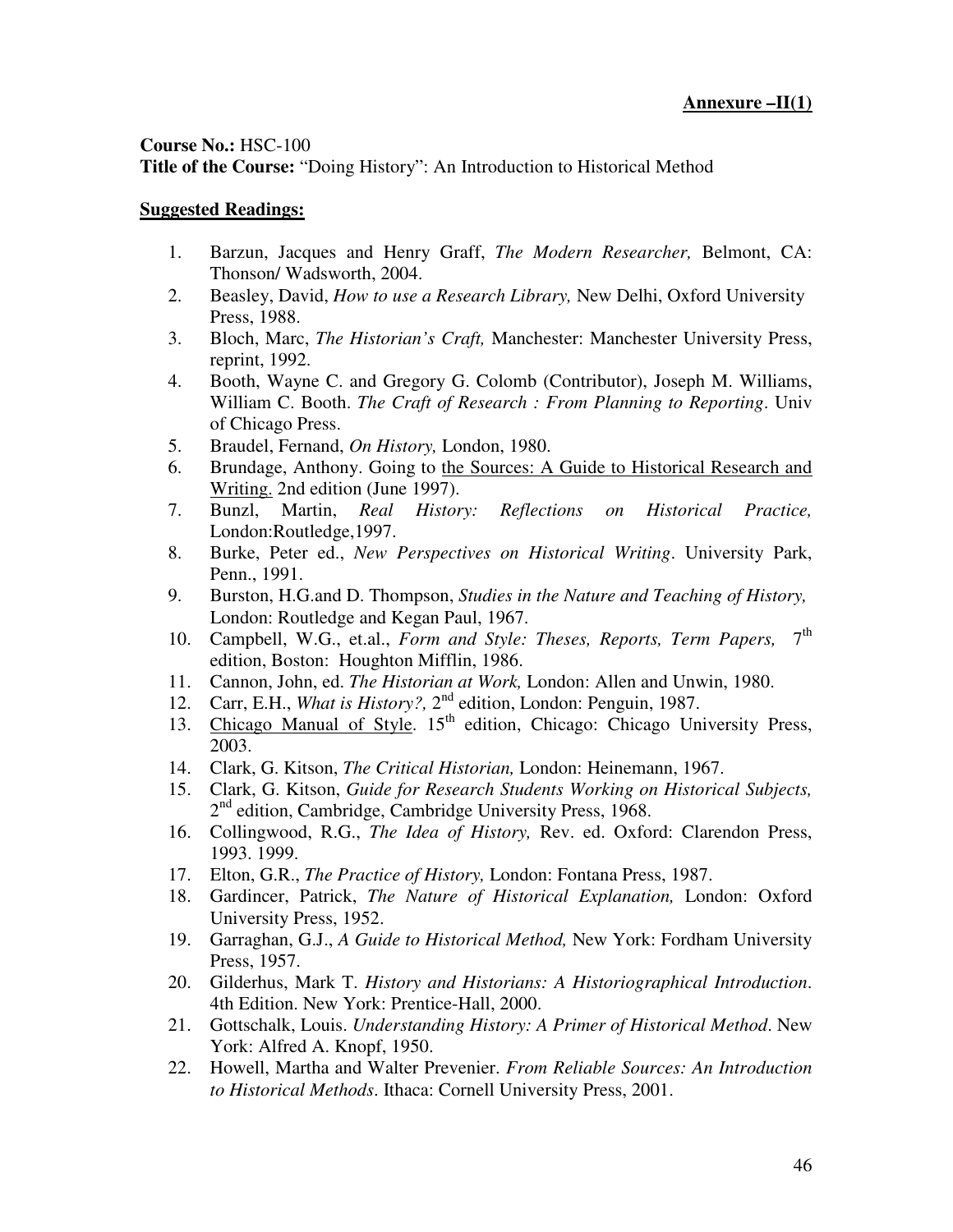**Annexure –II(1)**

**Course No.:** HSC-100
**Title of the Course:** "Doing History": An Introduction to Historical Method

**Suggested Readings:**

1. Barzun, Jacques and Henry Graff, *The Modern Researcher,* Belmont, CA: Thonson/ Wadsworth, 2004.
2. Beasley, David, *How to use a Research Library,* New Delhi, Oxford University Press, 1988.
3. Bloch, Marc, *The Historian's Craft,* Manchester: Manchester University Press, reprint, 1992.
4. Booth, Wayne C. and Gregory G. Colomb (Contributor), Joseph M. Williams, William C. Booth. *The Craft of Research : From Planning to Reporting*. Univ of Chicago Press.
5. Braudel, Fernand, *On History,* London, 1980.
6. Brundage, Anthony. Going to <u>the Sources: A Guide to Historical Research and Writing.</u> 2nd edition (June 1997).
7. Bunzl, Martin, *Real History: Reflections on Historical Practice,* London:Routledge,1997.
8. Burke, Peter ed., *New Perspectives on Historical Writing*. University Park, Penn., 1991.
9. Burston, H.G.and D. Thompson, *Studies in the Nature and Teaching of History,* London: Routledge and Kegan Paul, 1967.
10. Campbell, W.G., et.al., *Form and Style: Theses, Reports, Term Papers,* 7th edition, Boston: Houghton Mifflin, 1986.
11. Cannon, John, ed. *The Historian at Work,* London: Allen and Unwin, 1980.
12. Carr, E.H., *What is History?,* 2nd edition, London: Penguin, 1987.
13. <u>Chicago Manual of Style</u>. 15th edition, Chicago: Chicago University Press, 2003.
14. Clark, G. Kitson, *The Critical Historian,* London: Heinemann, 1967.
15. Clark, G. Kitson, *Guide for Research Students Working on Historical Subjects,* 2nd edition, Cambridge, Cambridge University Press, 1968.
16. Collingwood, R.G., *The Idea of History,* Rev. ed. Oxford: Clarendon Press, 1993. 1999.
17. Elton, G.R., *The Practice of History,* London: Fontana Press, 1987.
18. Gardincer, Patrick, *The Nature of Historical Explanation,* London: Oxford University Press, 1952.
19. Garraghan, G.J., *A Guide to Historical Method,* New York: Fordham University Press, 1957.
20. Gilderhus, Mark T. *History and Historians: A Historiographical Introduction*. 4th Edition. New York: Prentice-Hall, 2000.
21. Gottschalk, Louis. *Understanding History: A Primer of Historical Method*. New York: Alfred A. Knopf, 1950.
22. Howell, Martha and Walter Prevenier. *From Reliable Sources: An Introduction to Historical Methods*. Ithaca: Cornell University Press, 2001.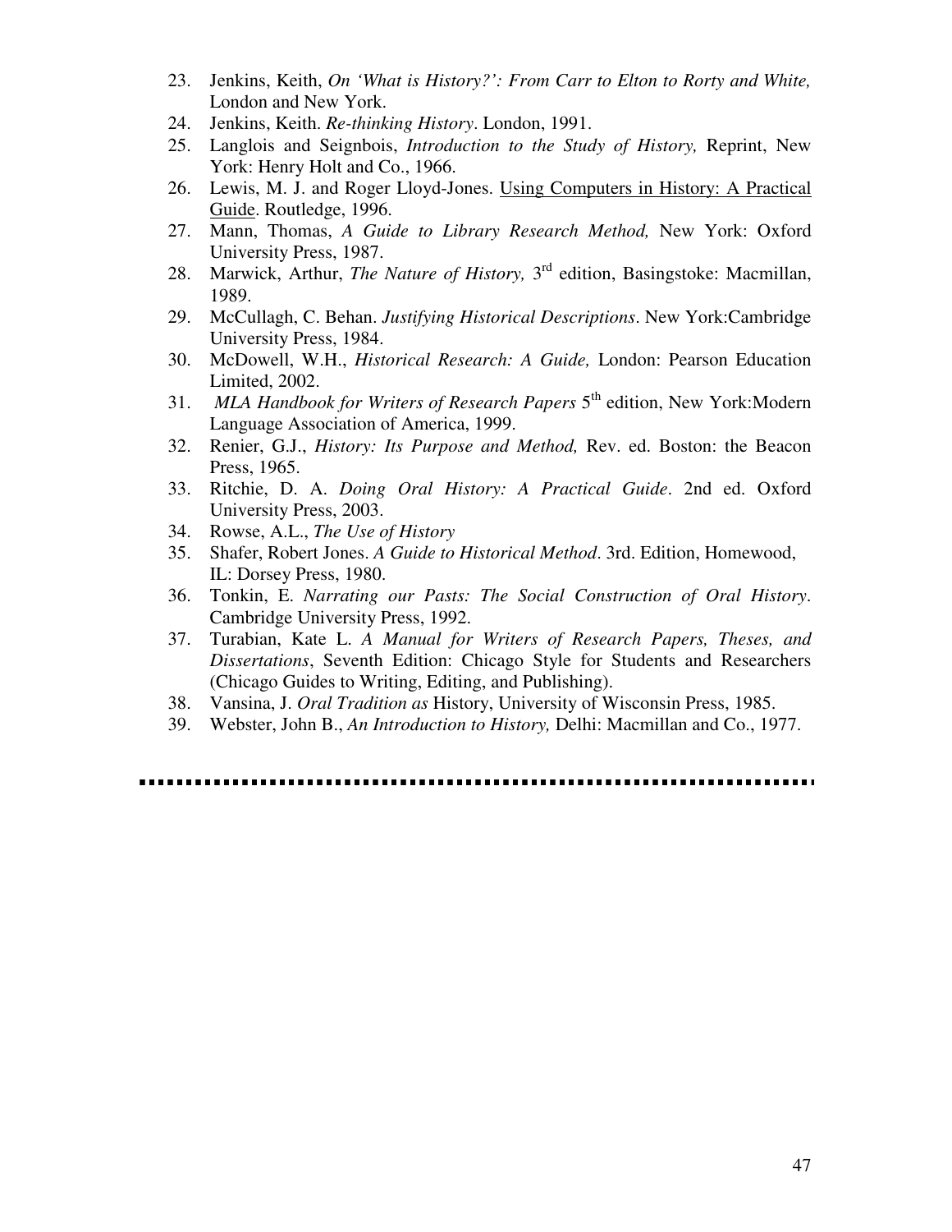23. Jenkins, Keith, *On 'What is History?': From Carr to Elton to Rorty and White,* London and New York.
24. Jenkins, Keith. *Re-thinking History*. London, 1991.
25. Langlois and Seignbois, *Introduction to the Study of History,* Reprint, New York: Henry Holt and Co., 1966.
26. Lewis, M. J. and Roger Lloyd-Jones. Using Computers in History: A Practical Guide. Routledge, 1996.
27. Mann, Thomas, *A Guide to Library Research Method,* New York: Oxford University Press, 1987.
28. Marwick, Arthur, *The Nature of History,* 3rd edition, Basingstoke: Macmillan, 1989.
29. McCullagh, C. Behan. *Justifying Historical Descriptions*. New York:Cambridge University Press, 1984.
30. McDowell, W.H., *Historical Research: A Guide,* London: Pearson Education Limited, 2002.
31. *MLA Handbook for Writers of Research Papers* 5th edition, New York:Modern Language Association of America, 1999.
32. Renier, G.J., *History: Its Purpose and Method,* Rev. ed. Boston: the Beacon Press, 1965.
33. Ritchie, D. A. *Doing Oral History: A Practical Guide*. 2nd ed. Oxford University Press, 2003.
34. Rowse, A.L., *The Use of History*
35. Shafer, Robert Jones. *A Guide to Historical Method*. 3rd. Edition, Homewood, IL: Dorsey Press, 1980.
36. Tonkin, E. *Narrating our Pasts: The Social Construction of Oral History*. Cambridge University Press, 1992.
37. Turabian, Kate L. *A Manual for Writers of Research Papers, Theses, and Dissertations*, Seventh Edition: Chicago Style for Students and Researchers (Chicago Guides to Writing, Editing, and Publishing).
38. Vansina, J. *Oral Tradition as* History, University of Wisconsin Press, 1985.
39. Webster, John B., *An Introduction to History,* Delhi: Macmillan and Co., 1977.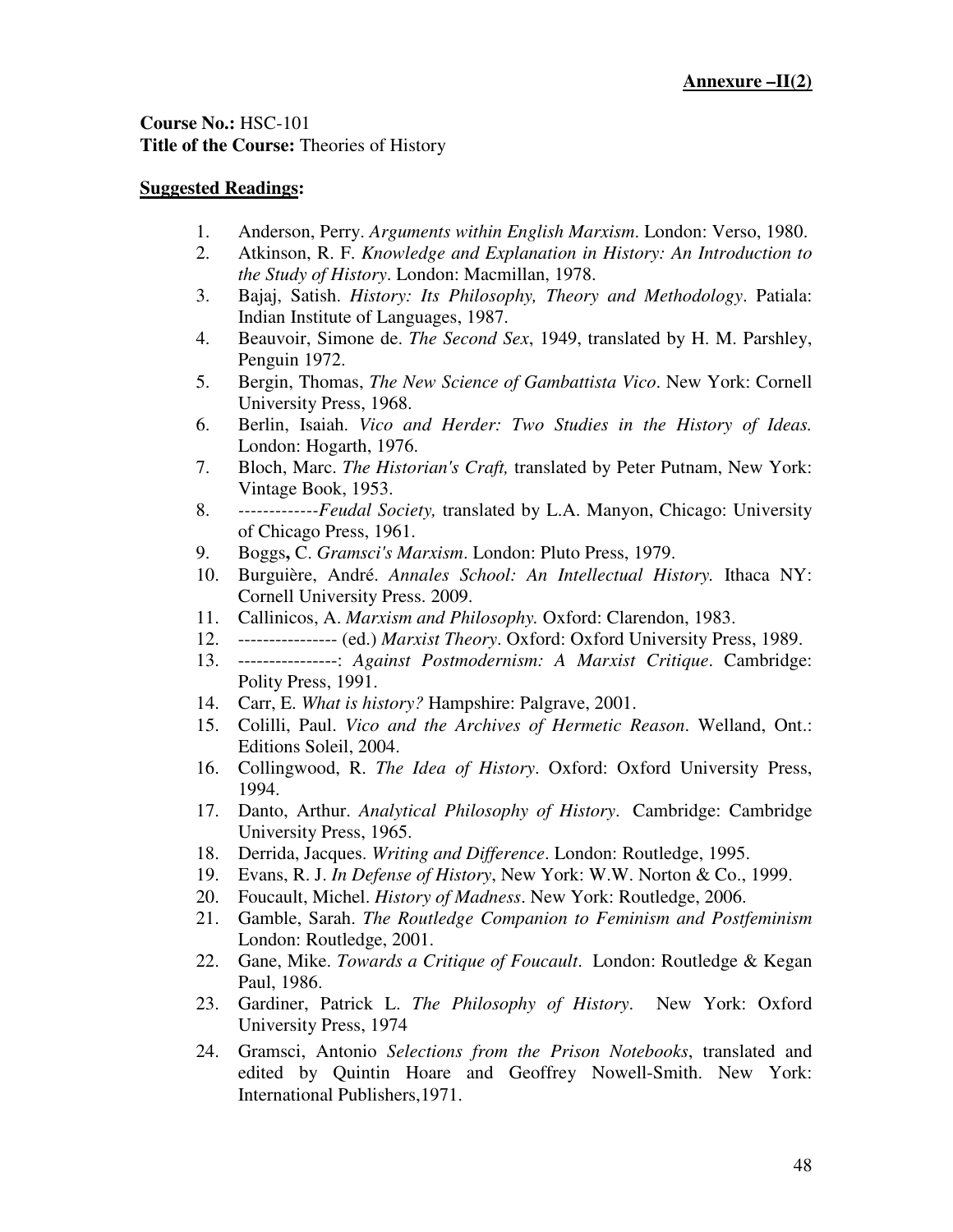**Annexure –II(2)**

**Course No.:** HSC-101
**Title of the Course:** Theories of History

**Suggested Readings:**

1. Anderson, Perry. *Arguments within English Marxism*. London: Verso, 1980.
2. Atkinson, R. F. *Knowledge and Explanation in History: An Introduction to the Study of History*. London: Macmillan, 1978.
3. Bajaj, Satish. *History: Its Philosophy, Theory and Methodology*. Patiala: Indian Institute of Languages, 1987.
4. Beauvoir, Simone de. *The Second Sex*, 1949, translated by H. M. Parshley, Penguin 1972.
5. Bergin, Thomas, *The New Science of Gambattista Vico*. New York: Cornell University Press, 1968.
6. Berlin, Isaiah. *Vico and Herder: Two Studies in the History of Ideas.* London: Hogarth, 1976.
7. Bloch, Marc. *The Historian's Craft,* translated by Peter Putnam, New York: Vintage Book, 1953.
8. -------------*Feudal Society,* translated by L.A. Manyon, Chicago: University of Chicago Press, 1961.
9. Boggs**,** C. *Gramsci's Marxism*. London: Pluto Press, 1979.
10. Burguière, André. *Annales School: An Intellectual History.* Ithaca NY: Cornell University Press. 2009.
11. Callinicos, A. *Marxism and Philosophy.* Oxford: Clarendon, 1983.
12. ---------------- (ed.) *Marxist Theory*. Oxford: Oxford University Press, 1989.
13. ----------------: *Against Postmodernism: A Marxist Critique*. Cambridge: Polity Press, 1991.
14. Carr, E. *What is history?* Hampshire: Palgrave, 2001.
15. Colilli, Paul. *Vico and the Archives of Hermetic Reason*. Welland, Ont.: Editions Soleil, 2004.
16. Collingwood, R. *The Idea of History*. Oxford: Oxford University Press, 1994.
17. Danto, Arthur. *Analytical Philosophy of History*. Cambridge: Cambridge University Press, 1965.
18. Derrida, Jacques. *Writing and Difference*. London: Routledge, 1995.
19. Evans, R. J. *In Defense of History*, New York: W.W. Norton & Co., 1999.
20. Foucault, Michel. *History of Madness*. New York: Routledge, 2006.
21. Gamble, Sarah. *The Routledge Companion to Feminism and Postfeminism* London: Routledge, 2001.
22. Gane, Mike. *Towards a Critique of Foucault*. London: Routledge & Kegan Paul, 1986.
23. Gardiner, Patrick L. *The Philosophy of History*. New York: Oxford University Press, 1974
24. Gramsci, Antonio *Selections from the Prison Notebooks*, translated and edited by Quintin Hoare and Geoffrey Nowell-Smith. New York: International Publishers,1971.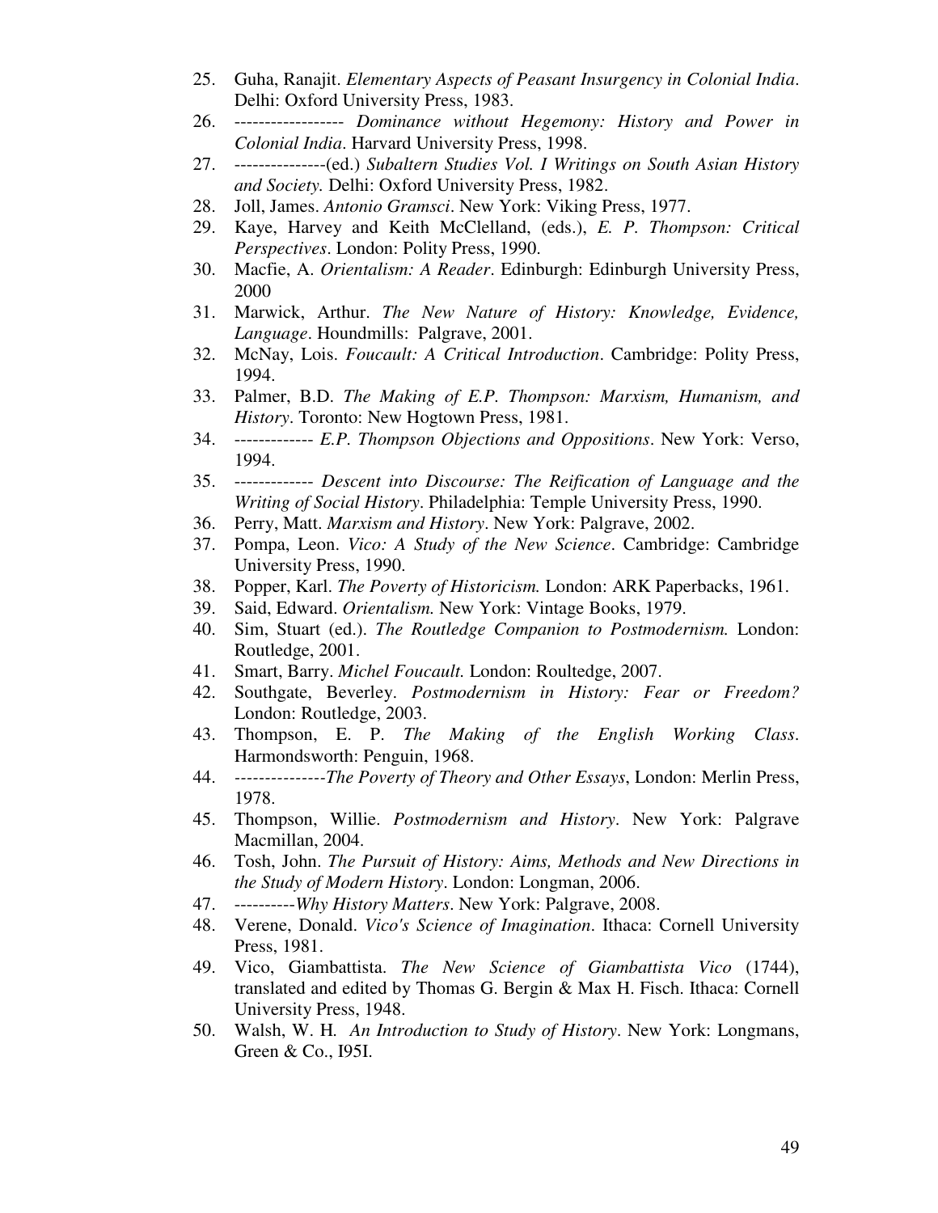25. Guha, Ranajit. *Elementary Aspects of Peasant Insurgency in Colonial India*. Delhi: Oxford University Press, 1983.
26. ------------------ *Dominance without Hegemony: History and Power in Colonial India*. Harvard University Press, 1998.
27. ---------------(ed.) *Subaltern Studies Vol. I Writings on South Asian History and Society.* Delhi: Oxford University Press, 1982.
28. Joll, James. *Antonio Gramsci*. New York: Viking Press, 1977.
29. Kaye, Harvey and Keith McClelland, (eds.), *E. P. Thompson: Critical Perspectives*. London: Polity Press, 1990.
30. Macfie, A. *Orientalism: A Reader*. Edinburgh: Edinburgh University Press, 2000
31. Marwick, Arthur. *The New Nature of History: Knowledge, Evidence, Language*. Houndmills: Palgrave, 2001.
32. McNay, Lois. *Foucault: A Critical Introduction*. Cambridge: Polity Press, 1994.
33. Palmer, B.D. *The Making of E.P. Thompson: Marxism, Humanism, and History*. Toronto: New Hogtown Press, 1981.
34. ------------- *E.P. Thompson Objections and Oppositions*. New York: Verso, 1994.
35. ------------- *Descent into Discourse: The Reification of Language and the Writing of Social History*. Philadelphia: Temple University Press, 1990.
36. Perry, Matt. *Marxism and History*. New York: Palgrave, 2002.
37. Pompa, Leon. *Vico: A Study of the New Science*. Cambridge: Cambridge University Press, 1990.
38. Popper, Karl. *The Poverty of Historicism.* London: ARK Paperbacks, 1961.
39. Said, Edward. *Orientalism.* New York: Vintage Books, 1979.
40. Sim, Stuart (ed.). *The Routledge Companion to Postmodernism.* London: Routledge, 2001.
41. Smart, Barry. *Michel Foucault.* London: Roultedge, 2007.
42. Southgate, Beverley. *Postmodernism in History: Fear or Freedom?* London: Routledge, 2003.
43. Thompson, E. P. *The Making of the English Working Class*. Harmondsworth: Penguin, 1968.
44. ---------------*The Poverty of Theory and Other Essays*, London: Merlin Press, 1978.
45. Thompson, Willie. *Postmodernism and History*. New York: Palgrave Macmillan, 2004.
46. Tosh, John. *The Pursuit of History: Aims, Methods and New Directions in the Study of Modern History*. London: Longman, 2006.
47. ----------*Why History Matters*. New York: Palgrave, 2008.
48. Verene, Donald. *Vico's Science of Imagination*. Ithaca: Cornell University Press, 1981.
49. Vico, Giambattista. *The New Science of Giambattista Vico* (1744), translated and edited by Thomas G. Bergin & Max H. Fisch. Ithaca: Cornell University Press, 1948.
50. Walsh, W. H. *An Introduction to Study of History*. New York: Longmans, Green & Co., I95I.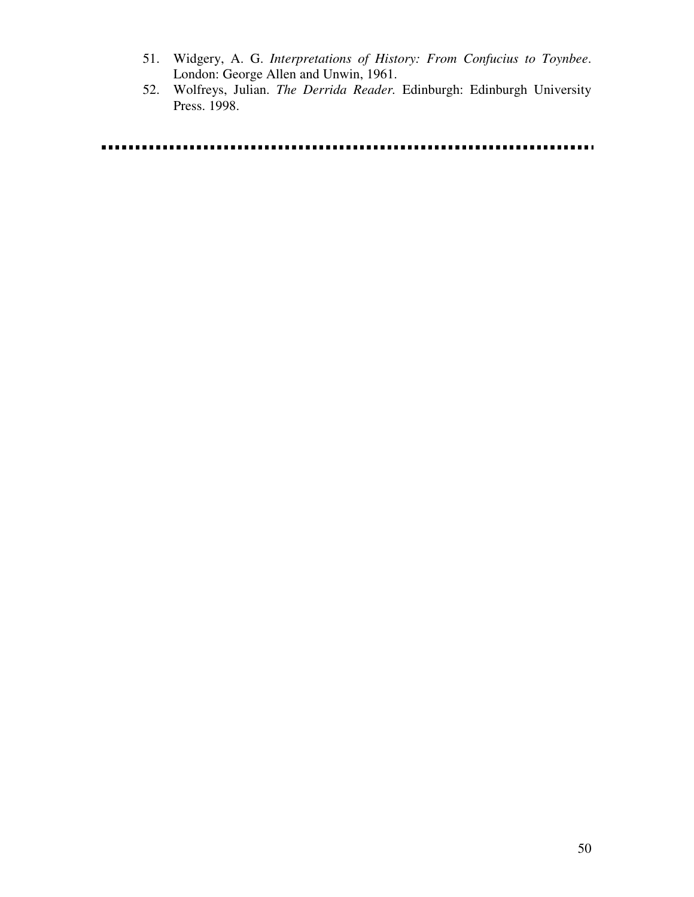51. Widgery, A. G. *Interpretations of History: From Confucius to Toynbee*. London: George Allen and Unwin, 1961.
52. Wolfreys, Julian. *The Derrida Reader.* Edinburgh: Edinburgh University Press. 1998.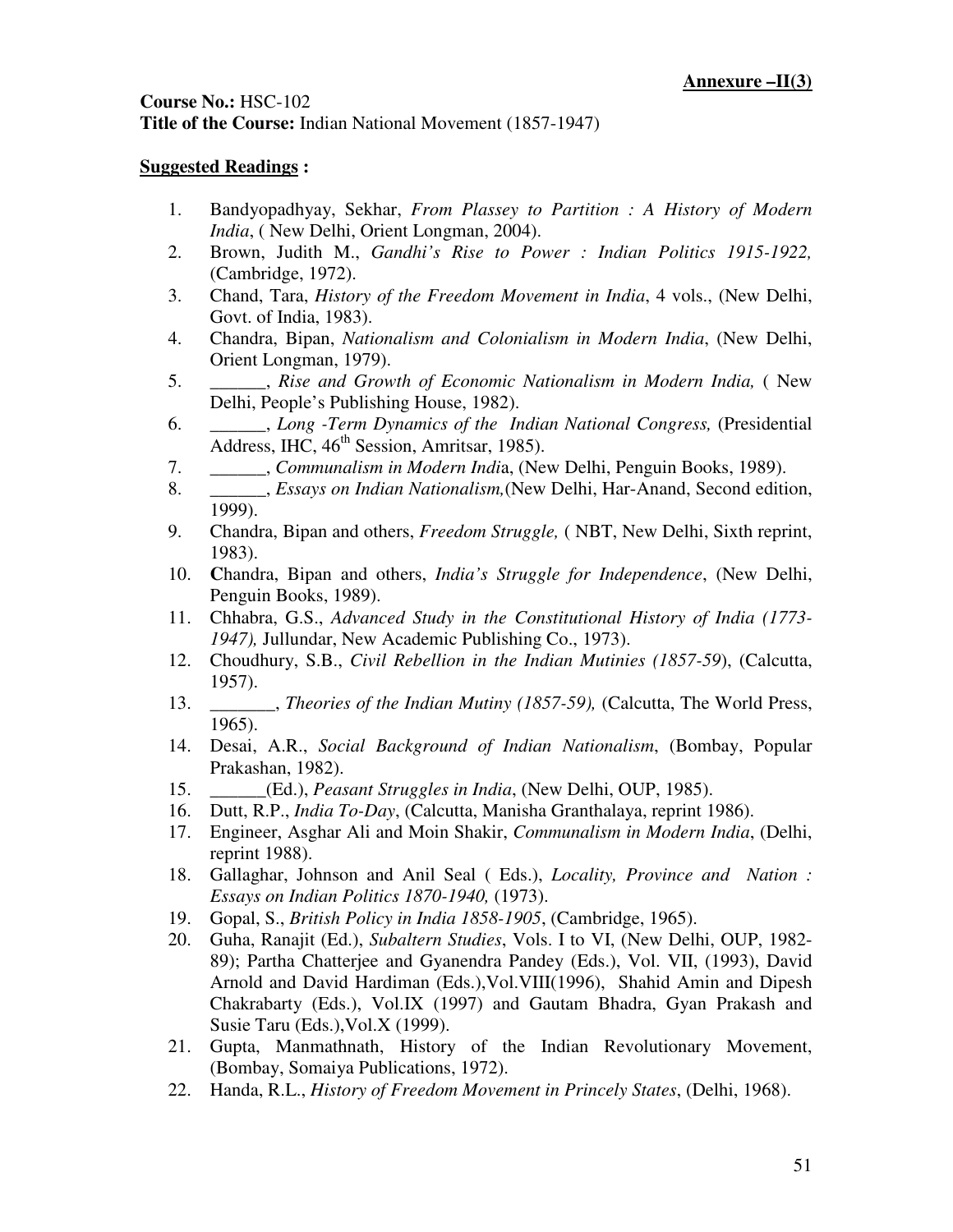**Annexure –II(3)**

**Course No.:** HSC-102
**Title of the Course:** Indian National Movement (1857-1947)

**Suggested Readings :**

1. Bandyopadhyay, Sekhar, *From Plassey to Partition : A History of Modern India*, ( New Delhi, Orient Longman, 2004).
2. Brown, Judith M., *Gandhi's Rise to Power : Indian Politics 1915-1922,* (Cambridge, 1972).
3. Chand, Tara, *History of the Freedom Movement in India*, 4 vols., (New Delhi, Govt. of India, 1983).
4. Chandra, Bipan, *Nationalism and Colonialism in Modern India*, (New Delhi, Orient Longman, 1979).
5. ______, *Rise and Growth of Economic Nationalism in Modern India,* ( New Delhi, People's Publishing House, 1982).
6. ______, *Long -Term Dynamics of the Indian National Congress,* (Presidential Address, IHC, 46th Session, Amritsar, 1985).
7. ______, *Communalism in Modern India*, (New Delhi, Penguin Books, 1989).
8. ______, *Essays on Indian Nationalism,*(New Delhi, Har-Anand, Second edition, 1999).
9. Chandra, Bipan and others, *Freedom Struggle,* ( NBT, New Delhi, Sixth reprint, 1983).
10. **C**handra, Bipan and others, *India's Struggle for Independence*, (New Delhi, Penguin Books, 1989).
11. Chhabra, G.S., *Advanced Study in the Constitutional History of India (1773-1947),* Jullundar, New Academic Publishing Co., 1973).
12. Choudhury, S.B., *Civil Rebellion in the Indian Mutinies (1857-59*), (Calcutta, 1957).
13. _______, *Theories of the Indian Mutiny (1857-59),* (Calcutta, The World Press, 1965).
14. Desai, A.R., *Social Background of Indian Nationalism*, (Bombay, Popular Prakashan, 1982).
15. ______(Ed.), *Peasant Struggles in India*, (New Delhi, OUP, 1985).
16. Dutt, R.P., *India To-Day*, (Calcutta, Manisha Granthalaya, reprint 1986).
17. Engineer, Asghar Ali and Moin Shakir, *Communalism in Modern India*, (Delhi, reprint 1988).
18. Gallaghar, Johnson and Anil Seal ( Eds.), *Locality, Province and Nation : Essays on Indian Politics 1870-1940,* (1973).
19. Gopal, S., *British Policy in India 1858-1905*, (Cambridge, 1965).
20. Guha, Ranajit (Ed.), *Subaltern Studies*, Vols. I to VI, (New Delhi, OUP, 1982-89); Partha Chatterjee and Gyanendra Pandey (Eds.), Vol. VII, (1993), David Arnold and David Hardiman (Eds.),Vol.VIII(1996), Shahid Amin and Dipesh Chakrabarty (Eds.), Vol.IX (1997) and Gautam Bhadra, Gyan Prakash and Susie Taru (Eds.),Vol.X (1999).
21. Gupta, Manmathnath, History of the Indian Revolutionary Movement, (Bombay, Somaiya Publications, 1972).
22. Handa, R.L., *History of Freedom Movement in Princely States*, (Delhi, 1968).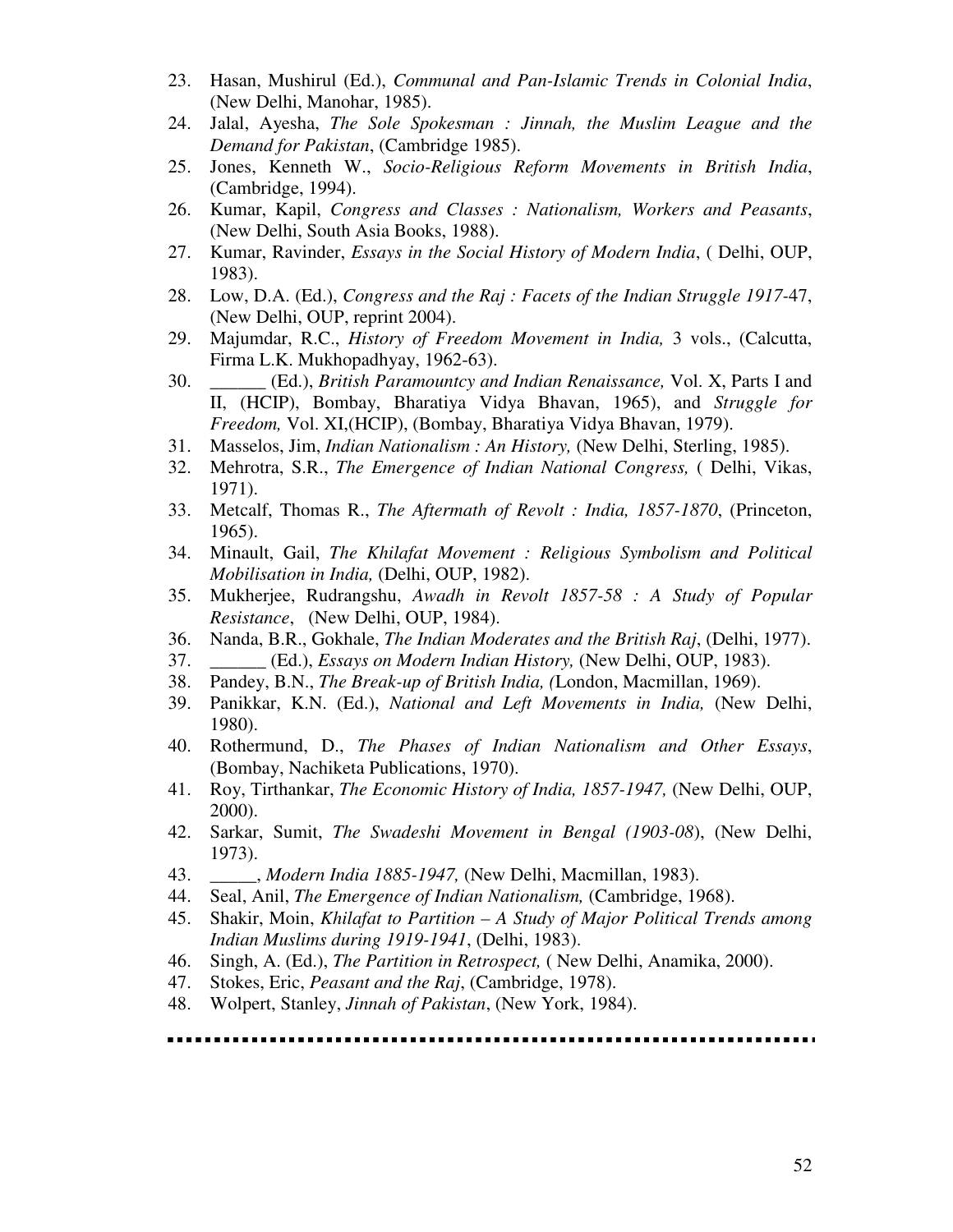23. Hasan, Mushirul (Ed.), *Communal and Pan-Islamic Trends in Colonial India*, (New Delhi, Manohar, 1985).
24. Jalal, Ayesha, *The Sole Spokesman : Jinnah, the Muslim League and the Demand for Pakistan*, (Cambridge 1985).
25. Jones, Kenneth W., *Socio-Religious Reform Movements in British India*, (Cambridge, 1994).
26. Kumar, Kapil, *Congress and Classes : Nationalism, Workers and Peasants*, (New Delhi, South Asia Books, 1988).
27. Kumar, Ravinder, *Essays in the Social History of Modern India*, ( Delhi, OUP, 1983).
28. Low, D.A. (Ed.), *Congress and the Raj : Facets of the Indian Struggle 1917*-47, (New Delhi, OUP, reprint 2004).
29. Majumdar, R.C., *History of Freedom Movement in India,* 3 vols., (Calcutta, Firma L.K. Mukhopadhyay, 1962-63).
30. ______ (Ed.), *British Paramountcy and Indian Renaissance,* Vol. X, Parts I and II, (HCIP), Bombay, Bharatiya Vidya Bhavan, 1965), and *Struggle for Freedom,* Vol. XI,(HCIP), (Bombay, Bharatiya Vidya Bhavan, 1979).
31. Masselos, Jim, *Indian Nationalism : An History,* (New Delhi, Sterling, 1985).
32. Mehrotra, S.R., *The Emergence of Indian National Congress,* ( Delhi, Vikas, 1971).
33. Metcalf, Thomas R., *The Aftermath of Revolt : India, 1857-1870*, (Princeton, 1965).
34. Minault, Gail, *The Khilafat Movement : Religious Symbolism and Political Mobilisation in India,* (Delhi, OUP, 1982).
35. Mukherjee, Rudrangshu, *Awadh in Revolt 1857-58 : A Study of Popular Resistance*, (New Delhi, OUP, 1984).
36. Nanda, B.R., Gokhale, *The Indian Moderates and the British Raj*, (Delhi, 1977).
37. ______ (Ed.), *Essays on Modern Indian History,* (New Delhi, OUP, 1983).
38. Pandey, B.N., *The Break-up of British India, (*London, Macmillan, 1969).
39. Panikkar, K.N. (Ed.), *National and Left Movements in India,* (New Delhi, 1980).
40. Rothermund, D., *The Phases of Indian Nationalism and Other Essays*, (Bombay, Nachiketa Publications, 1970).
41. Roy, Tirthankar, *The Economic History of India, 1857-1947,* (New Delhi, OUP, 2000).
42. Sarkar, Sumit, *The Swadeshi Movement in Bengal (1903-08*), (New Delhi, 1973).
43. _____, *Modern India 1885-1947,* (New Delhi, Macmillan, 1983).
44. Seal, Anil, *The Emergence of Indian Nationalism,* (Cambridge, 1968).
45. Shakir, Moin, *Khilafat to Partition – A Study of Major Political Trends among Indian Muslims during 1919-1941*, (Delhi, 1983).
46. Singh, A. (Ed.), *The Partition in Retrospect,* ( New Delhi, Anamika, 2000).
47. Stokes, Eric, *Peasant and the Raj*, (Cambridge, 1978).
48. Wolpert, Stanley, *Jinnah of Pakistan*, (New York, 1984).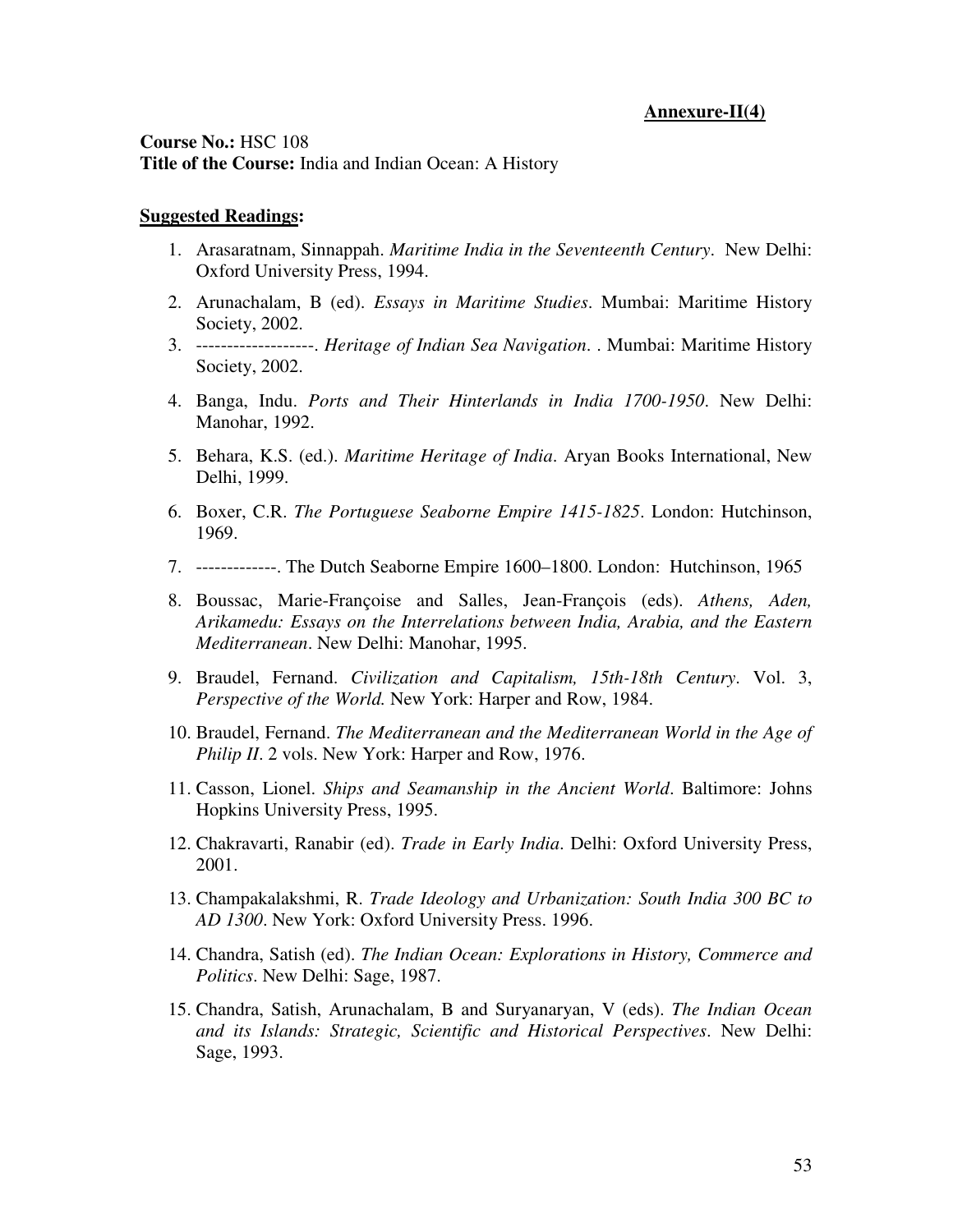**Annexure-II(4)**

**Course No.:** HSC 108
**Title of the Course:** India and Indian Ocean: A History

**Suggested Readings:**

1. Arasaratnam, Sinnappah. *Maritime India in the Seventeenth Century*. New Delhi: Oxford University Press, 1994.
2. Arunachalam, B (ed). *Essays in Maritime Studies*. Mumbai: Maritime History Society, 2002.
3. -------------------. *Heritage of Indian Sea Navigation*. . Mumbai: Maritime History Society, 2002.
4. Banga, Indu. *Ports and Their Hinterlands in India 1700-1950*. New Delhi: Manohar, 1992.
5. Behara, K.S. (ed.). *Maritime Heritage of India*. Aryan Books International, New Delhi, 1999.
6. Boxer, C.R. *The Portuguese Seaborne Empire 1415-1825*. London: Hutchinson, 1969.
7. -------------. The Dutch Seaborne Empire 1600–1800. London: Hutchinson, 1965
8. Boussac, Marie-Françoise and Salles, Jean-François (eds). *Athens, Aden, Arikamedu: Essays on the Interrelations between India, Arabia, and the Eastern Mediterranean*. New Delhi: Manohar, 1995.
9. Braudel, Fernand. *Civilization and Capitalism, 15th-18th Century*. Vol. 3, *Perspective of the World.* New York: Harper and Row, 1984.
10. Braudel, Fernand. *The Mediterranean and the Mediterranean World in the Age of Philip II*. 2 vols. New York: Harper and Row, 1976.
11. Casson, Lionel. *Ships and Seamanship in the Ancient World*. Baltimore: Johns Hopkins University Press, 1995.
12. Chakravarti, Ranabir (ed). *Trade in Early India*. Delhi: Oxford University Press, 2001.
13. Champakalakshmi, R. *Trade Ideology and Urbanization: South India 300 BC to AD 1300*. New York: Oxford University Press. 1996.
14. Chandra, Satish (ed). *The Indian Ocean: Explorations in History, Commerce and Politics*. New Delhi: Sage, 1987.
15. Chandra, Satish, Arunachalam, B and Suryanaryan, V (eds). *The Indian Ocean and its Islands: Strategic, Scientific and Historical Perspectives*. New Delhi: Sage, 1993.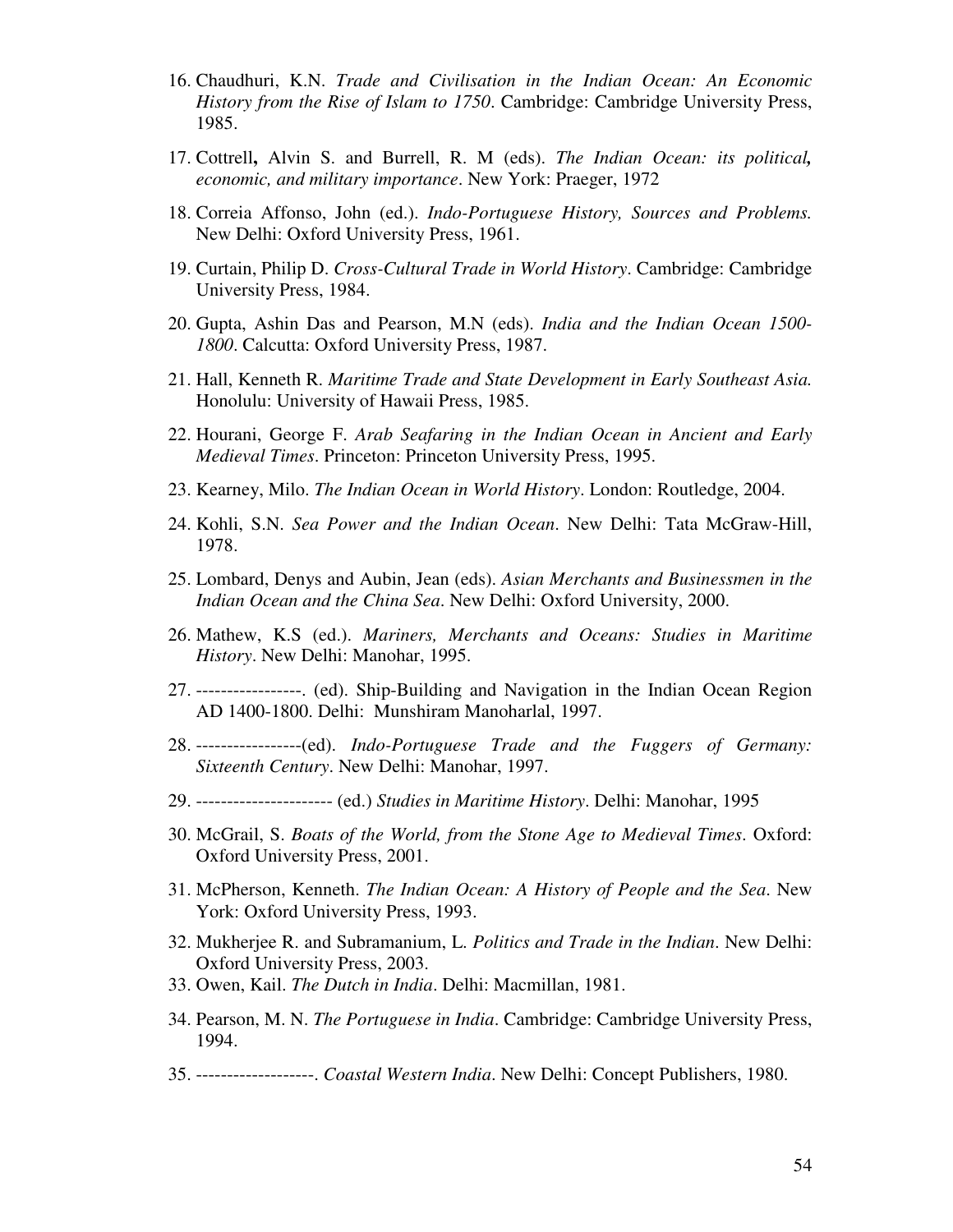16. Chaudhuri, K.N. *Trade and Civilisation in the Indian Ocean: An Economic History from the Rise of Islam to 1750*. Cambridge: Cambridge University Press, 1985.

17. Cottrell**,** Alvin S. and Burrell, R. M (eds). *The Indian Ocean: its political**,** economic, and military importance*. New York: Praeger, 1972

18. Correia Affonso, John (ed.). *Indo-Portuguese History, Sources and Problems.* New Delhi: Oxford University Press, 1961.

19. Curtain, Philip D. *Cross-Cultural Trade in World History*. Cambridge: Cambridge University Press, 1984.

20. Gupta, Ashin Das and Pearson, M.N (eds). *India and the Indian Ocean 1500-1800*. Calcutta: Oxford University Press, 1987.

21. Hall, Kenneth R. *Maritime Trade and State Development in Early Southeast Asia.* Honolulu: University of Hawaii Press, 1985.

22. Hourani, George F. *Arab Seafaring in the Indian Ocean in Ancient and Early Medieval Times*. Princeton: Princeton University Press, 1995.

23. Kearney, Milo. *The Indian Ocean in World History*. London: Routledge, 2004.

24. Kohli, S.N. *Sea Power and the Indian Ocean*. New Delhi: Tata McGraw-Hill, 1978.

25. Lombard, Denys and Aubin, Jean (eds). *Asian Merchants and Businessmen in the Indian Ocean and the China Sea*. New Delhi: Oxford University, 2000.

26. Mathew, K.S (ed.). *Mariners, Merchants and Oceans: Studies in Maritime History*. New Delhi: Manohar, 1995.

27. -----------------. (ed). Ship-Building and Navigation in the Indian Ocean Region AD 1400-1800. Delhi: Munshiram Manoharlal, 1997.

28. -----------------(ed). *Indo-Portuguese Trade and the Fuggers of Germany: Sixteenth Century*. New Delhi: Manohar, 1997.

29. ---------------------- (ed.) *Studies in Maritime History*. Delhi: Manohar, 1995

30. McGrail, S. *Boats of the World, from the Stone Age to Medieval Times*. Oxford: Oxford University Press, 2001.

31. McPherson, Kenneth. *The Indian Ocean: A History of People and the Sea*. New York: Oxford University Press, 1993.

32. Mukherjee R. and Subramanium, L. *Politics and Trade in the Indian*. New Delhi: Oxford University Press, 2003.

33. Owen, Kail. *The Dutch in India*. Delhi: Macmillan, 1981.

34. Pearson, M. N. *The Portuguese in India*. Cambridge: Cambridge University Press, 1994.

35. -------------------. *Coastal Western India*. New Delhi: Concept Publishers, 1980.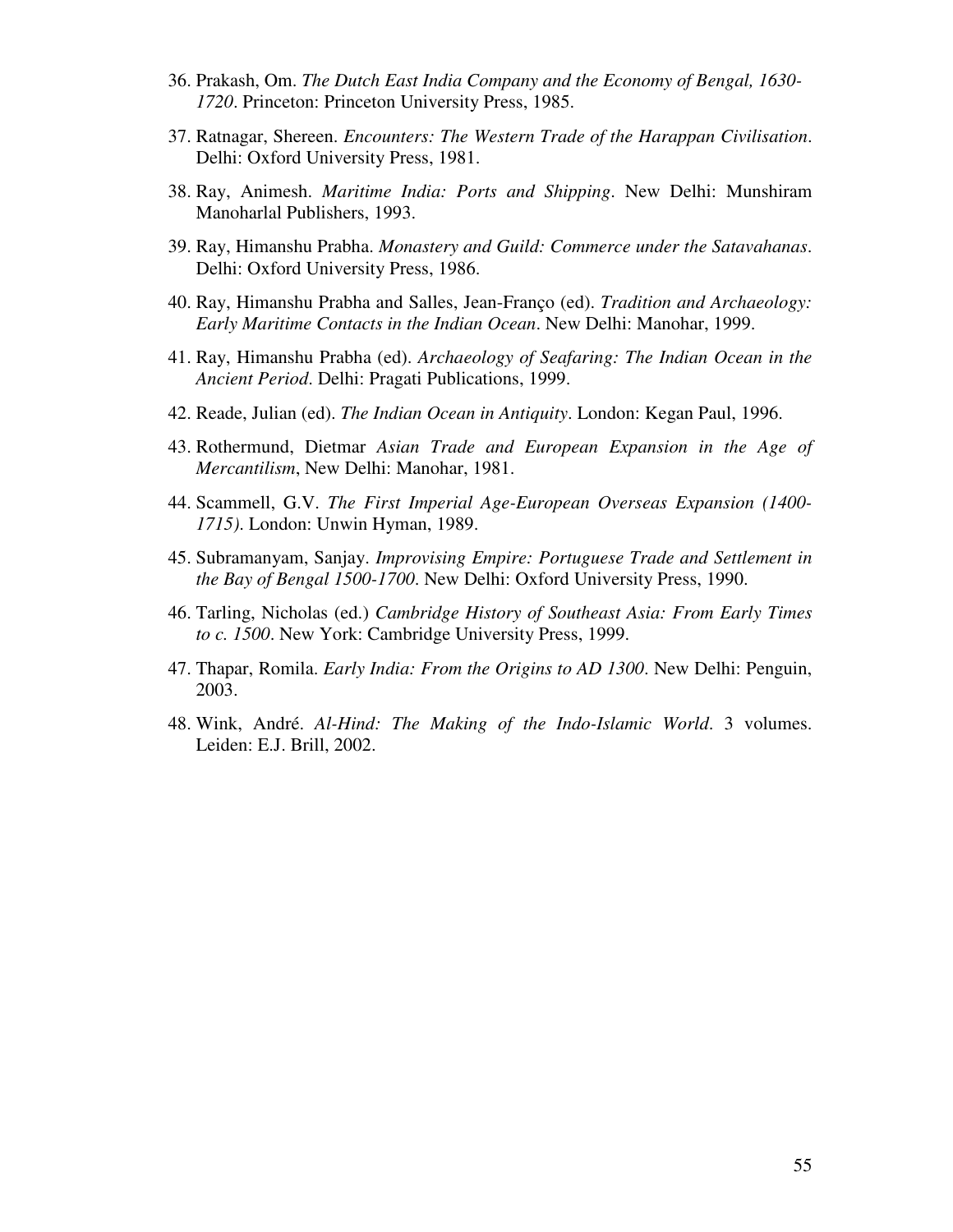36. Prakash, Om. *The Dutch East India Company and the Economy of Bengal, 1630-1720*. Princeton: Princeton University Press, 1985.

37. Ratnagar, Shereen. *Encounters: The Western Trade of the Harappan Civilisation*. Delhi: Oxford University Press, 1981.

38. Ray, Animesh. *Maritime India: Ports and Shipping*. New Delhi: Munshiram Manoharlal Publishers, 1993.

39. Ray, Himanshu Prabha. *Monastery and Guild: Commerce under the Satavahanas*. Delhi: Oxford University Press, 1986.

40. Ray, Himanshu Prabha and Salles, Jean-Franço (ed). *Tradition and Archaeology: Early Maritime Contacts in the Indian Ocean*. New Delhi: Manohar, 1999.

41. Ray, Himanshu Prabha (ed). *Archaeology of Seafaring: The Indian Ocean in the Ancient Period*. Delhi: Pragati Publications, 1999.

42. Reade, Julian (ed). *The Indian Ocean in Antiquity*. London: Kegan Paul, 1996.

43. Rothermund, Dietmar *Asian Trade and European Expansion in the Age of Mercantilism*, New Delhi: Manohar, 1981.

44. Scammell, G.V. *The First Imperial Age-European Overseas Expansion (1400-1715)*. London: Unwin Hyman, 1989.

45. Subramanyam, Sanjay. *Improvising Empire: Portuguese Trade and Settlement in the Bay of Bengal 1500-1700*. New Delhi: Oxford University Press, 1990.

46. Tarling, Nicholas (ed.) *Cambridge History of Southeast Asia: From Early Times to c. 1500*. New York: Cambridge University Press, 1999.

47. Thapar, Romila. *Early India: From the Origins to AD 1300*. New Delhi: Penguin, 2003.

48. Wink, André. *Al-Hind: The Making of the Indo-Islamic World*. 3 volumes. Leiden: E.J. Brill, 2002.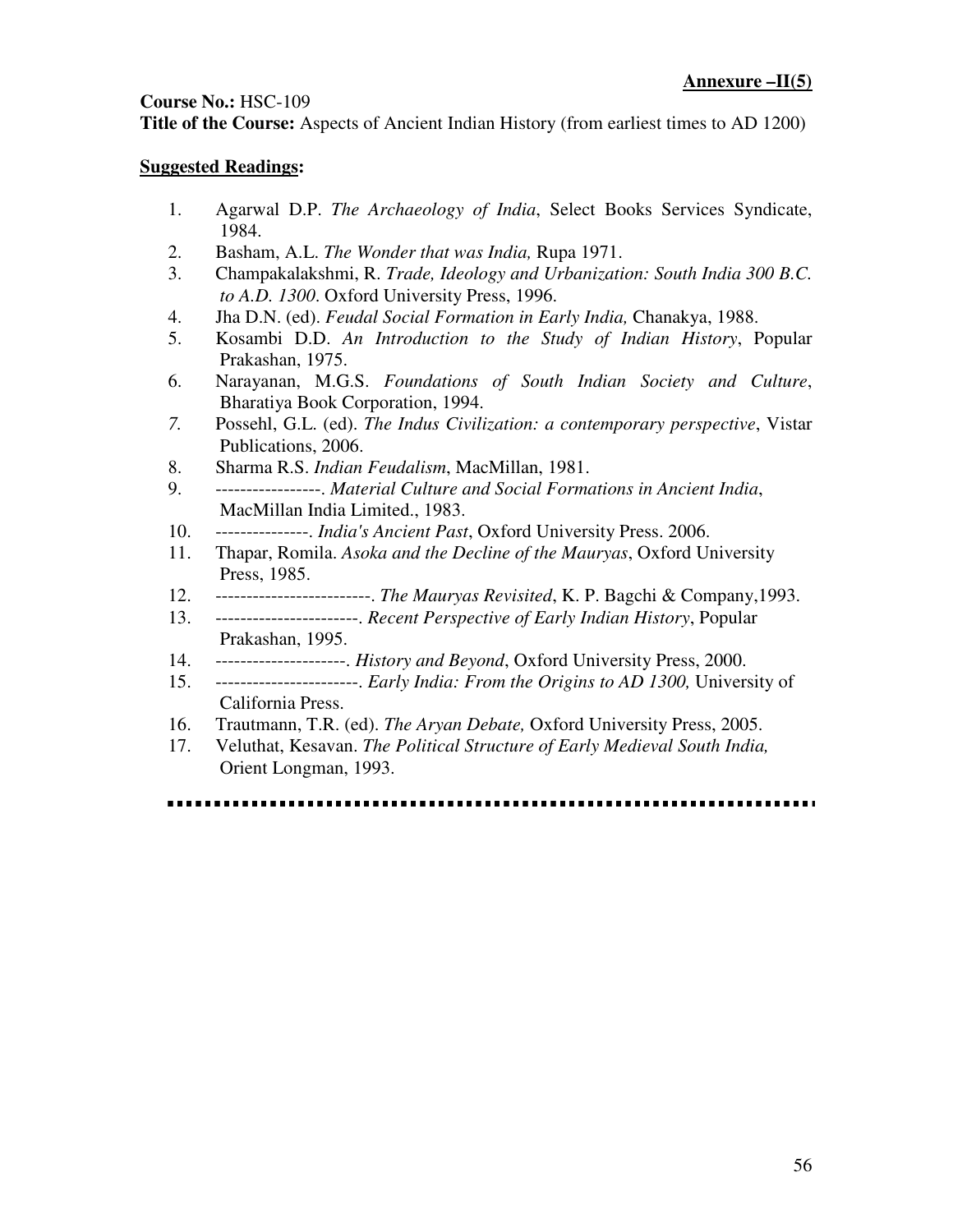**Annexure –II(5)**

**Course No.:** HSC-109
**Title of the Course:** Aspects of Ancient Indian History (from earliest times to AD 1200)

**Suggested Readings:**

1. Agarwal D.P. *The Archaeology of India*, Select Books Services Syndicate, 1984.
2. Basham, A.L. *The Wonder that was India,* Rupa 1971.
3. Champakalakshmi, R. *Trade, Ideology and Urbanization: South India 300 B.C. to A.D. 1300*. Oxford University Press, 1996.
4. Jha D.N. (ed). *Feudal Social Formation in Early India,* Chanakya, 1988.
5. Kosambi D.D. *An Introduction to the Study of Indian History*, Popular Prakashan, 1975.
6. Narayanan, M.G.S. *Foundations of South Indian Society and Culture*, Bharatiya Book Corporation, 1994.
7. Possehl, G.L. (ed). *The Indus Civilization: a contemporary perspective*, Vistar Publications, 2006.
8. Sharma R.S. *Indian Feudalism*, MacMillan, 1981.
9. -----------------. *Material Culture and Social Formations in Ancient India*, MacMillan India Limited., 1983.
10. ---------------. *India's Ancient Past*, Oxford University Press. 2006.
11. Thapar, Romila. *Asoka and the Decline of the Mauryas*, Oxford University Press, 1985.
12. -------------------------. *The Mauryas Revisited*, K. P. Bagchi & Company,1993.
13. -----------------------. *Recent Perspective of Early Indian History*, Popular Prakashan, 1995.
14. ---------------------. *History and Beyond*, Oxford University Press, 2000.
15. -----------------------. *Early India: From the Origins to AD 1300,* University of California Press.
16. Trautmann, T.R. (ed). *The Aryan Debate,* Oxford University Press, 2005.
17. Veluthat, Kesavan. *The Political Structure of Early Medieval South India,* Orient Longman, 1993.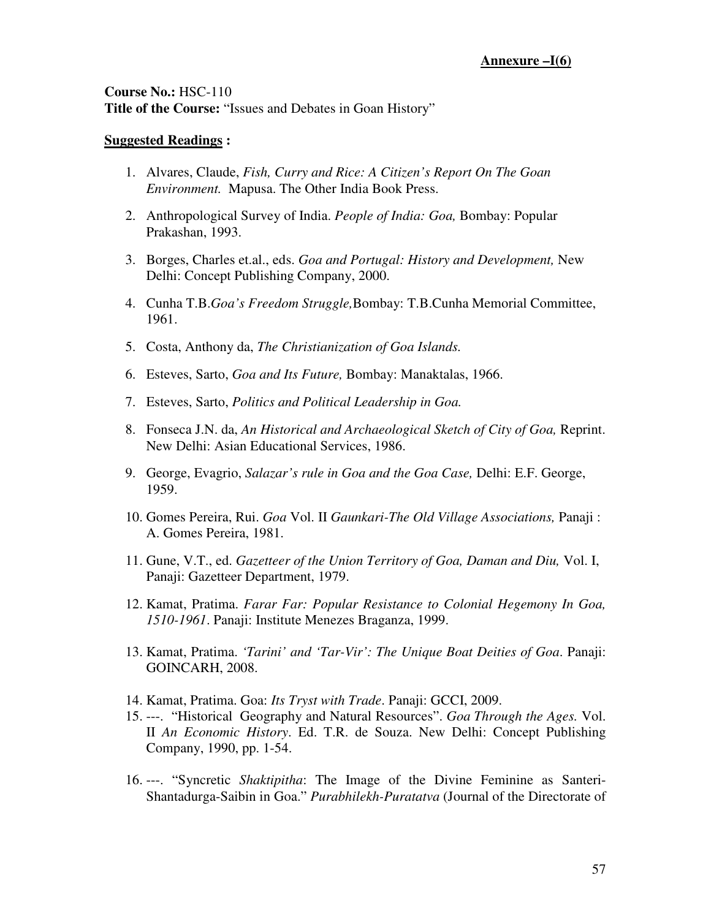**Annexure –I(6)**

**Course No.:** HSC-110
**Title of the Course:** "Issues and Debates in Goan History"

**Suggested Readings :**

1. Alvares, Claude, *Fish, Curry and Rice: A Citizen's Report On The Goan Environment.* Mapusa. The Other India Book Press.
2. Anthropological Survey of India. *People of India: Goa,* Bombay: Popular Prakashan, 1993.
3. Borges, Charles et.al., eds. *Goa and Portugal: History and Development,* New Delhi: Concept Publishing Company, 2000.
4. Cunha T.B.*Goa's Freedom Struggle,*Bombay: T.B.Cunha Memorial Committee, 1961.
5. Costa, Anthony da, *The Christianization of Goa Islands.*
6. Esteves, Sarto, *Goa and Its Future,* Bombay: Manaktalas, 1966.
7. Esteves, Sarto, *Politics and Political Leadership in Goa.*
8. Fonseca J.N. da, *An Historical and Archaeological Sketch of City of Goa,* Reprint. New Delhi: Asian Educational Services, 1986.
9. George, Evagrio, *Salazar's rule in Goa and the Goa Case,* Delhi: E.F. George, 1959.
10. Gomes Pereira, Rui. *Goa* Vol. II *Gaunkari-The Old Village Associations,* Panaji : A. Gomes Pereira, 1981.
11. Gune, V.T., ed. *Gazetteer of the Union Territory of Goa, Daman and Diu,* Vol. I, Panaji: Gazetteer Department, 1979.
12. Kamat, Pratima. *Farar Far: Popular Resistance to Colonial Hegemony In Goa, 1510-1961*. Panaji: Institute Menezes Braganza, 1999.
13. Kamat, Pratima. *'Tarini' and 'Tar-Vir': The Unique Boat Deities of Goa*. Panaji: GOINCARH, 2008.
14. Kamat, Pratima. Goa: *Its Tryst with Trade*. Panaji: GCCI, 2009.
15. ---. "Historical Geography and Natural Resources". *Goa Through the Ages.* Vol. II *An Economic History*. Ed. T.R. de Souza. New Delhi: Concept Publishing Company, 1990, pp. 1-54.
16. ---. "Syncretic *Shaktipitha*: The Image of the Divine Feminine as Santeri-Shantadurga-Saibin in Goa." *Purabhilekh-Puratatva* (Journal of the Directorate of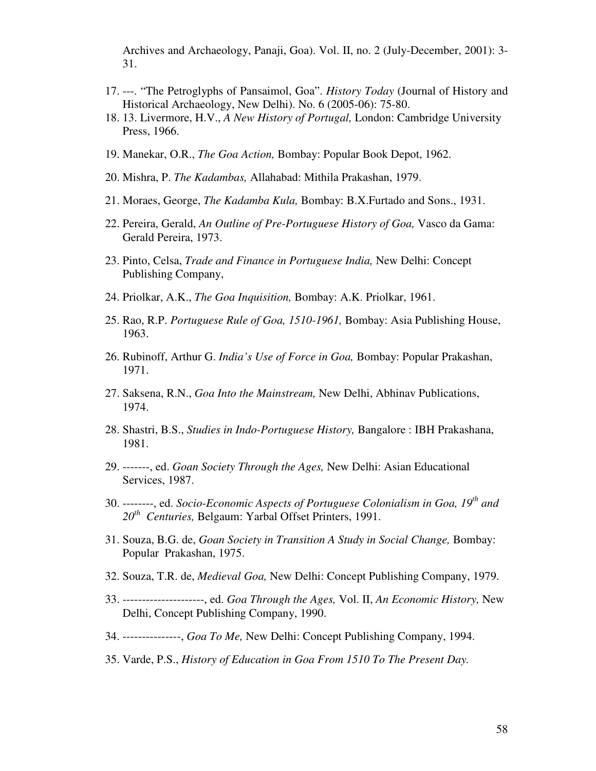Archives and Archaeology, Panaji, Goa). Vol. II, no. 2 (July-December, 2001): 3-31.

17. ---. "The Petroglyphs of Pansaimol, Goa". *History Today* (Journal of History and Historical Archaeology, New Delhi). No. 6 (2005-06): 75-80.
18. 13. Livermore, H.V., *A New History of Portugal,* London: Cambridge University Press, 1966.
19. Manekar, O.R., *The Goa Action,* Bombay: Popular Book Depot, 1962.
20. Mishra, P. *The Kadambas,* Allahabad: Mithila Prakashan, 1979.
21. Moraes, George, *The Kadamba Kula,* Bombay: B.X.Furtado and Sons., 1931.
22. Pereira, Gerald, *An Outline of Pre-Portuguese History of Goa,* Vasco da Gama: Gerald Pereira, 1973.
23. Pinto, Celsa, *Trade and Finance in Portuguese India,* New Delhi: Concept Publishing Company,
24. Priolkar, A.K., *The Goa Inquisition,* Bombay: A.K. Priolkar, 1961.
25. Rao, R.P. *Portuguese Rule of Goa, 1510-1961,* Bombay: Asia Publishing House, 1963.
26. Rubinoff, Arthur G. *India's Use of Force in Goa,* Bombay: Popular Prakashan, 1971.
27. Saksena, R.N., *Goa Into the Mainstream,* New Delhi, Abhinav Publications, 1974.
28. Shastri, B.S., *Studies in Indo-Portuguese History,* Bangalore : IBH Prakashana, 1981.
29. -------, ed. *Goan Society Through the Ages,* New Delhi: Asian Educational Services, 1987.
30. --------, ed. *Socio-Economic Aspects of Portuguese Colonialism in Goa, 19th and 20th Centuries,* Belgaum: Yarbal Offset Printers, 1991.
31. Souza, B.G. de, *Goan Society in Transition A Study in Social Change,* Bombay: Popular Prakashan, 1975.
32. Souza, T.R. de, *Medieval Goa,* New Delhi: Concept Publishing Company, 1979.
33. ---------------------, ed. *Goa Through the Ages,* Vol. II, *An Economic History,* New Delhi, Concept Publishing Company, 1990.
34. ---------------, *Goa To Me,* New Delhi: Concept Publishing Company, 1994.
35. Varde, P.S., *History of Education in Goa From 1510 To The Present Day.*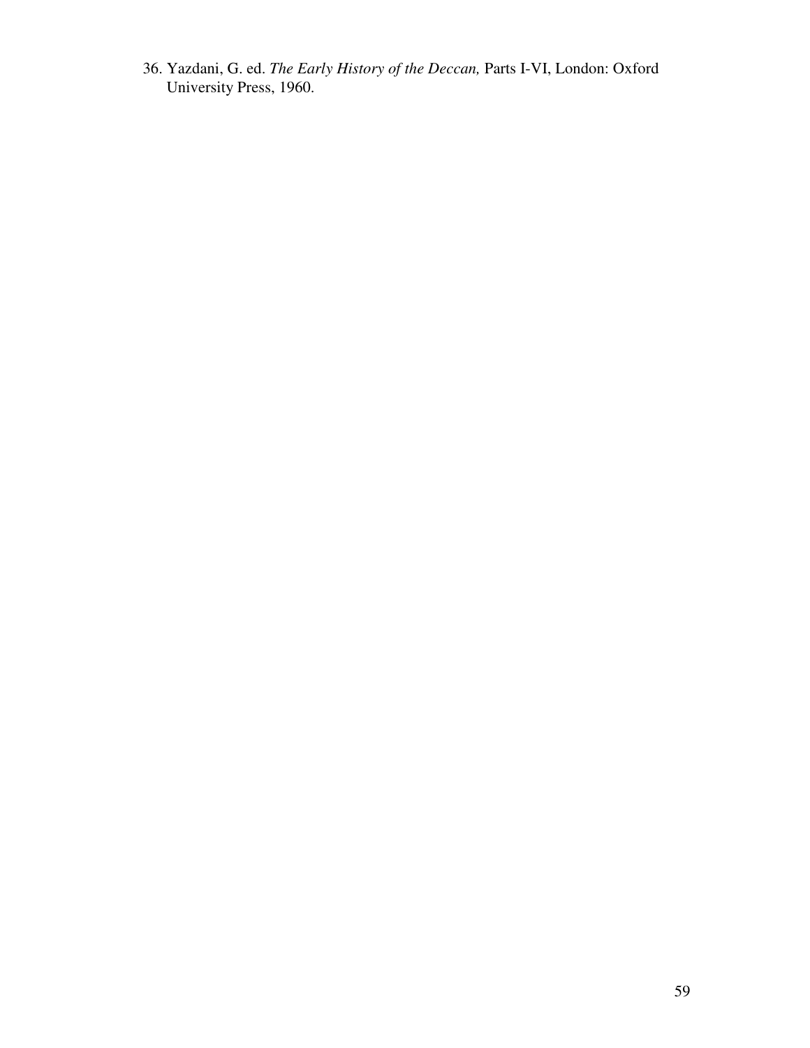36. Yazdani, G. ed. *The Early History of the Deccan,* Parts I-VI, London: Oxford University Press, 1960.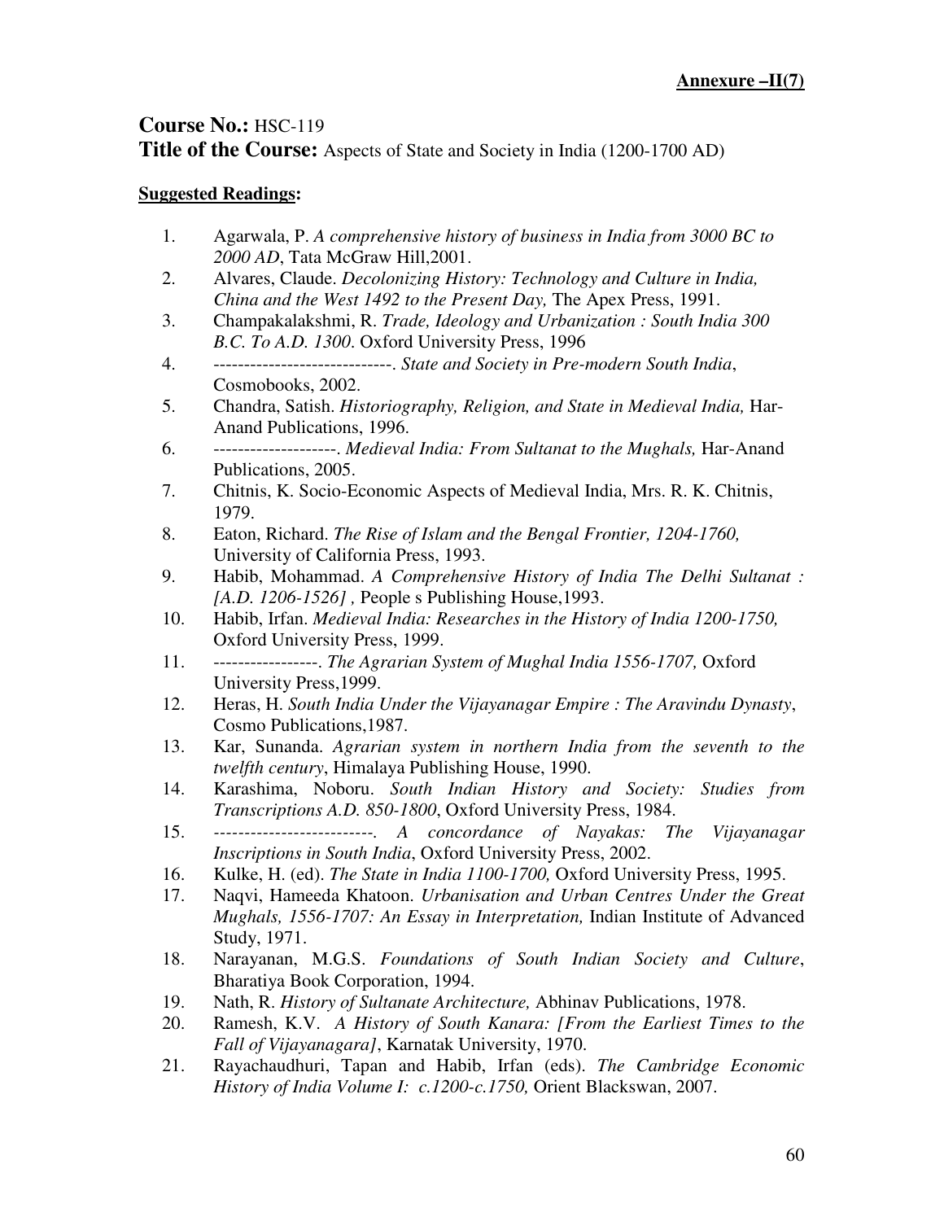**Annexure –II(7)**

**Course No.:** HSC-119
**Title of the Course:** Aspects of State and Society in India (1200-1700 AD)

**Suggested Readings:**

1. Agarwala, P. *A comprehensive history of business in India from 3000 BC to 2000 AD*, Tata McGraw Hill,2001.
2. Alvares, Claude. *Decolonizing History: Technology and Culture in India, China and the West 1492 to the Present Day,* The Apex Press, 1991.
3. Champakalakshmi, R. *Trade, Ideology and Urbanization : South India 300 B.C. To A.D. 1300*. Oxford University Press, 1996
4. -----------------------------. *State and Society in Pre-modern South India*, Cosmobooks, 2002.
5. Chandra, Satish. *Historiography, Religion, and State in Medieval India,* Har-Anand Publications, 1996.
6. --------------------. *Medieval India: From Sultanat to the Mughals,* Har-Anand Publications, 2005.
7. Chitnis, K. Socio-Economic Aspects of Medieval India, Mrs. R. K. Chitnis, 1979.
8. Eaton, Richard. *The Rise of Islam and the Bengal Frontier, 1204-1760,* University of California Press, 1993.
9. Habib, Mohammad. *A Comprehensive History of India The Delhi Sultanat : [A.D. 1206-1526] ,* People s Publishing House,1993.
10. Habib, Irfan. *Medieval India: Researches in the History of India 1200-1750,* Oxford University Press, 1999.
11. -----------------. *The Agrarian System of Mughal India 1556-1707,* Oxford University Press,1999.
12. Heras, H. *South India Under the Vijayanagar Empire : The Aravindu Dynasty*, Cosmo Publications,1987.
13. Kar, Sunanda. *Agrarian system in northern India from the seventh to the twelfth century*, Himalaya Publishing House, 1990.
14. Karashima, Noboru. *South Indian History and Society: Studies from Transcriptions A.D. 850-1800*, Oxford University Press, 1984.
15. --------------------------. *A concordance of Nayakas: The Vijayanagar Inscriptions in South India*, Oxford University Press, 2002.
16. Kulke, H. (ed). *The State in India 1100-1700,* Oxford University Press, 1995.
17. Naqvi, Hameeda Khatoon. *Urbanisation and Urban Centres Under the Great Mughals, 1556-1707: An Essay in Interpretation,* Indian Institute of Advanced Study, 1971.
18. Narayanan, M.G.S. *Foundations of South Indian Society and Culture*, Bharatiya Book Corporation, 1994.
19. Nath, R. *History of Sultanate Architecture,* Abhinav Publications, 1978.
20. Ramesh, K.V. *A History of South Kanara: [From the Earliest Times to the Fall of Vijayanagara]*, Karnatak University, 1970.
21. Rayachaudhuri, Tapan and Habib, Irfan (eds). *The Cambridge Economic History of India Volume I: c.1200-c.1750,* Orient Blackswan, 2007.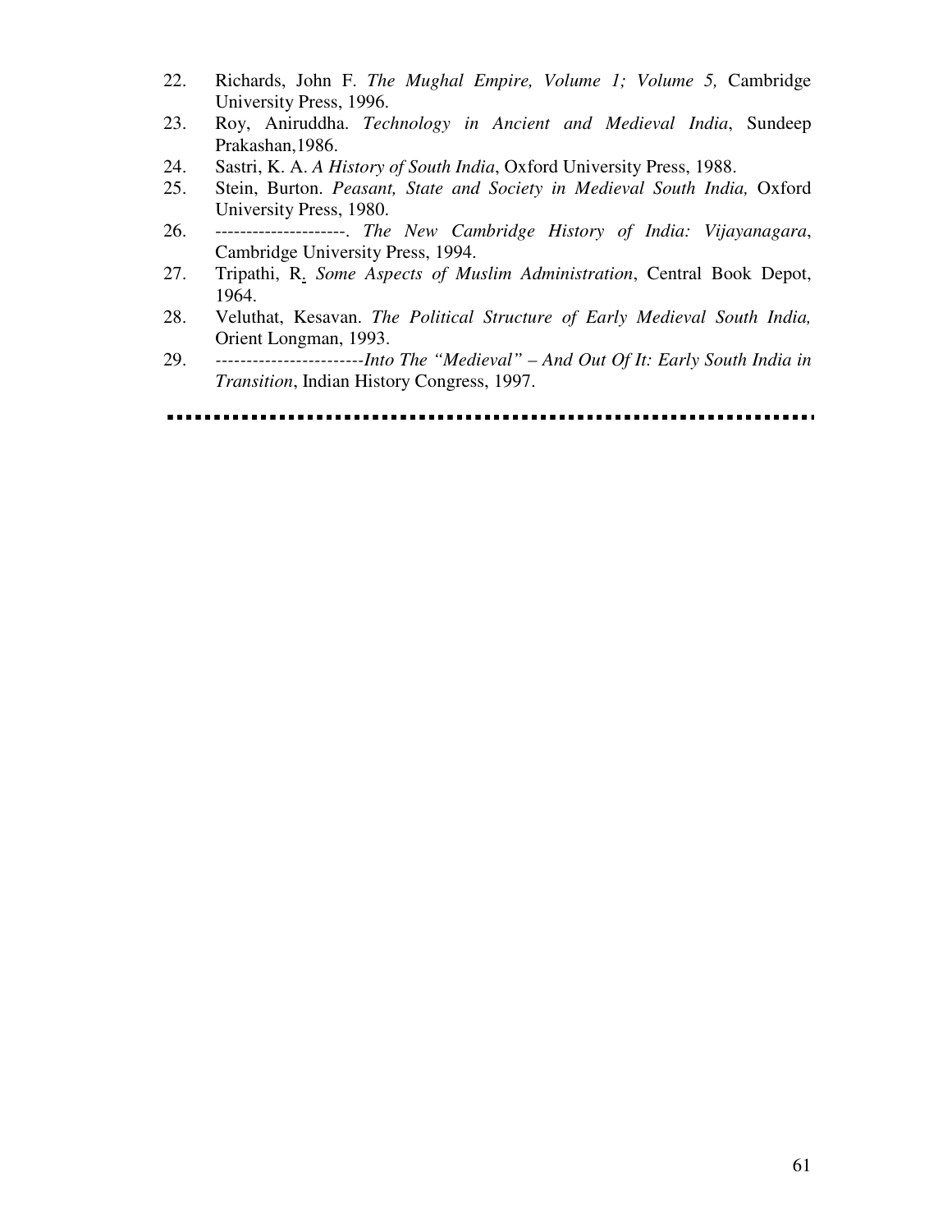22. Richards, John F. *The Mughal Empire, Volume 1; Volume 5,* Cambridge University Press, 1996.
23. Roy, Aniruddha. *Technology in Ancient and Medieval India*, Sundeep Prakashan,1986.
24. Sastri, K. A. *A History of South India*, Oxford University Press, 1988.
25. Stein, Burton. *Peasant, State and Society in Medieval South India,* Oxford University Press, 1980.
26. ---------------------. *The New Cambridge History of India: Vijayanagara*, Cambridge University Press, 1994.
27. Tripathi, R. *Some Aspects of Muslim Administration*, Central Book Depot, 1964.
28. Veluthat, Kesavan. *The Political Structure of Early Medieval South India,* Orient Longman, 1993.
29. ------------------------*Into The "Medieval" – And Out Of It: Early South India in Transition*, Indian History Congress, 1997.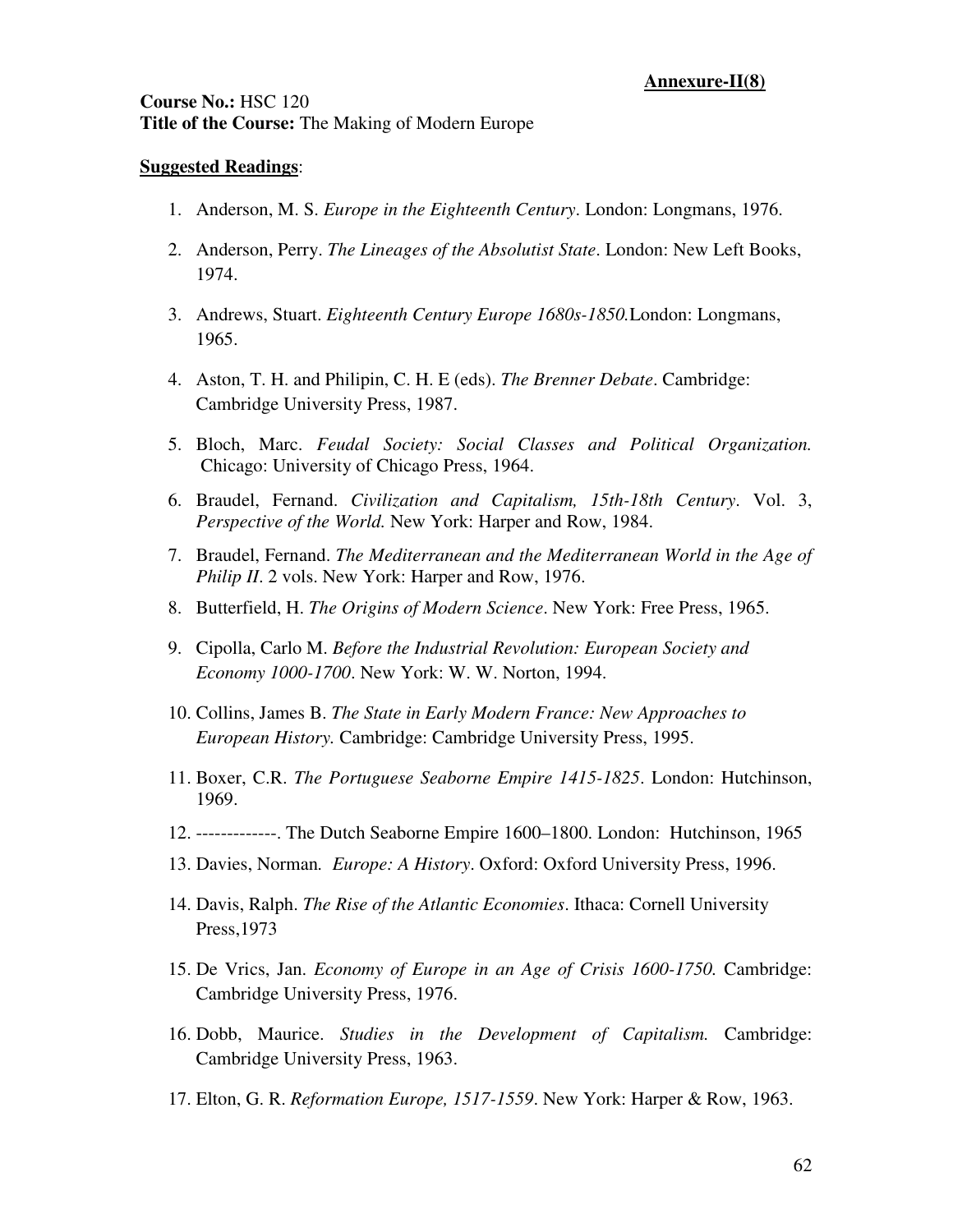**Annexure-II(8)**

**Course No.:** HSC 120
**Title of the Course:** The Making of Modern Europe

**Suggested Readings**:

1. Anderson, M. S. *Europe in the Eighteenth Century*. London: Longmans, 1976.
2. Anderson, Perry. *The Lineages of the Absolutist State*. London: New Left Books, 1974.
3. Andrews, Stuart. *Eighteenth Century Europe 1680s-1850.*London: Longmans, 1965.
4. Aston, T. H. and Philipin, C. H. E (eds). *The Brenner Debate*. Cambridge: Cambridge University Press, 1987.
5. Bloch, Marc. *Feudal Society: Social Classes and Political Organization.* Chicago: University of Chicago Press, 1964.
6. Braudel, Fernand. *Civilization and Capitalism, 15th-18th Century*. Vol. 3, *Perspective of the World.* New York: Harper and Row, 1984.
7. Braudel, Fernand. *The Mediterranean and the Mediterranean World in the Age of Philip II*. 2 vols. New York: Harper and Row, 1976.
8. Butterfield, H. *The Origins of Modern Science*. New York: Free Press, 1965.
9. Cipolla, Carlo M. *Before the Industrial Revolution: European Society and Economy 1000-1700*. New York: W. W. Norton, 1994.
10. Collins, James B. *The State in Early Modern France: New Approaches to European History.* Cambridge: Cambridge University Press, 1995.
11. Boxer, C.R. *The Portuguese Seaborne Empire 1415-1825*. London: Hutchinson, 1969.
12. -------------. The Dutch Seaborne Empire 1600–1800. London: Hutchinson, 1965
13. Davies, Norman. *Europe: A History*. Oxford: Oxford University Press, 1996.
14. Davis, Ralph. *The Rise of the Atlantic Economies*. Ithaca: Cornell University Press,1973
15. De Vrics, Jan. *Economy of Europe in an Age of Crisis 1600-1750.* Cambridge: Cambridge University Press, 1976.
16. Dobb, Maurice. *Studies in the Development of Capitalism.* Cambridge: Cambridge University Press, 1963.
17. Elton, G. R. *Reformation Europe, 1517-1559*. New York: Harper & Row, 1963.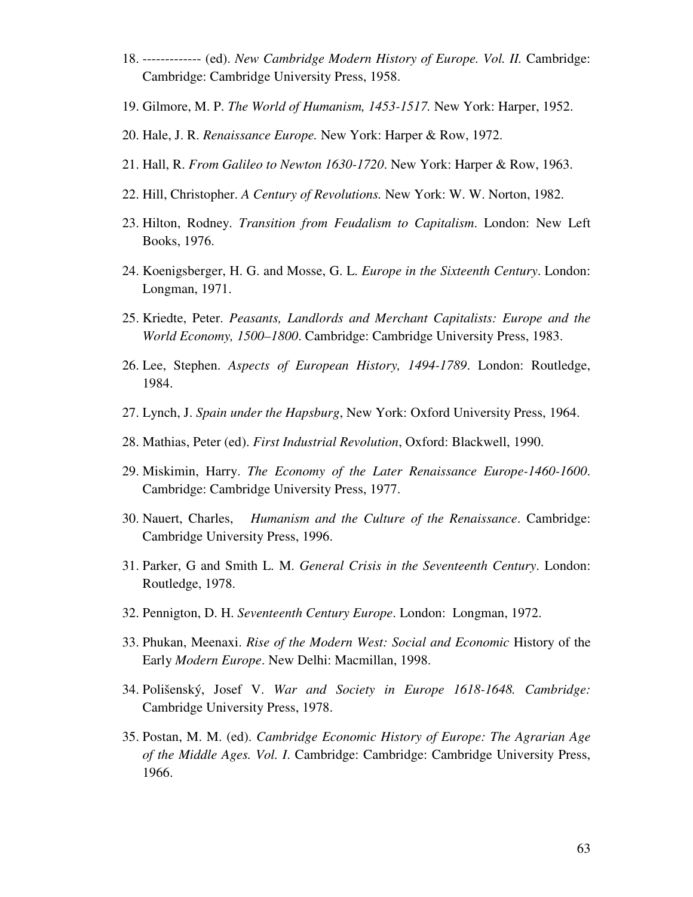18. ------------- (ed). *New Cambridge Modern History of Europe. Vol. II.* Cambridge: Cambridge: Cambridge University Press, 1958.

19. Gilmore, M. P. *The World of Humanism, 1453-1517.* New York: Harper, 1952.

20. Hale, J. R. *Renaissance Europe.* New York: Harper & Row, 1972.

21. Hall, R. *From Galileo to Newton 1630-1720*. New York: Harper & Row, 1963.

22. Hill, Christopher. *A Century of Revolutions.* New York: W. W. Norton, 1982.

23. Hilton, Rodney. *Transition from Feudalism to Capitalism*. London: New Left Books, 1976.

24. Koenigsberger, H. G. and Mosse, G. L. *Europe in the Sixteenth Century*. London: Longman, 1971.

25. Kriedte, Peter. *Peasants, Landlords and Merchant Capitalists: Europe and the World Economy, 1500–1800*. Cambridge: Cambridge University Press, 1983.

26. Lee, Stephen. *Aspects of European History, 1494-1789*. London: Routledge, 1984.

27. Lynch, J. *Spain under the Hapsburg*, New York: Oxford University Press, 1964.

28. Mathias, Peter (ed). *First Industrial Revolution*, Oxford: Blackwell, 1990.

29. Miskimin, Harry. *The Economy of the Later Renaissance Europe-1460-1600*. Cambridge: Cambridge University Press, 1977.

30. Nauert, Charles, *Humanism and the Culture of the Renaissance*. Cambridge: Cambridge University Press, 1996.

31. Parker, G and Smith L. M. *General Crisis in the Seventeenth Century*. London: Routledge, 1978.

32. Pennigton, D. H. *Seventeenth Century Europe*. London: Longman, 1972.

33. Phukan, Meenaxi. *Rise of the Modern West: Social and Economic* History of the Early *Modern Europe*. New Delhi: Macmillan, 1998.

34. Polišenský, Josef V. *War and Society in Europe 1618-1648. Cambridge:* Cambridge University Press, 1978.

35. Postan, M. M. (ed). *Cambridge Economic History of Europe: The Agrarian Age of the Middle Ages. Vol. I.* Cambridge: Cambridge: Cambridge University Press, 1966.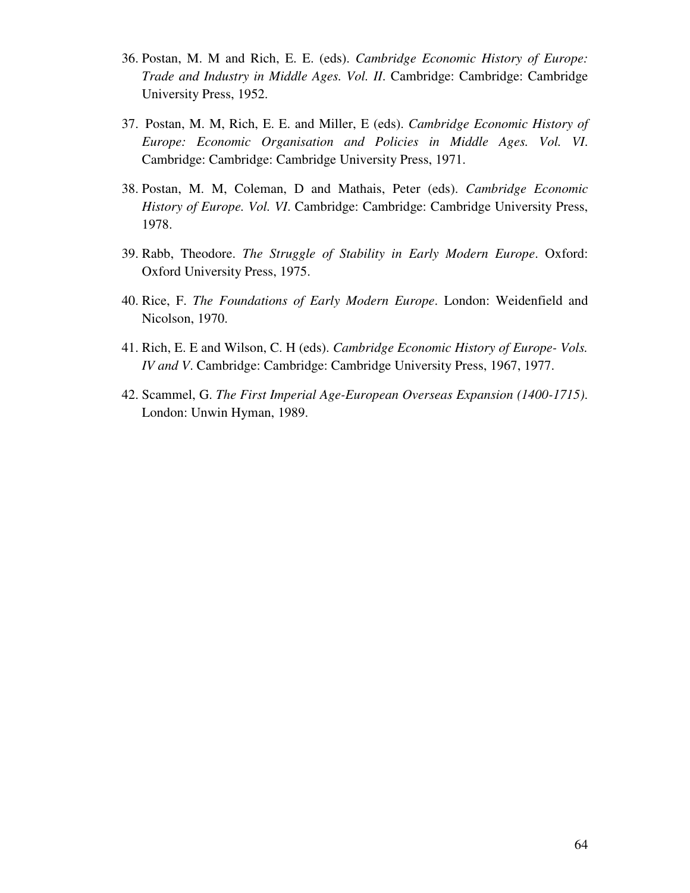36. Postan, M. M and Rich, E. E. (eds). *Cambridge Economic History of Europe: Trade and Industry in Middle Ages. Vol. II*. Cambridge: Cambridge: Cambridge University Press, 1952.

37. Postan, M. M, Rich, E. E. and Miller, E (eds). *Cambridge Economic History of Europe: Economic Organisation and Policies in Middle Ages. Vol. VI*. Cambridge: Cambridge: Cambridge University Press, 1971.

38. Postan, M. M, Coleman, D and Mathais, Peter (eds). *Cambridge Economic History of Europe. Vol. VI*. Cambridge: Cambridge: Cambridge University Press, 1978.

39. Rabb, Theodore. *The Struggle of Stability in Early Modern Europe*. Oxford: Oxford University Press, 1975.

40. Rice, F. *The Foundations of Early Modern Europe*. London: Weidenfield and Nicolson, 1970.

41. Rich, E. E and Wilson, C. H (eds). *Cambridge Economic History of Europe- Vols. IV and V*. Cambridge: Cambridge: Cambridge University Press, 1967, 1977.

42. Scammel, G. *The First Imperial Age-European Overseas Expansion (1400-1715)*. London: Unwin Hyman, 1989.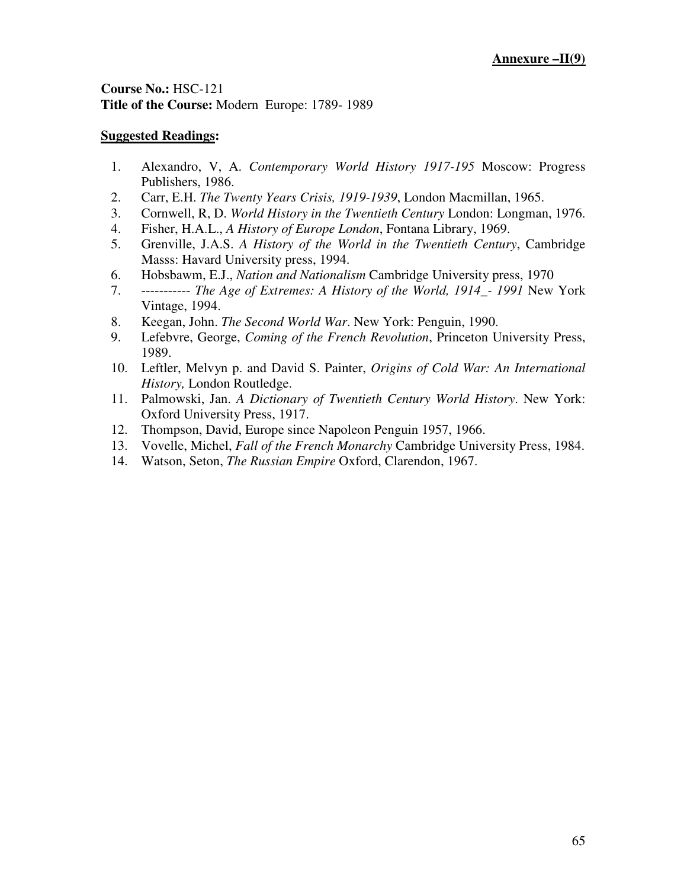**Annexure –II(9)**

**Course No.:** HSC-121
**Title of the Course:** Modern Europe: 1789- 1989

**Suggested Readings:**

1. Alexandro, V, A. *Contemporary World History 1917-195* Moscow: Progress Publishers, 1986.
2. Carr, E.H. *The Twenty Years Crisis, 1919-1939*, London Macmillan, 1965.
3. Cornwell, R, D. *World History in the Twentieth Century* London: Longman, 1976.
4. Fisher, H.A.L., *A History of Europe London*, Fontana Library, 1969.
5. Grenville, J.A.S. *A History of the World in the Twentieth Century*, Cambridge Masss: Havard University press, 1994.
6. Hobsbawm, E.J., *Nation and Nationalism* Cambridge University press, 1970
7. ----------- *The Age of Extremes: A History of the World, 1914_- 1991* New York Vintage, 1994.
8. Keegan, John. *The Second World War*. New York: Penguin, 1990.
9. Lefebvre, George, *Coming of the French Revolution*, Princeton University Press, 1989.
10. Leftler, Melvyn p. and David S. Painter, *Origins of Cold War: An International History,* London Routledge.
11. Palmowski, Jan. *A Dictionary of Twentieth Century World History*. New York: Oxford University Press, 1917.
12. Thompson, David, Europe since Napoleon Penguin 1957, 1966.
13. Vovelle, Michel, *Fall of the French Monarchy* Cambridge University Press, 1984.
14. Watson, Seton, *The Russian Empire* Oxford, Clarendon, 1967.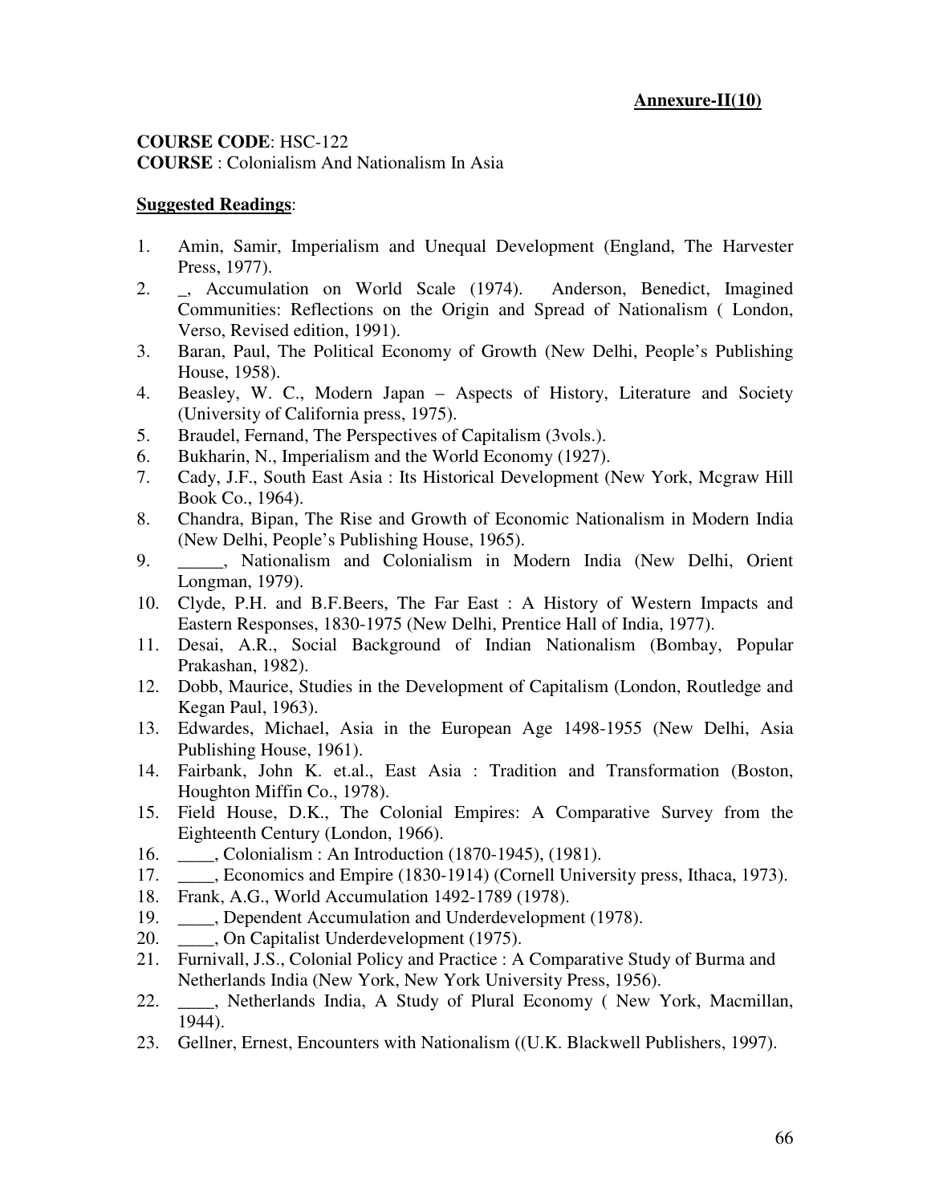**Annexure-II(10)**

**COURSE CODE**: HSC-122
**COURSE** : Colonialism And Nationalism In Asia

**Suggested Readings**:

1. Amin, Samir, Imperialism and Unequal Development (England, The Harvester Press, 1977).
2. _, Accumulation on World Scale (1974). Anderson, Benedict, Imagined Communities: Reflections on the Origin and Spread of Nationalism ( London, Verso, Revised edition, 1991).
3. Baran, Paul, The Political Economy of Growth (New Delhi, People's Publishing House, 1958).
4. Beasley, W. C., Modern Japan – Aspects of History, Literature and Society (University of California press, 1975).
5. Braudel, Fernand, The Perspectives of Capitalism (3vols.).
6. Bukharin, N., Imperialism and the World Economy (1927).
7. Cady, J.F., South East Asia : Its Historical Development (New York, Mcgraw Hill Book Co., 1964).
8. Chandra, Bipan, The Rise and Growth of Economic Nationalism in Modern India (New Delhi, People's Publishing House, 1965).
9. _____, Nationalism and Colonialism in Modern India (New Delhi, Orient Longman, 1979).
10. Clyde, P.H. and B.F.Beers, The Far East : A History of Western Impacts and Eastern Responses, 1830-1975 (New Delhi, Prentice Hall of India, 1977).
11. Desai, A.R., Social Background of Indian Nationalism (Bombay, Popular Prakashan, 1982).
12. Dobb, Maurice, Studies in the Development of Capitalism (London, Routledge and Kegan Paul, 1963).
13. Edwardes, Michael, Asia in the European Age 1498-1955 (New Delhi, Asia Publishing House, 1961).
14. Fairbank, John K. et.al., East Asia : Tradition and Transformation (Boston, Houghton Miffin Co., 1978).
15. Field House, D.K., The Colonial Empires: A Comparative Survey from the Eighteenth Century (London, 1966).
16. ____, Colonialism : An Introduction (1870-1945), (1981).
17. ____, Economics and Empire (1830-1914) (Cornell University press, Ithaca, 1973).
18. Frank, A.G., World Accumulation 1492-1789 (1978).
19. ____, Dependent Accumulation and Underdevelopment (1978).
20. ____, On Capitalist Underdevelopment (1975).
21. Furnivall, J.S., Colonial Policy and Practice : A Comparative Study of Burma and Netherlands India (New York, New York University Press, 1956).
22. ____, Netherlands India, A Study of Plural Economy ( New York, Macmillan, 1944).
23. Gellner, Ernest, Encounters with Nationalism ((U.K. Blackwell Publishers, 1997).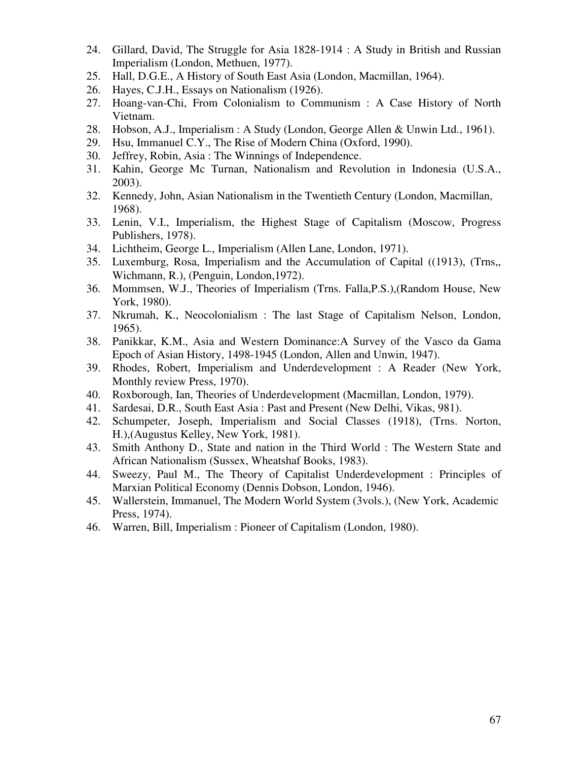24. Gillard, David, The Struggle for Asia 1828-1914 : A Study in British and Russian Imperialism (London, Methuen, 1977).
25. Hall, D.G.E., A History of South East Asia (London, Macmillan, 1964).
26. Hayes, C.J.H., Essays on Nationalism (1926).
27. Hoang-van-Chi, From Colonialism to Communism : A Case History of North Vietnam.
28. Hobson, A.J., Imperialism : A Study (London, George Allen & Unwin Ltd., 1961).
29. Hsu, Immanuel C.Y., The Rise of Modern China (Oxford, 1990).
30. Jeffrey, Robin, Asia : The Winnings of Independence.
31. Kahin, George Mc Turnan, Nationalism and Revolution in Indonesia (U.S.A., 2003).
32. Kennedy, John, Asian Nationalism in the Twentieth Century (London, Macmillan, 1968).
33. Lenin, V.I., Imperialism, the Highest Stage of Capitalism (Moscow, Progress Publishers, 1978).
34. Lichtheim, George L., Imperialism (Allen Lane, London, 1971).
35. Luxemburg, Rosa, Imperialism and the Accumulation of Capital ((1913), (Trns,, Wichmann, R.), (Penguin, London,1972).
36. Mommsen, W.J., Theories of Imperialism (Trns. Falla,P.S.),(Random House, New York, 1980).
37. Nkrumah, K., Neocolonialism : The last Stage of Capitalism Nelson, London, 1965).
38. Panikkar, K.M., Asia and Western Dominance:A Survey of the Vasco da Gama Epoch of Asian History, 1498-1945 (London, Allen and Unwin, 1947).
39. Rhodes, Robert, Imperialism and Underdevelopment : A Reader (New York, Monthly review Press, 1970).
40. Roxborough, Ian, Theories of Underdevelopment (Macmillan, London, 1979).
41. Sardesai, D.R., South East Asia : Past and Present (New Delhi, Vikas, 981).
42. Schumpeter, Joseph, Imperialism and Social Classes (1918), (Trns. Norton, H.),(Augustus Kelley, New York, 1981).
43. Smith Anthony D., State and nation in the Third World : The Western State and African Nationalism (Sussex, Wheatshaf Books, 1983).
44. Sweezy, Paul M., The Theory of Capitalist Underdevelopment : Principles of Marxian Political Economy (Dennis Dobson, London, 1946).
45. Wallerstein, Immanuel, The Modern World System (3vols.), (New York, Academic Press, 1974).
46. Warren, Bill, Imperialism : Pioneer of Capitalism (London, 1980).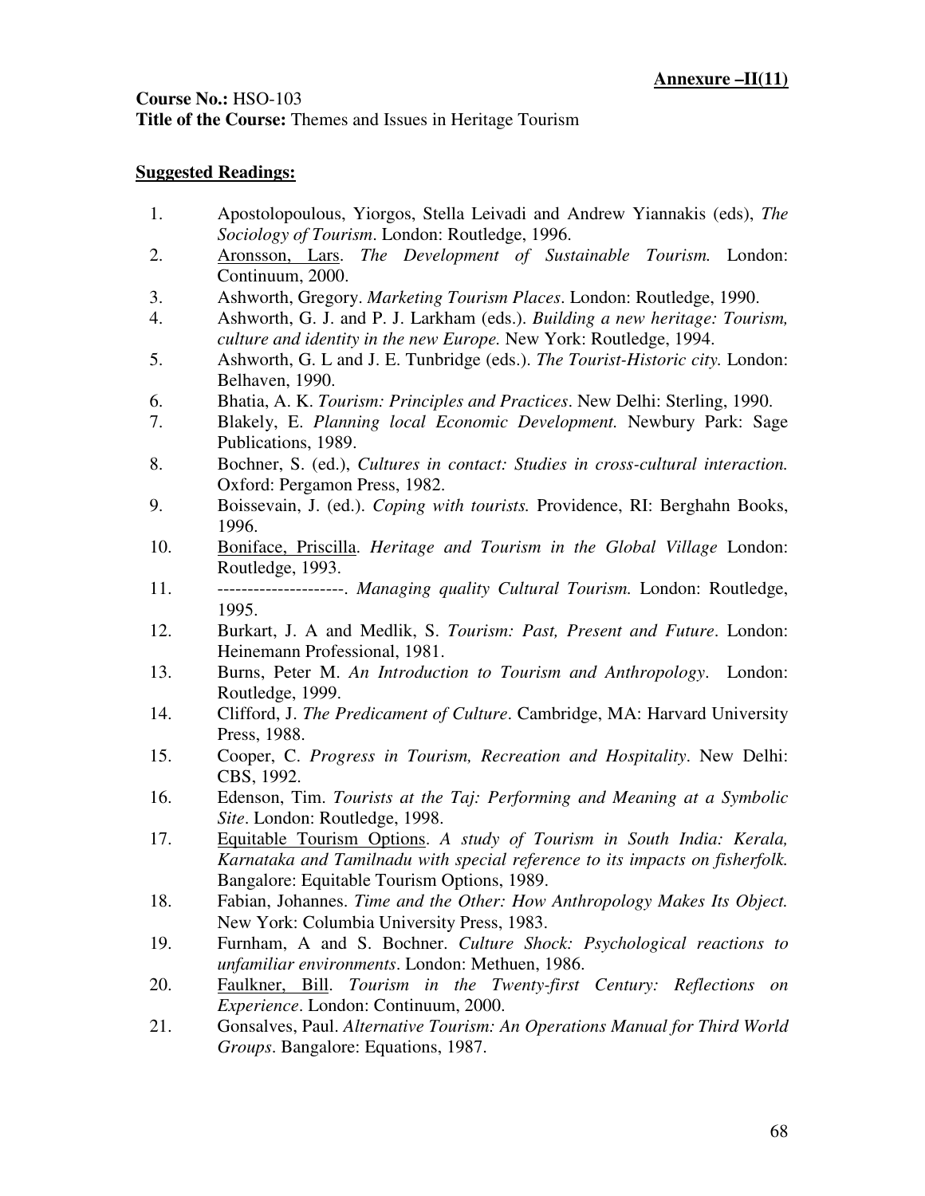**Annexure –II(11)**

**Course No.:** HSO-103
**Title of the Course:** Themes and Issues in Heritage Tourism

**Suggested Readings:**

1. Apostolopoulous, Yiorgos, Stella Leivadi and Andrew Yiannakis (eds), *The Sociology of Tourism*. London: Routledge, 1996.
2. Aronsson, Lars. *The Development of Sustainable Tourism.* London: Continuum, 2000.
3. Ashworth, Gregory. *Marketing Tourism Places*. London: Routledge, 1990.
4. Ashworth, G. J. and P. J. Larkham (eds.). *Building a new heritage: Tourism, culture and identity in the new Europe.* New York: Routledge, 1994.
5. Ashworth, G. L and J. E. Tunbridge (eds.). *The Tourist-Historic city.* London: Belhaven, 1990.
6. Bhatia, A. K. *Tourism: Principles and Practices*. New Delhi: Sterling, 1990.
7. Blakely, E. *Planning local Economic Development.* Newbury Park: Sage Publications, 1989.
8. Bochner, S. (ed.), *Cultures in contact: Studies in cross-cultural interaction.* Oxford: Pergamon Press, 1982.
9. Boissevain, J. (ed.). *Coping with tourists.* Providence, RI: Berghahn Books, 1996.
10. Boniface, Priscilla. *Heritage and Tourism in the Global Village* London: Routledge, 1993.
11. ---------------------. *Managing quality Cultural Tourism.* London: Routledge, 1995.
12. Burkart, J. A and Medlik, S. *Tourism: Past, Present and Future*. London: Heinemann Professional, 1981.
13. Burns, Peter M. *An Introduction to Tourism and Anthropology*. London: Routledge, 1999.
14. Clifford, J. *The Predicament of Culture*. Cambridge, MA: Harvard University Press, 1988.
15. Cooper, C. *Progress in Tourism, Recreation and Hospitality*. New Delhi: CBS, 1992.
16. Edenson, Tim. *Tourists at the Taj: Performing and Meaning at a Symbolic Site*. London: Routledge, 1998.
17. Equitable Tourism Options. *A study of Tourism in South India: Kerala, Karnataka and Tamilnadu with special reference to its impacts on fisherfolk.* Bangalore: Equitable Tourism Options, 1989.
18. Fabian, Johannes. *Time and the Other: How Anthropology Makes Its Object.* New York: Columbia University Press, 1983.
19. Furnham, A and S. Bochner. *Culture Shock: Psychological reactions to unfamiliar environments*. London: Methuen, 1986.
20. Faulkner, Bill. *Tourism in the Twenty-first Century: Reflections on Experience*. London: Continuum, 2000.
21. Gonsalves, Paul. *Alternative Tourism: An Operations Manual for Third World Groups*. Bangalore: Equations, 1987.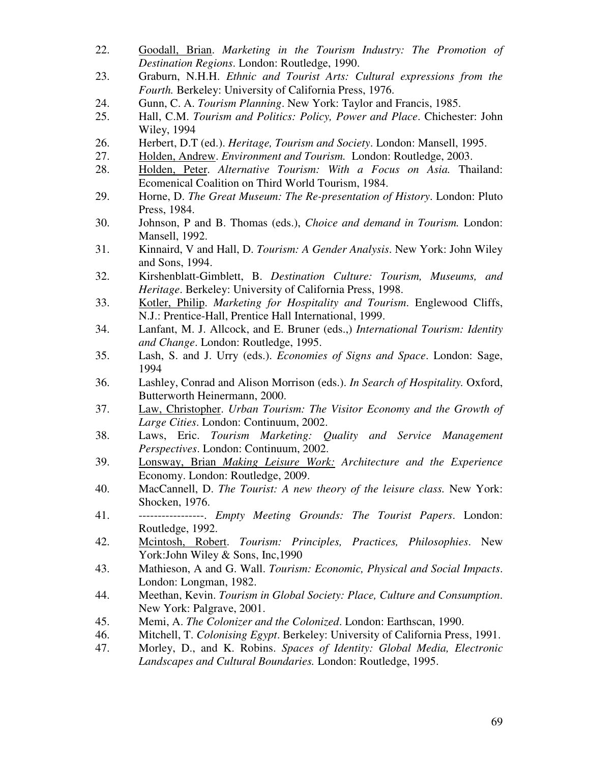22. Goodall, Brian. *Marketing in the Tourism Industry: The Promotion of Destination Regions*. London: Routledge, 1990.
23. Graburn, N.H.H. *Ethnic and Tourist Arts: Cultural expressions from the Fourth.* Berkeley: University of California Press, 1976.
24. Gunn, C. A. *Tourism Planning*. New York: Taylor and Francis, 1985.
25. Hall, C.M. *Tourism and Politics: Policy, Power and Place*. Chichester: John Wiley, 1994
26. Herbert, D.T (ed.). *Heritage, Tourism and Society*. London: Mansell, 1995.
27. Holden, Andrew. *Environment and Tourism.* London: Routledge, 2003.
28. Holden, Peter. *Alternative Tourism: With a Focus on Asia.* Thailand: Ecomenical Coalition on Third World Tourism, 1984.
29. Horne, D. *The Great Museum: The Re-presentation of History*. London: Pluto Press, 1984.
30. Johnson, P and B. Thomas (eds.), *Choice and demand in Tourism.* London: Mansell, 1992.
31. Kinnaird, V and Hall, D. *Tourism: A Gender Analysis*. New York: John Wiley and Sons, 1994.
32. Kirshenblatt-Gimblett, B. *Destination Culture: Tourism, Museums, and Heritage*. Berkeley: University of California Press, 1998.
33. Kotler, Philip. *Marketing for Hospitality and Tourism*. Englewood Cliffs, N.J.: Prentice-Hall, Prentice Hall International, 1999.
34. Lanfant, M. J. Allcock, and E. Bruner (eds.,) *International Tourism: Identity and Change*. London: Routledge, 1995.
35. Lash, S. and J. Urry (eds.). *Economies of Signs and Space*. London: Sage, 1994
36. Lashley, Conrad and Alison Morrison (eds.). *In Search of Hospitality.* Oxford, Butterworth Heinermann, 2000.
37. Law, Christopher. *Urban Tourism: The Visitor Economy and the Growth of Large Cities*. London: Continuum, 2002.
38. Laws, Eric. *Tourism Marketing: Quality and Service Management Perspectives*. London: Continuum, 2002.
39. Lonsway, Brian *Making Leisure Work: Architecture and the Experience* Economy. London: Routledge, 2009.
40. MacCannell, D. *The Tourist: A new theory of the leisure class.* New York: Shocken, 1976.
41. -----------------. *Empty Meeting Grounds: The Tourist Papers*. London: Routledge, 1992.
42. Mcintosh, Robert. *Tourism: Principles, Practices, Philosophies*. New York:John Wiley & Sons, Inc,1990
43. Mathieson, A and G. Wall. *Tourism: Economic, Physical and Social Impacts*. London: Longman, 1982.
44. Meethan, Kevin. *Tourism in Global Society: Place, Culture and Consumption*. New York: Palgrave, 2001.
45. Memi, A. *The Colonizer and the Colonized*. London: Earthscan, 1990.
46. Mitchell, T. *Colonising Egypt*. Berkeley: University of California Press, 1991.
47. Morley, D., and K. Robins. *Spaces of Identity: Global Media, Electronic Landscapes and Cultural Boundaries.* London: Routledge, 1995.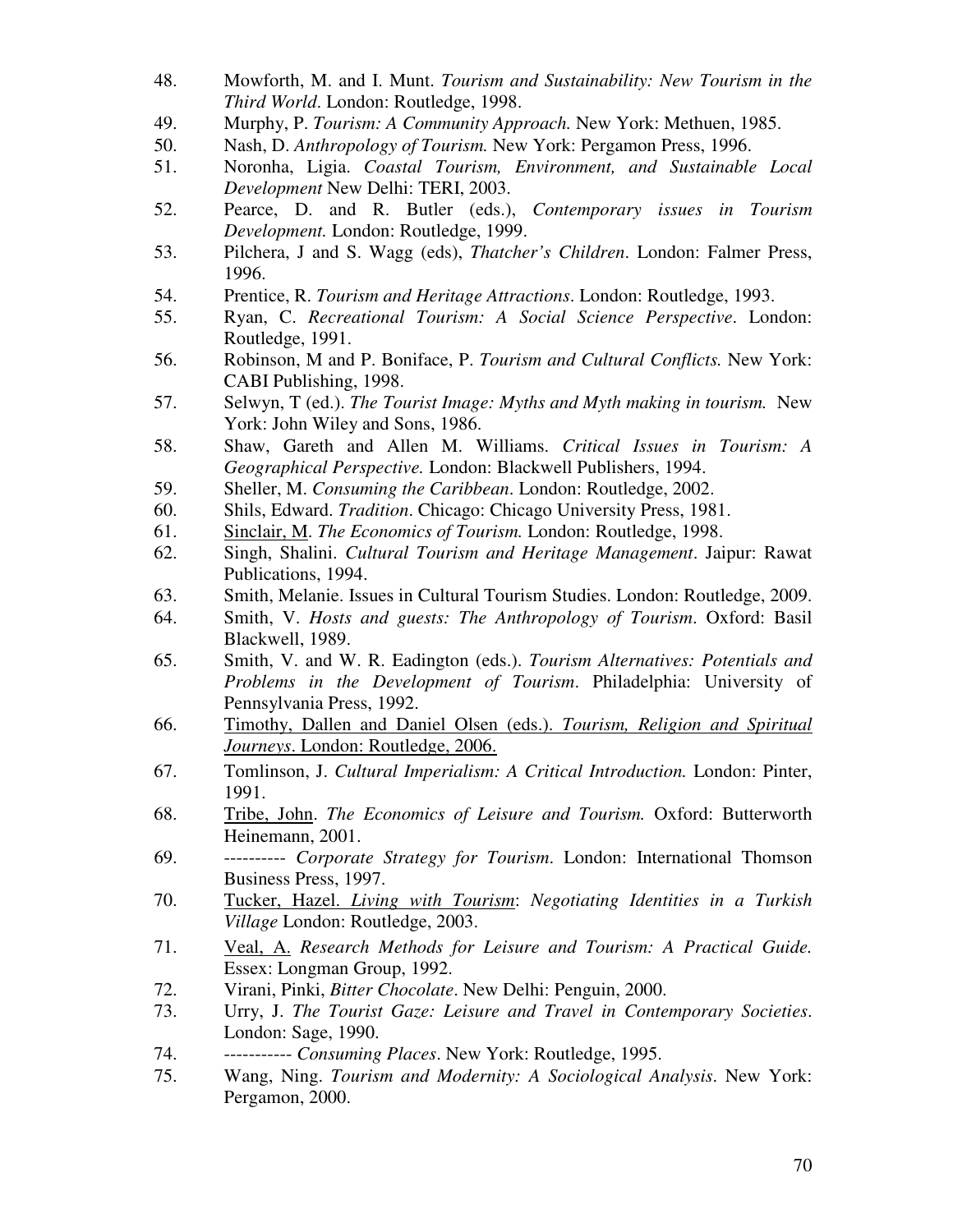48. Mowforth, M. and I. Munt. *Tourism and Sustainability: New Tourism in the Third World*. London: Routledge, 1998.
49. Murphy, P. *Tourism: A Community Approach.* New York: Methuen, 1985.
50. Nash, D. *Anthropology of Tourism.* New York: Pergamon Press, 1996.
51. Noronha, Ligia. *Coastal Tourism, Environment, and Sustainable Local Development* New Delhi: TERI, 2003.
52. Pearce, D. and R. Butler (eds.), *Contemporary issues in Tourism Development.* London: Routledge, 1999.
53. Pilchera, J and S. Wagg (eds), *Thatcher's Children*. London: Falmer Press, 1996.
54. Prentice, R. *Tourism and Heritage Attractions*. London: Routledge, 1993.
55. Ryan, C. *Recreational Tourism: A Social Science Perspective*. London: Routledge, 1991.
56. Robinson, M and P. Boniface, P. *Tourism and Cultural Conflicts.* New York: CABI Publishing, 1998.
57. Selwyn, T (ed.). *The Tourist Image: Myths and Myth making in tourism.* New York: John Wiley and Sons, 1986.
58. Shaw, Gareth and Allen M. Williams. *Critical Issues in Tourism: A Geographical Perspective.* London: Blackwell Publishers, 1994.
59. Sheller, M. *Consuming the Caribbean*. London: Routledge, 2002.
60. Shils, Edward. *Tradition*. Chicago: Chicago University Press, 1981.
61. <u>Sinclair, M</u>. *The Economics of Tourism.* London: Routledge, 1998.
62. Singh, Shalini. *Cultural Tourism and Heritage Management*. Jaipur: Rawat Publications, 1994.
63. Smith, Melanie. Issues in Cultural Tourism Studies. London: Routledge, 2009.
64. Smith, V. *Hosts and guests: The Anthropology of Tourism*. Oxford: Basil Blackwell, 1989.
65. Smith, V. and W. R. Eadington (eds.). *Tourism Alternatives: Potentials and Problems in the Development of Tourism*. Philadelphia: University of Pennsylvania Press, 1992.
66. <u>Timothy, Dallen and Daniel Olsen (eds.). *Tourism, Religion and Spiritual Journeys*. London: Routledge, 2006.</u>
67. Tomlinson, J. *Cultural Imperialism: A Critical Introduction.* London: Pinter, 1991.
68. <u>Tribe, John</u>. *The Economics of Leisure and Tourism.* Oxford: Butterworth Heinemann, 2001.
69. ---------- *Corporate Strategy for Tourism*. London: International Thomson Business Press, 1997.
70. <u>Tucker, Hazel. *Living with Tourism*</u>: *Negotiating Identities in a Turkish Village* London: Routledge, 2003.
71. <u>Veal, A.</u> *Research Methods for Leisure and Tourism: A Practical Guide.* Essex: Longman Group, 1992.
72. Virani, Pinki, *Bitter Chocolate*. New Delhi: Penguin, 2000.
73. Urry, J. *The Tourist Gaze: Leisure and Travel in Contemporary Societies*. London: Sage, 1990.
74. ----------- *Consuming Places*. New York: Routledge, 1995.
75. Wang, Ning. *Tourism and Modernity: A Sociological Analysis*. New York: Pergamon, 2000.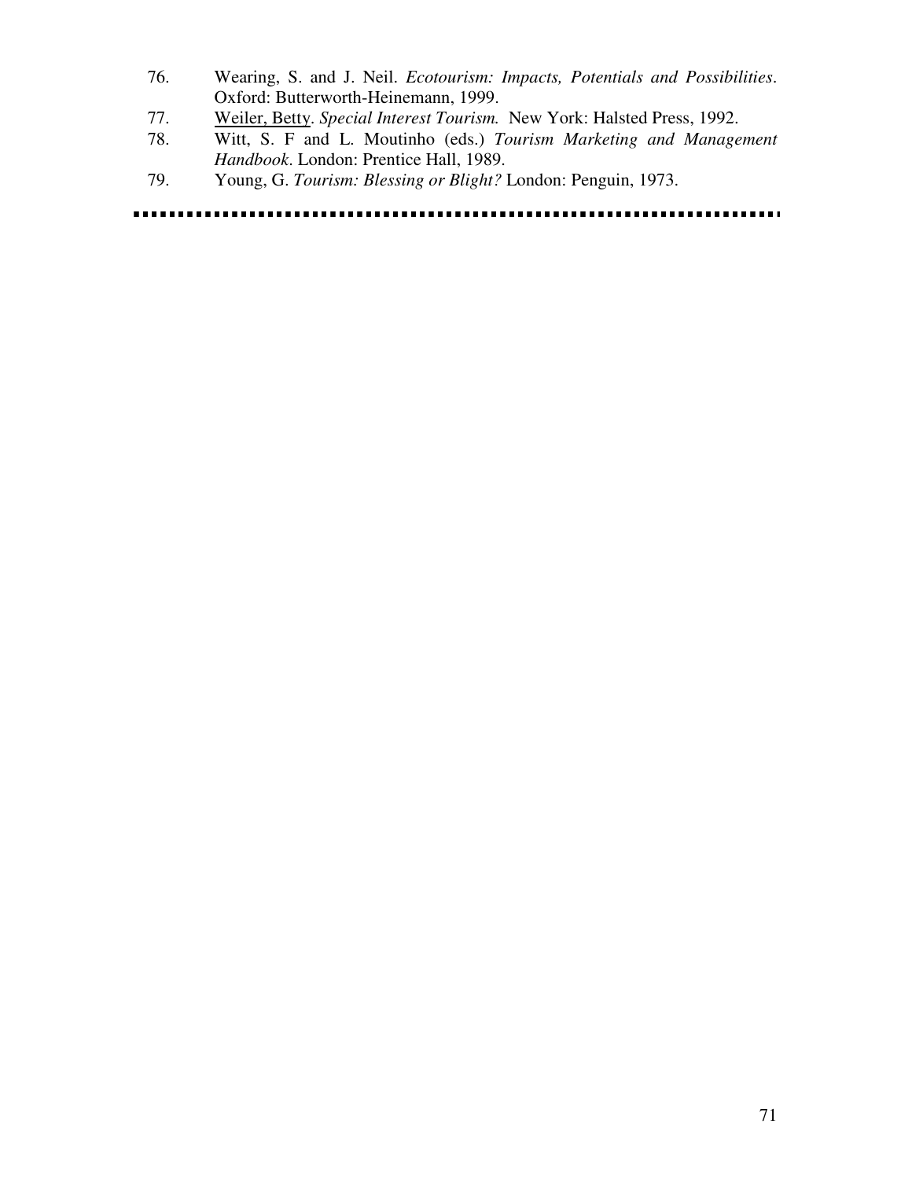76. Wearing, S. and J. Neil. *Ecotourism: Impacts, Potentials and Possibilities*. Oxford: Butterworth-Heinemann, 1999.
77. Weiler, Betty. *Special Interest Tourism.* New York: Halsted Press, 1992.
78. Witt, S. F and L. Moutinho (eds.) *Tourism Marketing and Management Handbook*. London: Prentice Hall, 1989.
79. Young, G. *Tourism: Blessing or Blight?* London: Penguin, 1973.

---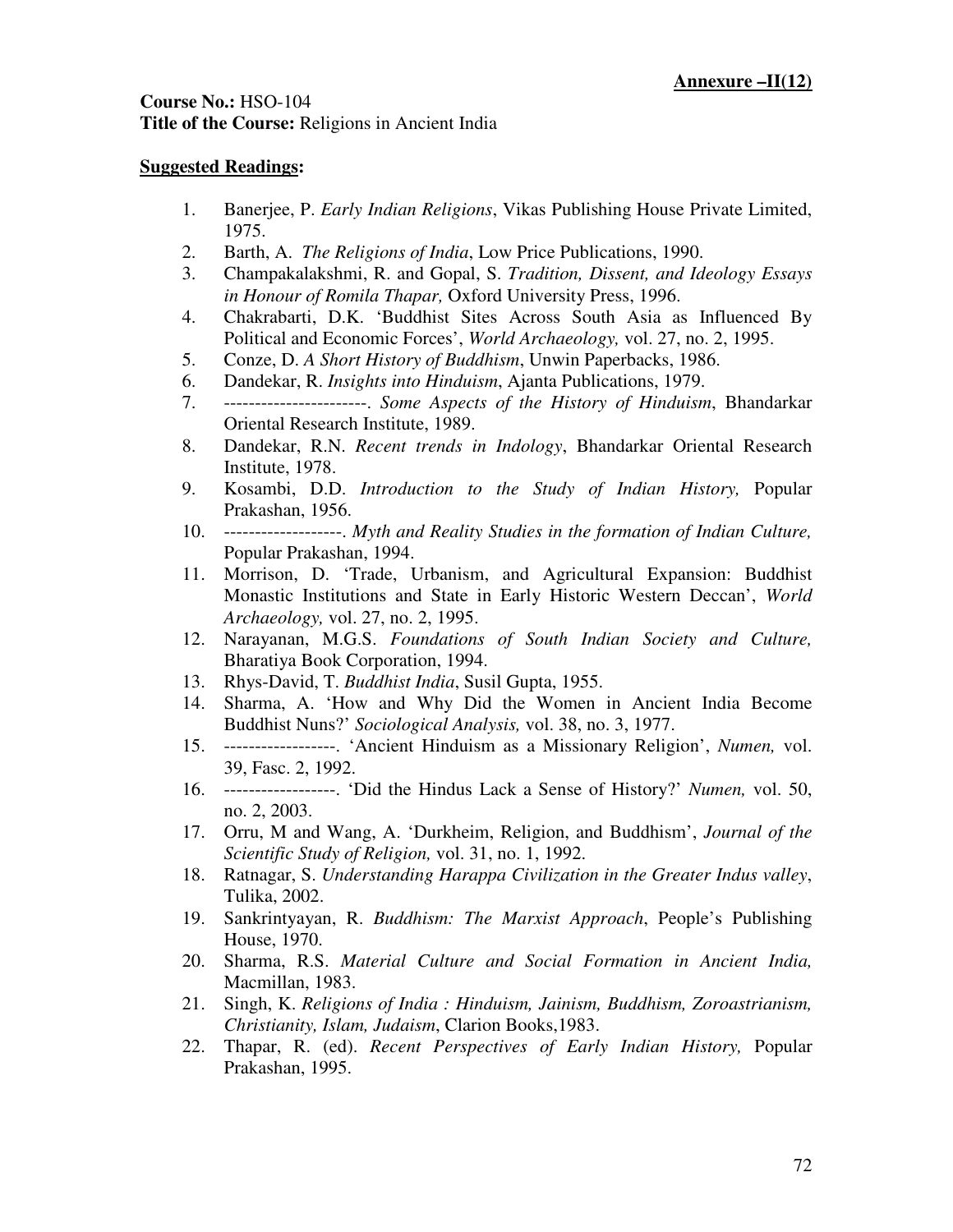**Annexure –II(12)**

**Course No.:** HSO-104
**Title of the Course:** Religions in Ancient India

**Suggested Readings:**

1. Banerjee, P. *Early Indian Religions*, Vikas Publishing House Private Limited, 1975.
2. Barth, A. *The Religions of India*, Low Price Publications, 1990.
3. Champakalakshmi, R. and Gopal, S. *Tradition, Dissent, and Ideology Essays in Honour of Romila Thapar,* Oxford University Press, 1996.
4. Chakrabarti, D.K. 'Buddhist Sites Across South Asia as Influenced By Political and Economic Forces', *World Archaeology,* vol. 27, no. 2, 1995.
5. Conze, D. *A Short History of Buddhism*, Unwin Paperbacks, 1986.
6. Dandekar, R. *Insights into Hinduism*, Ajanta Publications, 1979.
7. -----------------------. *Some Aspects of the History of Hinduism*, Bhandarkar Oriental Research Institute, 1989.
8. Dandekar, R.N. *Recent trends in Indology*, Bhandarkar Oriental Research Institute, 1978.
9. Kosambi, D.D. *Introduction to the Study of Indian History,* Popular Prakashan, 1956.
10. -------------------. *Myth and Reality Studies in the formation of Indian Culture,* Popular Prakashan, 1994.
11. Morrison, D. 'Trade, Urbanism, and Agricultural Expansion: Buddhist Monastic Institutions and State in Early Historic Western Deccan', *World Archaeology,* vol. 27, no. 2, 1995.
12. Narayanan, M.G.S. *Foundations of South Indian Society and Culture,* Bharatiya Book Corporation, 1994.
13. Rhys-David, T. *Buddhist India*, Susil Gupta, 1955.
14. Sharma, A. 'How and Why Did the Women in Ancient India Become Buddhist Nuns?' *Sociological Analysis,* vol. 38, no. 3, 1977.
15. ------------------. 'Ancient Hinduism as a Missionary Religion', *Numen,* vol. 39, Fasc. 2, 1992.
16. ------------------. 'Did the Hindus Lack a Sense of History?' *Numen,* vol. 50, no. 2, 2003.
17. Orru, M and Wang, A. 'Durkheim, Religion, and Buddhism', *Journal of the Scientific Study of Religion,* vol. 31, no. 1, 1992.
18. Ratnagar, S. *Understanding Harappa Civilization in the Greater Indus valley*, Tulika, 2002.
19. Sankrintyayan, R. *Buddhism: The Marxist Approach*, People's Publishing House, 1970.
20. Sharma, R.S. *Material Culture and Social Formation in Ancient India,* Macmillan, 1983.
21. Singh, K. *Religions of India : Hinduism, Jainism, Buddhism, Zoroastrianism, Christianity, Islam, Judaism*, Clarion Books,1983.
22. Thapar, R. (ed). *Recent Perspectives of Early Indian History,* Popular Prakashan, 1995.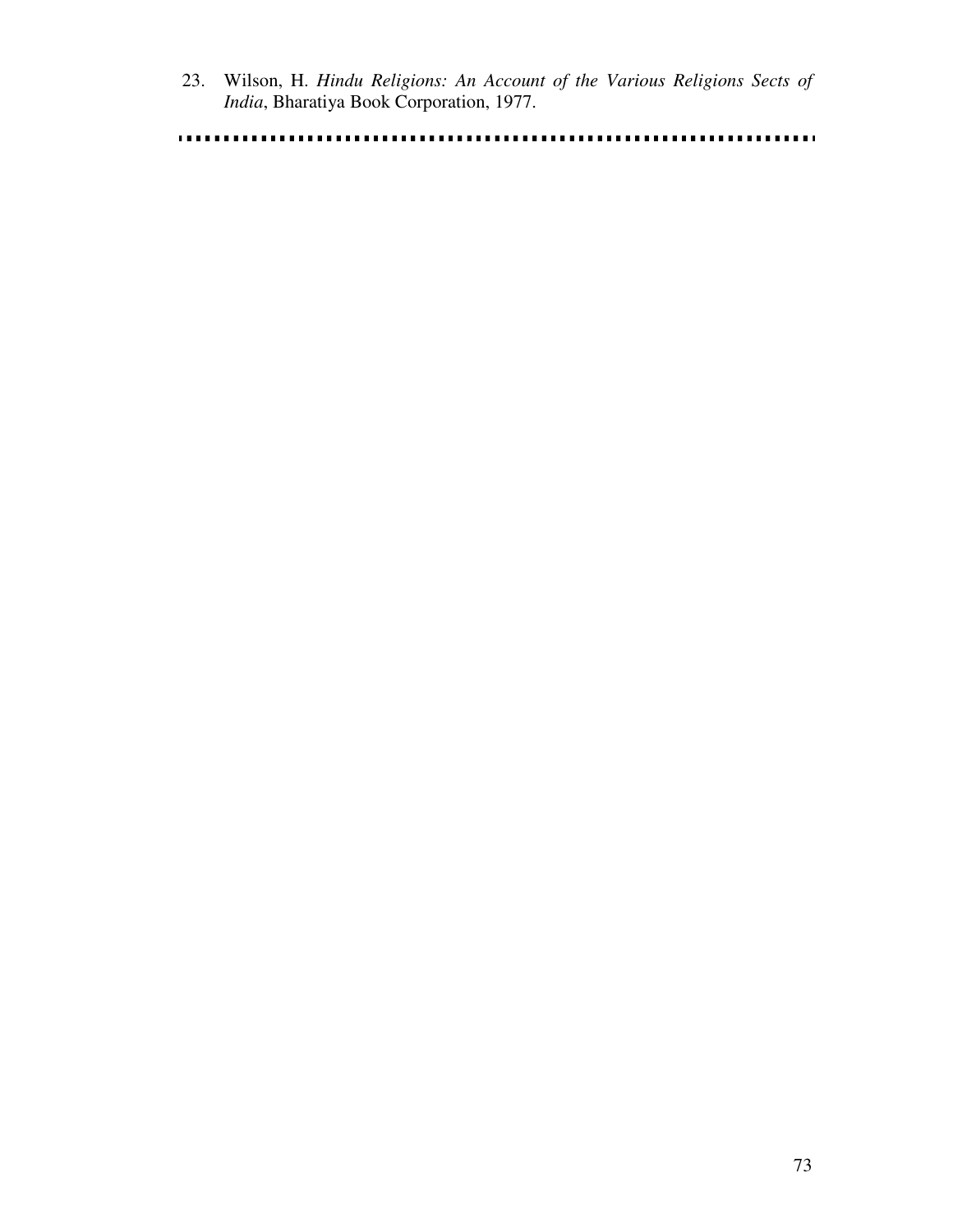23. Wilson, H. *Hindu Religions: An Account of the Various Religions Sects of India*, Bharatiya Book Corporation, 1977.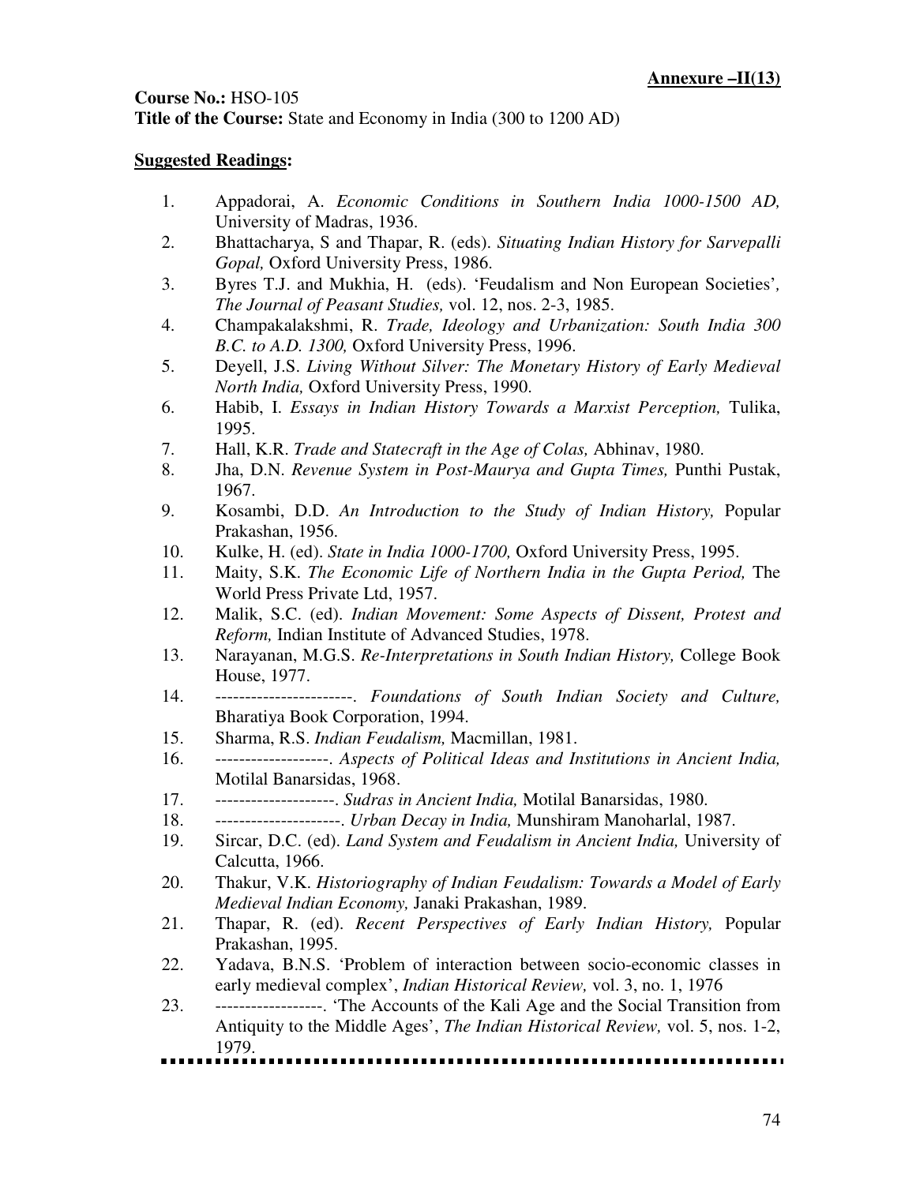**Annexure –II(13)**

**Course No.:** HSO-105
**Title of the Course:** State and Economy in India (300 to 1200 AD)

**Suggested Readings:**

1. Appadorai, A. *Economic Conditions in Southern India 1000-1500 AD,* University of Madras, 1936.
2. Bhattacharya, S and Thapar, R. (eds). *Situating Indian History for Sarvepalli Gopal,* Oxford University Press, 1986.
3. Byres T.J. and Mukhia, H. (eds). 'Feudalism and Non European Societies'*, The Journal of Peasant Studies,* vol. 12, nos. 2-3, 1985.
4. Champakalakshmi, R. *Trade, Ideology and Urbanization: South India 300 B.C. to A.D. 1300,* Oxford University Press, 1996.
5. Deyell, J.S. *Living Without Silver: The Monetary History of Early Medieval North India,* Oxford University Press, 1990.
6. Habib, I. *Essays in Indian History Towards a Marxist Perception,* Tulika, 1995.
7. Hall, K.R. *Trade and Statecraft in the Age of Colas,* Abhinav, 1980.
8. Jha, D.N. *Revenue System in Post-Maurya and Gupta Times,* Punthi Pustak, 1967.
9. Kosambi, D.D. *An Introduction to the Study of Indian History,* Popular Prakashan, 1956.
10. Kulke, H. (ed). *State in India 1000-1700,* Oxford University Press, 1995.
11. Maity, S.K. *The Economic Life of Northern India in the Gupta Period,* The World Press Private Ltd, 1957.
12. Malik, S.C. (ed). *Indian Movement: Some Aspects of Dissent, Protest and Reform,* Indian Institute of Advanced Studies, 1978.
13. Narayanan, M.G.S. *Re-Interpretations in South Indian History,* College Book House, 1977.
14. -----------------------. *Foundations of South Indian Society and Culture,* Bharatiya Book Corporation, 1994.
15. Sharma, R.S. *Indian Feudalism,* Macmillan, 1981.
16. -------------------. *Aspects of Political Ideas and Institutions in Ancient India,* Motilal Banarsidas, 1968.
17. --------------------. *Sudras in Ancient India,* Motilal Banarsidas, 1980.
18. ---------------------. *Urban Decay in India,* Munshiram Manoharlal, 1987.
19. Sircar, D.C. (ed). *Land System and Feudalism in Ancient India,* University of Calcutta, 1966.
20. Thakur, V.K. *Historiography of Indian Feudalism: Towards a Model of Early Medieval Indian Economy,* Janaki Prakashan, 1989.
21. Thapar, R. (ed). *Recent Perspectives of Early Indian History,* Popular Prakashan, 1995.
22. Yadava, B.N.S. 'Problem of interaction between socio-economic classes in early medieval complex', *Indian Historical Review,* vol. 3, no. 1, 1976
23. ------------------. 'The Accounts of the Kali Age and the Social Transition from Antiquity to the Middle Ages', *The Indian Historical Review,* vol. 5, nos. 1-2, 1979.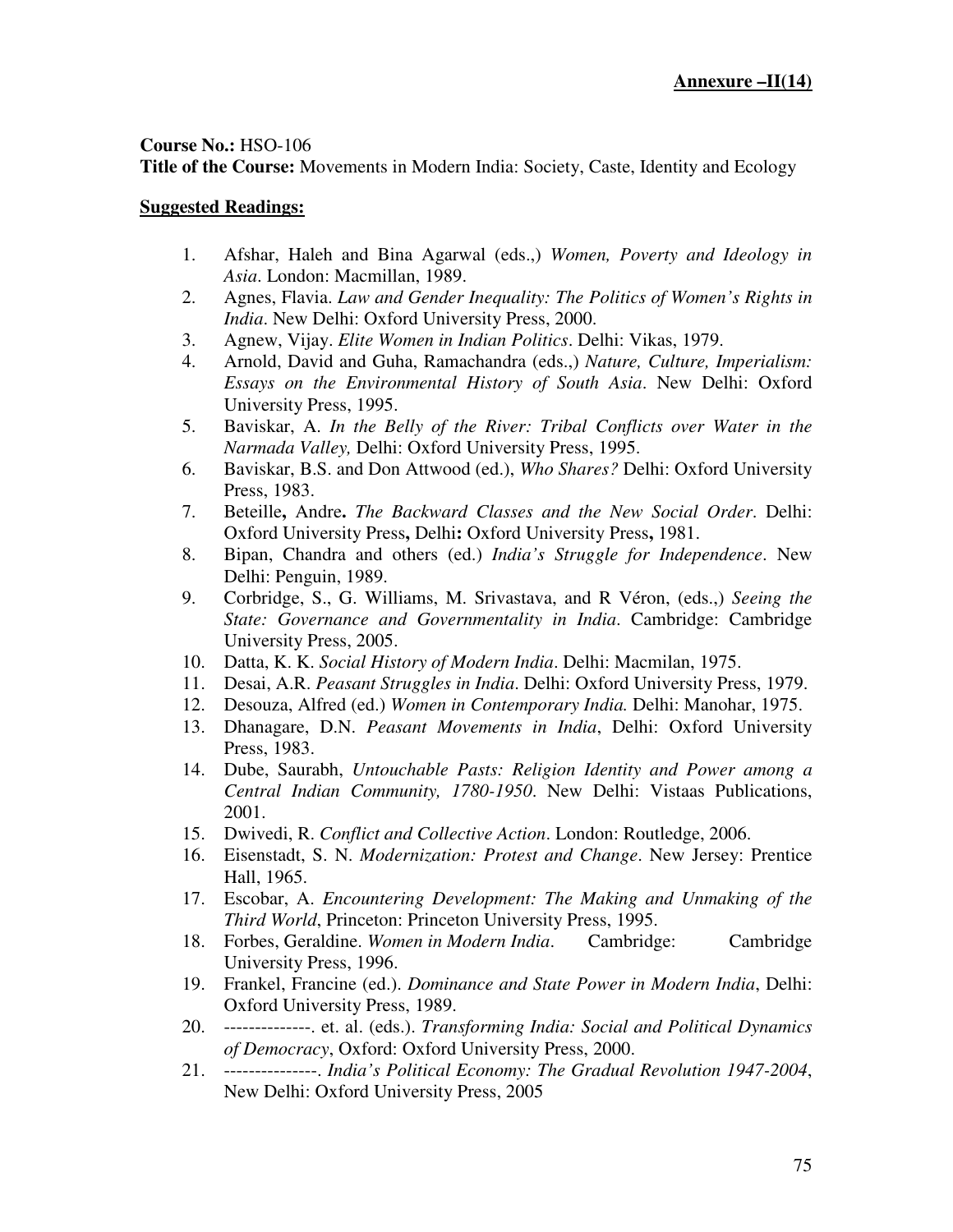**Annexure –II(14)**

**Course No.:** HSO-106
**Title of the Course:** Movements in Modern India: Society, Caste, Identity and Ecology

**Suggested Readings:**

1. Afshar, Haleh and Bina Agarwal (eds.,) *Women, Poverty and Ideology in Asia*. London: Macmillan, 1989.
2. Agnes, Flavia. *Law and Gender Inequality: The Politics of Women's Rights in India*. New Delhi: Oxford University Press, 2000.
3. Agnew, Vijay. *Elite Women in Indian Politics*. Delhi: Vikas, 1979.
4. Arnold, David and Guha, Ramachandra (eds.,) *Nature, Culture, Imperialism: Essays on the Environmental History of South Asia*. New Delhi: Oxford University Press, 1995.
5. Baviskar, A. *In the Belly of the River: Tribal Conflicts over Water in the Narmada Valley,* Delhi: Oxford University Press, 1995.
6. Baviskar, B.S. and Don Attwood (ed.), *Who Shares?* Delhi: Oxford University Press, 1983.
7. Beteille**,** Andre**.** *The Backward Classes and the New Social Order*. Delhi: Oxford University Press**,** Delhi**:** Oxford University Press**,** 1981.
8. Bipan, Chandra and others (ed.) *India's Struggle for Independence*. New Delhi: Penguin, 1989.
9. Corbridge, S., G. Williams, M. Srivastava, and R Véron, (eds.,) *Seeing the State: Governance and Governmentality in India*. Cambridge: Cambridge University Press, 2005.
10. Datta, K. K. *Social History of Modern India*. Delhi: Macmilan, 1975.
11. Desai, A.R. *Peasant Struggles in India*. Delhi: Oxford University Press, 1979.
12. Desouza, Alfred (ed.) *Women in Contemporary India.* Delhi: Manohar, 1975.
13. Dhanagare, D.N. *Peasant Movements in India*, Delhi: Oxford University Press, 1983.
14. Dube, Saurabh, *Untouchable Pasts: Religion Identity and Power among a Central Indian Community, 1780-1950*. New Delhi: Vistaas Publications, 2001.
15. Dwivedi, R. *Conflict and Collective Action*. London: Routledge, 2006.
16. Eisenstadt, S. N. *Modernization: Protest and Change*. New Jersey: Prentice Hall, 1965.
17. Escobar, A. *Encountering Development: The Making and Unmaking of the Third World*, Princeton: Princeton University Press, 1995.
18. Forbes, Geraldine. *Women in Modern India*. Cambridge: Cambridge University Press, 1996.
19. Frankel, Francine (ed.). *Dominance and State Power in Modern India*, Delhi: Oxford University Press, 1989.
20. --------------. et. al. (eds.). *Transforming India: Social and Political Dynamics of Democracy*, Oxford: Oxford University Press, 2000.
21. ---------------. *India's Political Economy: The Gradual Revolution 1947-2004*, New Delhi: Oxford University Press, 2005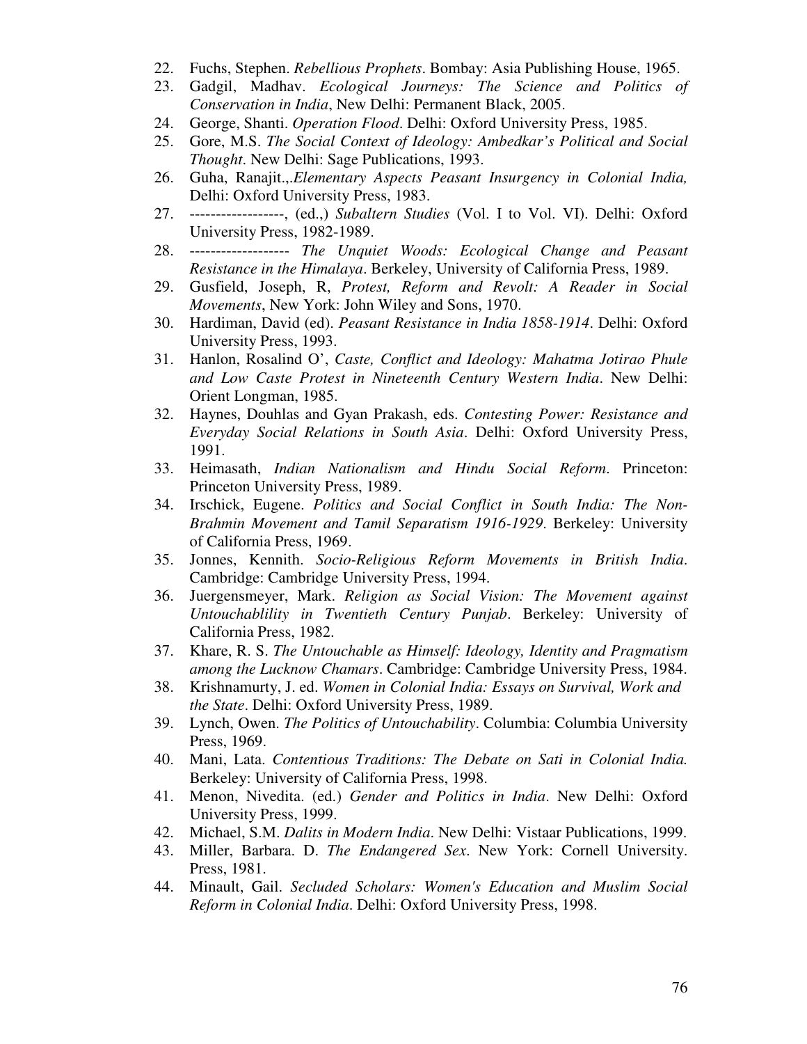22. Fuchs, Stephen. *Rebellious Prophets*. Bombay: Asia Publishing House, 1965.
23. Gadgil, Madhav. *Ecological Journeys: The Science and Politics of Conservation in India*, New Delhi: Permanent Black, 2005.
24. George, Shanti. *Operation Flood*. Delhi: Oxford University Press, 1985.
25. Gore, M.S. *The Social Context of Ideology: Ambedkar's Political and Social Thought*. New Delhi: Sage Publications, 1993.
26. Guha, Ranajit.,.*Elementary Aspects Peasant Insurgency in Colonial India,* Delhi: Oxford University Press, 1983.
27. ------------------, (ed.,) *Subaltern Studies* (Vol. I to Vol. VI). Delhi: Oxford University Press, 1982-1989.
28. ------------------- *The Unquiet Woods: Ecological Change and Peasant Resistance in the Himalaya*. Berkeley, University of California Press, 1989.
29. Gusfield, Joseph, R, *Protest, Reform and Revolt: A Reader in Social Movements*, New York: John Wiley and Sons, 1970.
30. Hardiman, David (ed). *Peasant Resistance in India 1858-1914*. Delhi: Oxford University Press, 1993.
31. Hanlon, Rosalind O', *Caste, Conflict and Ideology: Mahatma Jotirao Phule and Low Caste Protest in Nineteenth Century Western India*. New Delhi: Orient Longman, 1985.
32. Haynes, Douhlas and Gyan Prakash, eds. *Contesting Power: Resistance and Everyday Social Relations in South Asia*. Delhi: Oxford University Press, 1991.
33. Heimasath, *Indian Nationalism and Hindu Social Reform*. Princeton: Princeton University Press, 1989.
34. Irschick, Eugene. *Politics and Social Conflict in South India: The Non-Brahmin Movement and Tamil Separatism 1916-1929*. Berkeley: University of California Press, 1969.
35. Jonnes, Kennith. *Socio-Religious Reform Movements in British India*. Cambridge: Cambridge University Press, 1994.
36. Juergensmeyer, Mark. *Religion as Social Vision: The Movement against Untouchablility in Twentieth Century Punjab*. Berkeley: University of California Press, 1982.
37. Khare, R. S. *The Untouchable as Himself: Ideology, Identity and Pragmatism among the Lucknow Chamars*. Cambridge: Cambridge University Press, 1984.
38. Krishnamurty, J. ed. *Women in Colonial India: Essays on Survival, Work and the State*. Delhi: Oxford University Press, 1989.
39. Lynch, Owen. *The Politics of Untouchability*. Columbia: Columbia University Press, 1969.
40. Mani, Lata. *Contentious Traditions: The Debate on Sati in Colonial India.* Berkeley: University of California Press, 1998.
41. Menon, Nivedita. (ed.) *Gender and Politics in India*. New Delhi: Oxford University Press, 1999.
42. Michael, S.M. *Dalits in Modern India*. New Delhi: Vistaar Publications, 1999.
43. Miller, Barbara. D. *The Endangered Sex*. New York: Cornell University. Press, 1981.
44. Minault, Gail. *Secluded Scholars: Women's Education and Muslim Social Reform in Colonial India*. Delhi: Oxford University Press, 1998.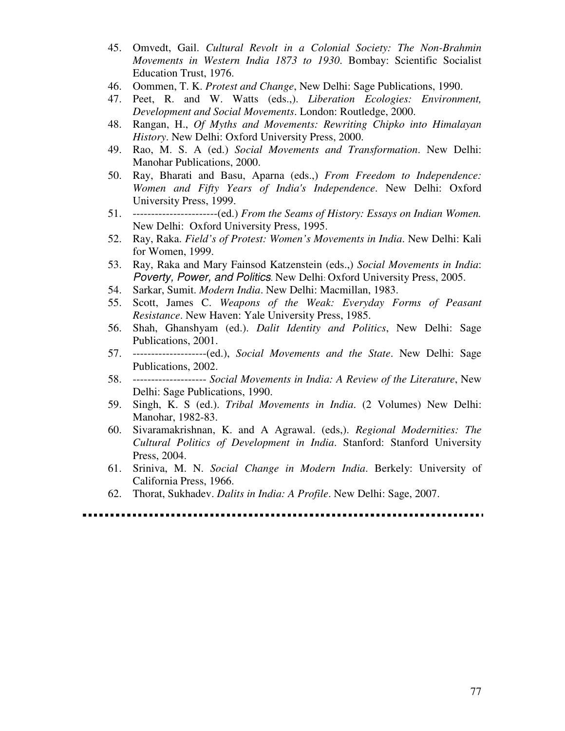45. Omvedt, Gail. *Cultural Revolt in a Colonial Society: The Non-Brahmin Movements in Western India 1873 to 1930*. Bombay: Scientific Socialist Education Trust, 1976.
46. Oommen, T. K. *Protest and Change*, New Delhi: Sage Publications, 1990.
47. Peet, R. and W. Watts (eds.,). *Liberation Ecologies: Environment, Development and Social Movements*. London: Routledge, 2000.
48. Rangan, H., *Of Myths and Movements: Rewriting Chipko into Himalayan History*. New Delhi: Oxford University Press, 2000.
49. Rao, M. S. A (ed.) *Social Movements and Transformation*. New Delhi: Manohar Publications, 2000.
50. Ray, Bharati and Basu, Aparna (eds.,) *From Freedom to Independence: Women and Fifty Years of India's Independence*. New Delhi: Oxford University Press, 1999.
51. -----------------------(ed.) *From the Seams of History: Essays on Indian Women.* New Delhi: Oxford University Press, 1995.
52. Ray, Raka. *Field's of Protest: Women's Movements in India*. New Delhi: Kali for Women, 1999.
53. Ray, Raka and Mary Fainsod Katzenstein (eds.,) *Social Movements in India*: *Poverty, Power, and Politics*. New Delhi: Oxford University Press, 2005.
54. Sarkar, Sumit. *Modern India*. New Delhi: Macmillan, 1983.
55. Scott, James C. *Weapons of the Weak: Everyday Forms of Peasant Resistance*. New Haven: Yale University Press, 1985.
56. Shah, Ghanshyam (ed.). *Dalit Identity and Politics*, New Delhi: Sage Publications, 2001.
57. --------------------(ed.), *Social Movements and the State*. New Delhi: Sage Publications, 2002.
58. -------------------- *Social Movements in India: A Review of the Literature*, New Delhi: Sage Publications, 1990.
59. Singh, K. S (ed.). *Tribal Movements in India*. (2 Volumes) New Delhi: Manohar, 1982-83.
60. Sivaramakrishnan, K. and A Agrawal. (eds,). *Regional Modernities: The Cultural Politics of Development in India*. Stanford: Stanford University Press, 2004.
61. Sriniva, M. N. *Social Change in Modern India*. Berkely: University of California Press, 1966.
62. Thorat, Sukhadev. *Dalits in India: A Profile*. New Delhi: Sage, 2007.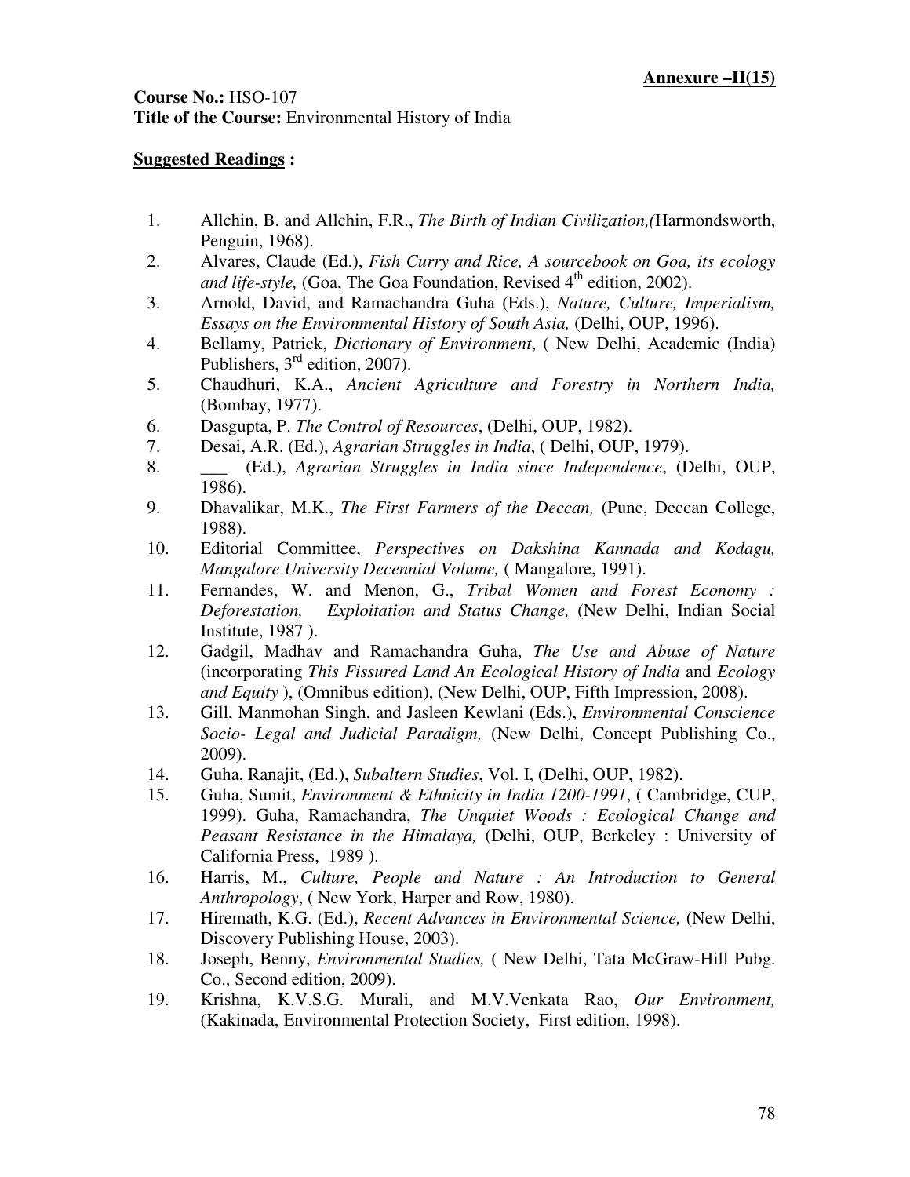**Annexure –II(15)**

**Course No.:** HSO-107
**Title of the Course:** Environmental History of India

**Suggested Readings :**

1. Allchin, B. and Allchin, F.R., *The Birth of Indian Civilization,(*Harmondsworth, Penguin, 1968).
2. Alvares, Claude (Ed.), *Fish Curry and Rice, A sourcebook on Goa, its ecology and life-style,* (Goa, The Goa Foundation, Revised 4th edition, 2002).
3. Arnold, David, and Ramachandra Guha (Eds.), *Nature, Culture, Imperialism, Essays on the Environmental History of South Asia,* (Delhi, OUP, 1996).
4. Bellamy, Patrick, *Dictionary of Environment*, ( New Delhi, Academic (India) Publishers, 3rd edition, 2007).
5. Chaudhuri, K.A., *Ancient Agriculture and Forestry in Northern India,* (Bombay, 1977).
6. Dasgupta, P. *The Control of Resources*, (Delhi, OUP, 1982).
7. Desai, A.R. (Ed.), *Agrarian Struggles in India*, ( Delhi, OUP, 1979).
8. ___ (Ed.), *Agrarian Struggles in India since Independence*, (Delhi, OUP, 1986).
9. Dhavalikar, M.K., *The First Farmers of the Deccan,* (Pune, Deccan College, 1988).
10. Editorial Committee, *Perspectives on Dakshina Kannada and Kodagu, Mangalore University Decennial Volume,* ( Mangalore, 1991).
11. Fernandes, W. and Menon, G., *Tribal Women and Forest Economy : Deforestation, Exploitation and Status Change,* (New Delhi, Indian Social Institute, 1987 ).
12. Gadgil, Madhav and Ramachandra Guha, *The Use and Abuse of Nature* (incorporating *This Fissured Land An Ecological History of India* and *Ecology and Equity* ), (Omnibus edition), (New Delhi, OUP, Fifth Impression, 2008).
13. Gill, Manmohan Singh, and Jasleen Kewlani (Eds.), *Environmental Conscience Socio- Legal and Judicial Paradigm,* (New Delhi, Concept Publishing Co., 2009).
14. Guha, Ranajit, (Ed.), *Subaltern Studies*, Vol. I, (Delhi, OUP, 1982).
15. Guha, Sumit, *Environment & Ethnicity in India 1200-1991*, ( Cambridge, CUP, 1999). Guha, Ramachandra, *The Unquiet Woods : Ecological Change and Peasant Resistance in the Himalaya,* (Delhi, OUP, Berkeley : University of California Press, 1989 ).
16. Harris, M., *Culture, People and Nature : An Introduction to General Anthropology*, ( New York, Harper and Row, 1980).
17. Hiremath, K.G. (Ed.), *Recent Advances in Environmental Science,* (New Delhi, Discovery Publishing House, 2003).
18. Joseph, Benny, *Environmental Studies,* ( New Delhi, Tata McGraw-Hill Pubg. Co., Second edition, 2009).
19. Krishna, K.V.S.G. Murali, and M.V.Venkata Rao, *Our Environment,* (Kakinada, Environmental Protection Society, First edition, 1998).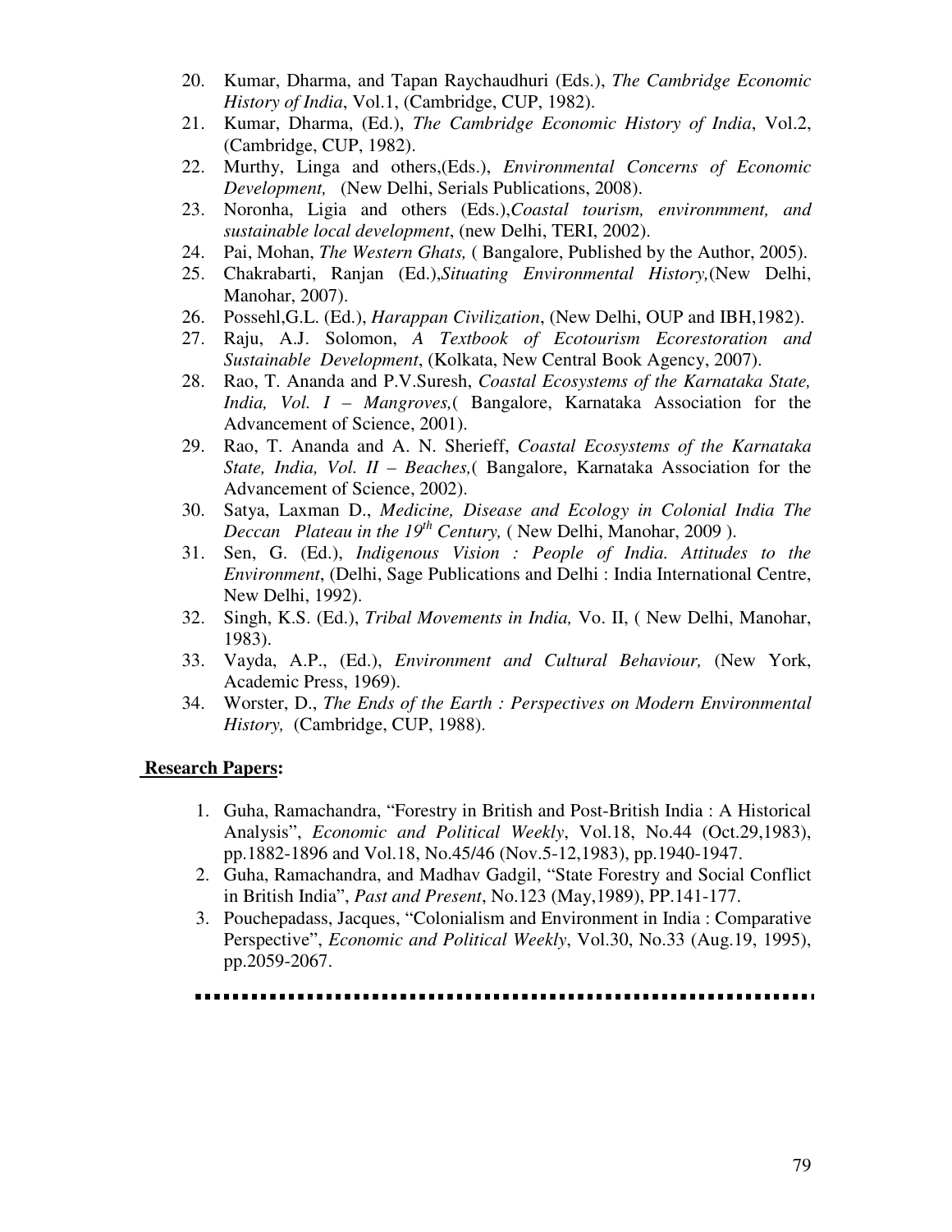20. Kumar, Dharma, and Tapan Raychaudhuri (Eds.), *The Cambridge Economic History of India*, Vol.1, (Cambridge, CUP, 1982).
21. Kumar, Dharma, (Ed.), *The Cambridge Economic History of India*, Vol.2, (Cambridge, CUP, 1982).
22. Murthy, Linga and others,(Eds.), *Environmental Concerns of Economic Development,* (New Delhi, Serials Publications, 2008).
23. Noronha, Ligia and others (Eds.),*Coastal tourism, environmment, and sustainable local development*, (new Delhi, TERI, 2002).
24. Pai, Mohan, *The Western Ghats,* ( Bangalore, Published by the Author, 2005).
25. Chakrabarti, Ranjan (Ed.),*Situating Environmental History,*(New Delhi, Manohar, 2007).
26. Possehl,G.L. (Ed.), *Harappan Civilization*, (New Delhi, OUP and IBH,1982).
27. Raju, A.J. Solomon, *A Textbook of Ecotourism Ecorestoration and Sustainable Development*, (Kolkata, New Central Book Agency, 2007).
28. Rao, T. Ananda and P.V.Suresh, *Coastal Ecosystems of the Karnataka State, India, Vol. I – Mangroves,*( Bangalore, Karnataka Association for the Advancement of Science, 2001).
29. Rao, T. Ananda and A. N. Sherieff, *Coastal Ecosystems of the Karnataka State, India, Vol. II – Beaches,*( Bangalore, Karnataka Association for the Advancement of Science, 2002).
30. Satya, Laxman D., *Medicine, Disease and Ecology in Colonial India The Deccan Plateau in the 19th Century,* ( New Delhi, Manohar, 2009 ).
31. Sen, G. (Ed.), *Indigenous Vision : People of India. Attitudes to the Environment*, (Delhi, Sage Publications and Delhi : India International Centre, New Delhi, 1992).
32. Singh, K.S. (Ed.), *Tribal Movements in India,* Vo. II, ( New Delhi, Manohar, 1983).
33. Vayda, A.P., (Ed.), *Environment and Cultural Behaviour,* (New York, Academic Press, 1969).
34. Worster, D., *The Ends of the Earth : Perspectives on Modern Environmental History,* (Cambridge, CUP, 1988).

**Research Papers:**

1. Guha, Ramachandra, "Forestry in British and Post-British India : A Historical Analysis", *Economic and Political Weekly*, Vol.18, No.44 (Oct.29,1983), pp.1882-1896 and Vol.18, No.45/46 (Nov.5-12,1983), pp.1940-1947.
2. Guha, Ramachandra, and Madhav Gadgil, "State Forestry and Social Conflict in British India", *Past and Present*, No.123 (May,1989), PP.141-177.
3. Pouchepadass, Jacques, "Colonialism and Environment in India : Comparative Perspective", *Economic and Political Weekly*, Vol.30, No.33 (Aug.19, 1995), pp.2059-2067.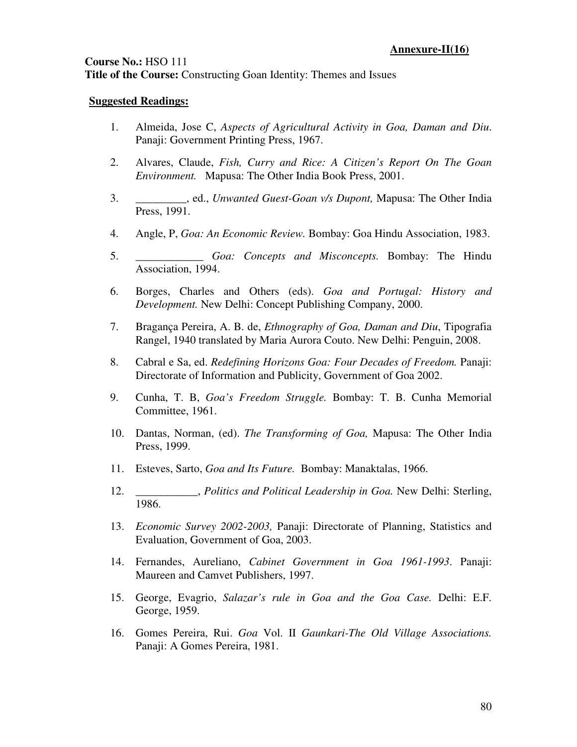**Annexure-II(16)**

**Course No.:** HSO 111
**Title of the Course:** Constructing Goan Identity: Themes and Issues

**Suggested Readings:**

1. Almeida, Jose C, *Aspects of Agricultural Activity in Goa, Daman and Diu*. Panaji: Government Printing Press, 1967.
2. Alvares, Claude, *Fish, Curry and Rice: A Citizen's Report On The Goan Environment.* Mapusa: The Other India Book Press, 2001.
3. _________, ed., *Unwanted Guest-Goan v/s Dupont,* Mapusa: The Other India Press, 1991.
4. Angle, P, *Goa: An Economic Review.* Bombay: Goa Hindu Association, 1983.
5. ____________ *Goa: Concepts and Misconcepts.* Bombay: The Hindu Association, 1994.
6. Borges, Charles and Others (eds). *Goa and Portugal: History and Development.* New Delhi: Concept Publishing Company, 2000.
7. Bragança Pereira, A. B. de, *Ethnography of Goa, Daman and Diu*, Tipografia Rangel, 1940 translated by Maria Aurora Couto. New Delhi: Penguin, 2008.
8. Cabral e Sa, ed. *Redefining Horizons Goa: Four Decades of Freedom.* Panaji: Directorate of Information and Publicity, Government of Goa 2002.
9. Cunha, T. B, *Goa's Freedom Struggle.* Bombay: T. B. Cunha Memorial Committee, 1961.
10. Dantas, Norman, (ed). *The Transforming of Goa,* Mapusa: The Other India Press, 1999.
11. Esteves, Sarto, *Goa and Its Future.* Bombay: Manaktalas, 1966.
12. ___________, *Politics and Political Leadership in Goa.* New Delhi: Sterling, 1986.
13. *Economic Survey 2002-2003,* Panaji: Directorate of Planning, Statistics and Evaluation, Government of Goa, 2003.
14. Fernandes, Aureliano, *Cabinet Government in Goa 1961-1993*. Panaji: Maureen and Camvet Publishers, 1997.
15. George, Evagrio, *Salazar's rule in Goa and the Goa Case.* Delhi: E.F. George, 1959.
16. Gomes Pereira, Rui. *Goa* Vol. II *Gaunkari-The Old Village Associations.* Panaji: A Gomes Pereira, 1981.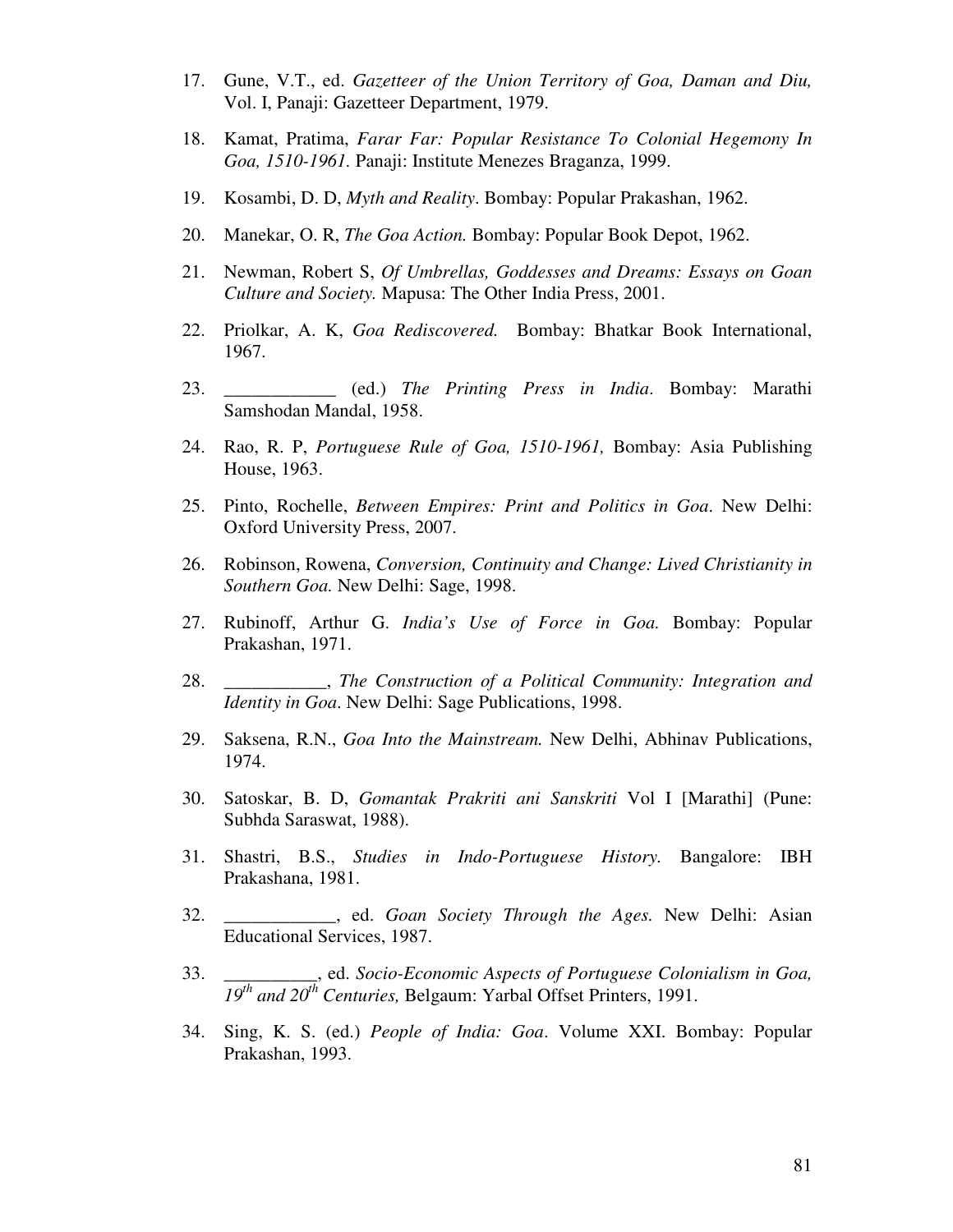17. Gune, V.T., ed. *Gazetteer of the Union Territory of Goa, Daman and Diu,* Vol. I, Panaji: Gazetteer Department, 1979.

18. Kamat, Pratima, *Farar Far: Popular Resistance To Colonial Hegemony In Goa, 1510-1961.* Panaji: Institute Menezes Braganza, 1999.

19. Kosambi, D. D, *Myth and Reality*. Bombay: Popular Prakashan, 1962.

20. Manekar, O. R, *The Goa Action.* Bombay: Popular Book Depot, 1962.

21. Newman, Robert S, *Of Umbrellas, Goddesses and Dreams: Essays on Goan Culture and Society.* Mapusa: The Other India Press, 2001.

22. Priolkar, A. K, *Goa Rediscovered.* Bombay: Bhatkar Book International, 1967.

23. ____________ (ed.) *The Printing Press in India*. Bombay: Marathi Samshodan Mandal, 1958.

24. Rao, R. P, *Portuguese Rule of Goa, 1510-1961,* Bombay: Asia Publishing House, 1963.

25. Pinto, Rochelle, *Between Empires: Print and Politics in Goa*. New Delhi: Oxford University Press, 2007.

26. Robinson, Rowena, *Conversion, Continuity and Change: Lived Christianity in Southern Goa.* New Delhi: Sage, 1998.

27. Rubinoff, Arthur G. *India's Use of Force in Goa.* Bombay: Popular Prakashan, 1971.

28. ___________, *The Construction of a Political Community: Integration and Identity in Goa*. New Delhi: Sage Publications, 1998.

29. Saksena, R.N., *Goa Into the Mainstream.* New Delhi, Abhinav Publications, 1974.

30. Satoskar, B. D, *Gomantak Prakriti ani Sanskriti* Vol I [Marathi] (Pune: Subhda Saraswat, 1988).

31. Shastri, B.S., *Studies in Indo-Portuguese History.* Bangalore: IBH Prakashana, 1981.

32. ____________, ed. *Goan Society Through the Ages.* New Delhi: Asian Educational Services, 1987.

33. __________, ed. *Socio-Economic Aspects of Portuguese Colonialism in Goa, 19th and 20th Centuries,* Belgaum: Yarbal Offset Printers, 1991.

34. Sing, K. S. (ed.) *People of India: Goa*. Volume XXI. Bombay: Popular Prakashan, 1993.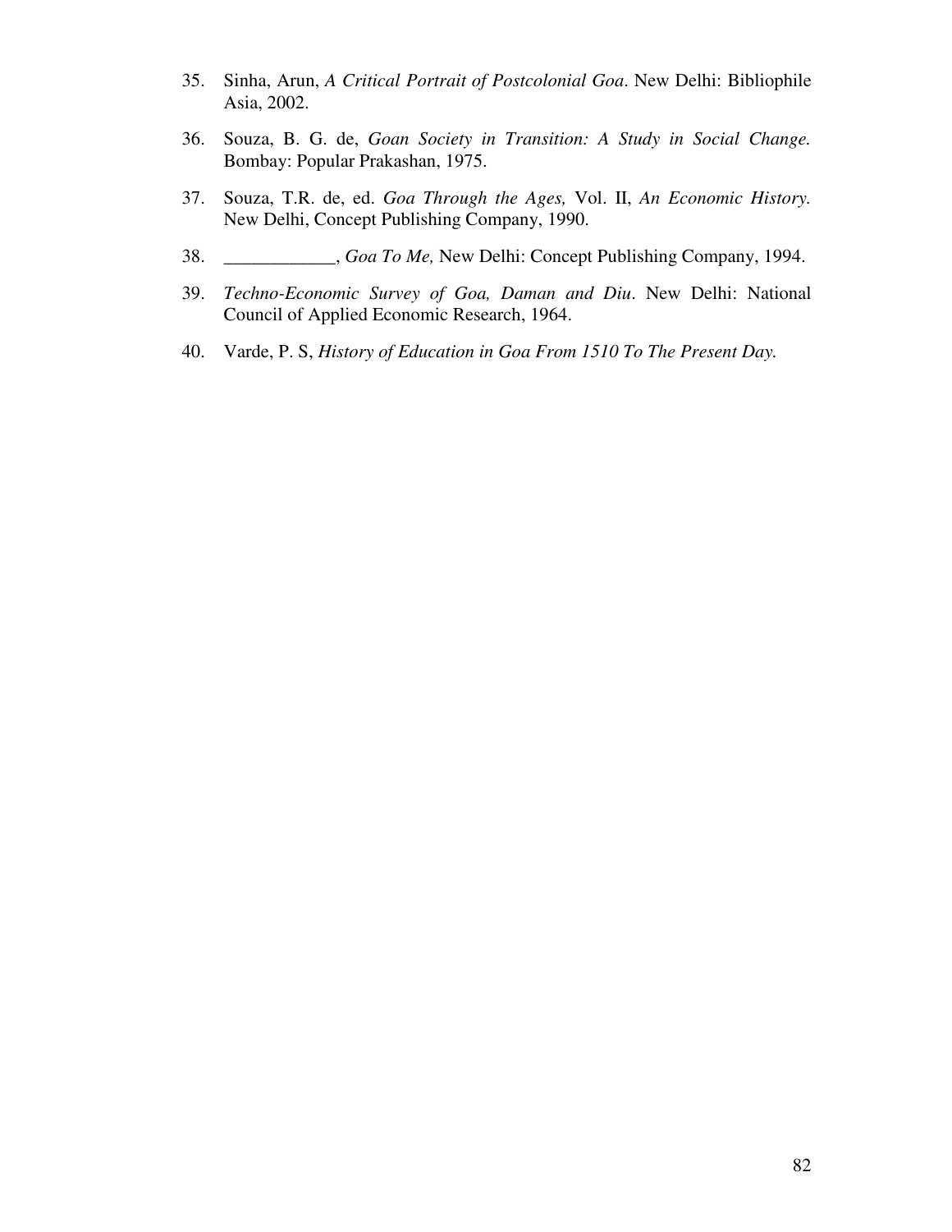35. Sinha, Arun, *A Critical Portrait of Postcolonial Goa*. New Delhi: Bibliophile Asia, 2002.

36. Souza, B. G. de, *Goan Society in Transition: A Study in Social Change.* Bombay: Popular Prakashan, 1975.

37. Souza, T.R. de, ed. *Goa Through the Ages,* Vol. II, *An Economic History.* New Delhi, Concept Publishing Company, 1990.

38. ____________, *Goa To Me,* New Delhi: Concept Publishing Company, 1994.

39. *Techno-Economic Survey of Goa, Daman and Diu*. New Delhi: National Council of Applied Economic Research, 1964.

40. Varde, P. S, *History of Education in Goa From 1510 To The Present Day.*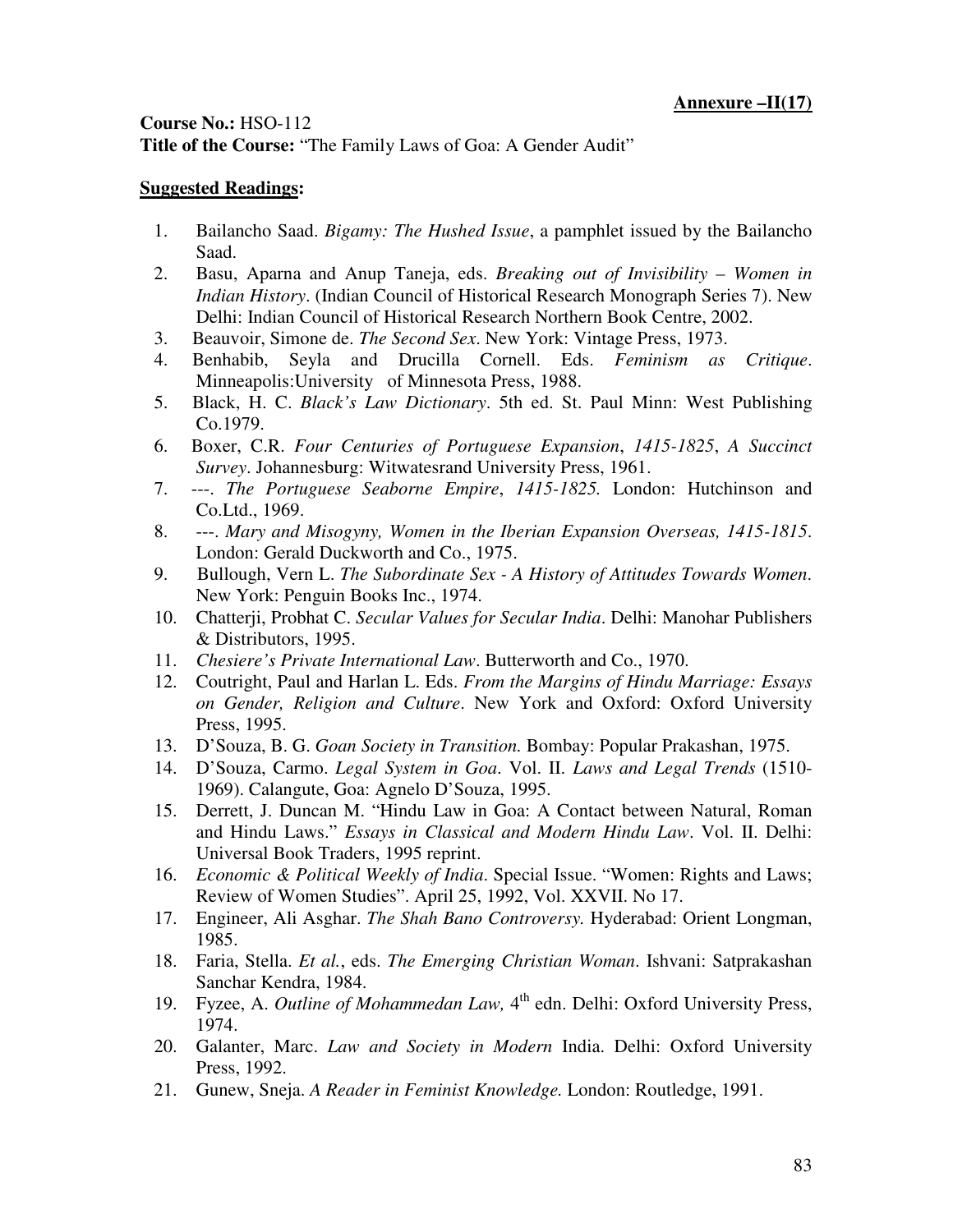**Annexure –II(17)**

**Course No.:** HSO-112
**Title of the Course:** "The Family Laws of Goa: A Gender Audit"

**Suggested Readings:**

1. Bailancho Saad. *Bigamy: The Hushed Issue*, a pamphlet issued by the Bailancho Saad.
2. Basu, Aparna and Anup Taneja, eds. *Breaking out of Invisibility – Women in Indian History*. (Indian Council of Historical Research Monograph Series 7). New Delhi: Indian Council of Historical Research Northern Book Centre, 2002.
3. Beauvoir, Simone de. *The Second Sex*. New York: Vintage Press, 1973.
4. Benhabib, Seyla and Drucilla Cornell. Eds. *Feminism as Critique*. Minneapolis:University of Minnesota Press, 1988.
5. Black, H. C. *Black's Law Dictionary*. 5th ed. St. Paul Minn: West Publishing Co.1979.
6. Boxer, C.R. *Four Centuries of Portuguese Expansion*, *1415-1825*, *A Succinct Survey*. Johannesburg: Witwatesrand University Press, 1961.
7. ---. *The Portuguese Seaborne Empire*, *1415-1825.* London: Hutchinson and Co.Ltd., 1969.
8. ---. *Mary and Misogyny, Women in the Iberian Expansion Overseas, 1415-1815*. London: Gerald Duckworth and Co., 1975.
9. Bullough, Vern L. *The Subordinate Sex - A History of Attitudes Towards Women*. New York: Penguin Books Inc., 1974.
10. Chatterji, Probhat C. *Secular Values for Secular India*. Delhi: Manohar Publishers & Distributors, 1995.
11. *Chesiere's Private International Law*. Butterworth and Co., 1970.
12. Coutright, Paul and Harlan L. Eds. *From the Margins of Hindu Marriage: Essays on Gender, Religion and Culture*. New York and Oxford: Oxford University Press, 1995.
13. D'Souza, B. G. *Goan Society in Transition.* Bombay: Popular Prakashan, 1975.
14. D'Souza, Carmo. *Legal System in Goa*. Vol. II. *Laws and Legal Trends* (1510-1969). Calangute, Goa: Agnelo D'Souza, 1995.
15. Derrett, J. Duncan M. "Hindu Law in Goa: A Contact between Natural, Roman and Hindu Laws." *Essays in Classical and Modern Hindu Law*. Vol. II. Delhi: Universal Book Traders, 1995 reprint.
16. *Economic & Political Weekly of India*. Special Issue. "Women: Rights and Laws; Review of Women Studies". April 25, 1992, Vol. XXVII. No 17.
17. Engineer, Ali Asghar. *The Shah Bano Controversy.* Hyderabad: Orient Longman, 1985.
18. Faria, Stella. *Et al.*, eds. *The Emerging Christian Woman*. Ishvani: Satprakashan Sanchar Kendra, 1984.
19. Fyzee, A. *Outline of Mohammedan Law,* 4th edn. Delhi: Oxford University Press, 1974.
20. Galanter, Marc. *Law and Society in Modern* India. Delhi: Oxford University Press, 1992.
21. Gunew, Sneja. *A Reader in Feminist Knowledge.* London: Routledge, 1991.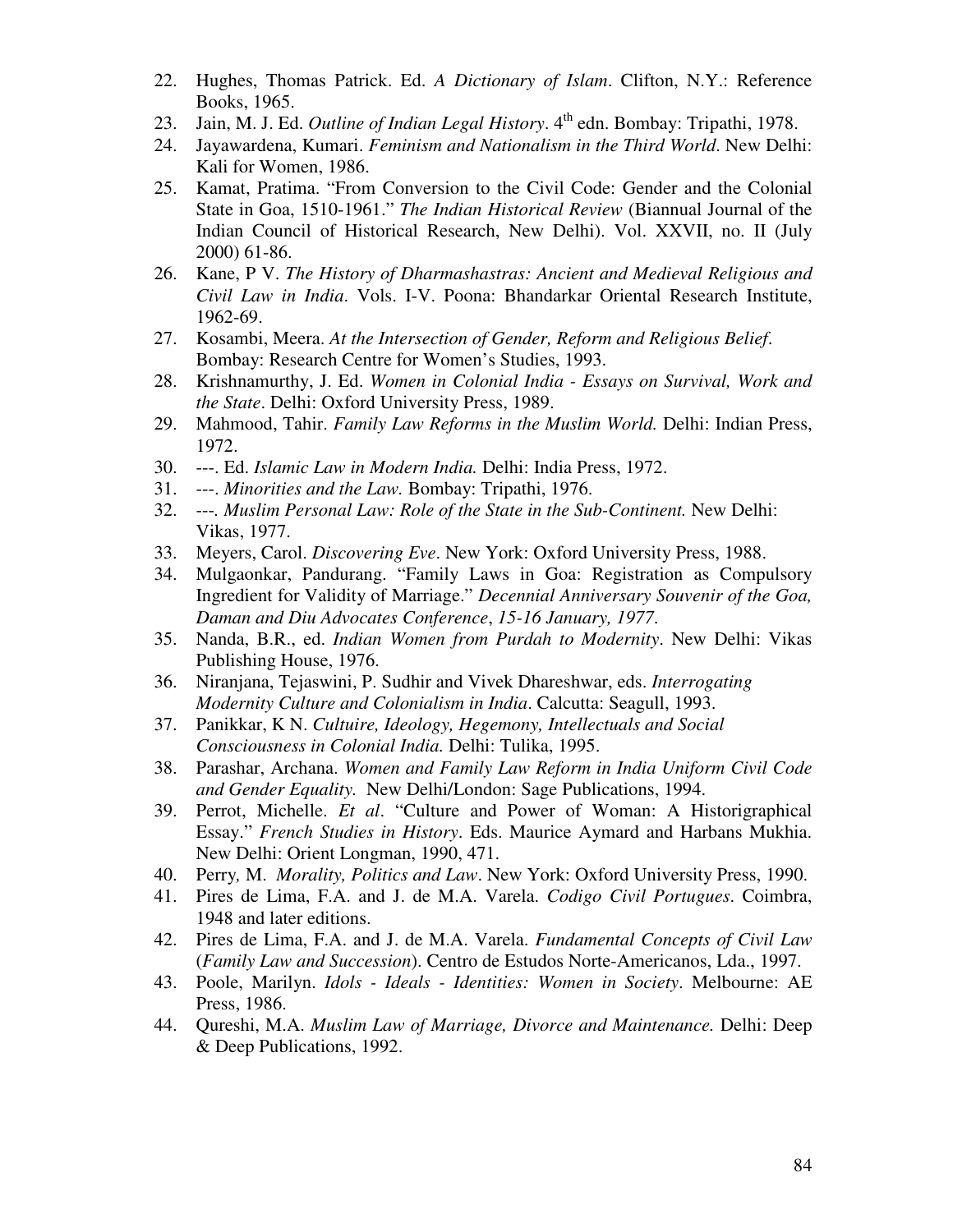22. Hughes, Thomas Patrick. Ed. *A Dictionary of Islam*. Clifton, N.Y.: Reference Books, 1965.
23. Jain, M. J. Ed. *Outline of Indian Legal History*. 4th edn. Bombay: Tripathi, 1978.
24. Jayawardena, Kumari. *Feminism and Nationalism in the Third World*. New Delhi: Kali for Women, 1986.
25. Kamat, Pratima. "From Conversion to the Civil Code: Gender and the Colonial State in Goa, 1510-1961." *The Indian Historical Review* (Biannual Journal of the Indian Council of Historical Research, New Delhi). Vol. XXVII, no. II (July 2000) 61-86.
26. Kane, P V. *The History of Dharmashastras: Ancient and Medieval Religious and Civil Law in India*. Vols. I-V. Poona: Bhandarkar Oriental Research Institute, 1962-69.
27. Kosambi, Meera. *At the Intersection of Gender, Reform and Religious Belief*. Bombay: Research Centre for Women's Studies, 1993.
28. Krishnamurthy, J. Ed. *Women in Colonial India - Essays on Survival, Work and the State*. Delhi: Oxford University Press, 1989.
29. Mahmood, Tahir. *Family Law Reforms in the Muslim World.* Delhi: Indian Press, 1972.
30. ---. Ed. *Islamic Law in Modern India.* Delhi: India Press, 1972.
31. ---. *Minorities and the Law.* Bombay: Tripathi, 1976.
32. ---. *Muslim Personal Law: Role of the State in the Sub-Continent.* New Delhi: Vikas, 1977.
33. Meyers, Carol. *Discovering Eve*. New York: Oxford University Press, 1988.
34. Mulgaonkar, Pandurang. "Family Laws in Goa: Registration as Compulsory Ingredient for Validity of Marriage." *Decennial Anniversary Souvenir of the Goa, Daman and Diu Advocates Conference*, *15-16 January, 1977*.
35. Nanda, B.R., ed. *Indian Women from Purdah to Modernity*. New Delhi: Vikas Publishing House, 1976.
36. Niranjana, Tejaswini, P. Sudhir and Vivek Dhareshwar, eds. *Interrogating Modernity Culture and Colonialism in India*. Calcutta: Seagull, 1993.
37. Panikkar, K N. *Cultuire, Ideology, Hegemony, Intellectuals and Social Consciousness in Colonial India.* Delhi: Tulika, 1995.
38. Parashar, Archana. *Women and Family Law Reform in India Uniform Civil Code and Gender Equality.* New Delhi/London: Sage Publications, 1994.
39. Perrot, Michelle. *Et al*. "Culture and Power of Woman: A Historigraphical Essay." *French Studies in History*. Eds. Maurice Aymard and Harbans Mukhia. New Delhi: Orient Longman, 1990, 471.
40. Perry, M. *Morality, Politics and Law*. New York: Oxford University Press, 1990.
41. Pires de Lima, F.A. and J. de M.A. Varela. *Codigo Civil Portugues*. Coimbra, 1948 and later editions.
42. Pires de Lima, F.A. and J. de M.A. Varela. *Fundamental Concepts of Civil Law* (*Family Law and Succession*). Centro de Estudos Norte-Americanos, Lda., 1997.
43. Poole, Marilyn. *Idols - Ideals - Identities: Women in Society*. Melbourne: AE Press, 1986.
44. Qureshi, M.A. *Muslim Law of Marriage, Divorce and Maintenance.* Delhi: Deep & Deep Publications, 1992.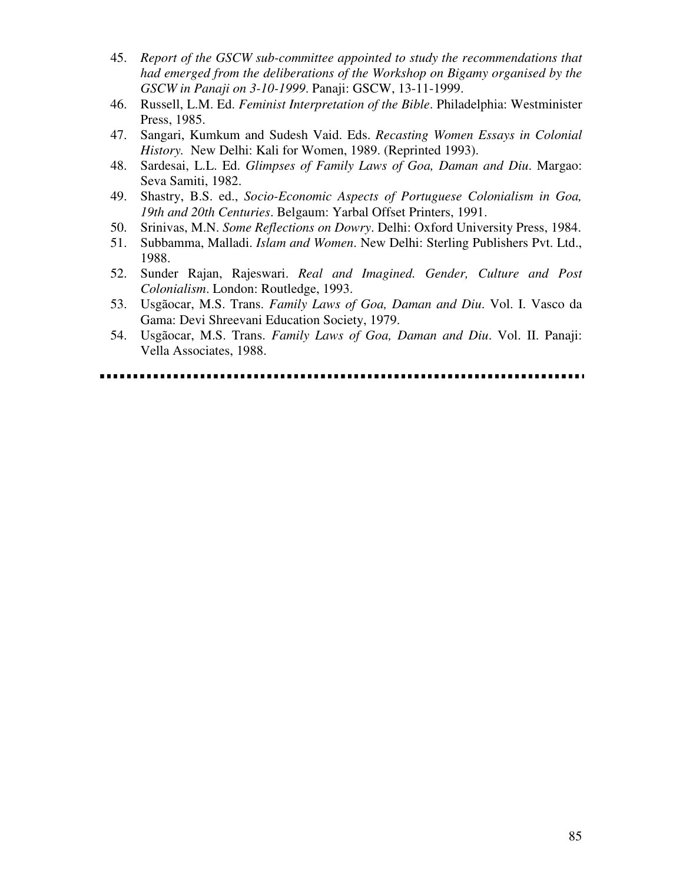45. *Report of the GSCW sub-committee appointed to study the recommendations that had emerged from the deliberations of the Workshop on Bigamy organised by the GSCW in Panaji on 3-10-1999*. Panaji: GSCW, 13-11-1999.
46. Russell, L.M. Ed. *Feminist Interpretation of the Bible*. Philadelphia: Westminister Press, 1985.
47. Sangari, Kumkum and Sudesh Vaid. Eds. *Recasting Women Essays in Colonial History.* New Delhi: Kali for Women, 1989. (Reprinted 1993).
48. Sardesai, L.L. Ed. *Glimpses of Family Laws of Goa, Daman and Diu*. Margao: Seva Samiti, 1982.
49. Shastry, B.S. ed., *Socio-Economic Aspects of Portuguese Colonialism in Goa, 19th and 20th Centuries*. Belgaum: Yarbal Offset Printers, 1991.
50. Srinivas, M.N. *Some Reflections on Dowry*. Delhi: Oxford University Press, 1984.
51. Subbamma, Malladi. *Islam and Women*. New Delhi: Sterling Publishers Pvt. Ltd., 1988.
52. Sunder Rajan, Rajeswari. *Real and Imagined. Gender, Culture and Post Colonialism*. London: Routledge, 1993.
53. Usgãocar, M.S. Trans. *Family Laws of Goa, Daman and Diu*. Vol. I. Vasco da Gama: Devi Shreevani Education Society, 1979.
54. Usgãocar, M.S. Trans. *Family Laws of Goa, Daman and Diu*. Vol. II. Panaji: Vella Associates, 1988.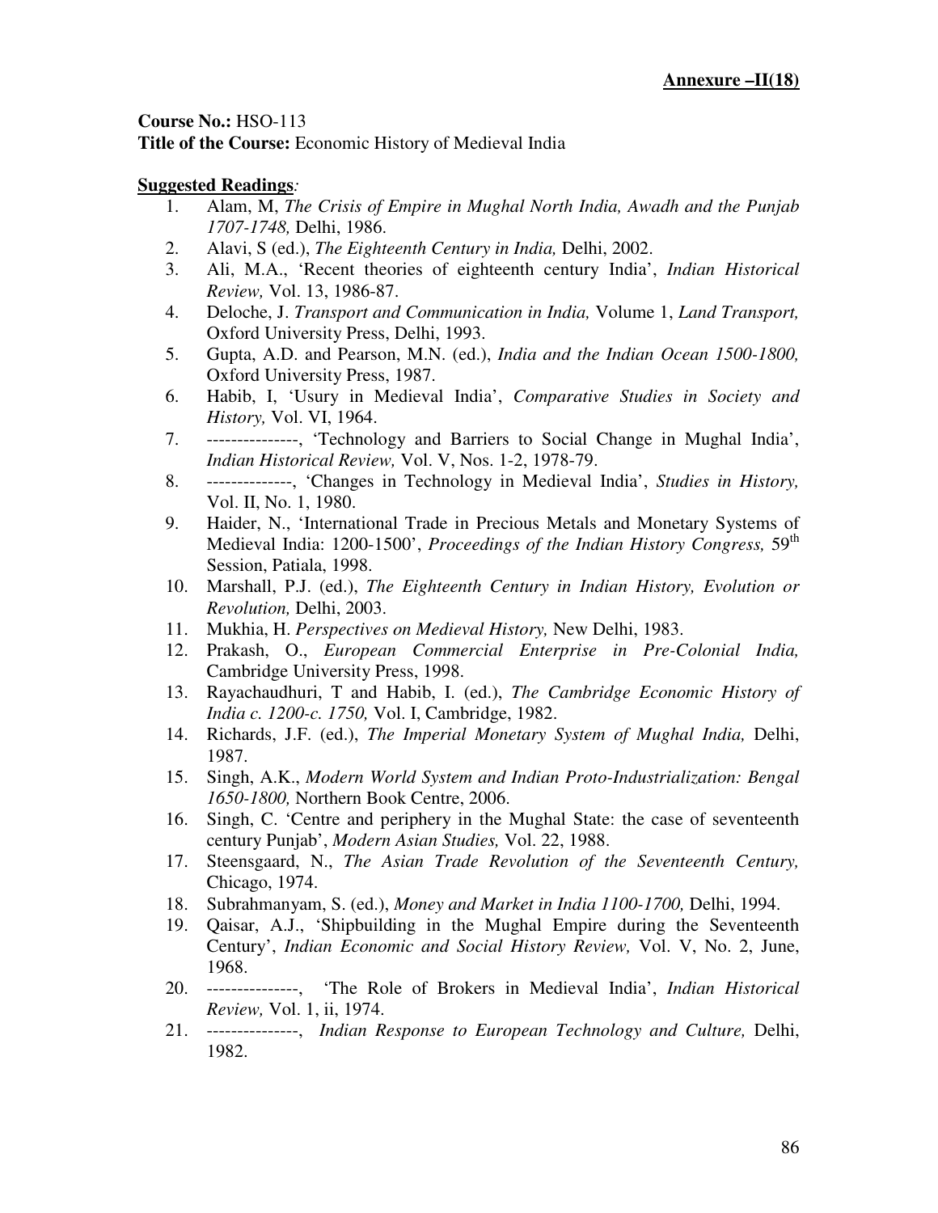**Annexure –II(18)**

**Course No.:** HSO-113
**Title of the Course:** Economic History of Medieval India

**Suggested Readings***:*

1. Alam, M, *The Crisis of Empire in Mughal North India, Awadh and the Punjab 1707-1748,* Delhi, 1986.
2. Alavi, S (ed.), *The Eighteenth Century in India,* Delhi, 2002.
3. Ali, M.A., 'Recent theories of eighteenth century India', *Indian Historical Review,* Vol. 13, 1986-87.
4. Deloche, J. *Transport and Communication in India,* Volume 1, *Land Transport,* Oxford University Press, Delhi, 1993.
5. Gupta, A.D. and Pearson, M.N. (ed.), *India and the Indian Ocean 1500-1800,* Oxford University Press, 1987.
6. Habib, I, 'Usury in Medieval India', *Comparative Studies in Society and History,* Vol. VI, 1964.
7. ---------------, 'Technology and Barriers to Social Change in Mughal India', *Indian Historical Review,* Vol. V, Nos. 1-2, 1978-79.
8. --------------, 'Changes in Technology in Medieval India', *Studies in History,* Vol. II, No. 1, 1980.
9. Haider, N., 'International Trade in Precious Metals and Monetary Systems of Medieval India: 1200-1500', *Proceedings of the Indian History Congress,* 59th Session, Patiala, 1998.
10. Marshall, P.J. (ed.), *The Eighteenth Century in Indian History, Evolution or Revolution,* Delhi, 2003.
11. Mukhia, H. *Perspectives on Medieval History,* New Delhi, 1983.
12. Prakash, O., *European Commercial Enterprise in Pre-Colonial India,* Cambridge University Press, 1998.
13. Rayachaudhuri, T and Habib, I. (ed.), *The Cambridge Economic History of India c. 1200-c. 1750,* Vol. I, Cambridge, 1982.
14. Richards, J.F. (ed.), *The Imperial Monetary System of Mughal India,* Delhi, 1987.
15. Singh, A.K., *Modern World System and Indian Proto-Industrialization: Bengal 1650-1800,* Northern Book Centre, 2006.
16. Singh, C. 'Centre and periphery in the Mughal State: the case of seventeenth century Punjab', *Modern Asian Studies,* Vol. 22, 1988.
17. Steensgaard, N., *The Asian Trade Revolution of the Seventeenth Century,* Chicago, 1974.
18. Subrahmanyam, S. (ed.), *Money and Market in India 1100-1700,* Delhi, 1994.
19. Qaisar, A.J., 'Shipbuilding in the Mughal Empire during the Seventeenth Century', *Indian Economic and Social History Review,* Vol. V, No. 2, June, 1968.
20. ---------------, 'The Role of Brokers in Medieval India', *Indian Historical Review,* Vol. 1, ii, 1974.
21. ---------------, *Indian Response to European Technology and Culture,* Delhi, 1982.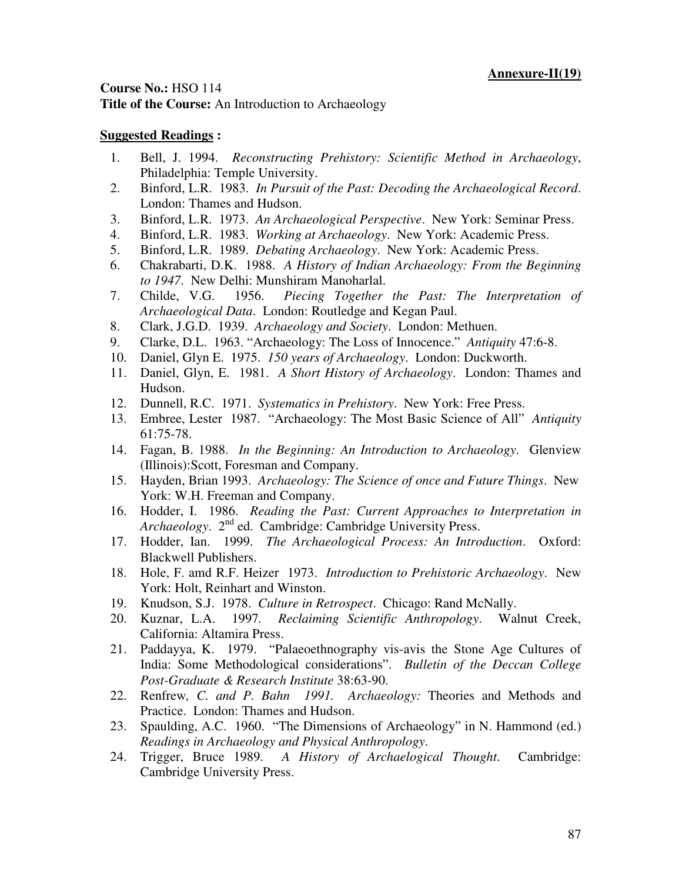**Annexure-II(19)**

**Course No.:** HSO 114
**Title of the Course:** An Introduction to Archaeology

**Suggested Readings :**

1. Bell, J. 1994. *Reconstructing Prehistory: Scientific Method in Archaeology*, Philadelphia: Temple University.
2. Binford, L.R. 1983. *In Pursuit of the Past: Decoding the Archaeological Record*. London: Thames and Hudson.
3. Binford, L.R. 1973. *An Archaeological Perspective*. New York: Seminar Press.
4. Binford, L.R. 1983. *Working at Archaeology*. New York: Academic Press.
5. Binford, L.R. 1989. *Debating Archaeology*. New York: Academic Press.
6. Chakrabarti, D.K. 1988. *A History of Indian Archaeology: From the Beginning to 1947*. New Delhi: Munshiram Manoharlal.
7. Childe, V.G. 1956. *Piecing Together the Past: The Interpretation of Archaeological Data*. London: Routledge and Kegan Paul.
8. Clark, J.G.D. 1939. *Archaeology and Society*. London: Methuen.
9. Clarke, D.L. 1963. "Archaeology: The Loss of Innocence." *Antiquity* 47:6-8.
10. Daniel, Glyn E. 1975. *150 years of Archaeology*. London: Duckworth.
11. Daniel, Glyn, E. 1981. *A Short History of Archaeology*. London: Thames and Hudson.
12. Dunnell, R.C. 1971. *Systematics in Prehistory*. New York: Free Press.
13. Embree, Lester 1987. "Archaeology: The Most Basic Science of All" *Antiquity* 61:75-78.
14. Fagan, B. 1988. *In the Beginning: An Introduction to Archaeology*. Glenview (Illinois):Scott, Foresman and Company.
15. Hayden, Brian 1993. *Archaeology: The Science of once and Future Things*. New York: W.H. Freeman and Company.
16. Hodder, I. 1986. *Reading the Past: Current Approaches to Interpretation in Archaeology*. 2nd ed. Cambridge: Cambridge University Press.
17. Hodder, Ian. 1999. *The Archaeological Process: An Introduction*. Oxford: Blackwell Publishers.
18. Hole, F. amd R.F. Heizer 1973. *Introduction to Prehistoric Archaeology*. New York: Holt, Reinhart and Winston.
19. Knudson, S.J. 1978. *Culture in Retrospect*. Chicago: Rand McNally.
20. Kuznar, L.A. 1997. *Reclaiming Scientific Anthropology*. Walnut Creek, California: Altamira Press.
21. Paddayya, K. 1979. "Palaeoethnography vis-avis the Stone Age Cultures of India: Some Methodological considerations". *Bulletin of the Deccan College Post-Graduate & Research Institute* 38:63-90.
22. Renfrew*, C. and P. Bahn 1991. Archaeology:* Theories and Methods and Practice. London: Thames and Hudson.
23. Spaulding, A.C. 1960. "The Dimensions of Archaeology" in N. Hammond (ed.) *Readings in Archaeology and Physical Anthropology*.
24. Trigger, Bruce 1989. *A History of Archaelogical Thought*. Cambridge: Cambridge University Press.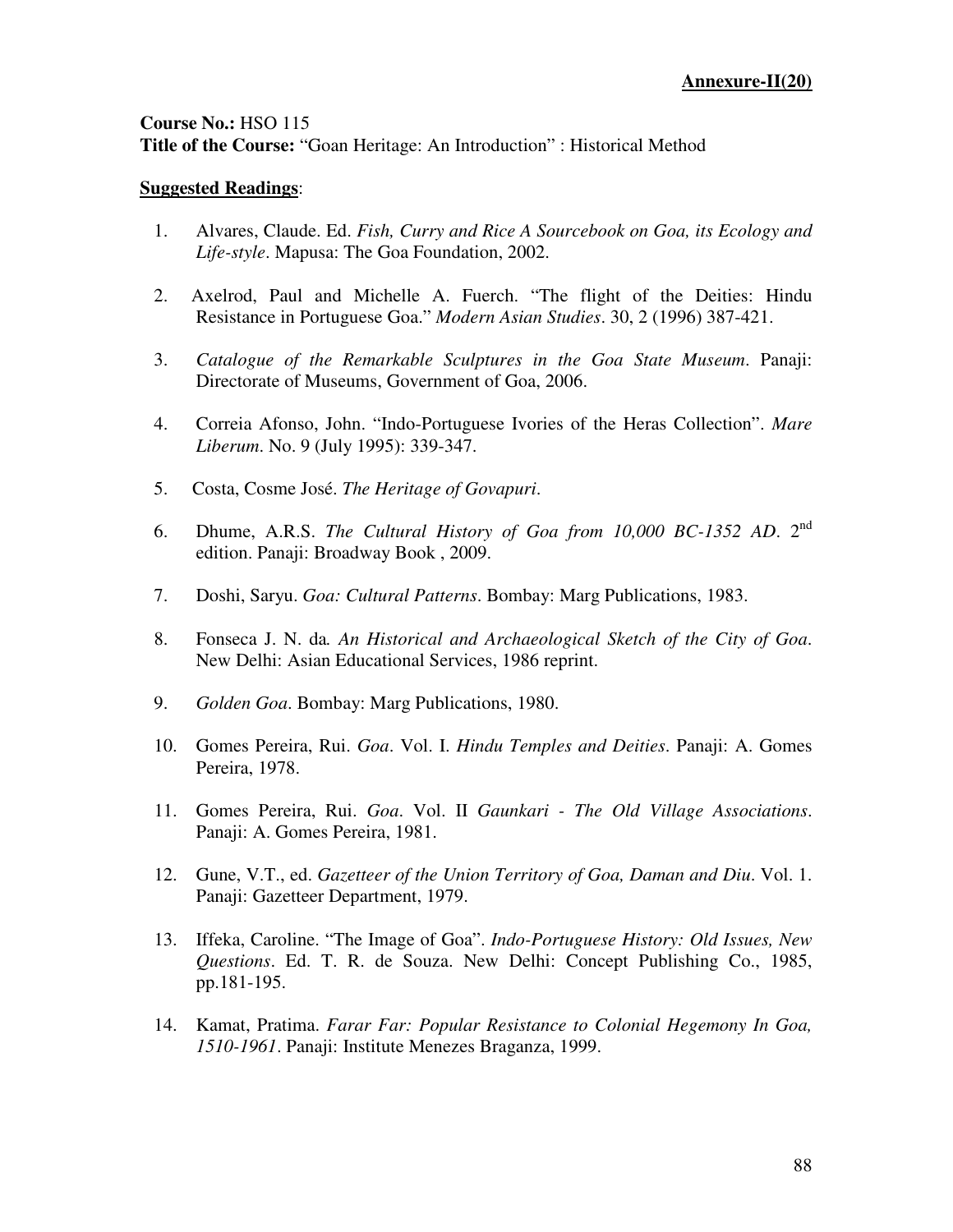**Annexure-II(20)**

**Course No.:** HSO 115
**Title of the Course:** "Goan Heritage: An Introduction" : Historical Method

**Suggested Readings**:

1. Alvares, Claude. Ed. *Fish, Curry and Rice A Sourcebook on Goa, its Ecology and Life-style*. Mapusa: The Goa Foundation, 2002.

2. Axelrod, Paul and Michelle A. Fuerch. "The flight of the Deities: Hindu Resistance in Portuguese Goa." *Modern Asian Studies*. 30, 2 (1996) 387-421.

3. *Catalogue of the Remarkable Sculptures in the Goa State Museum*. Panaji: Directorate of Museums, Government of Goa, 2006.

4. Correia Afonso, John. "Indo-Portuguese Ivories of the Heras Collection". *Mare Liberum*. No. 9 (July 1995): 339-347.

5. Costa, Cosme José. *The Heritage of Govapuri*.

6. Dhume, A.R.S. *The Cultural History of Goa from 10,000 BC-1352 AD*. 2nd edition. Panaji: Broadway Book , 2009.

7. Doshi, Saryu. *Goa: Cultural Patterns*. Bombay: Marg Publications, 1983.

8. Fonseca J. N. da*. An Historical and Archaeological Sketch of the City of Goa*. New Delhi: Asian Educational Services, 1986 reprint.

9. *Golden Goa*. Bombay: Marg Publications, 1980.

10. Gomes Pereira, Rui. *Goa*. Vol. I. *Hindu Temples and Deities*. Panaji: A. Gomes Pereira, 1978.

11. Gomes Pereira, Rui. *Goa*. Vol. II *Gaunkari - The Old Village Associations*. Panaji: A. Gomes Pereira, 1981.

12. Gune, V.T., ed. *Gazetteer of the Union Territory of Goa, Daman and Diu*. Vol. 1. Panaji: Gazetteer Department, 1979.

13. Iffeka, Caroline. "The Image of Goa". *Indo-Portuguese History: Old Issues, New Questions*. Ed. T. R. de Souza. New Delhi: Concept Publishing Co., 1985, pp.181-195.

14. Kamat, Pratima. *Farar Far: Popular Resistance to Colonial Hegemony In Goa, 1510-1961*. Panaji: Institute Menezes Braganza, 1999.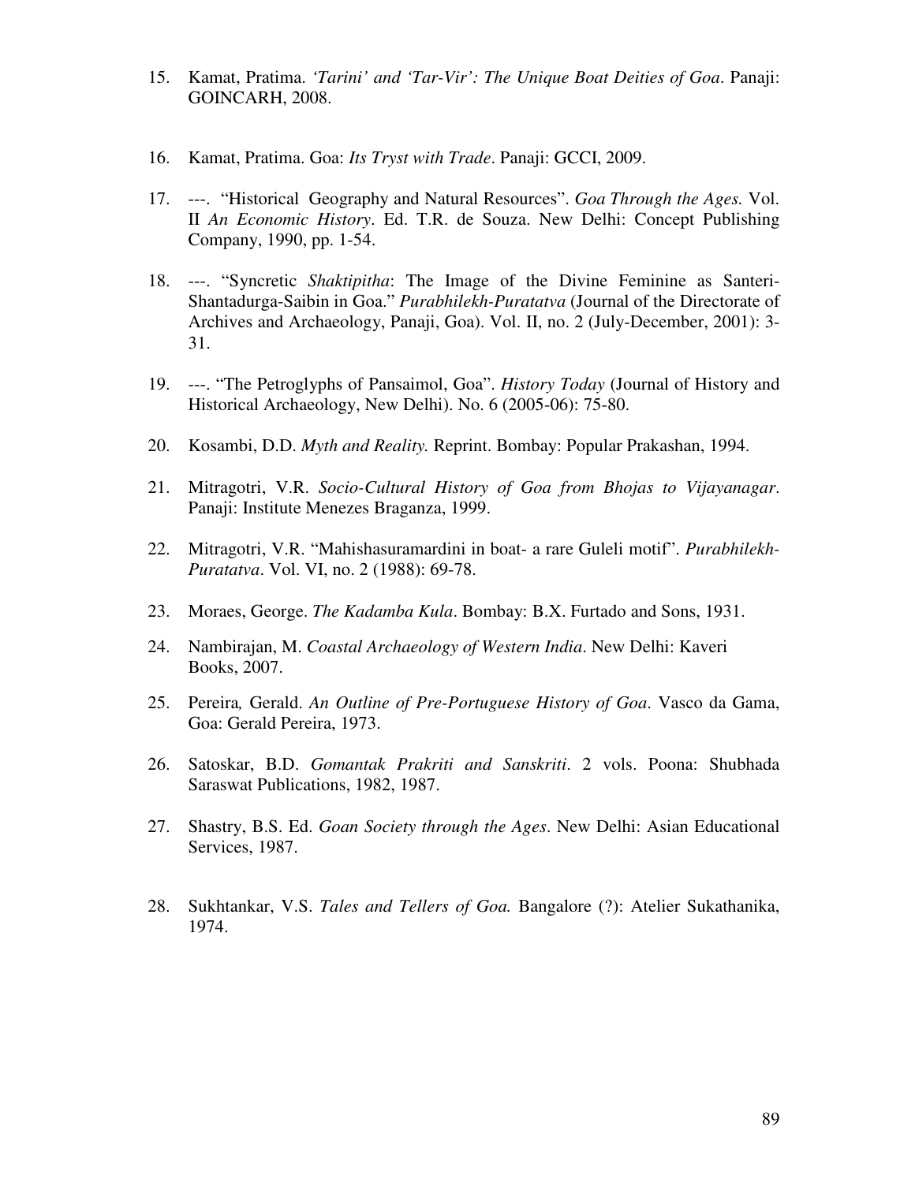15. Kamat, Pratima. *'Tarini' and 'Tar-Vir': The Unique Boat Deities of Goa*. Panaji: GOINCARH, 2008.

16. Kamat, Pratima. Goa: *Its Tryst with Trade*. Panaji: GCCI, 2009.

17. ---. "Historical Geography and Natural Resources". *Goa Through the Ages.* Vol. II *An Economic History*. Ed. T.R. de Souza. New Delhi: Concept Publishing Company, 1990, pp. 1-54.

18. ---. "Syncretic *Shaktipitha*: The Image of the Divine Feminine as Santeri-Shantadurga-Saibin in Goa." *Purabhilekh-Puratatva* (Journal of the Directorate of Archives and Archaeology, Panaji, Goa). Vol. II, no. 2 (July-December, 2001): 3-31.

19. ---. "The Petroglyphs of Pansaimol, Goa". *History Today* (Journal of History and Historical Archaeology, New Delhi). No. 6 (2005-06): 75-80.

20. Kosambi, D.D. *Myth and Reality.* Reprint. Bombay: Popular Prakashan, 1994.

21. Mitragotri, V.R. *Socio-Cultural History of Goa from Bhojas to Vijayanagar*. Panaji: Institute Menezes Braganza, 1999.

22. Mitragotri, V.R. "Mahishasuramardini in boat- a rare Guleli motif". *Purabhilekh-Puratatva*. Vol. VI, no. 2 (1988): 69-78.

23. Moraes, George. *The Kadamba Kula*. Bombay: B.X. Furtado and Sons, 1931.

24. Nambirajan, M. *Coastal Archaeology of Western India*. New Delhi: Kaveri Books, 2007.

25. Pereira, Gerald. *An Outline of Pre-Portuguese History of Goa*. Vasco da Gama, Goa: Gerald Pereira, 1973.

26. Satoskar, B.D. *Gomantak Prakriti and Sanskriti*. 2 vols. Poona: Shubhada Saraswat Publications, 1982, 1987.

27. Shastry, B.S. Ed. *Goan Society through the Ages*. New Delhi: Asian Educational Services, 1987.

28. Sukhtankar, V.S. *Tales and Tellers of Goa.* Bangalore (?): Atelier Sukathanika, 1974.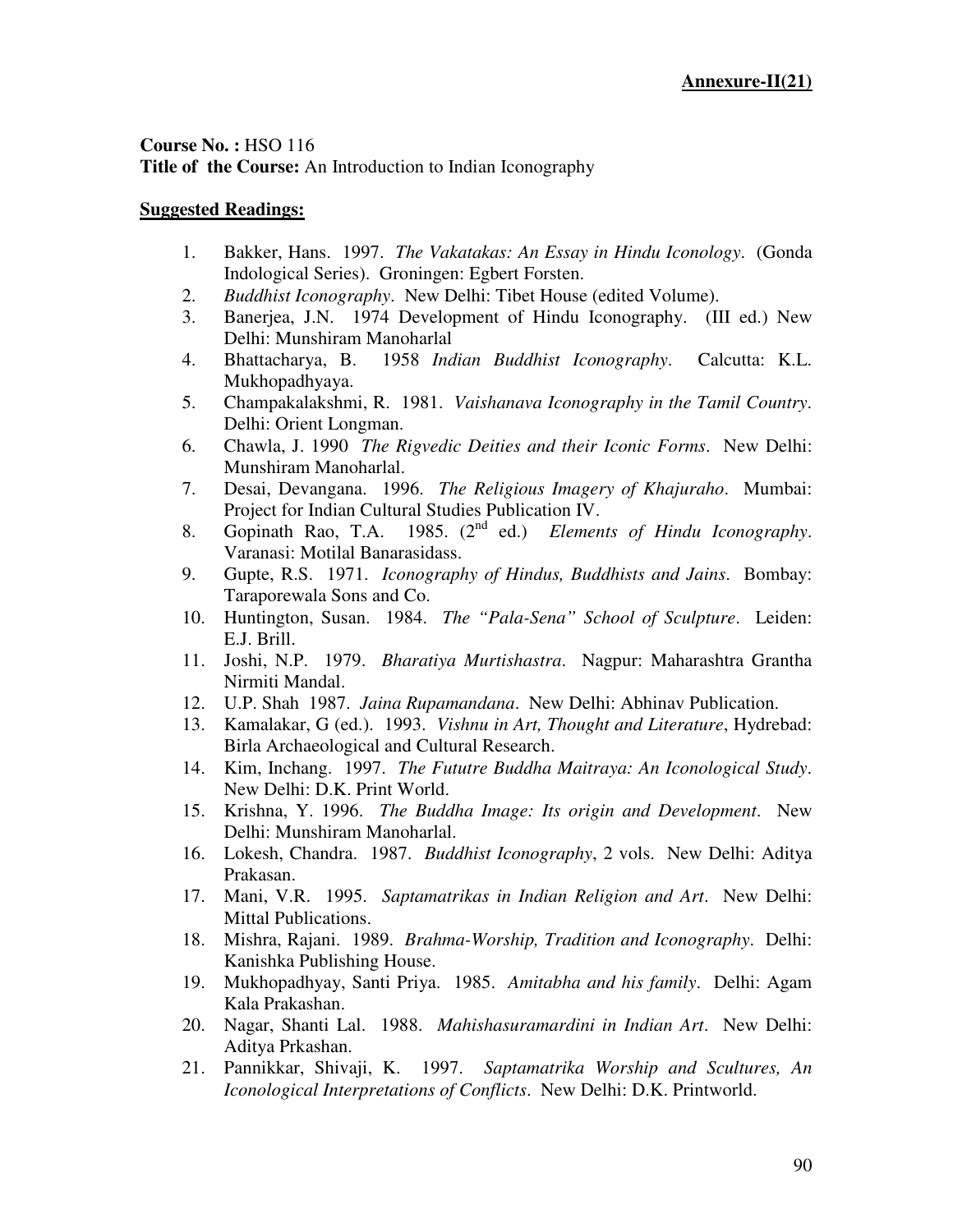**Annexure-II(21)**

**Course No. :** HSO 116
**Title of the Course:** An Introduction to Indian Iconography

**Suggested Readings:**

1. Bakker, Hans. 1997. *The Vakatakas: An Essay in Hindu Iconology*. (Gonda Indological Series). Groningen: Egbert Forsten.
2. *Buddhist Iconography*. New Delhi: Tibet House (edited Volume).
3. Banerjea, J.N. 1974 Development of Hindu Iconography. (III ed.) New Delhi: Munshiram Manoharlal
4. Bhattacharya, B. 1958 *Indian Buddhist Iconography*. Calcutta: K.L. Mukhopadhyaya.
5. Champakalakshmi, R. 1981. *Vaishanava Iconography in the Tamil Country*. Delhi: Orient Longman.
6. Chawla, J. 1990 *The Rigvedic Deities and their Iconic Forms*. New Delhi: Munshiram Manoharlal.
7. Desai, Devangana. 1996. *The Religious Imagery of Khajuraho*. Mumbai: Project for Indian Cultural Studies Publication IV.
8. Gopinath Rao, T.A. 1985. (2nd ed.) *Elements of Hindu Iconography*. Varanasi: Motilal Banarasidass.
9. Gupte, R.S. 1971. *Iconography of Hindus, Buddhists and Jains*. Bombay: Taraporewala Sons and Co.
10. Huntington, Susan. 1984. *The "Pala-Sena" School of Sculpture*. Leiden: E.J. Brill.
11. Joshi, N.P. 1979. *Bharatiya Murtishastra*. Nagpur: Maharashtra Grantha Nirmiti Mandal.
12. U.P. Shah 1987. *Jaina Rupamandana*. New Delhi: Abhinav Publication.
13. Kamalakar, G (ed.). 1993. *Vishnu in Art, Thought and Literature*, Hydrebad: Birla Archaeological and Cultural Research.
14. Kim, Inchang. 1997. *The Fututre Buddha Maitraya: An Iconological Study*. New Delhi: D.K. Print World.
15. Krishna, Y. 1996. *The Buddha Image: Its origin and Development*. New Delhi: Munshiram Manoharlal.
16. Lokesh, Chandra. 1987. *Buddhist Iconography*, 2 vols. New Delhi: Aditya Prakasan.
17. Mani, V.R. 1995. *Saptamatrikas in Indian Religion and Art*. New Delhi: Mittal Publications.
18. Mishra, Rajani. 1989. *Brahma-Worship, Tradition and Iconography*. Delhi: Kanishka Publishing House.
19. Mukhopadhyay, Santi Priya. 1985. *Amitabha and his family*. Delhi: Agam Kala Prakashan.
20. Nagar, Shanti Lal. 1988. *Mahishasuramardini in Indian Art*. New Delhi: Aditya Prkashan.
21. Pannikkar, Shivaji, K. 1997. *Saptamatrika Worship and Scultures, An Iconological Interpretations of Conflicts*. New Delhi: D.K. Printworld.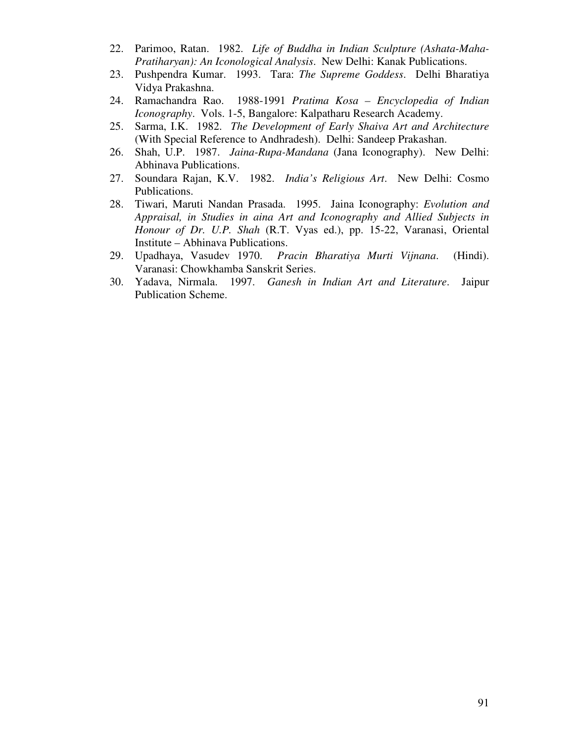22. Parimoo, Ratan. 1982. *Life of Buddha in Indian Sculpture (Ashata-Maha-Pratiharyan): An Iconological Analysis*. New Delhi: Kanak Publications.
23. Pushpendra Kumar. 1993. Tara: *The Supreme Goddess*. Delhi Bharatiya Vidya Prakashna.
24. Ramachandra Rao. 1988-1991 *Pratima Kosa – Encyclopedia of Indian Iconography*. Vols. 1-5, Bangalore: Kalpatharu Research Academy.
25. Sarma, I.K. 1982. *The Development of Early Shaiva Art and Architecture* (With Special Reference to Andhradesh). Delhi: Sandeep Prakashan.
26. Shah, U.P. 1987. *Jaina-Rupa-Mandana* (Jana Iconography). New Delhi: Abhinava Publications.
27. Soundara Rajan, K.V. 1982. *India's Religious Art*. New Delhi: Cosmo Publications.
28. Tiwari, Maruti Nandan Prasada. 1995. Jaina Iconography: *Evolution and Appraisal, in Studies in aina Art and Iconography and Allied Subjects in Honour of Dr. U.P. Shah* (R.T. Vyas ed.), pp. 15-22, Varanasi, Oriental Institute – Abhinava Publications.
29. Upadhaya, Vasudev 1970. *Pracin Bharatiya Murti Vijnana*. (Hindi). Varanasi: Chowkhamba Sanskrit Series.
30. Yadava, Nirmala. 1997. *Ganesh in Indian Art and Literature*. Jaipur Publication Scheme.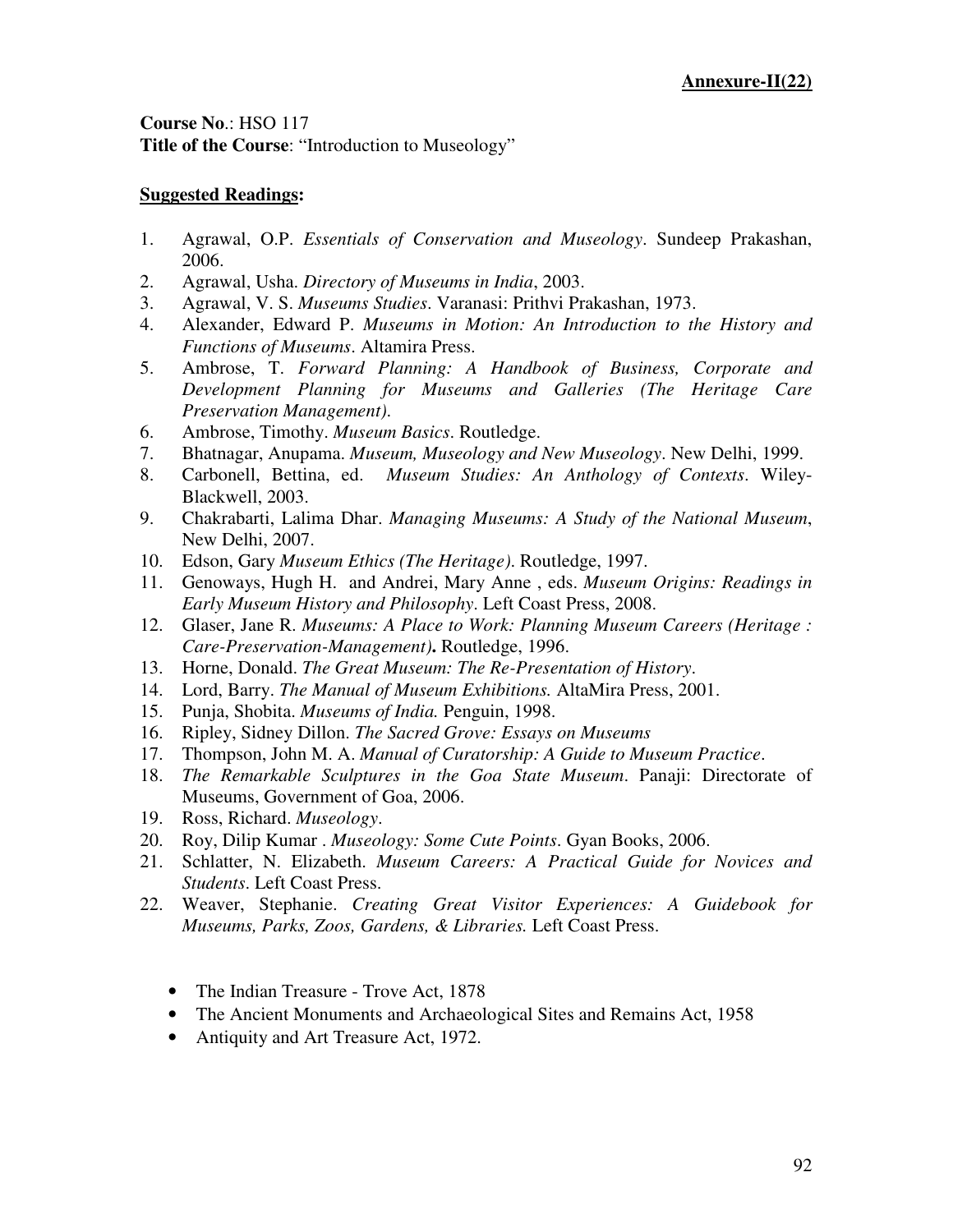**Annexure-II(22)**

**Course No**.: HSO 117
**Title of the Course**: "Introduction to Museology"

**Suggested Readings:**

1. Agrawal, O.P. *Essentials of Conservation and Museology*. Sundeep Prakashan, 2006.
2. Agrawal, Usha. *Directory of Museums in India*, 2003.
3. Agrawal, V. S. *Museums Studies*. Varanasi: Prithvi Prakashan, 1973.
4. Alexander, Edward P. *Museums in Motion: An Introduction to the History and Functions of Museums*. Altamira Press.
5. Ambrose, T. *Forward Planning: A Handbook of Business, Corporate and Development Planning for Museums and Galleries (The Heritage Care Preservation Management).*
6. Ambrose, Timothy. *Museum Basics*. Routledge.
7. Bhatnagar, Anupama. *Museum, Museology and New Museology*. New Delhi, 1999.
8. Carbonell, Bettina, ed. *Museum Studies: An Anthology of Contexts*. Wiley-Blackwell, 2003.
9. Chakrabarti, Lalima Dhar. *Managing Museums: A Study of the National Museum*, New Delhi, 2007.
10. Edson, Gary *Museum Ethics (The Heritage)*. Routledge, 1997.
11. Genoways, Hugh H. and Andrei, Mary Anne , eds. *Museum Origins: Readings in Early Museum History and Philosophy*. Left Coast Press, 2008.
12. Glaser, Jane R. *Museums: A Place to Work: Planning Museum Careers (Heritage : Care-Preservation-Management)***.** Routledge, 1996.
13. Horne, Donald. *The Great Museum: The Re-Presentation of History*.
14. Lord, Barry. *The Manual of Museum Exhibitions.* AltaMira Press, 2001.
15. Punja, Shobita. *Museums of India.* Penguin, 1998.
16. Ripley, Sidney Dillon. *The Sacred Grove: Essays on Museums*
17. Thompson, John M. A. *Manual of Curatorship: A Guide to Museum Practice*.
18. *The Remarkable Sculptures in the Goa State Museum*. Panaji: Directorate of Museums, Government of Goa, 2006.
19. Ross, Richard. *Museology*.
20. Roy, Dilip Kumar . *Museology: Some Cute Points*. Gyan Books, 2006.
21. Schlatter, N. Elizabeth. *Museum Careers: A Practical Guide for Novices and Students*. Left Coast Press.
22. Weaver, Stephanie. *Creating Great Visitor Experiences: A Guidebook for Museums, Parks, Zoos, Gardens, & Libraries.* Left Coast Press.

- The Indian Treasure - Trove Act, 1878
- The Ancient Monuments and Archaeological Sites and Remains Act, 1958
- Antiquity and Art Treasure Act, 1972.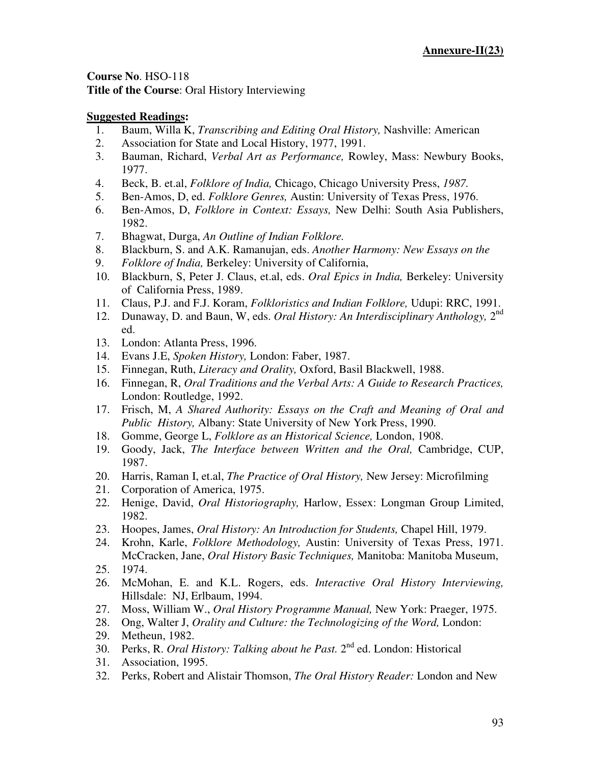**Annexure-II(23)**

**Course No**. HSO-118
**Title of the Course**: Oral History Interviewing

**Suggested Readings:**

1. Baum, Willa K, *Transcribing and Editing Oral History,* Nashville: American
2. Association for State and Local History, 1977, 1991.
3. Bauman, Richard, *Verbal Art as Performance,* Rowley, Mass: Newbury Books, 1977.
4. Beck, B. et.al, *Folklore of India,* Chicago, Chicago University Press, *1987.*
5. Ben-Amos, D, ed. *Folklore Genres,* Austin: University of Texas Press, 1976.
6. Ben-Amos, D, *Folklore in Context: Essays,* New Delhi: South Asia Publishers, 1982.
7. Bhagwat, Durga, *An Outline of Indian Folklore.*
8. Blackburn, S. and A.K. Ramanujan, eds. *Another Harmony: New Essays on the*
9. *Folklore of India,* Berkeley: University of California,
10. Blackburn, S, Peter J. Claus, et.al, eds. *Oral Epics in India,* Berkeley: University of California Press, 1989.
11. Claus, P.J. and F.J. Koram, *Folkloristics and Indian Folklore,* Udupi: RRC, 1991.
12. Dunaway, D. and Baun, W, eds. *Oral History: An Interdisciplinary Anthology,* 2nd ed.
13. London: Atlanta Press, 1996.
14. Evans J.E, *Spoken History,* London: Faber, 1987.
15. Finnegan, Ruth, *Literacy and Orality,* Oxford, Basil Blackwell, 1988.
16. Finnegan, R, *Oral Traditions and the Verbal Arts: A Guide to Research Practices,* London: Routledge, 1992.
17. Frisch, M, *A Shared Authority: Essays on the Craft and Meaning of Oral and Public History,* Albany: State University of New York Press, 1990.
18. Gomme, George L, *Folklore as an Historical Science,* London, 1908.
19. Goody, Jack, *The Interface between Written and the Oral,* Cambridge, CUP, 1987.
20. Harris, Raman I, et.al, *The Practice of Oral History,* New Jersey: Microfilming
21. Corporation of America, 1975.
22. Henige, David, *Oral Historiography,* Harlow, Essex: Longman Group Limited, 1982.
23. Hoopes, James, *Oral History: An Introduction for Students,* Chapel Hill, 1979.
24. Krohn, Karle, *Folklore Methodology,* Austin: University of Texas Press, 1971. McCracken, Jane, *Oral History Basic Techniques,* Manitoba: Manitoba Museum,
25. 1974.
26. McMohan, E. and K.L. Rogers, eds. *Interactive Oral History Interviewing,* Hillsdale: NJ, Erlbaum, 1994.
27. Moss, William W., *Oral History Programme Manual,* New York: Praeger, 1975.
28. Ong, Walter J, *Orality and Culture: the Technologizing of the Word,* London:
29. Metheun, 1982.
30. Perks, R. *Oral History: Talking about he Past.* 2nd ed. London: Historical
31. Association, 1995.
32. Perks, Robert and Alistair Thomson, *The Oral History Reader:* London and New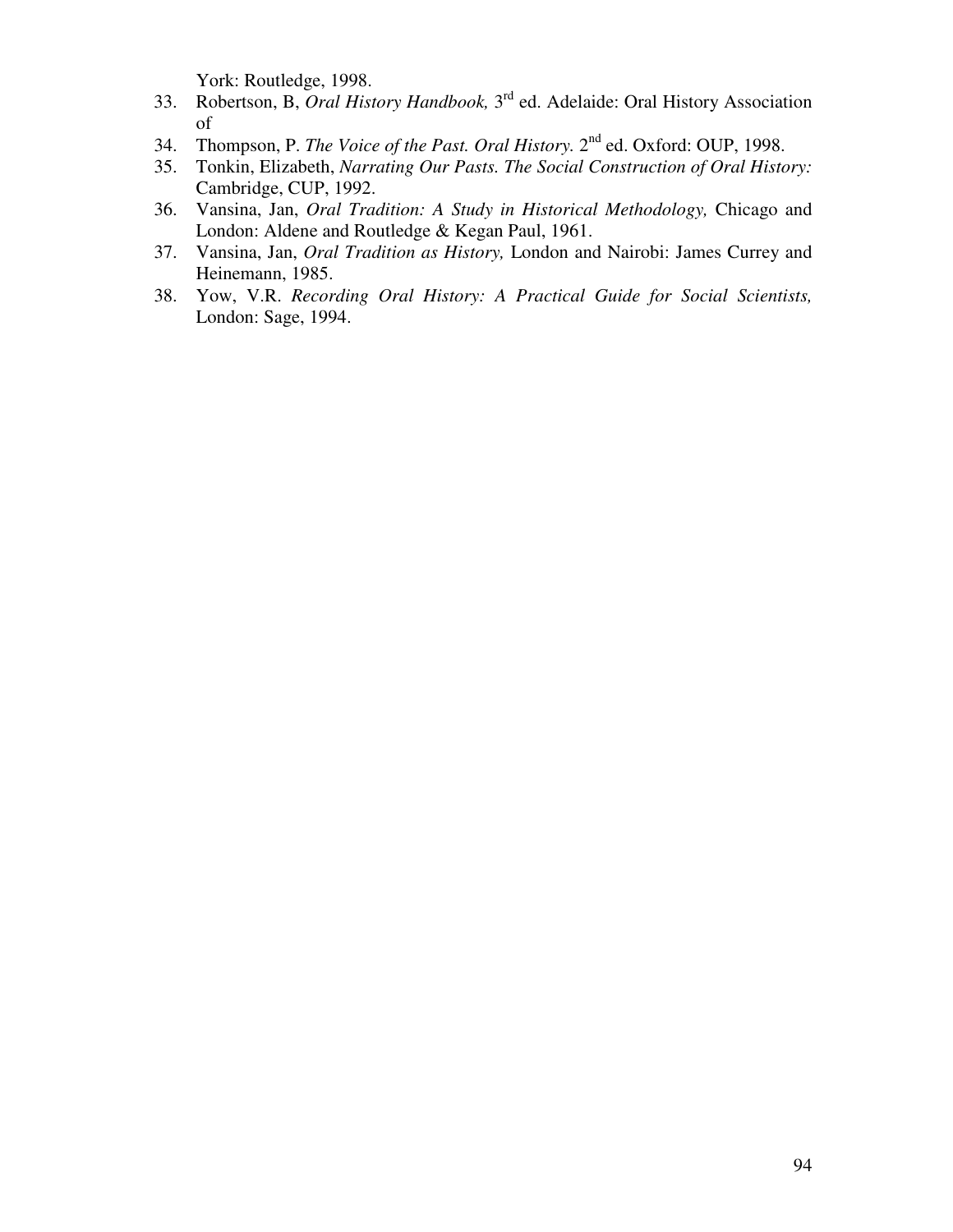York: Routledge, 1998.

33. Robertson, B, *Oral History Handbook,* 3rd ed. Adelaide: Oral History Association of
34. Thompson, P. *The Voice of the Past. Oral History.* 2nd ed. Oxford: OUP, 1998.
35. Tonkin, Elizabeth, *Narrating Our Pasts. The Social Construction of Oral History:* Cambridge, CUP, 1992.
36. Vansina, Jan, *Oral Tradition: A Study in Historical Methodology,* Chicago and London: Aldene and Routledge & Kegan Paul, 1961.
37. Vansina, Jan, *Oral Tradition as History,* London and Nairobi: James Currey and Heinemann, 1985.
38. Yow, V.R. *Recording Oral History: A Practical Guide for Social Scientists,* London: Sage, 1994.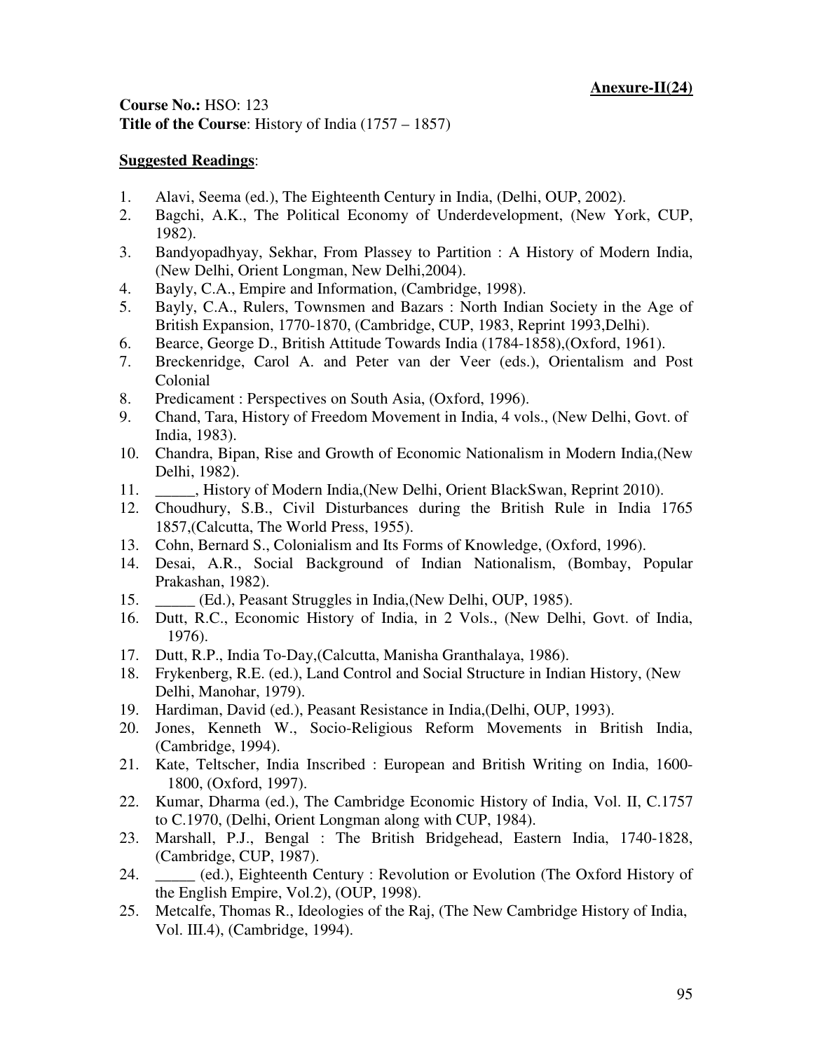**Anexure-II(24)**

**Course No.:** HSO: 123
**Title of the Course**: History of India (1757 – 1857)

**Suggested Readings**:

1. Alavi, Seema (ed.), The Eighteenth Century in India, (Delhi, OUP, 2002).
2. Bagchi, A.K., The Political Economy of Underdevelopment, (New York, CUP, 1982).
3. Bandyopadhyay, Sekhar, From Plassey to Partition : A History of Modern India, (New Delhi, Orient Longman, New Delhi,2004).
4. Bayly, C.A., Empire and Information, (Cambridge, 1998).
5. Bayly, C.A., Rulers, Townsmen and Bazars : North Indian Society in the Age of British Expansion, 1770-1870, (Cambridge, CUP, 1983, Reprint 1993,Delhi).
6. Bearce, George D., British Attitude Towards India (1784-1858),(Oxford, 1961).
7. Breckenridge, Carol A. and Peter van der Veer (eds.), Orientalism and Post Colonial
8. Predicament : Perspectives on South Asia, (Oxford, 1996).
9. Chand, Tara, History of Freedom Movement in India, 4 vols., (New Delhi, Govt. of India, 1983).
10. Chandra, Bipan, Rise and Growth of Economic Nationalism in Modern India,(New Delhi, 1982).
11. _____, History of Modern India,(New Delhi, Orient BlackSwan, Reprint 2010).
12. Choudhury, S.B., Civil Disturbances during the British Rule in India 1765 1857,(Calcutta, The World Press, 1955).
13. Cohn, Bernard S., Colonialism and Its Forms of Knowledge, (Oxford, 1996).
14. Desai, A.R., Social Background of Indian Nationalism, (Bombay, Popular Prakashan, 1982).
15. _____ (Ed.), Peasant Struggles in India,(New Delhi, OUP, 1985).
16. Dutt, R.C., Economic History of India, in 2 Vols., (New Delhi, Govt. of India, 1976).
17. Dutt, R.P., India To-Day,(Calcutta, Manisha Granthalaya, 1986).
18. Frykenberg, R.E. (ed.), Land Control and Social Structure in Indian History, (New Delhi, Manohar, 1979).
19. Hardiman, David (ed.), Peasant Resistance in India,(Delhi, OUP, 1993).
20. Jones, Kenneth W., Socio-Religious Reform Movements in British India, (Cambridge, 1994).
21. Kate, Teltscher, India Inscribed : European and British Writing on India, 1600-1800, (Oxford, 1997).
22. Kumar, Dharma (ed.), The Cambridge Economic History of India, Vol. II, C.1757 to C.1970, (Delhi, Orient Longman along with CUP, 1984).
23. Marshall, P.J., Bengal : The British Bridgehead, Eastern India, 1740-1828, (Cambridge, CUP, 1987).
24. _____ (ed.), Eighteenth Century : Revolution or Evolution (The Oxford History of the English Empire, Vol.2), (OUP, 1998).
25. Metcalfe, Thomas R., Ideologies of the Raj, (The New Cambridge History of India, Vol. III.4), (Cambridge, 1994).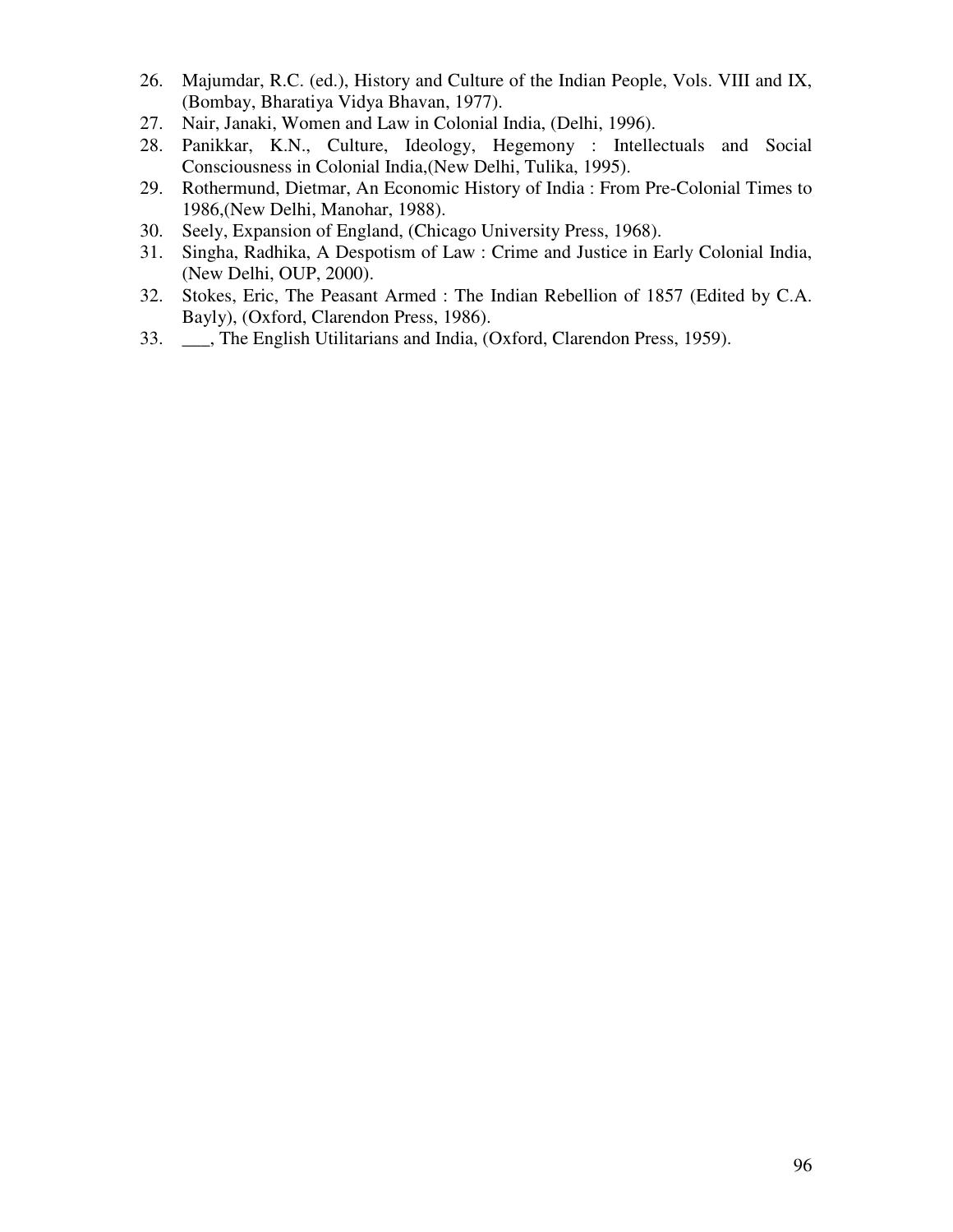26. Majumdar, R.C. (ed.), History and Culture of the Indian People, Vols. VIII and IX, (Bombay, Bharatiya Vidya Bhavan, 1977).
27. Nair, Janaki, Women and Law in Colonial India, (Delhi, 1996).
28. Panikkar, K.N., Culture, Ideology, Hegemony : Intellectuals and Social Consciousness in Colonial India,(New Delhi, Tulika, 1995).
29. Rothermund, Dietmar, An Economic History of India : From Pre-Colonial Times to 1986,(New Delhi, Manohar, 1988).
30. Seely, Expansion of England, (Chicago University Press, 1968).
31. Singha, Radhika, A Despotism of Law : Crime and Justice in Early Colonial India, (New Delhi, OUP, 2000).
32. Stokes, Eric, The Peasant Armed : The Indian Rebellion of 1857 (Edited by C.A. Bayly), (Oxford, Clarendon Press, 1986).
33. ___, The English Utilitarians and India, (Oxford, Clarendon Press, 1959).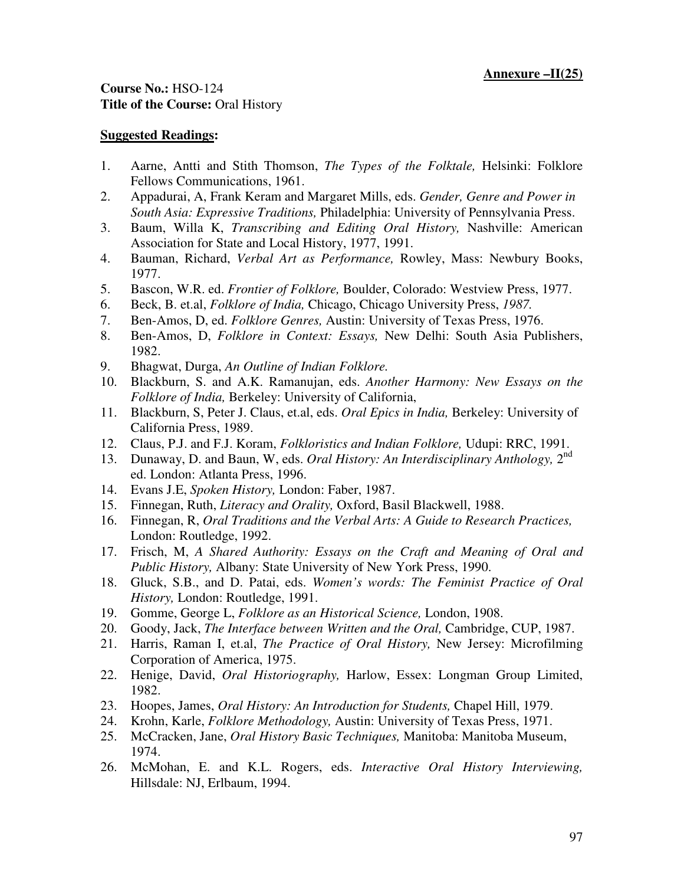**Annexure –II(25)**

**Course No.:** HSO-124
**Title of the Course:** Oral History

**Suggested Readings:**

1. Aarne, Antti and Stith Thomson, *The Types of the Folktale,* Helsinki: Folklore Fellows Communications, 1961.
2. Appadurai, A, Frank Keram and Margaret Mills, eds. *Gender, Genre and Power in South Asia: Expressive Traditions,* Philadelphia: University of Pennsylvania Press.
3. Baum, Willa K, *Transcribing and Editing Oral History,* Nashville: American Association for State and Local History, 1977, 1991.
4. Bauman, Richard, *Verbal Art as Performance,* Rowley, Mass: Newbury Books, 1977.
5. Bascon, W.R. ed. *Frontier of Folklore,* Boulder, Colorado: Westview Press, 1977.
6. Beck, B. et.al, *Folklore of India,* Chicago, Chicago University Press, *1987.*
7. Ben-Amos, D, ed. *Folklore Genres,* Austin: University of Texas Press, 1976.
8. Ben-Amos, D, *Folklore in Context: Essays,* New Delhi: South Asia Publishers, 1982.
9. Bhagwat, Durga, *An Outline of Indian Folklore.*
10. Blackburn, S. and A.K. Ramanujan, eds. *Another Harmony: New Essays on the Folklore of India,* Berkeley: University of California,
11. Blackburn, S, Peter J. Claus, et.al, eds. *Oral Epics in India,* Berkeley: University of California Press, 1989.
12. Claus, P.J. and F.J. Koram, *Folkloristics and Indian Folklore,* Udupi: RRC, 1991.
13. Dunaway, D. and Baun, W, eds. *Oral History: An Interdisciplinary Anthology,* 2nd ed. London: Atlanta Press, 1996.
14. Evans J.E, *Spoken History,* London: Faber, 1987.
15. Finnegan, Ruth, *Literacy and Orality,* Oxford, Basil Blackwell, 1988.
16. Finnegan, R, *Oral Traditions and the Verbal Arts: A Guide to Research Practices,* London: Routledge, 1992.
17. Frisch, M, *A Shared Authority: Essays on the Craft and Meaning of Oral and Public History,* Albany: State University of New York Press, 1990.
18. Gluck, S.B., and D. Patai, eds. *Women's words: The Feminist Practice of Oral History,* London: Routledge, 1991.
19. Gomme, George L, *Folklore as an Historical Science,* London, 1908.
20. Goody, Jack, *The Interface between Written and the Oral,* Cambridge, CUP, 1987.
21. Harris, Raman I, et.al, *The Practice of Oral History,* New Jersey: Microfilming Corporation of America, 1975.
22. Henige, David, *Oral Historiography,* Harlow, Essex: Longman Group Limited, 1982.
23. Hoopes, James, *Oral History: An Introduction for Students,* Chapel Hill, 1979.
24. Krohn, Karle, *Folklore Methodology,* Austin: University of Texas Press, 1971.
25. McCracken, Jane, *Oral History Basic Techniques,* Manitoba: Manitoba Museum, 1974.
26. McMohan, E. and K.L. Rogers, eds. *Interactive Oral History Interviewing,* Hillsdale: NJ, Erlbaum, 1994.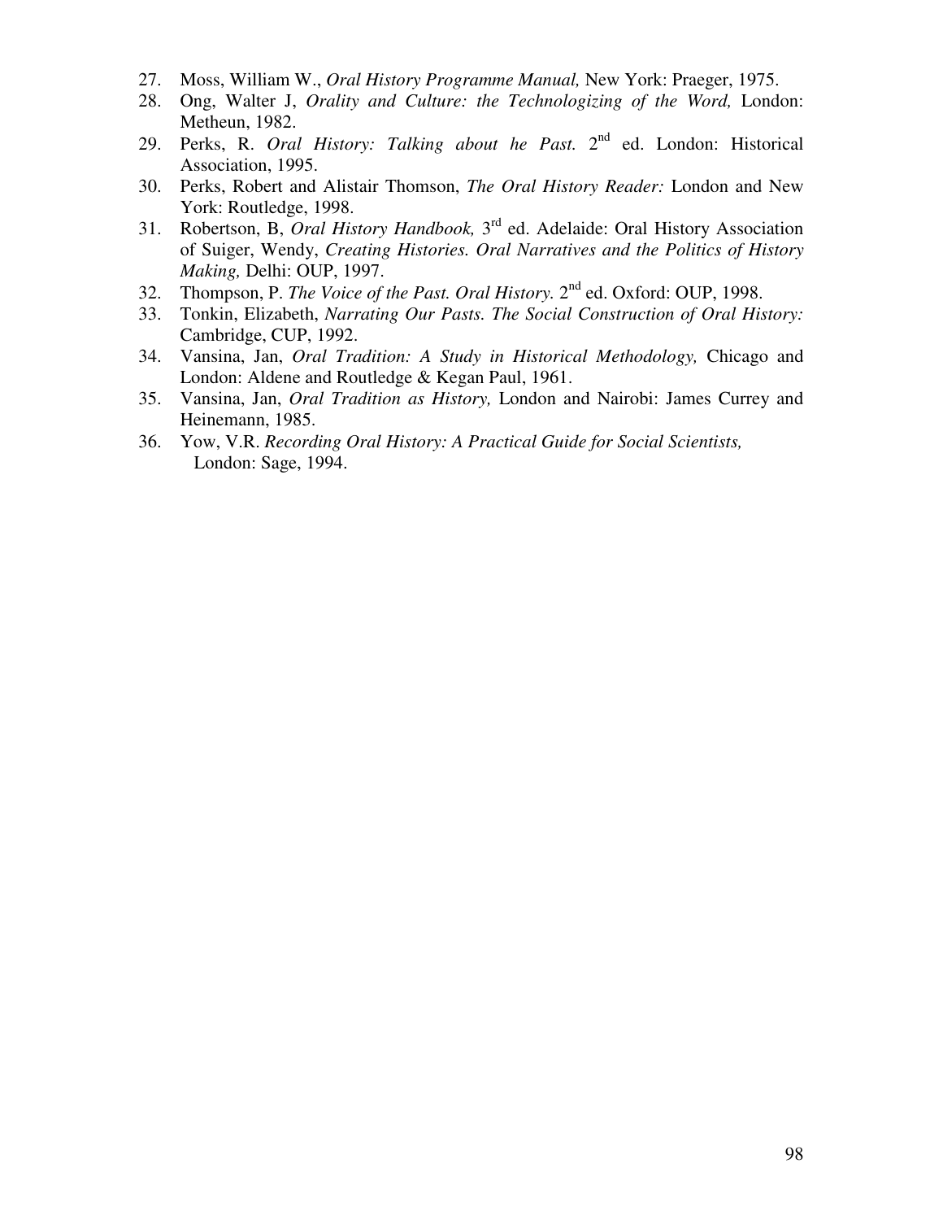27. Moss, William W., *Oral History Programme Manual,* New York: Praeger, 1975.
28. Ong, Walter J, *Orality and Culture: the Technologizing of the Word,* London: Metheun, 1982.
29. Perks, R. *Oral History: Talking about he Past.* 2nd ed. London: Historical Association, 1995.
30. Perks, Robert and Alistair Thomson, *The Oral History Reader:* London and New York: Routledge, 1998.
31. Robertson, B, *Oral History Handbook,* 3rd ed. Adelaide: Oral History Association of Suiger, Wendy, *Creating Histories. Oral Narratives and the Politics of History Making,* Delhi: OUP, 1997.
32. Thompson, P. *The Voice of the Past. Oral History.* 2nd ed. Oxford: OUP, 1998.
33. Tonkin, Elizabeth, *Narrating Our Pasts. The Social Construction of Oral History:* Cambridge, CUP, 1992.
34. Vansina, Jan, *Oral Tradition: A Study in Historical Methodology,* Chicago and London: Aldene and Routledge & Kegan Paul, 1961.
35. Vansina, Jan, *Oral Tradition as History,* London and Nairobi: James Currey and Heinemann, 1985.
36. Yow, V.R. *Recording Oral History: A Practical Guide for Social Scientists,* London: Sage, 1994.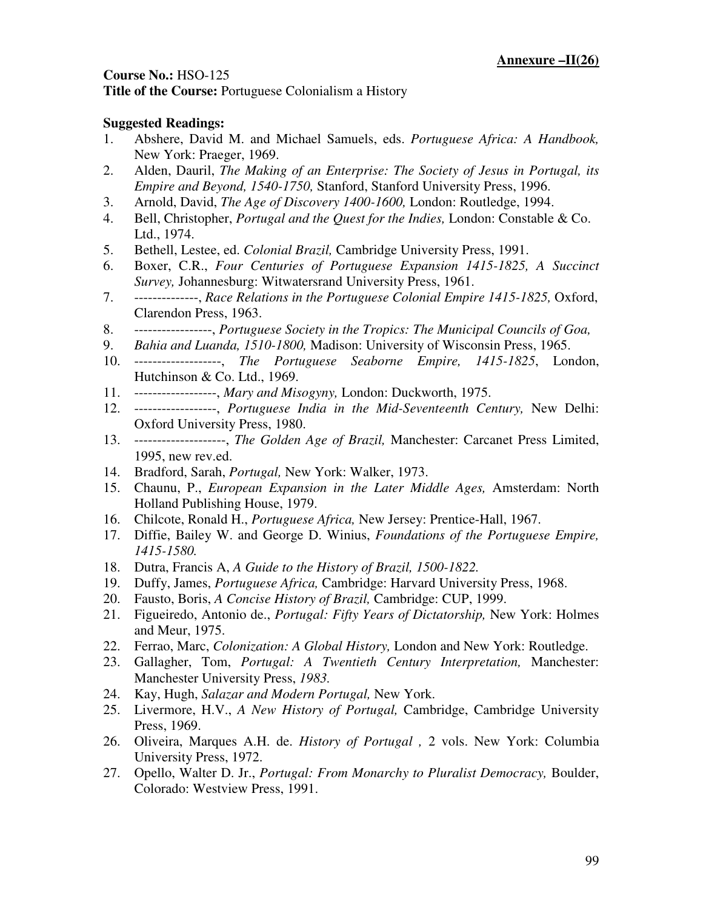**Annexure –II(26)**

**Course No.:** HSO-125
**Title of the Course:** Portuguese Colonialism a History

**Suggested Readings:**

1. Abshere, David M. and Michael Samuels, eds. *Portuguese Africa: A Handbook,* New York: Praeger, 1969.
2. Alden, Dauril, *The Making of an Enterprise: The Society of Jesus in Portugal, its Empire and Beyond, 1540-1750,* Stanford, Stanford University Press, 1996.
3. Arnold, David, *The Age of Discovery 1400-1600,* London: Routledge, 1994.
4. Bell, Christopher, *Portugal and the Quest for the Indies,* London: Constable & Co. Ltd., 1974.
5. Bethell, Lestee, ed. *Colonial Brazil,* Cambridge University Press, 1991.
6. Boxer, C.R., *Four Centuries of Portuguese Expansion 1415-1825, A Succinct Survey,* Johannesburg: Witwatersrand University Press, 1961.
7. --------------, *Race Relations in the Portuguese Colonial Empire 1415-1825,* Oxford, Clarendon Press, 1963.
8. -----------------, *Portuguese Society in the Tropics: The Municipal Councils of Goa,*
9. *Bahia and Luanda, 1510-1800,* Madison: University of Wisconsin Press, 1965.
10. -------------------, *The Portuguese Seaborne Empire, 1415-1825*, London, Hutchinson & Co. Ltd., 1969.
11. ------------------, *Mary and Misogyny,* London: Duckworth, 1975.
12. ------------------, *Portuguese India in the Mid-Seventeenth Century,* New Delhi: Oxford University Press, 1980.
13. --------------------, *The Golden Age of Brazil,* Manchester: Carcanet Press Limited, 1995, new rev.ed.
14. Bradford, Sarah, *Portugal,* New York: Walker, 1973.
15. Chaunu, P., *European Expansion in the Later Middle Ages,* Amsterdam: North Holland Publishing House, 1979.
16. Chilcote, Ronald H., *Portuguese Africa,* New Jersey: Prentice-Hall, 1967.
17. Diffie, Bailey W. and George D. Winius, *Foundations of the Portuguese Empire, 1415-1580.*
18. Dutra, Francis A, *A Guide to the History of Brazil, 1500-1822.*
19. Duffy, James, *Portuguese Africa,* Cambridge: Harvard University Press, 1968.
20. Fausto, Boris, *A Concise History of Brazil,* Cambridge: CUP, 1999.
21. Figueiredo, Antonio de., *Portugal: Fifty Years of Dictatorship,* New York: Holmes and Meur, 1975.
22. Ferrao, Marc, *Colonization: A Global History,* London and New York: Routledge.
23. Gallagher, Tom, *Portugal: A Twentieth Century Interpretation,* Manchester: Manchester University Press, *1983.*
24. Kay, Hugh, *Salazar and Modern Portugal,* New York.
25. Livermore, H.V., *A New History of Portugal,* Cambridge, Cambridge University Press, 1969.
26. Oliveira, Marques A.H. de. *History of Portugal ,* 2 vols. New York: Columbia University Press, 1972.
27. Opello, Walter D. Jr., *Portugal: From Monarchy to Pluralist Democracy,* Boulder, Colorado: Westview Press, 1991.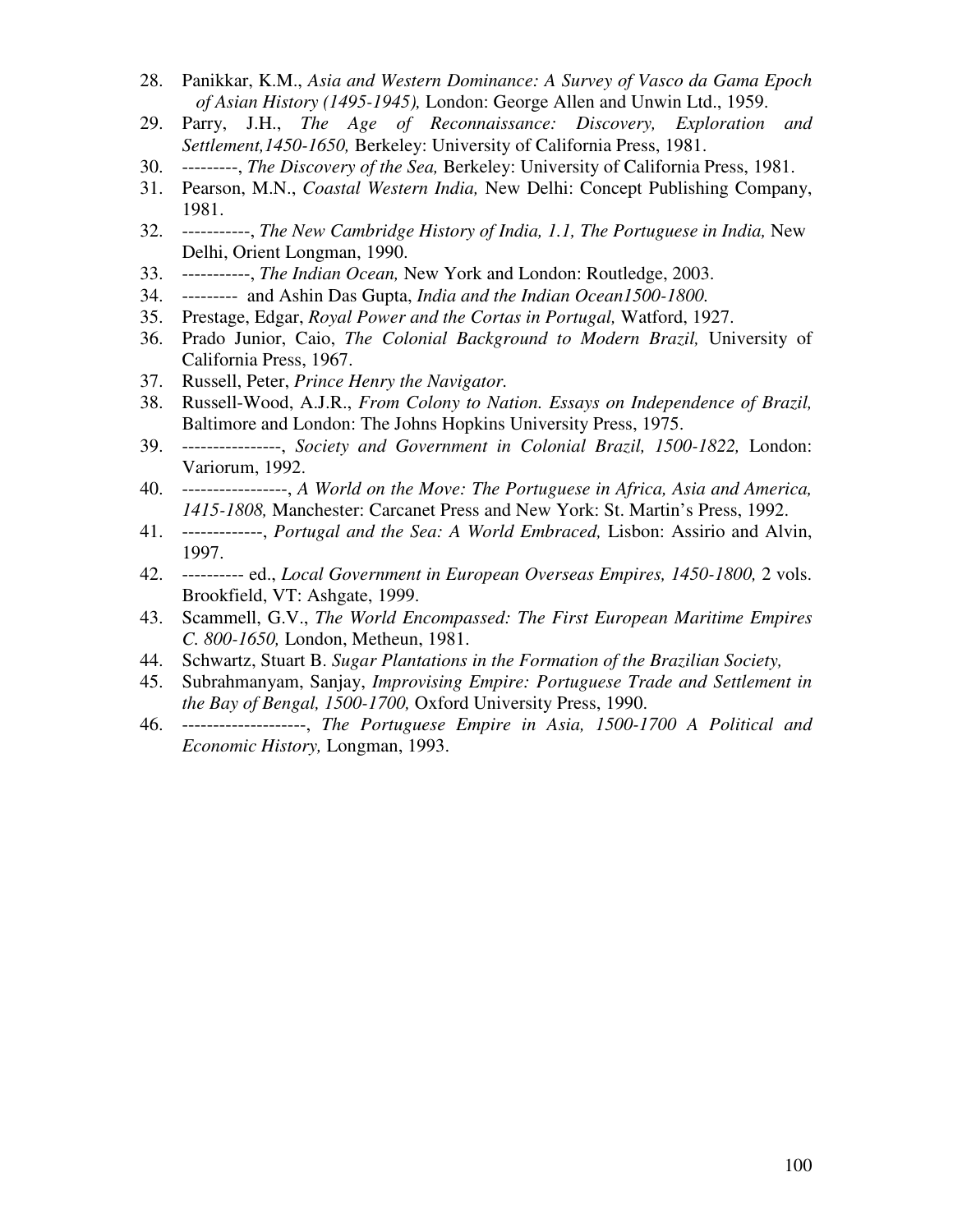28. Panikkar, K.M., *Asia and Western Dominance: A Survey of Vasco da Gama Epoch of Asian History (1495-1945),* London: George Allen and Unwin Ltd., 1959.
29. Parry, J.H., *The Age of Reconnaissance: Discovery, Exploration and Settlement,1450-1650,* Berkeley: University of California Press, 1981.
30. ---------, *The Discovery of the Sea,* Berkeley: University of California Press, 1981.
31. Pearson, M.N., *Coastal Western India,* New Delhi: Concept Publishing Company, 1981.
32. -----------, *The New Cambridge History of India, 1.1, The Portuguese in India,* New Delhi, Orient Longman, 1990.
33. -----------, *The Indian Ocean,* New York and London: Routledge, 2003.
34. --------- and Ashin Das Gupta, *India and the Indian Ocean1500-1800.*
35. Prestage, Edgar, *Royal Power and the Cortas in Portugal,* Watford, 1927.
36. Prado Junior, Caio, *The Colonial Background to Modern Brazil,* University of California Press, 1967.
37. Russell, Peter, *Prince Henry the Navigator.*
38. Russell-Wood, A.J.R., *From Colony to Nation. Essays on Independence of Brazil,* Baltimore and London: The Johns Hopkins University Press, 1975.
39. ----------------, *Society and Government in Colonial Brazil, 1500-1822,* London: Variorum, 1992.
40. -----------------, *A World on the Move: The Portuguese in Africa, Asia and America, 1415-1808,* Manchester: Carcanet Press and New York: St. Martin's Press, 1992.
41. -------------, *Portugal and the Sea: A World Embraced,* Lisbon: Assirio and Alvin, 1997.
42. ---------- ed., *Local Government in European Overseas Empires, 1450-1800,* 2 vols. Brookfield, VT: Ashgate, 1999.
43. Scammell, G.V., *The World Encompassed: The First European Maritime Empires C. 800-1650,* London, Metheun, 1981.
44. Schwartz, Stuart B. *Sugar Plantations in the Formation of the Brazilian Society,*
45. Subrahmanyam, Sanjay, *Improvising Empire: Portuguese Trade and Settlement in the Bay of Bengal, 1500-1700,* Oxford University Press, 1990.
46. --------------------, *The Portuguese Empire in Asia, 1500-1700 A Political and Economic History,* Longman, 1993.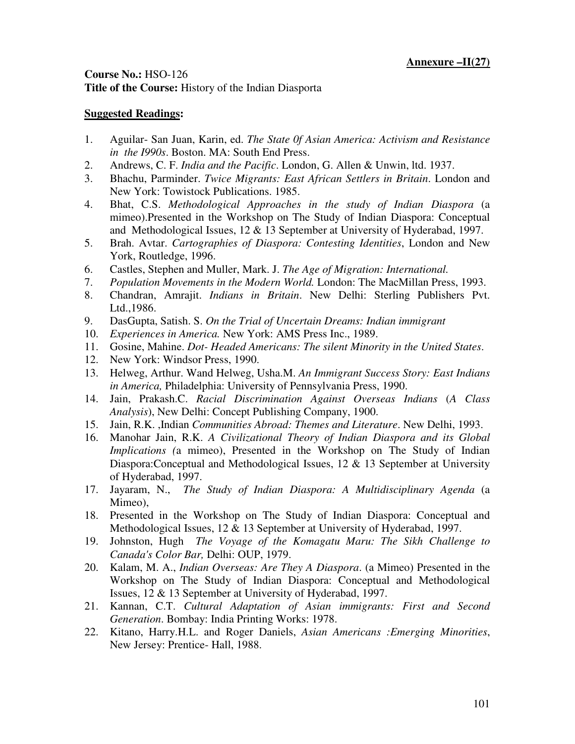**Annexure –II(27)**

**Course No.:** HSO-126
**Title of the Course:** History of the Indian Diasporta

**Suggested Readings:**

1. Aguilar- San Juan, Karin, ed. *The State 0f Asian America: Activism and Resistance in the I990s*. Boston. MA: South End Press.
2. Andrews, C. F. *India and the Pacific*. London, G. Allen & Unwin, ltd. 1937.
3. Bhachu, Parminder. *Twice Migrants: East African Settlers in Britain*. London and New York: Towistock Publications. 1985.
4. Bhat, C.S. *Methodological Approaches in the study of Indian Diaspora* (a mimeo).Presented in the Workshop on The Study of Indian Diaspora: Conceptual and Methodological Issues, 12 & 13 September at University of Hyderabad, 1997.
5. Brah. Avtar. *Cartographies of Diaspora: Contesting Identities*, London and New York, Routledge, 1996.
6. Castles, Stephen and Muller, Mark. J. *The Age of Migration: International.*
7. *Population Movements in the Modern World.* London: The MacMillan Press, 1993.
8. Chandran, Amrajit. *Indians in Britain*. New Delhi: Sterling Publishers Pvt. Ltd.,1986.
9. DasGupta, Satish. S. *On the Trial of Uncertain Dreams: Indian immigrant*
10. *Experiences in America.* New York: AMS Press Inc., 1989.
11. Gosine, Mahine. *Dot- Headed Americans: The silent Minority in the United States*.
12. New York: Windsor Press, 1990.
13. Helweg, Arthur. Wand Helweg, Usha.M. *An Immigrant Success Story: East Indians in America,* Philadelphia: University of Pennsylvania Press, 1990.
14. Jain, Prakash.C. *Racial Discrimination Against Overseas Indians* (*A Class Analysis*), New Delhi: Concept Publishing Company, 1900.
15. Jain, R.K. ,Indian *Communities Abroad: Themes and Literature*. New Delhi, 1993.
16. Manohar Jain, R.K. *A Civilizational Theory of Indian Diaspora and its Global Implications (*a mimeo), Presented in the Workshop on The Study of Indian Diaspora:Conceptual and Methodological Issues, 12 & 13 September at University of Hyderabad, 1997.
17. Jayaram, N., *The Study of Indian Diaspora: A Multidisciplinary Agenda* (a Mimeo),
18. Presented in the Workshop on The Study of Indian Diaspora: Conceptual and Methodological Issues, 12 & 13 September at University of Hyderabad, 1997.
19. Johnston, Hugh *The Voyage of the Komagatu Maru: The Sikh Challenge to Canada's Color Bar,* Delhi: OUP, 1979.
20. Kalam, M. A., *Indian Overseas: Are They A Diaspora*. (a Mimeo) Presented in the Workshop on The Study of Indian Diaspora: Conceptual and Methodological Issues, 12 & 13 September at University of Hyderabad, 1997.
21. Kannan, C.T. *Cultural Adaptation of Asian immigrants: First and Second Generation*. Bombay: India Printing Works: 1978.
22. Kitano, Harry.H.L. and Roger Daniels, *Asian Americans :Emerging Minorities*, New Jersey: Prentice- Hall, 1988.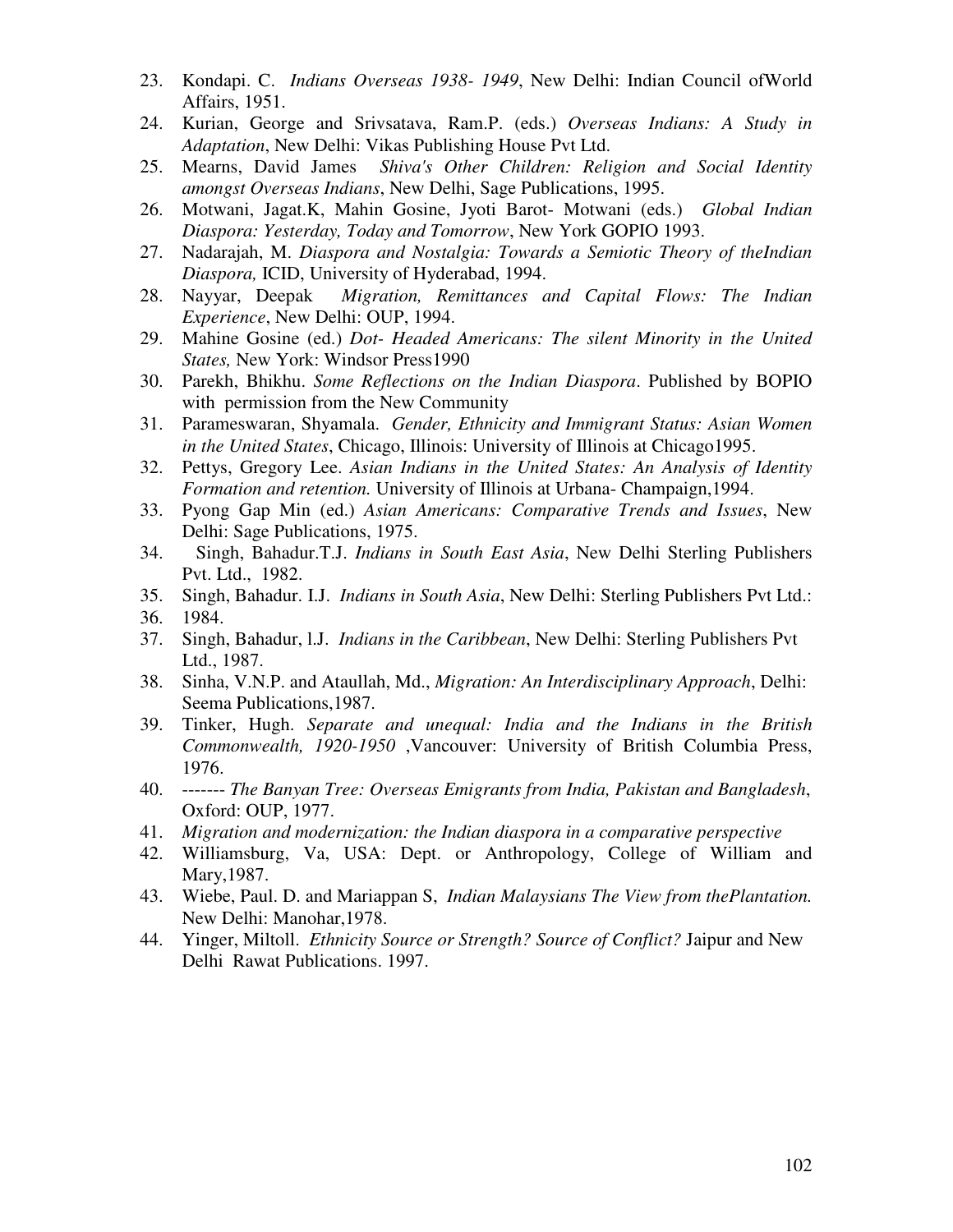23. Kondapi. C. *Indians Overseas 1938- 1949*, New Delhi: Indian Council ofWorld Affairs, 1951.
24. Kurian, George and Srivsatava, Ram.P. (eds.) *Overseas Indians: A Study in Adaptation*, New Delhi: Vikas Publishing House Pvt Ltd.
25. Mearns, David James *Shiva's Other Children: Religion and Social Identity amongst Overseas Indians*, New Delhi, Sage Publications, 1995.
26. Motwani, Jagat.K, Mahin Gosine, Jyoti Barot- Motwani (eds.) *Global Indian Diaspora: Yesterday, Today and Tomorrow*, New York GOPIO 1993.
27. Nadarajah, M. *Diaspora and Nostalgia: Towards a Semiotic Theory of theIndian Diaspora,* ICID, University of Hyderabad, 1994.
28. Nayyar, Deepak *Migration, Remittances and Capital Flows: The Indian Experience*, New Delhi: OUP, 1994.
29. Mahine Gosine (ed.) *Dot- Headed Americans: The silent Minority in the United States,* New York: Windsor Press1990
30. Parekh, Bhikhu. *Some Reflections on the Indian Diaspora*. Published by BOPIO with permission from the New Community
31. Parameswaran, Shyamala. *Gender, Ethnicity and Immigrant Status: Asian Women in the United States*, Chicago, Illinois: University of Illinois at Chicago1995.
32. Pettys, Gregory Lee. *Asian Indians in the United States: An Analysis of Identity Formation and retention.* University of Illinois at Urbana- Champaign,1994.
33. Pyong Gap Min (ed.) *Asian Americans: Comparative Trends and Issues*, New Delhi: Sage Publications, 1975.
34. Singh, Bahadur.T.J. *Indians in South East Asia*, New Delhi Sterling Publishers Pvt. Ltd., 1982.
35. Singh, Bahadur. I.J. *Indians in South Asia*, New Delhi: Sterling Publishers Pvt Ltd.:
36. 1984.
37. Singh, Bahadur, l.J. *Indians in the Caribbean*, New Delhi: Sterling Publishers Pvt Ltd., 1987.
38. Sinha, V.N.P. and Ataullah, Md., *Migration: An Interdisciplinary Approach*, Delhi: Seema Publications,1987.
39. Tinker, Hugh. *Separate and unequal: India and the Indians in the British Commonwealth, 1920-1950* ,Vancouver: University of British Columbia Press, 1976.
40. ------- *The Banyan Tree: Overseas Emigrants from India, Pakistan and Bangladesh*, Oxford: OUP, 1977.
41. *Migration and modernization: the Indian diaspora in a comparative perspective*
42. Williamsburg, Va, USA: Dept. or Anthropology, College of William and Mary,1987.
43. Wiebe, Paul. D. and Mariappan S, *Indian Malaysians The View from thePlantation.* New Delhi: Manohar,1978.
44. Yinger, Miltoll. *Ethnicity Source or Strength? Source of Conflict?* Jaipur and New Delhi Rawat Publications. 1997.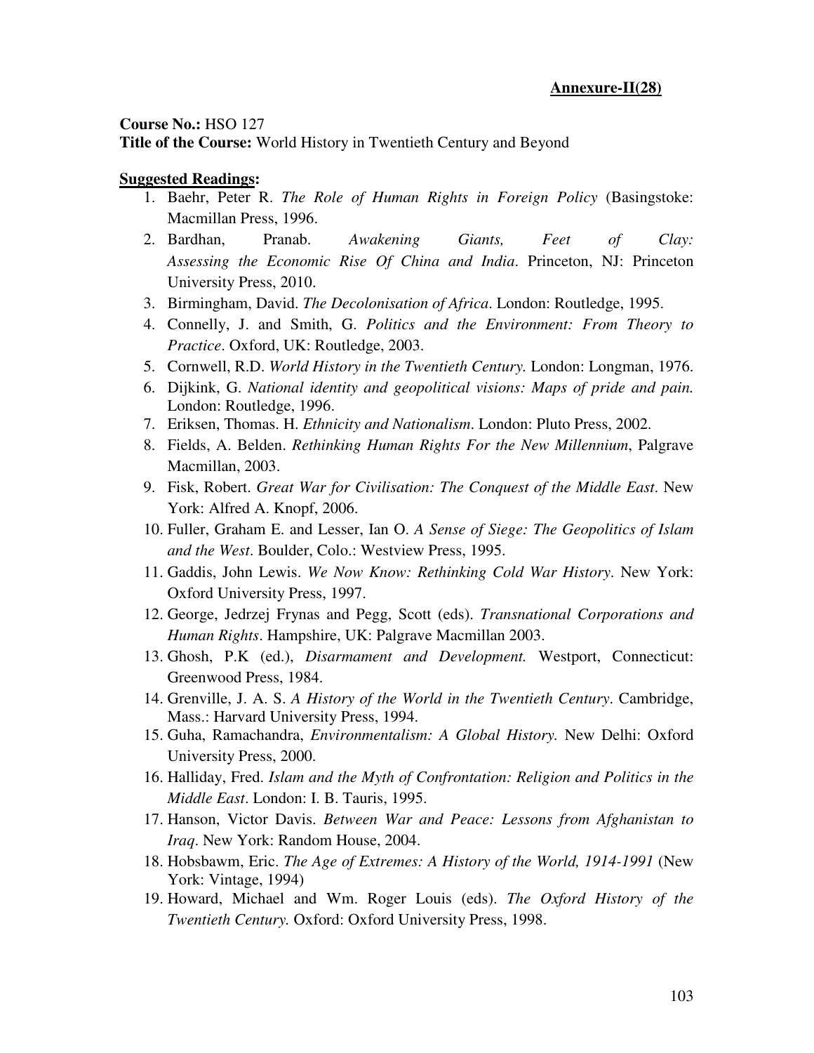**Annexure-II(28)**

**Course No.:** HSO 127
**Title of the Course:** World History in Twentieth Century and Beyond

**Suggested Readings:**

1. Baehr, Peter R. *The Role of Human Rights in Foreign Policy* (Basingstoke: Macmillan Press, 1996.
2. Bardhan, Pranab. *Awakening Giants, Feet of Clay: Assessing the Economic Rise Of China and India*. Princeton, NJ: Princeton University Press, 2010.
3. Birmingham, David. *The Decolonisation of Africa*. London: Routledge, 1995.
4. Connelly, J. and Smith, G. *Politics and the Environment: From Theory to Practice*. Oxford, UK: Routledge, 2003.
5. Cornwell, R.D. *World History in the Twentieth Century.* London: Longman, 1976.
6. Dijkink, G. *National identity and geopolitical visions: Maps of pride and pain.* London: Routledge, 1996.
7. Eriksen, Thomas. H. *Ethnicity and Nationalism*. London: Pluto Press, 2002.
8. Fields, A. Belden. *Rethinking Human Rights For the New Millennium*, Palgrave Macmillan, 2003.
9. Fisk, Robert. *Great War for Civilisation: The Conquest of the Middle East*. New York: Alfred A. Knopf, 2006.
10. Fuller, Graham E. and Lesser, Ian O. *A Sense of Siege: The Geopolitics of Islam and the West*. Boulder, Colo.: Westview Press, 1995.
11. Gaddis, John Lewis. *We Now Know: Rethinking Cold War History*. New York: Oxford University Press, 1997.
12. George, Jedrzej Frynas and Pegg, Scott (eds). *Transnational Corporations and Human Rights*. Hampshire, UK: Palgrave Macmillan 2003.
13. Ghosh, P.K (ed.), *Disarmament and Development.* Westport, Connecticut: Greenwood Press, 1984.
14. Grenville, J. A. S. *A History of the World in the Twentieth Century*. Cambridge, Mass.: Harvard University Press, 1994.
15. Guha, Ramachandra, *Environmentalism: A Global History.* New Delhi: Oxford University Press, 2000.
16. Halliday, Fred. *Islam and the Myth of Confrontation: Religion and Politics in the Middle East*. London: I. B. Tauris, 1995.
17. Hanson, Victor Davis. *Between War and Peace: Lessons from Afghanistan to Iraq*. New York: Random House, 2004.
18. Hobsbawm, Eric. *The Age of Extremes: A History of the World, 1914-1991* (New York: Vintage, 1994)
19. Howard, Michael and Wm. Roger Louis (eds). *The Oxford History of the Twentieth Century.* Oxford: Oxford University Press, 1998.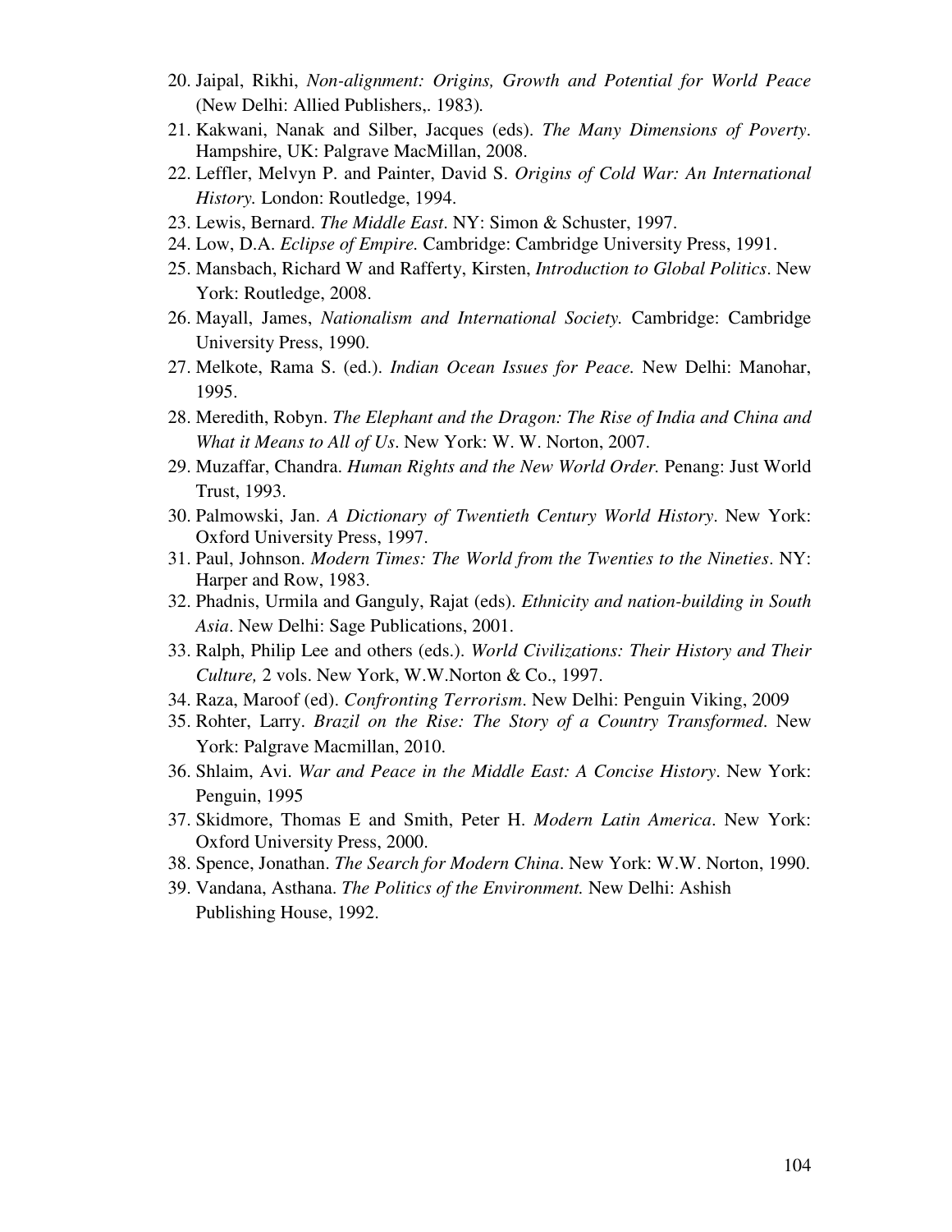20. Jaipal, Rikhi, *Non-alignment: Origins, Growth and Potential for World Peace* (New Delhi: Allied Publishers,. 1983).
21. Kakwani, Nanak and Silber, Jacques (eds). *The Many Dimensions of Poverty*. Hampshire, UK: Palgrave MacMillan, 2008.
22. Leffler, Melvyn P. and Painter, David S. *Origins of Cold War: An International History.* London: Routledge, 1994.
23. Lewis, Bernard. *The Middle East*. NY: Simon & Schuster, 1997.
24. Low, D.A. *Eclipse of Empire.* Cambridge: Cambridge University Press, 1991.
25. Mansbach, Richard W and Rafferty, Kirsten, *Introduction to Global Politics*. New York: Routledge, 2008.
26. Mayall, James, *Nationalism and International Society.* Cambridge: Cambridge University Press, 1990.
27. Melkote, Rama S. (ed.). *Indian Ocean Issues for Peace.* New Delhi: Manohar, 1995.
28. Meredith, Robyn. *The Elephant and the Dragon: The Rise of India and China and What it Means to All of Us*. New York: W. W. Norton, 2007.
29. Muzaffar, Chandra. *Human Rights and the New World Order.* Penang: Just World Trust, 1993.
30. Palmowski, Jan. *A Dictionary of Twentieth Century World History*. New York: Oxford University Press, 1997.
31. Paul, Johnson. *Modern Times: The World from the Twenties to the Nineties*. NY: Harper and Row, 1983.
32. Phadnis, Urmila and Ganguly, Rajat (eds). *Ethnicity and nation-building in South Asia*. New Delhi: Sage Publications, 2001.
33. Ralph, Philip Lee and others (eds.). *World Civilizations: Their History and Their Culture,* 2 vols. New York, W.W.Norton & Co., 1997.
34. Raza, Maroof (ed). *Confronting Terrorism*. New Delhi: Penguin Viking, 2009
35. Rohter, Larry. *Brazil on the Rise: The Story of a Country Transformed*. New York: Palgrave Macmillan, 2010.
36. Shlaim, Avi. *War and Peace in the Middle East: A Concise History*. New York: Penguin, 1995
37. Skidmore, Thomas E and Smith, Peter H. *Modern Latin America*. New York: Oxford University Press, 2000.
38. Spence, Jonathan. *The Search for Modern China*. New York: W.W. Norton, 1990.
39. Vandana, Asthana. *The Politics of the Environment.* New Delhi: Ashish Publishing House, 1992.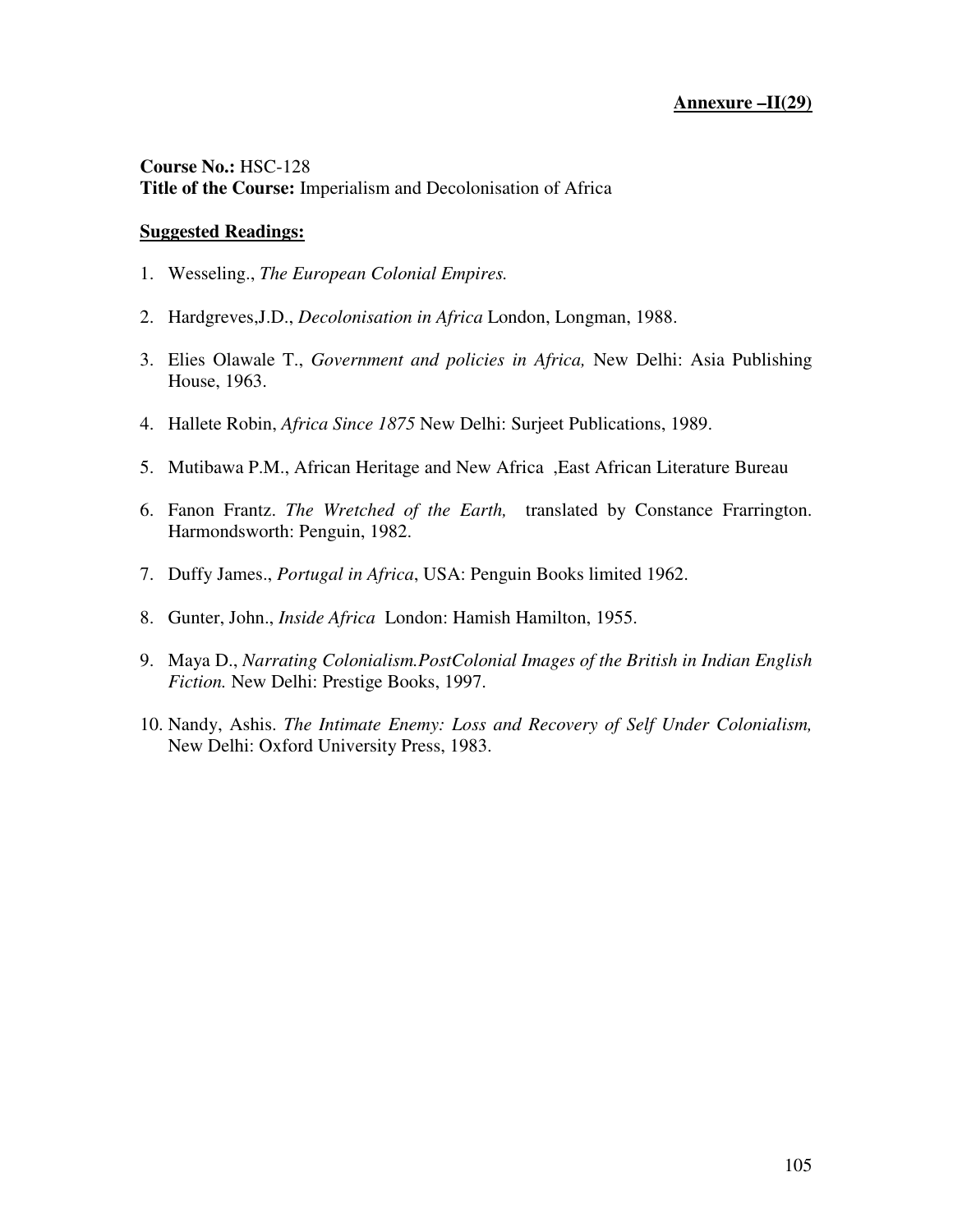**Annexure –II(29)**

**Course No.:** HSC-128
**Title of the Course:** Imperialism and Decolonisation of Africa

**Suggested Readings:**

1. Wesseling., *The European Colonial Empires.*
2. Hardgreves,J.D., *Decolonisation in Africa* London, Longman, 1988.
3. Elies Olawale T., *Government and policies in Africa,* New Delhi: Asia Publishing House, 1963.
4. Hallete Robin, *Africa Since 1875* New Delhi: Surjeet Publications, 1989.
5. Mutibawa P.M., African Heritage and New Africa ,East African Literature Bureau
6. Fanon Frantz. *The Wretched of the Earth,* translated by Constance Frarrington. Harmondsworth: Penguin, 1982.
7. Duffy James., *Portugal in Africa*, USA: Penguin Books limited 1962.
8. Gunter, John., *Inside Africa* London: Hamish Hamilton, 1955.
9. Maya D., *Narrating Colonialism.PostColonial Images of the British in Indian English Fiction.* New Delhi: Prestige Books, 1997.
10. Nandy, Ashis. *The Intimate Enemy: Loss and Recovery of Self Under Colonialism,* New Delhi: Oxford University Press, 1983.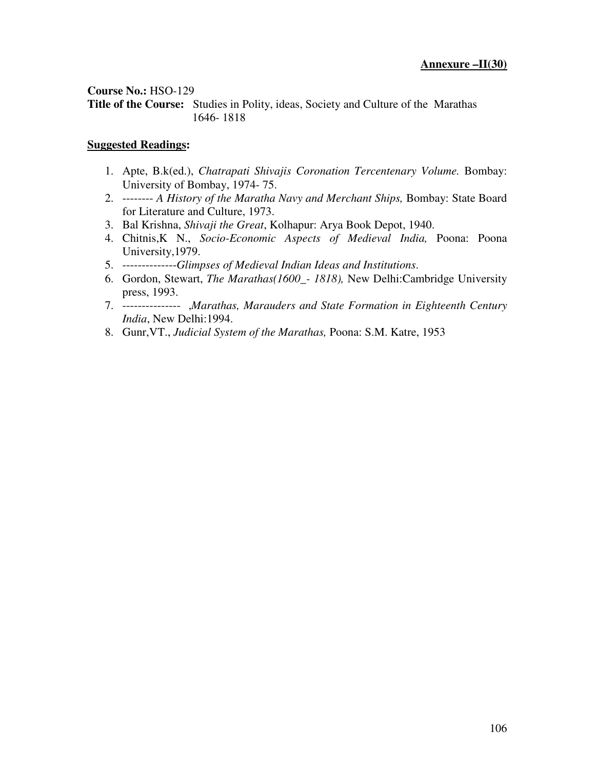**Annexure –II(30)**

**Course No.:** HSO-129
**Title of the Course:** Studies in Polity, ideas, Society and Culture of the Marathas 1646- 1818

**Suggested Readings:**

1. Apte, B.k(ed.), *Chatrapati Shivajis Coronation Tercentenary Volume.* Bombay: University of Bombay, 1974- 75.
2. -------- *A History of the Maratha Navy and Merchant Ships,* Bombay: State Board for Literature and Culture, 1973.
3. Bal Krishna, *Shivaji the Great*, Kolhapur: Arya Book Depot, 1940.
4. Chitnis,K N., *Socio-Economic Aspects of Medieval India,* Poona: Poona University,1979.
5. --------------*Glimpses of Medieval Indian Ideas and Institutions*.
6. Gordon, Stewart, *The Marathas(1600_- 1818),* New Delhi:Cambridge University press, 1993.
7. --------------- ,*Marathas, Marauders and State Formation in Eighteenth Century India*, New Delhi:1994.
8. Gunr,VT., *Judicial System of the Marathas,* Poona: S.M. Katre, 1953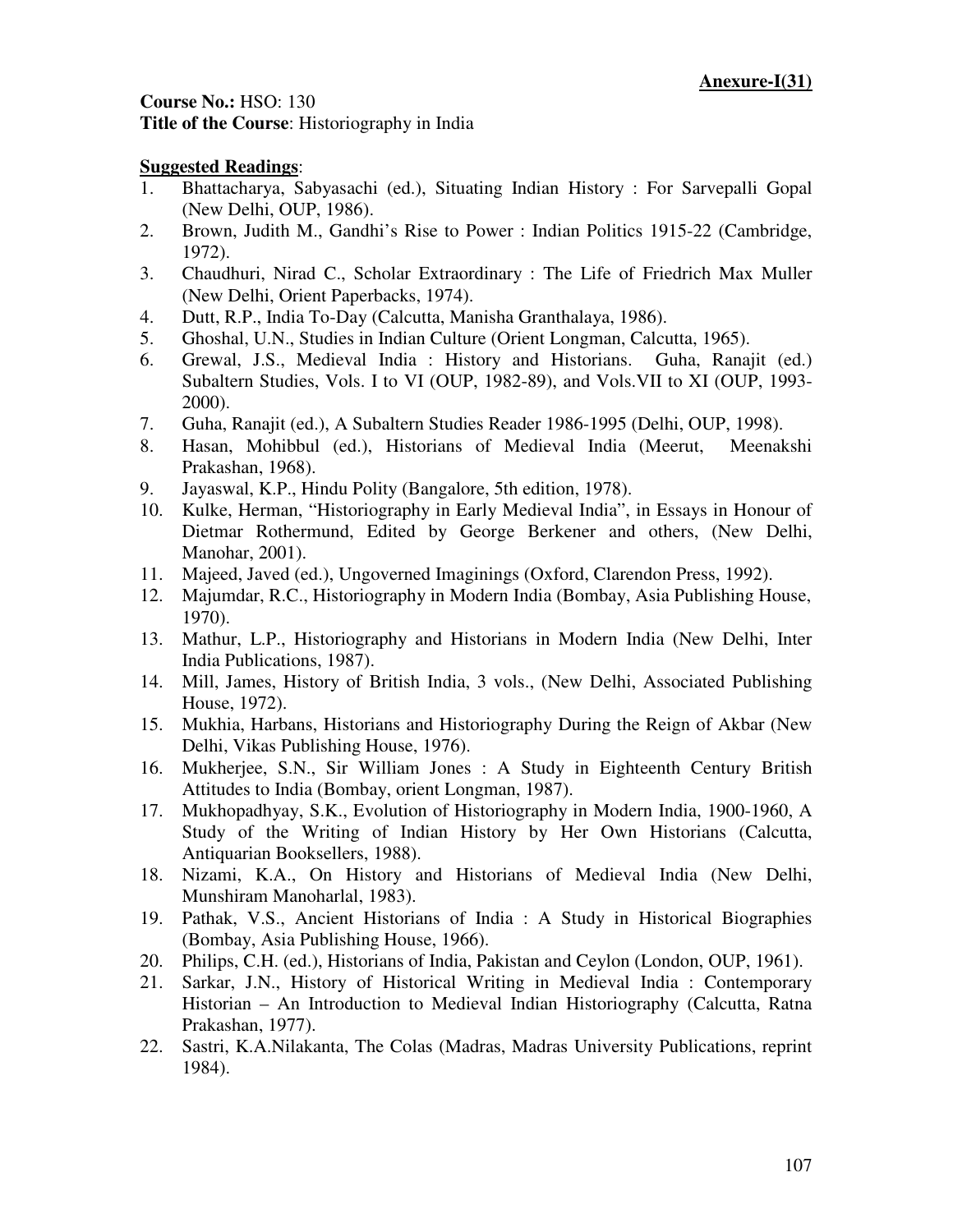**Anexure-I(31)**

**Course No.:** HSO: 130
**Title of the Course**: Historiography in India

**Suggested Readings**:

1. Bhattacharya, Sabyasachi (ed.), Situating Indian History : For Sarvepalli Gopal (New Delhi, OUP, 1986).
2. Brown, Judith M., Gandhi's Rise to Power : Indian Politics 1915-22 (Cambridge, 1972).
3. Chaudhuri, Nirad C., Scholar Extraordinary : The Life of Friedrich Max Muller (New Delhi, Orient Paperbacks, 1974).
4. Dutt, R.P., India To-Day (Calcutta, Manisha Granthalaya, 1986).
5. Ghoshal, U.N., Studies in Indian Culture (Orient Longman, Calcutta, 1965).
6. Grewal, J.S., Medieval India : History and Historians. Guha, Ranajit (ed.) Subaltern Studies, Vols. I to VI (OUP, 1982-89), and Vols.VII to XI (OUP, 1993-2000).
7. Guha, Ranajit (ed.), A Subaltern Studies Reader 1986-1995 (Delhi, OUP, 1998).
8. Hasan, Mohibbul (ed.), Historians of Medieval India (Meerut, Meenakshi Prakashan, 1968).
9. Jayaswal, K.P., Hindu Polity (Bangalore, 5th edition, 1978).
10. Kulke, Herman, "Historiography in Early Medieval India", in Essays in Honour of Dietmar Rothermund, Edited by George Berkener and others, (New Delhi, Manohar, 2001).
11. Majeed, Javed (ed.), Ungoverned Imaginings (Oxford, Clarendon Press, 1992).
12. Majumdar, R.C., Historiography in Modern India (Bombay, Asia Publishing House, 1970).
13. Mathur, L.P., Historiography and Historians in Modern India (New Delhi, Inter India Publications, 1987).
14. Mill, James, History of British India, 3 vols., (New Delhi, Associated Publishing House, 1972).
15. Mukhia, Harbans, Historians and Historiography During the Reign of Akbar (New Delhi, Vikas Publishing House, 1976).
16. Mukherjee, S.N., Sir William Jones : A Study in Eighteenth Century British Attitudes to India (Bombay, orient Longman, 1987).
17. Mukhopadhyay, S.K., Evolution of Historiography in Modern India, 1900-1960, A Study of the Writing of Indian History by Her Own Historians (Calcutta, Antiquarian Booksellers, 1988).
18. Nizami, K.A., On History and Historians of Medieval India (New Delhi, Munshiram Manoharlal, 1983).
19. Pathak, V.S., Ancient Historians of India : A Study in Historical Biographies (Bombay, Asia Publishing House, 1966).
20. Philips, C.H. (ed.), Historians of India, Pakistan and Ceylon (London, OUP, 1961).
21. Sarkar, J.N., History of Historical Writing in Medieval India : Contemporary Historian – An Introduction to Medieval Indian Historiography (Calcutta, Ratna Prakashan, 1977).
22. Sastri, K.A.Nilakanta, The Colas (Madras, Madras University Publications, reprint 1984).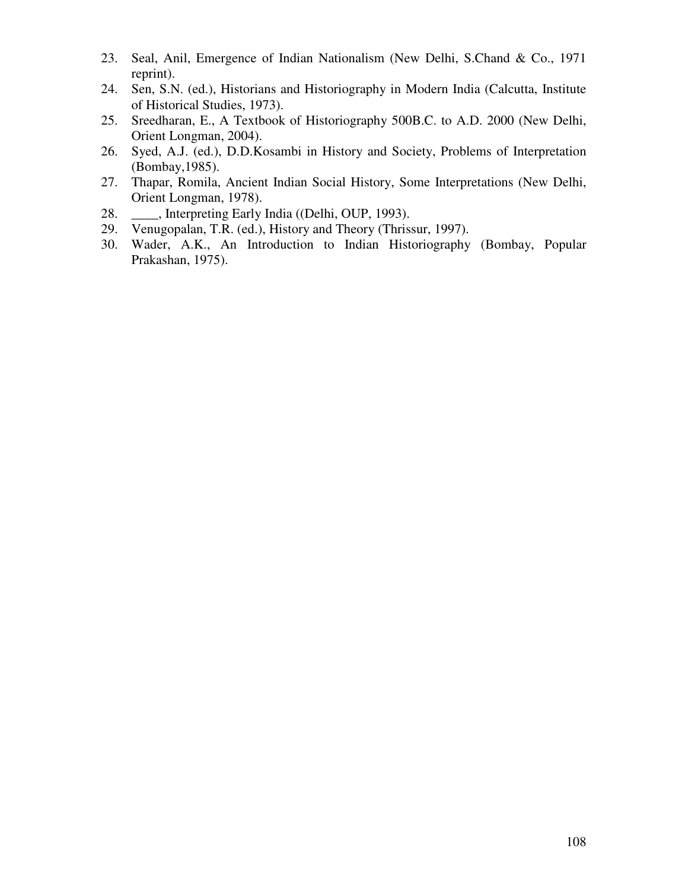23. Seal, Anil, Emergence of Indian Nationalism (New Delhi, S.Chand & Co., 1971 reprint).
24. Sen, S.N. (ed.), Historians and Historiography in Modern India (Calcutta, Institute of Historical Studies, 1973).
25. Sreedharan, E., A Textbook of Historiography 500B.C. to A.D. 2000 (New Delhi, Orient Longman, 2004).
26. Syed, A.J. (ed.), D.D.Kosambi in History and Society, Problems of Interpretation (Bombay,1985).
27. Thapar, Romila, Ancient Indian Social History, Some Interpretations (New Delhi, Orient Longman, 1978).
28. ____, Interpreting Early India ((Delhi, OUP, 1993).
29. Venugopalan, T.R. (ed.), History and Theory (Thrissur, 1997).
30. Wader, A.K., An Introduction to Indian Historiography (Bombay, Popular Prakashan, 1975).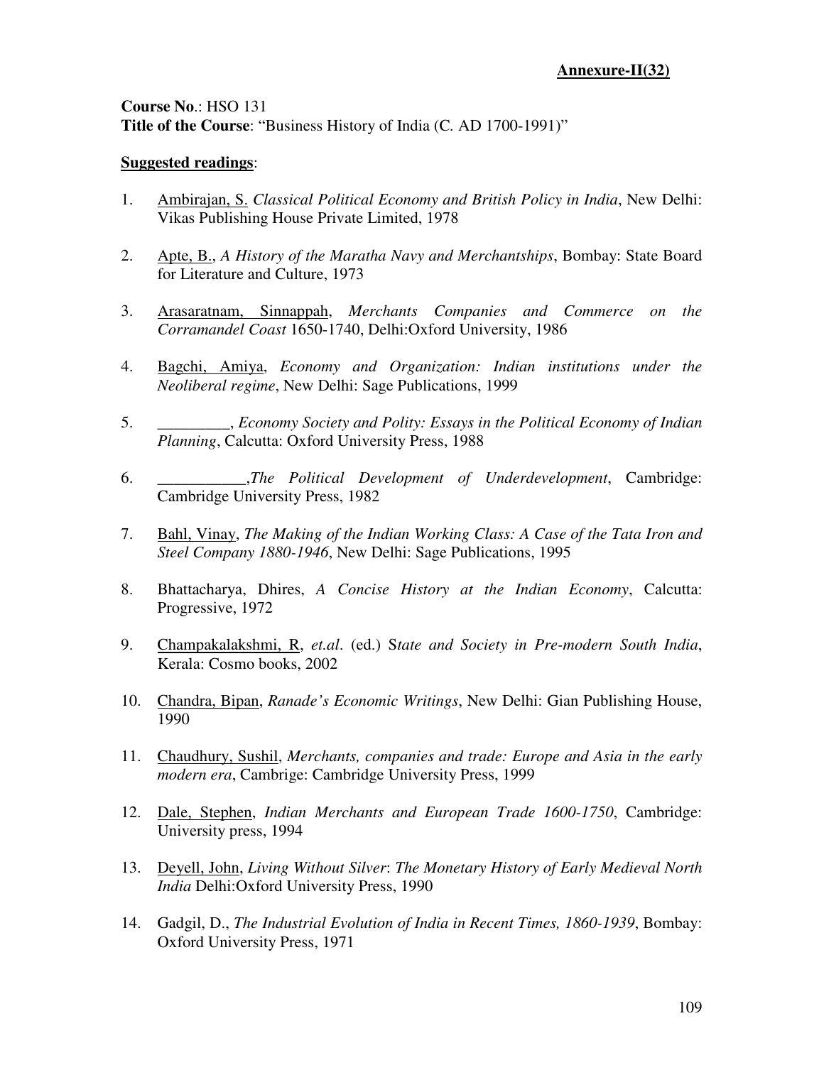**Annexure-II(32)**

**Course No**.: HSO 131
**Title of the Course**: "Business History of India (C. AD 1700-1991)"

**Suggested readings**:

1. Ambirajan, S. *Classical Political Economy and British Policy in India*, New Delhi: Vikas Publishing House Private Limited, 1978

2. Apte, B., *A History of the Maratha Navy and Merchantships*, Bombay: State Board for Literature and Culture, 1973

3. Arasaratnam, Sinnappah, *Merchants Companies and Commerce on the Corramandel Coast* 1650-1740, Delhi:Oxford University, 1986

4. Bagchi, Amiya, *Economy and Organization: Indian institutions under the Neoliberal regime*, New Delhi: Sage Publications, 1999

5. _________, *Economy Society and Polity: Essays in the Political Economy of Indian Planning*, Calcutta: Oxford University Press, 1988

6. ___________,*The Political Development of Underdevelopment*, Cambridge: Cambridge University Press, 1982

7. Bahl, Vinay, *The Making of the Indian Working Class: A Case of the Tata Iron and Steel Company 1880-1946*, New Delhi: Sage Publications, 1995

8. Bhattacharya, Dhires, *A Concise History at the Indian Economy*, Calcutta: Progressive, 1972

9. Champakalakshmi, R, *et.al*. (ed.) S*tate and Society in Pre-modern South India*, Kerala: Cosmo books, 2002

10. Chandra, Bipan, *Ranade's Economic Writings*, New Delhi: Gian Publishing House, 1990

11. Chaudhury, Sushil, *Merchants, companies and trade: Europe and Asia in the early modern era*, Cambrige: Cambridge University Press, 1999

12. Dale, Stephen, *Indian Merchants and European Trade 1600-1750*, Cambridge: University press, 1994

13. Deyell, John, *Living Without Silver*: *The Monetary History of Early Medieval North India* Delhi:Oxford University Press, 1990

14. Gadgil, D., *The Industrial Evolution of India in Recent Times, 1860-1939*, Bombay: Oxford University Press, 1971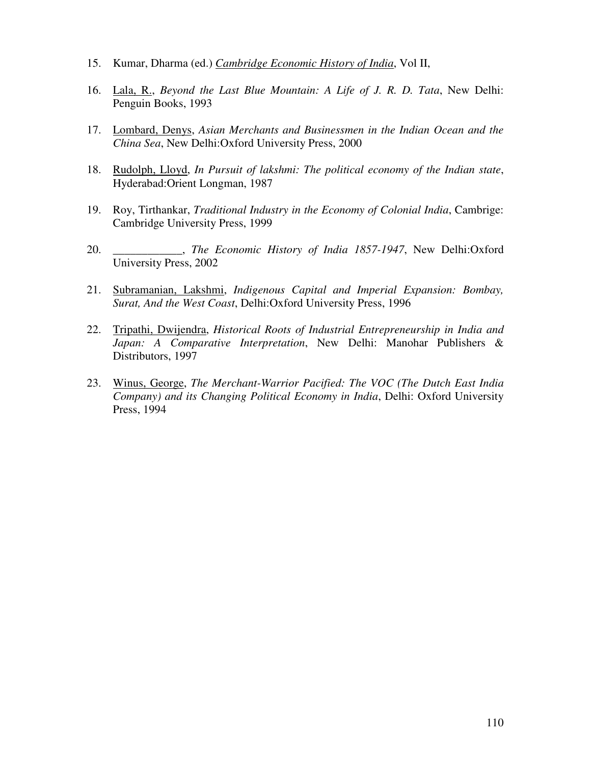15. Kumar, Dharma (ed.) <u>*Cambridge Economic History of India*</u>, Vol II,

16. <u>Lala, R.</u>, *Beyond the Last Blue Mountain: A Life of J. R. D. Tata*, New Delhi: Penguin Books, 1993

17. <u>Lombard, Denys</u>, *Asian Merchants and Businessmen in the Indian Ocean and the China Sea*, New Delhi:Oxford University Press, 2000

18. <u>Rudolph, Lloyd</u>, *In Pursuit of lakshmi: The political economy of the Indian state*, Hyderabad:Orient Longman, 1987

19. Roy, Tirthankar, *Traditional Industry in the Economy of Colonial India*, Cambrige: Cambridge University Press, 1999

20. ____________, *The Economic History of India 1857-1947*, New Delhi:Oxford University Press, 2002

21. <u>Subramanian, Lakshmi</u>, *Indigenous Capital and Imperial Expansion: Bombay, Surat, And the West Coast*, Delhi:Oxford University Press, 1996

22. <u>Tripathi, Dwijendra</u>, *Historical Roots of Industrial Entrepreneurship in India and Japan: A Comparative Interpretation*, New Delhi: Manohar Publishers & Distributors, 1997

23. <u>Winus, George</u>, *The Merchant-Warrior Pacified: The VOC (The Dutch East India Company) and its Changing Political Economy in India*, Delhi: Oxford University Press, 1994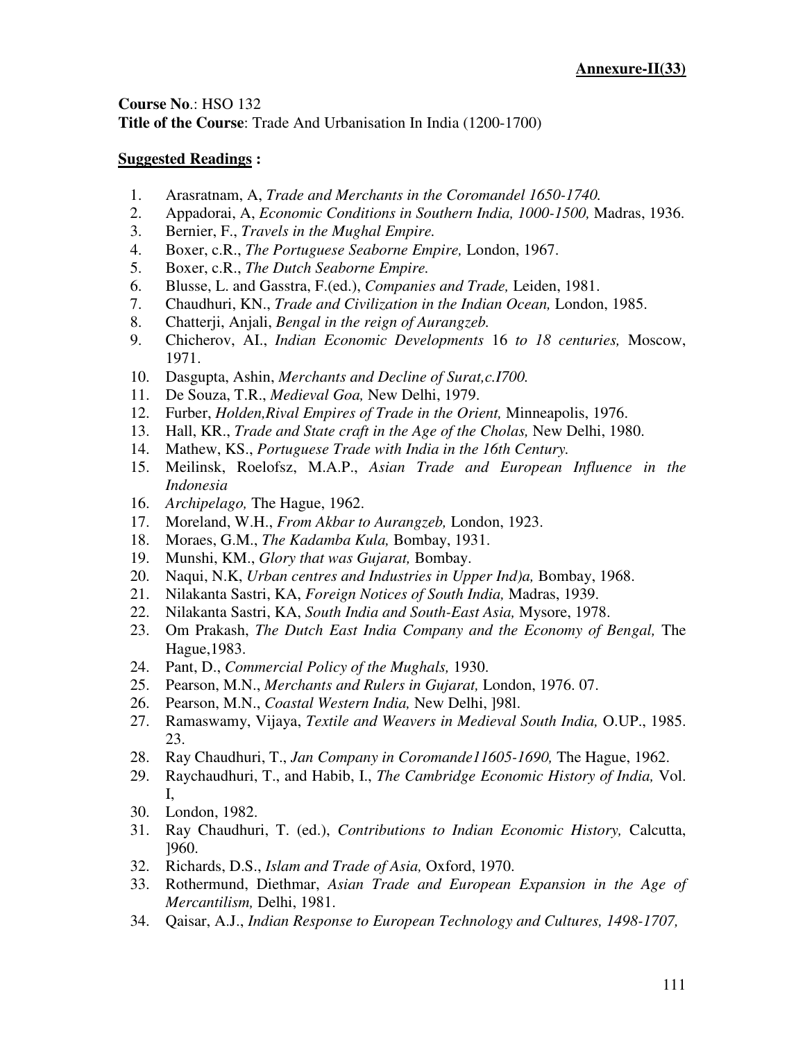**Annexure-II(33)**

**Course No**.: HSO 132
**Title of the Course**: Trade And Urbanisation In India (1200-1700)

**Suggested Readings :**

1. Arasratnam, A, *Trade and Merchants in the Coromandel 1650-1740.*
2. Appadorai, A, *Economic Conditions in Southern India, 1000-1500,* Madras, 1936.
3. Bernier, F., *Travels in the Mughal Empire.*
4. Boxer, c.R., *The Portuguese Seaborne Empire,* London, 1967.
5. Boxer, c.R., *The Dutch Seaborne Empire.*
6. Blusse, L. and Gasstra, F.(ed.), *Companies and Trade,* Leiden, 1981.
7. Chaudhuri, KN., *Trade and Civilization in the Indian Ocean,* London, 1985.
8. Chatterji, Anjali, *Bengal in the reign of Aurangzeb.*
9. Chicherov, AI., *Indian Economic Developments* 16 *to 18 centuries,* Moscow, 1971.
10. Dasgupta, Ashin, *Merchants and Decline of Surat,c.I700.*
11. De Souza, T.R., *Medieval Goa,* New Delhi, 1979.
12. Furber, *Holden,Rival Empires of Trade in the Orient,* Minneapolis, 1976.
13. Hall, KR., *Trade and State craft in the Age of the Cholas,* New Delhi, 1980.
14. Mathew, KS., *Portuguese Trade with India in the 16th Century.*
15. Meilinsk, Roelofsz, M.A.P., *Asian Trade and European Influence in the Indonesia*
16. *Archipelago,* The Hague, 1962.
17. Moreland, W.H., *From Akbar to Aurangzeb,* London, 1923.
18. Moraes, G.M., *The Kadamba Kula,* Bombay, 1931.
19. Munshi, KM., *Glory that was Gujarat,* Bombay.
20. Naqui, N.K, *Urban centres and Industries in Upper Ind)a,* Bombay, 1968.
21. Nilakanta Sastri, KA, *Foreign Notices of South India,* Madras, 1939.
22. Nilakanta Sastri, KA, *South India and South-East Asia,* Mysore, 1978.
23. Om Prakash, *The Dutch East India Company and the Economy of Bengal,* The Hague,1983.
24. Pant, D., *Commercial Policy of the Mughals,* 1930.
25. Pearson, M.N., *Merchants and Rulers in Gujarat,* London, 1976. 07.
26. Pearson, M.N., *Coastal Western India,* New Delhi, ]98l.
27. Ramaswamy, Vijaya, *Textile and Weavers in Medieval South India,* O.UP., 1985. 23.
28. Ray Chaudhuri, T., *Jan Company in Coromande11605-1690,* The Hague, 1962.
29. Raychaudhuri, T., and Habib, I., *The Cambridge Economic History of India,* Vol. I,
30. London, 1982.
31. Ray Chaudhuri, T. (ed.), *Contributions to Indian Economic History,* Calcutta, ]960.
32. Richards, D.S., *Islam and Trade of Asia,* Oxford, 1970.
33. Rothermund, Diethmar, *Asian Trade and European Expansion in the Age of Mercantilism,* Delhi, 1981.
34. Qaisar, A.J., *Indian Response to European Technology and Cultures, 1498-1707,*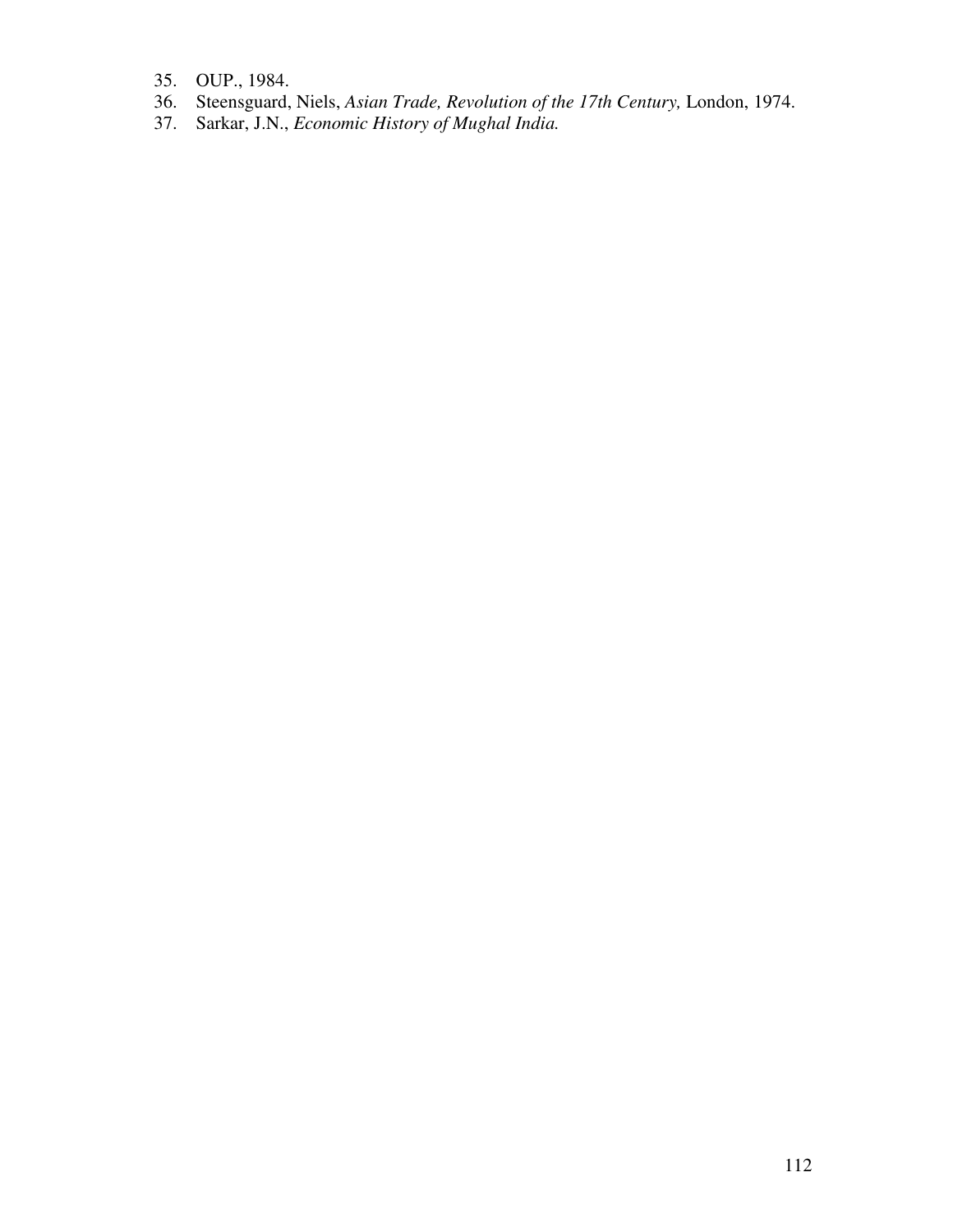35. OUP., 1984.
36. Steensguard, Niels, *Asian Trade, Revolution of the 17th Century,* London, 1974.
37. Sarkar, J.N., *Economic History of Mughal India.*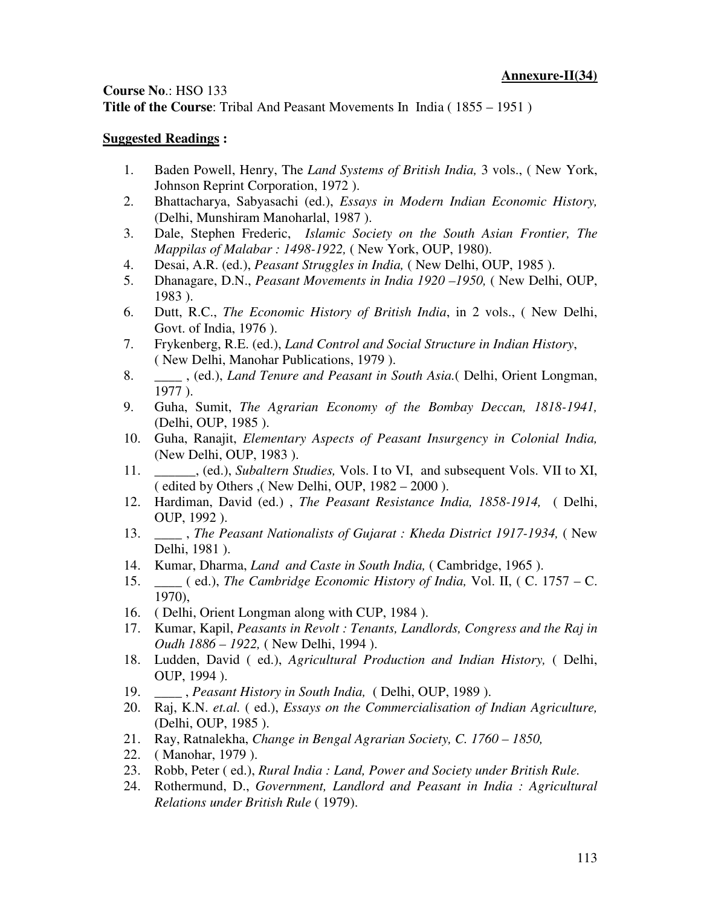**Annexure-II(34)**

**Course No**.: HSO 133

**Title of the Course**: Tribal And Peasant Movements In India ( 1855 – 1951 )

**Suggested Readings :**

1. Baden Powell, Henry, The *Land Systems of British India,* 3 vols., ( New York, Johnson Reprint Corporation, 1972 ).
2. Bhattacharya, Sabyasachi (ed.), *Essays in Modern Indian Economic History,* (Delhi, Munshiram Manoharlal, 1987 ).
3. Dale, Stephen Frederic, *Islamic Society on the South Asian Frontier, The Mappilas of Malabar : 1498-1922,* ( New York, OUP, 1980).
4. Desai, A.R. (ed.), *Peasant Struggles in India,* ( New Delhi, OUP, 1985 ).
5. Dhanagare, D.N., *Peasant Movements in India 1920 –1950,* ( New Delhi, OUP, 1983 ).
6. Dutt, R.C., *The Economic History of British India*, in 2 vols., ( New Delhi, Govt. of India, 1976 ).
7. Frykenberg, R.E. (ed.), *Land Control and Social Structure in Indian History*, ( New Delhi, Manohar Publications, 1979 ).
8. \_\_\_\_ , (ed.), *Land Tenure and Peasant in South Asia.*( Delhi, Orient Longman, 1977 ).
9. Guha, Sumit, *The Agrarian Economy of the Bombay Deccan, 1818-1941,* (Delhi, OUP, 1985 ).
10. Guha, Ranajit, *Elementary Aspects of Peasant Insurgency in Colonial India,* (New Delhi, OUP, 1983 ).
11. \_\_\_\_\_\_, (ed.), *Subaltern Studies,* Vols. I to VI, and subsequent Vols. VII to XI, ( edited by Others ,( New Delhi, OUP, 1982 – 2000 ).
12. Hardiman, David (ed.) , *The Peasant Resistance India, 1858-1914,* ( Delhi, OUP, 1992 ).
13. \_\_\_\_ , *The Peasant Nationalists of Gujarat : Kheda District 1917-1934,* ( New Delhi, 1981 ).
14. Kumar, Dharma, *Land and Caste in South India,* ( Cambridge, 1965 ).
15. \_\_\_\_ ( ed.), *The Cambridge Economic History of India,* Vol. II, ( C. 1757 – C. 1970),
16. ( Delhi, Orient Longman along with CUP, 1984 ).
17. Kumar, Kapil, *Peasants in Revolt : Tenants, Landlords, Congress and the Raj in Oudh 1886 – 1922,* ( New Delhi, 1994 ).
18. Ludden, David ( ed.), *Agricultural Production and Indian History,* ( Delhi, OUP, 1994 ).
19. \_\_\_\_ , *Peasant History in South India,* ( Delhi, OUP, 1989 ).
20. Raj, K.N. *et.al.* ( ed.), *Essays on the Commercialisation of Indian Agriculture,* (Delhi, OUP, 1985 ).
21. Ray, Ratnalekha, *Change in Bengal Agrarian Society, C. 1760 – 1850,*
22. ( Manohar, 1979 ).
23. Robb, Peter ( ed.), *Rural India : Land, Power and Society under British Rule.*
24. Rothermund, D., *Government, Landlord and Peasant in India : Agricultural Relations under British Rule* ( 1979).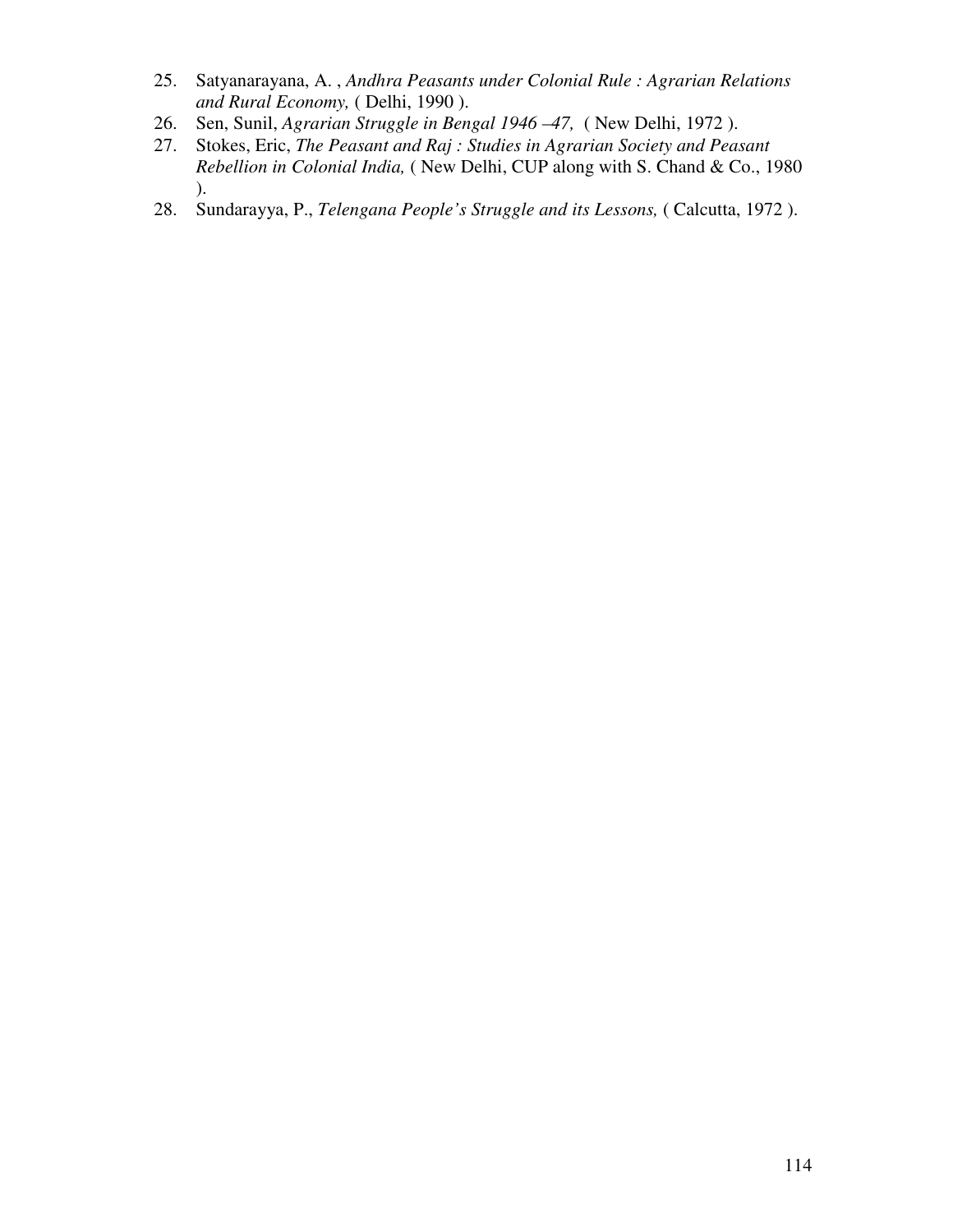25. Satyanarayana, A. , *Andhra Peasants under Colonial Rule : Agrarian Relations and Rural Economy,* ( Delhi, 1990 ).
26. Sen, Sunil, *Agrarian Struggle in Bengal 1946 –47,* ( New Delhi, 1972 ).
27. Stokes, Eric, *The Peasant and Raj : Studies in Agrarian Society and Peasant Rebellion in Colonial India,* ( New Delhi, CUP along with S. Chand & Co., 1980 ).
28. Sundarayya, P., *Telengana People's Struggle and its Lessons,* ( Calcutta, 1972 ).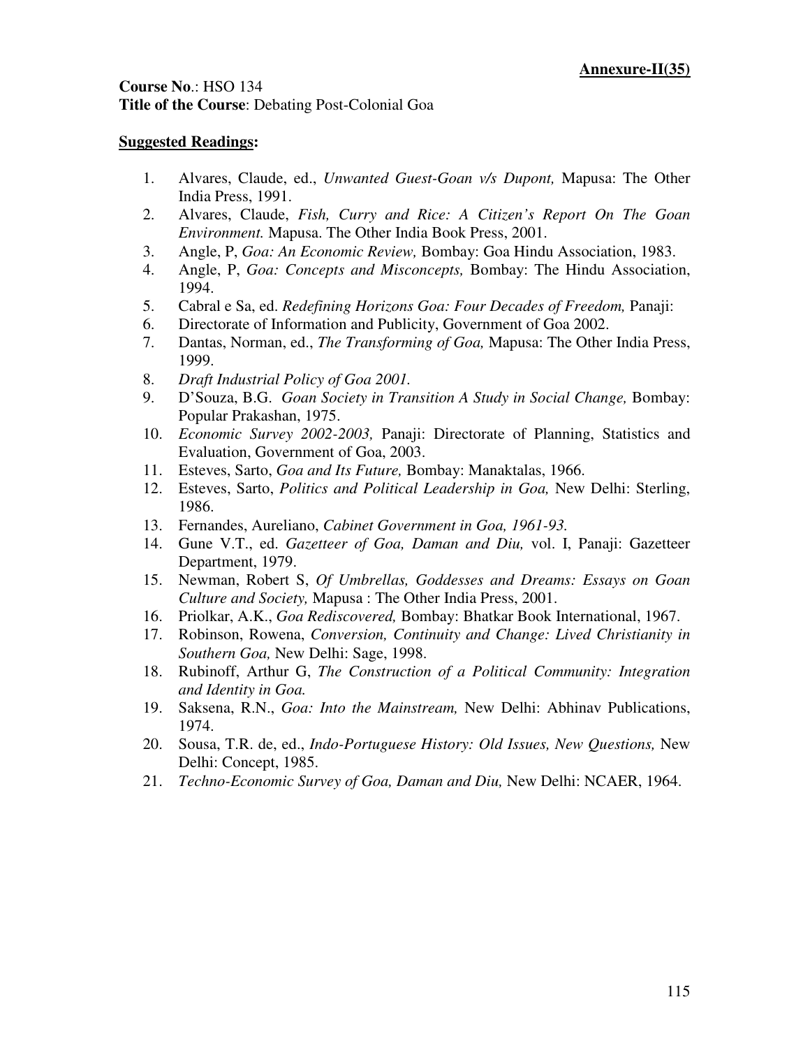**Annexure-II(35)**

**Course No**.: HSO 134
**Title of the Course**: Debating Post-Colonial Goa

**Suggested Readings:**

1. Alvares, Claude, ed., *Unwanted Guest-Goan v/s Dupont,* Mapusa: The Other India Press, 1991.
2. Alvares, Claude, *Fish, Curry and Rice: A Citizen's Report On The Goan Environment.* Mapusa. The Other India Book Press, 2001.
3. Angle, P, *Goa: An Economic Review,* Bombay: Goa Hindu Association, 1983.
4. Angle, P, *Goa: Concepts and Misconcepts,* Bombay: The Hindu Association, 1994.
5. Cabral e Sa, ed. *Redefining Horizons Goa: Four Decades of Freedom,* Panaji:
6. Directorate of Information and Publicity, Government of Goa 2002.
7. Dantas, Norman, ed., *The Transforming of Goa,* Mapusa: The Other India Press, 1999.
8. *Draft Industrial Policy of Goa 2001.*
9. D'Souza, B.G. *Goan Society in Transition A Study in Social Change,* Bombay: Popular Prakashan, 1975.
10. *Economic Survey 2002-2003,* Panaji: Directorate of Planning, Statistics and Evaluation, Government of Goa, 2003.
11. Esteves, Sarto, *Goa and Its Future,* Bombay: Manaktalas, 1966.
12. Esteves, Sarto, *Politics and Political Leadership in Goa,* New Delhi: Sterling, 1986.
13. Fernandes, Aureliano, *Cabinet Government in Goa, 1961-93.*
14. Gune V.T., ed. *Gazetteer of Goa, Daman and Diu,* vol. I, Panaji: Gazetteer Department, 1979.
15. Newman, Robert S, *Of Umbrellas, Goddesses and Dreams: Essays on Goan Culture and Society,* Mapusa : The Other India Press, 2001.
16. Priolkar, A.K., *Goa Rediscovered,* Bombay: Bhatkar Book International, 1967.
17. Robinson, Rowena, *Conversion, Continuity and Change: Lived Christianity in Southern Goa,* New Delhi: Sage, 1998.
18. Rubinoff, Arthur G, *The Construction of a Political Community: Integration and Identity in Goa.*
19. Saksena, R.N., *Goa: Into the Mainstream,* New Delhi: Abhinav Publications, 1974.
20. Sousa, T.R. de, ed., *Indo-Portuguese History: Old Issues, New Questions,* New Delhi: Concept, 1985.
21. *Techno-Economic Survey of Goa, Daman and Diu,* New Delhi: NCAER, 1964.